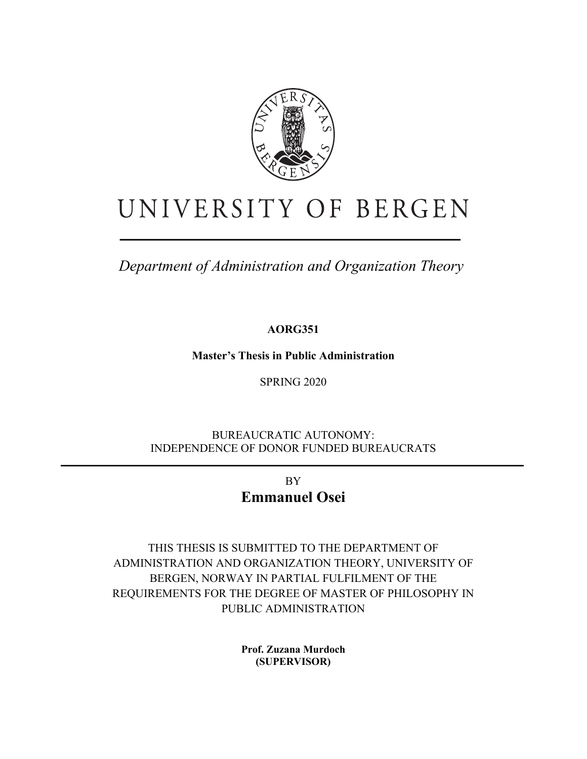# UNIVERSITY OF BERGEN

*Department of Administration and Organization Theory*

**AORG351**

**Master's Thesis in Public Administration**

SPRING 2020

BUREAUCRATIC AUTONOMY:
INDEPENDENCE OF DONOR FUNDED BUREAUCRATS

---

BY

## Emmanuel Osei

THIS THESIS IS SUBMITTED TO THE DEPARTMENT OF ADMINISTRATION AND ORGANIZATION THEORY, UNIVERSITY OF BERGEN, NORWAY IN PARTIAL FULFILMENT OF THE REQUIREMENTS FOR THE DEGREE OF MASTER OF PHILOSOPHY IN PUBLIC ADMINISTRATION

**Prof. Zuzana Murdoch**
**(SUPERVISOR)**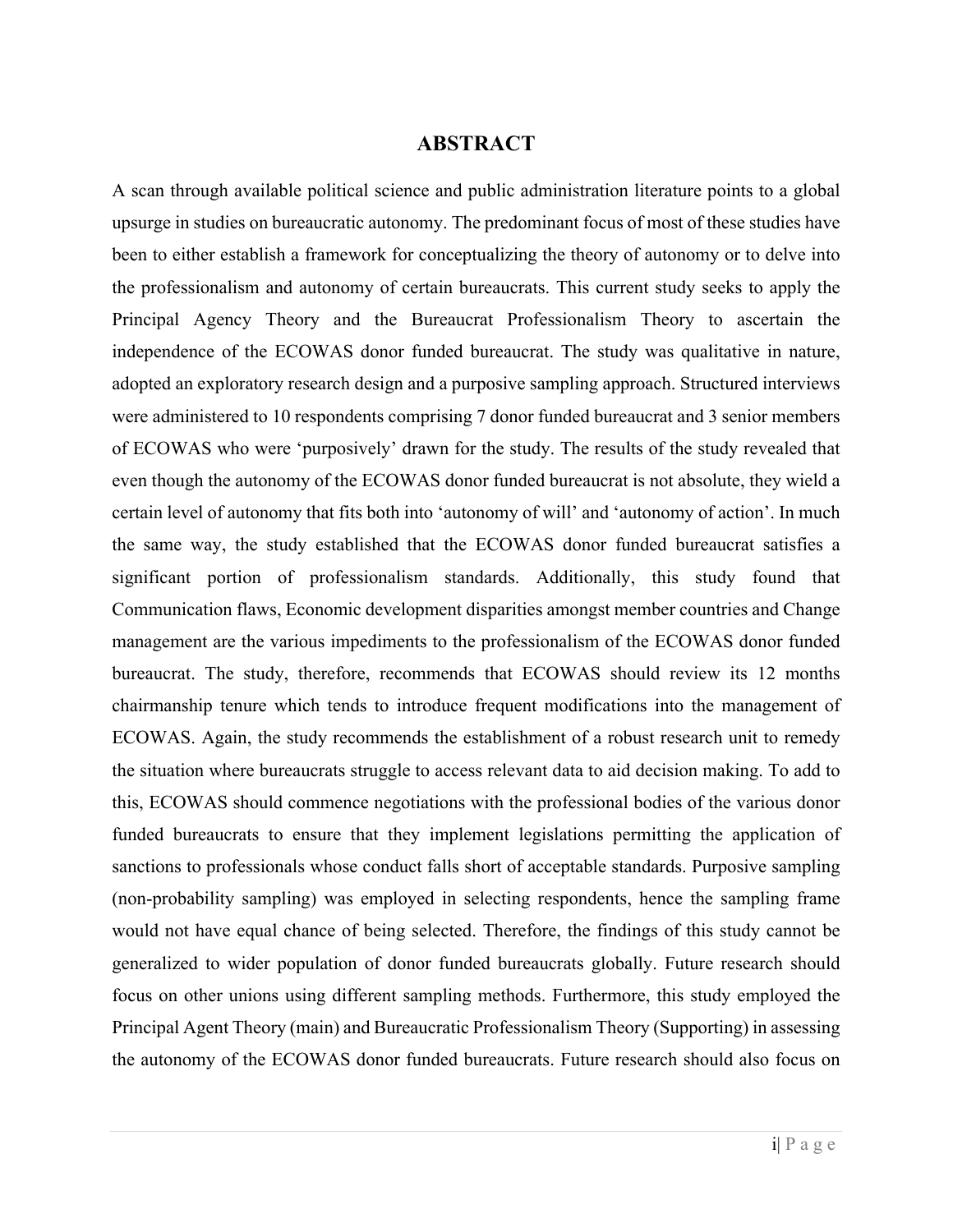# ABSTRACT

A scan through available political science and public administration literature points to a global upsurge in studies on bureaucratic autonomy. The predominant focus of most of these studies have been to either establish a framework for conceptualizing the theory of autonomy or to delve into the professionalism and autonomy of certain bureaucrats. This current study seeks to apply the Principal Agency Theory and the Bureaucrat Professionalism Theory to ascertain the independence of the ECOWAS donor funded bureaucrat. The study was qualitative in nature, adopted an exploratory research design and a purposive sampling approach. Structured interviews were administered to 10 respondents comprising 7 donor funded bureaucrat and 3 senior members of ECOWAS who were 'purposively' drawn for the study. The results of the study revealed that even though the autonomy of the ECOWAS donor funded bureaucrat is not absolute, they wield a certain level of autonomy that fits both into 'autonomy of will' and 'autonomy of action'. In much the same way, the study established that the ECOWAS donor funded bureaucrat satisfies a significant portion of professionalism standards. Additionally, this study found that Communication flaws, Economic development disparities amongst member countries and Change management are the various impediments to the professionalism of the ECOWAS donor funded bureaucrat. The study, therefore, recommends that ECOWAS should review its 12 months chairmanship tenure which tends to introduce frequent modifications into the management of ECOWAS. Again, the study recommends the establishment of a robust research unit to remedy the situation where bureaucrats struggle to access relevant data to aid decision making. To add to this, ECOWAS should commence negotiations with the professional bodies of the various donor funded bureaucrats to ensure that they implement legislations permitting the application of sanctions to professionals whose conduct falls short of acceptable standards. Purposive sampling (non-probability sampling) was employed in selecting respondents, hence the sampling frame would not have equal chance of being selected. Therefore, the findings of this study cannot be generalized to wider population of donor funded bureaucrats globally. Future research should focus on other unions using different sampling methods. Furthermore, this study employed the Principal Agent Theory (main) and Bureaucratic Professionalism Theory (Supporting) in assessing the autonomy of the ECOWAS donor funded bureaucrats. Future research should also focus on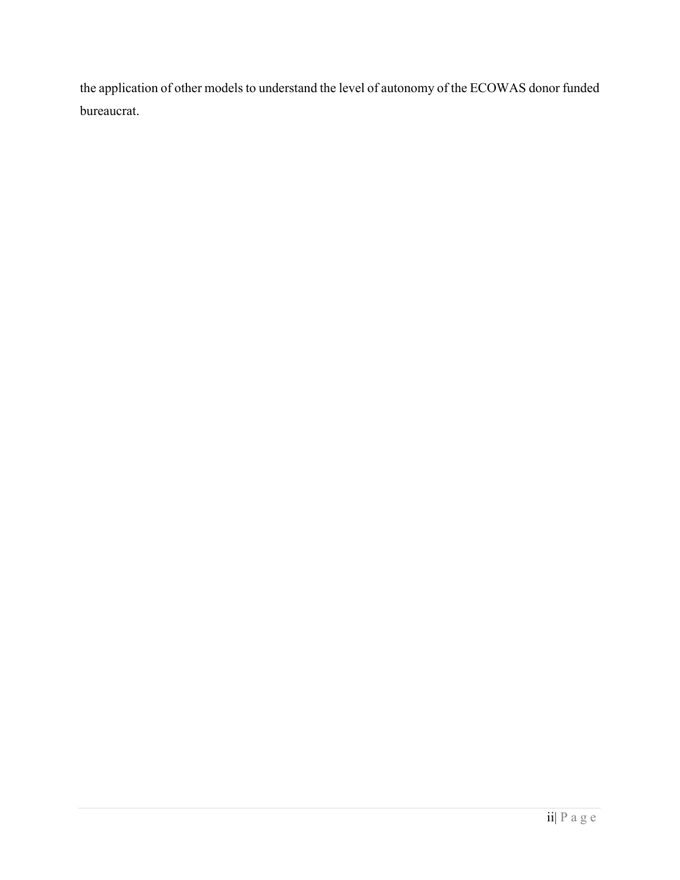the application of other models to understand the level of autonomy of the ECOWAS donor funded bureaucrat.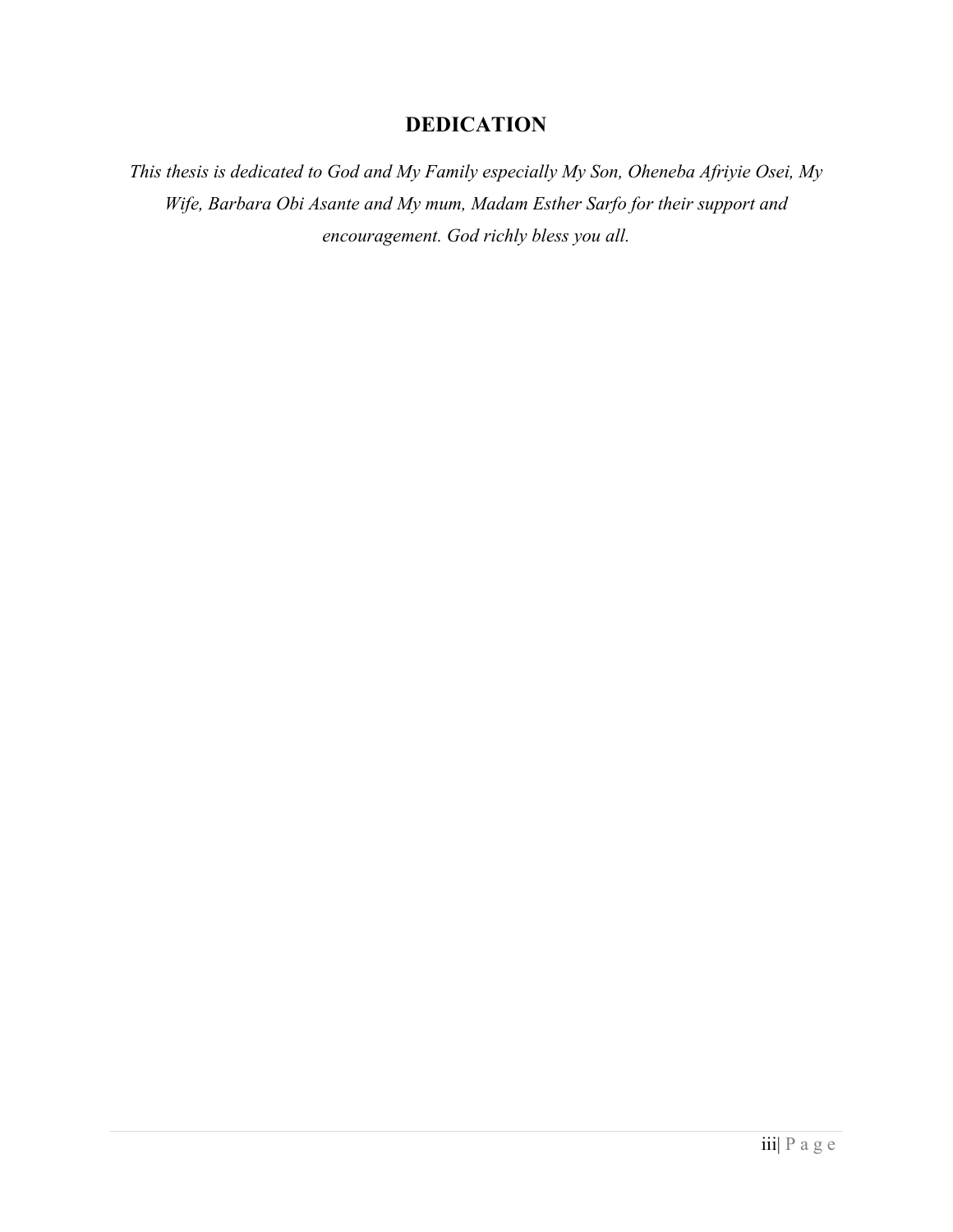# DEDICATION

*This thesis is dedicated to God and My Family especially My Son, Oheneba Afriyie Osei, My Wife, Barbara Obi Asante and My mum, Madam Esther Sarfo for their support and encouragement. God richly bless you all.*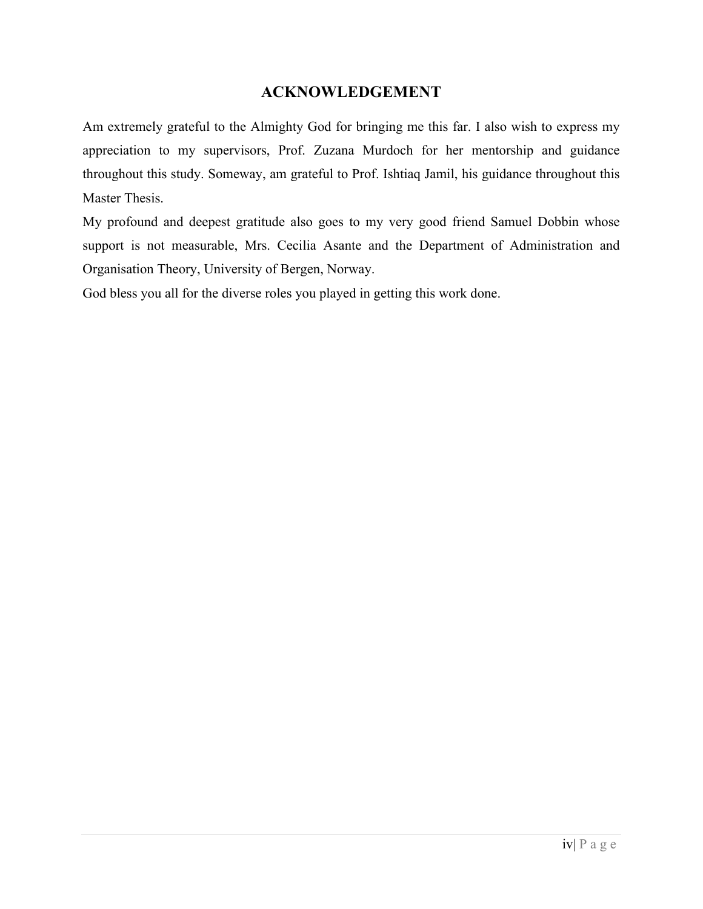# ACKNOWLEDGEMENT

Am extremely grateful to the Almighty God for bringing me this far. I also wish to express my appreciation to my supervisors, Prof. Zuzana Murdoch for her mentorship and guidance throughout this study. Someway, am grateful to Prof. Ishtiaq Jamil, his guidance throughout this Master Thesis.

My profound and deepest gratitude also goes to my very good friend Samuel Dobbin whose support is not measurable, Mrs. Cecilia Asante and the Department of Administration and Organisation Theory, University of Bergen, Norway.

God bless you all for the diverse roles you played in getting this work done.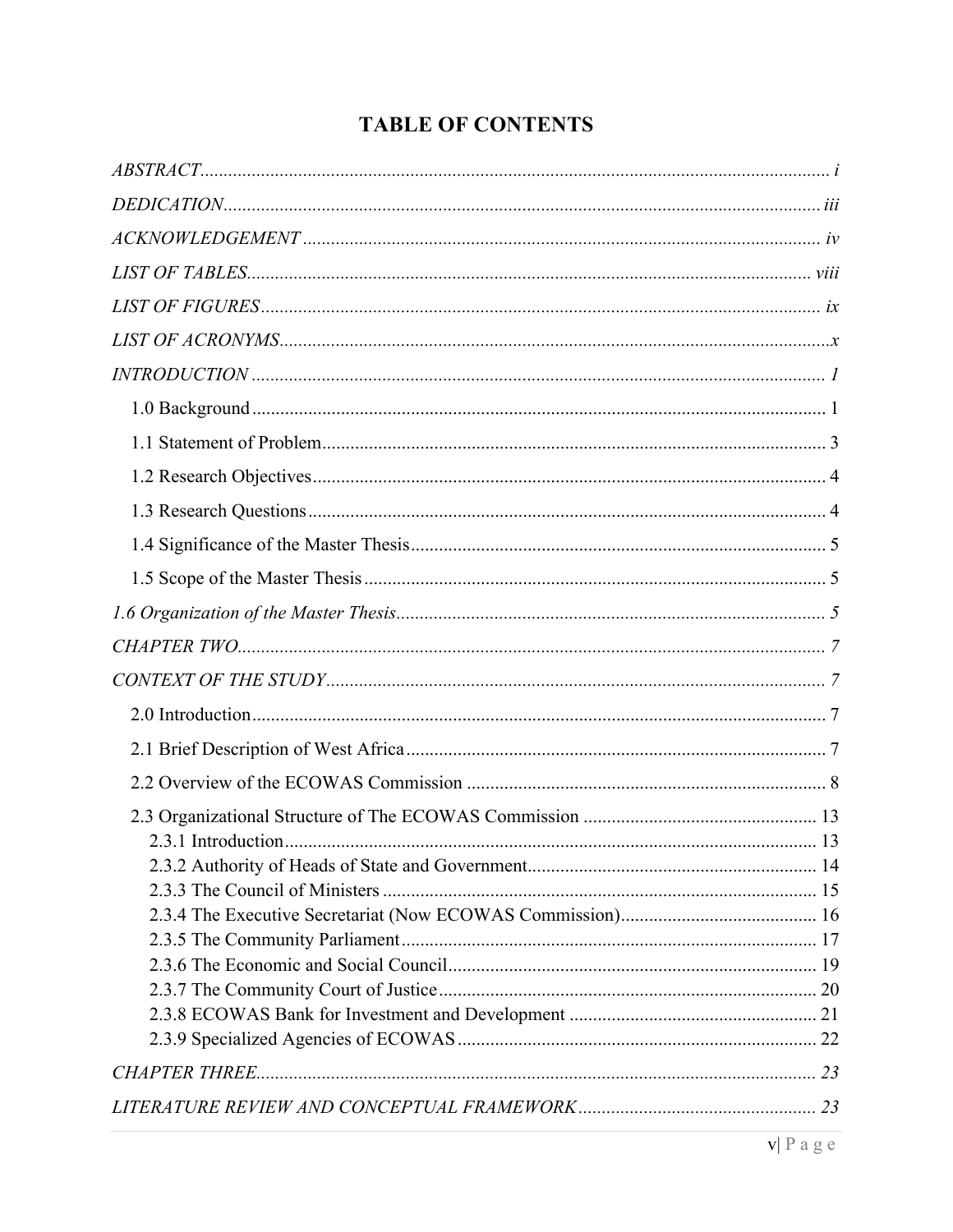# TABLE OF CONTENTS

*ABSTRACT* ..... *i*

*DEDICATION* ..... *iii*

*ACKNOWLEDGEMENT* ..... *iv*

*LIST OF TABLES* ..... *viii*

*LIST OF FIGURES* ..... *ix*

*LIST OF ACRONYMS* ..... *x*

*INTRODUCTION* ..... *1*

- 1.0 Background ..... 1
- 1.1 Statement of Problem ..... 3
- 1.2 Research Objectives ..... 4
- 1.3 Research Questions ..... 4
- 1.4 Significance of the Master Thesis ..... 5
- 1.5 Scope of the Master Thesis ..... 5

*1.6 Organization of the Master Thesis* ..... *5*

*CHAPTER TWO* ..... *7*

*CONTEXT OF THE STUDY* ..... *7*

- 2.0 Introduction ..... 7
- 2.1 Brief Description of West Africa ..... 7
- 2.2 Overview of the ECOWAS Commission ..... 8
- 2.3 Organizational Structure of The ECOWAS Commission ..... 13
  - 2.3.1 Introduction ..... 13
  - 2.3.2 Authority of Heads of State and Government ..... 14
  - 2.3.3 The Council of Ministers ..... 15
  - 2.3.4 The Executive Secretariat (Now ECOWAS Commission) ..... 16
  - 2.3.5 The Community Parliament ..... 17
  - 2.3.6 The Economic and Social Council ..... 19
  - 2.3.7 The Community Court of Justice ..... 20
  - 2.3.8 ECOWAS Bank for Investment and Development ..... 21
  - 2.3.9 Specialized Agencies of ECOWAS ..... 22

*CHAPTER THREE* ..... *23*

*LITERATURE REVIEW AND CONCEPTUAL FRAMEWORK* ..... *23*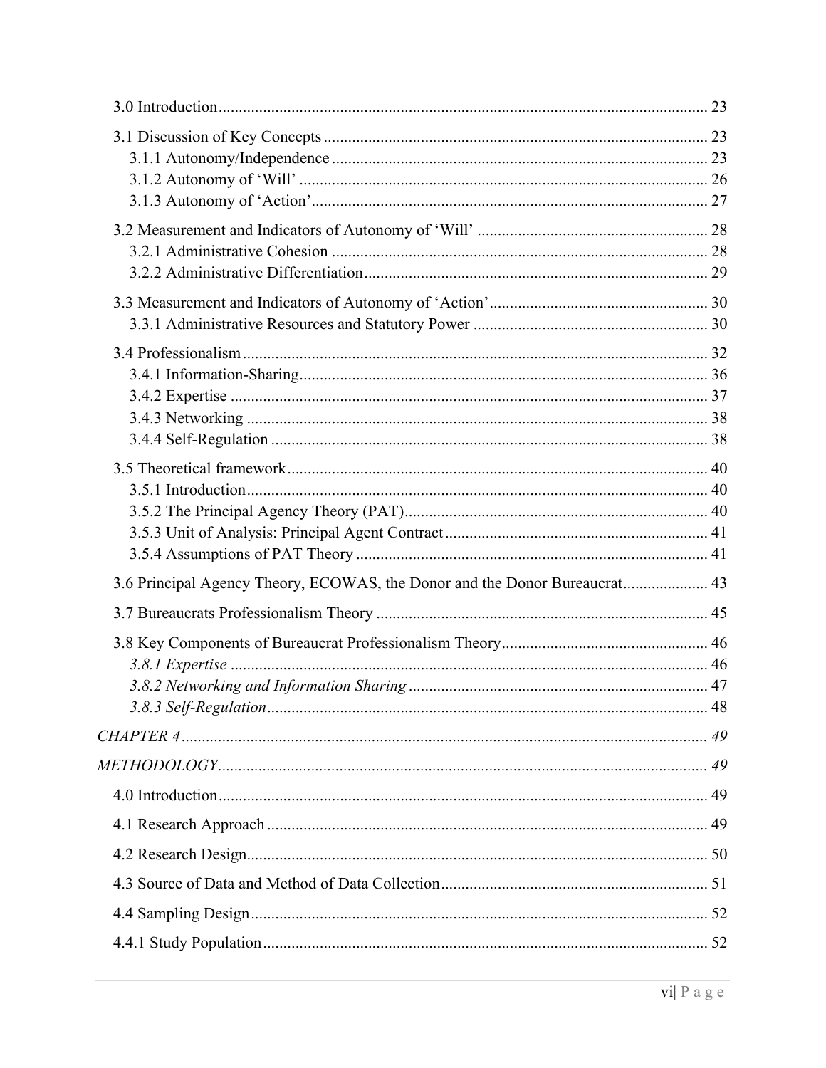3.0 Introduction ........................................................................................................ 23

3.1 Discussion of Key Concepts .............................................................................. 23
3.1.1 Autonomy/Independence ............................................................................ 23
3.1.2 Autonomy of 'Will' .................................................................................... 26
3.1.3 Autonomy of 'Action' ................................................................................. 27

3.2 Measurement and Indicators of Autonomy of 'Will' ........................................ 28
3.2.1 Administrative Cohesion ............................................................................ 28
3.2.2 Administrative Differentiation .................................................................... 29

3.3 Measurement and Indicators of Autonomy of 'Action' ..................................... 30
3.3.1 Administrative Resources and Statutory Power ......................................... 30

3.4 Professionalism .................................................................................................. 32
3.4.1 Information-Sharing .................................................................................... 36
3.4.2 Expertise ..................................................................................................... 37
3.4.3 Networking ................................................................................................. 38
3.4.4 Self-Regulation ........................................................................................... 38

3.5 Theoretical framework ....................................................................................... 40
3.5.1 Introduction ................................................................................................. 40
3.5.2 The Principal Agency Theory (PAT) .......................................................... 40
3.5.3 Unit of Analysis: Principal Agent Contract ................................................ 41
3.5.4 Assumptions of PAT Theory ...................................................................... 41

3.6 Principal Agency Theory, ECOWAS, the Donor and the Donor Bureaucrat ..................... 43

3.7 Bureaucrats Professionalism Theory ................................................................. 45

3.8 Key Components of Bureaucrat Professionalism Theory .................................. 46
*3.8.1 Expertise* ..................................................................................................... 46
*3.8.2 Networking and Information Sharing* ......................................................... 47
*3.8.3 Self-Regulation* ........................................................................................... 48

*CHAPTER 4* ................................................................................................................ 49

*METHODOLOGY* ....................................................................................................... 49

4.0 Introduction ........................................................................................................ 49

4.1 Research Approach ............................................................................................ 49

4.2 Research Design ................................................................................................. 50

4.3 Source of Data and Method of Data Collection .................................................. 51

4.4 Sampling Design ................................................................................................ 52

4.4.1 Study Population ............................................................................................. 52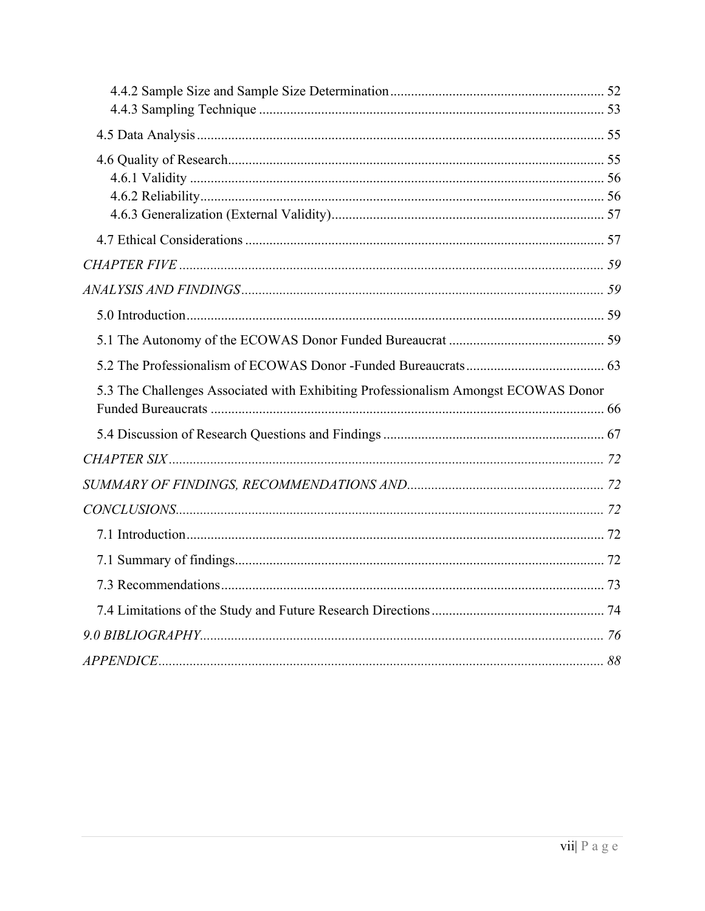4.4.2 Sample Size and Sample Size Determination ............................................................. 52
4.4.3 Sampling Technique ................................................................................................... 53

4.5 Data Analysis ...................................................................................................................... 55

4.6 Quality of Research............................................................................................................ 55
4.6.1 Validity ....................................................................................................................... 56
4.6.2 Reliability.................................................................................................................... 56
4.6.3 Generalization (External Validity)............................................................................... 57

4.7 Ethical Considerations ........................................................................................................ 57

*CHAPTER FIVE* ........................................................................................................................... *59*

*ANALYSIS AND FINDINGS* ......................................................................................................... *59*

5.0 Introduction ......................................................................................................................... 59

5.1 The Autonomy of the ECOWAS Donor Funded Bureaucrat ............................................. 59

5.2 The Professionalism of ECOWAS Donor -Funded Bureaucrats........................................ 63

5.3 The Challenges Associated with Exhibiting Professionalism Amongst ECOWAS Donor Funded Bureaucrats .................................................................................................................. 66

5.4 Discussion of Research Questions and Findings ................................................................ 67

*CHAPTER SIX* ............................................................................................................................. *72*

*SUMMARY OF FINDINGS, RECOMMENDATIONS AND*......................................................... *72*

*CONCLUSIONS*............................................................................................................................ *72*

7.1 Introduction ......................................................................................................................... 72

7.1 Summary of findings........................................................................................................... 72

7.3 Recommendations .............................................................................................................. 73

7.4 Limitations of the Study and Future Research Directions .................................................. 74

*9.0 BIBLIOGRAPHY*..................................................................................................................... *76*

*APPENDICE*................................................................................................................................. *88*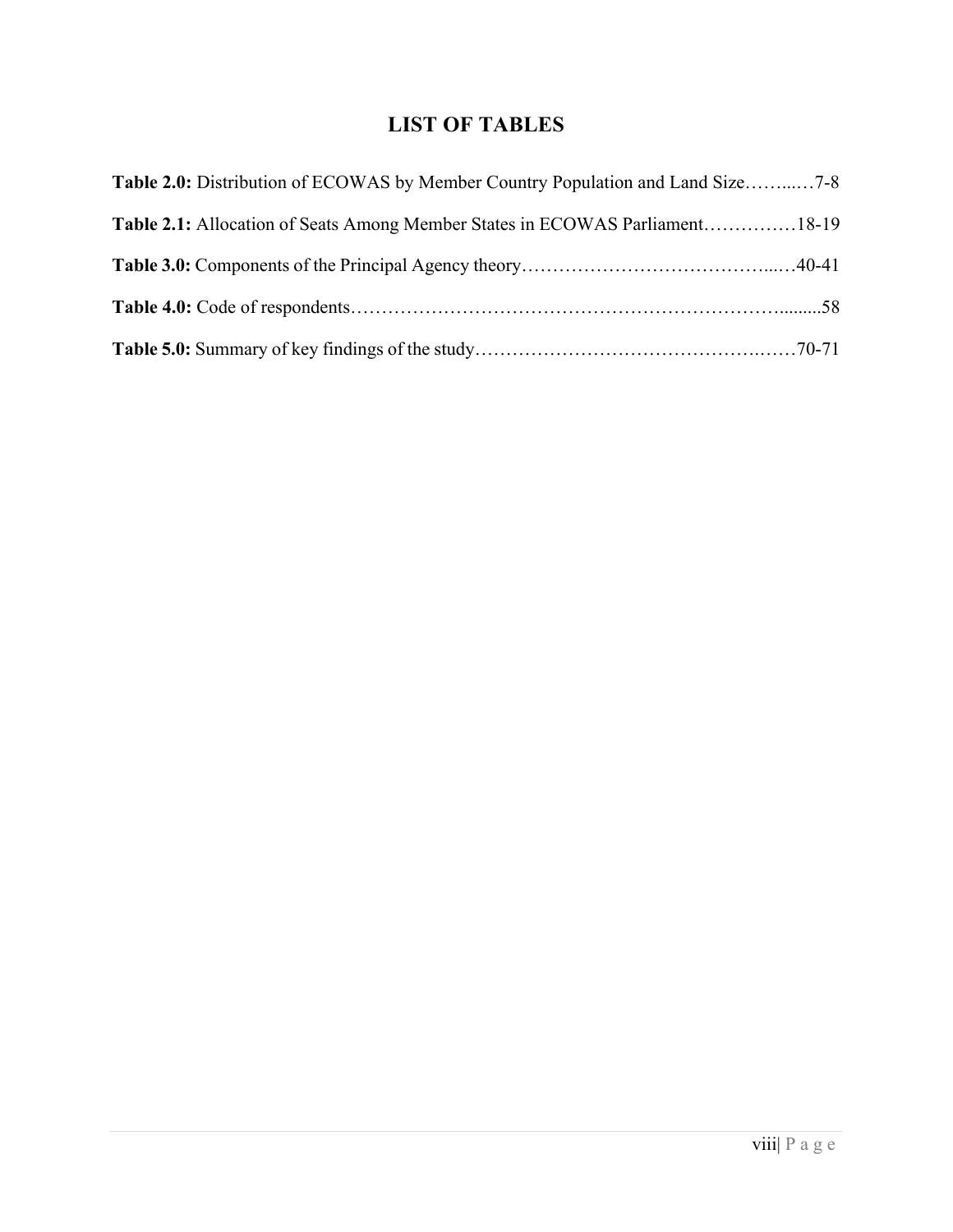# LIST OF TABLES

**Table 2.0:** Distribution of ECOWAS by Member Country Population and Land Size……...…7-8

**Table 2.1:** Allocation of Seats Among Member States in ECOWAS Parliament……………18-19

**Table 3.0:** Components of the Principal Agency theory…………………………………...…40-41

**Table 4.0:** Code of respondents………………………………………………………….........58

**Table 5.0:** Summary of key findings of the study……………………………………….……70-71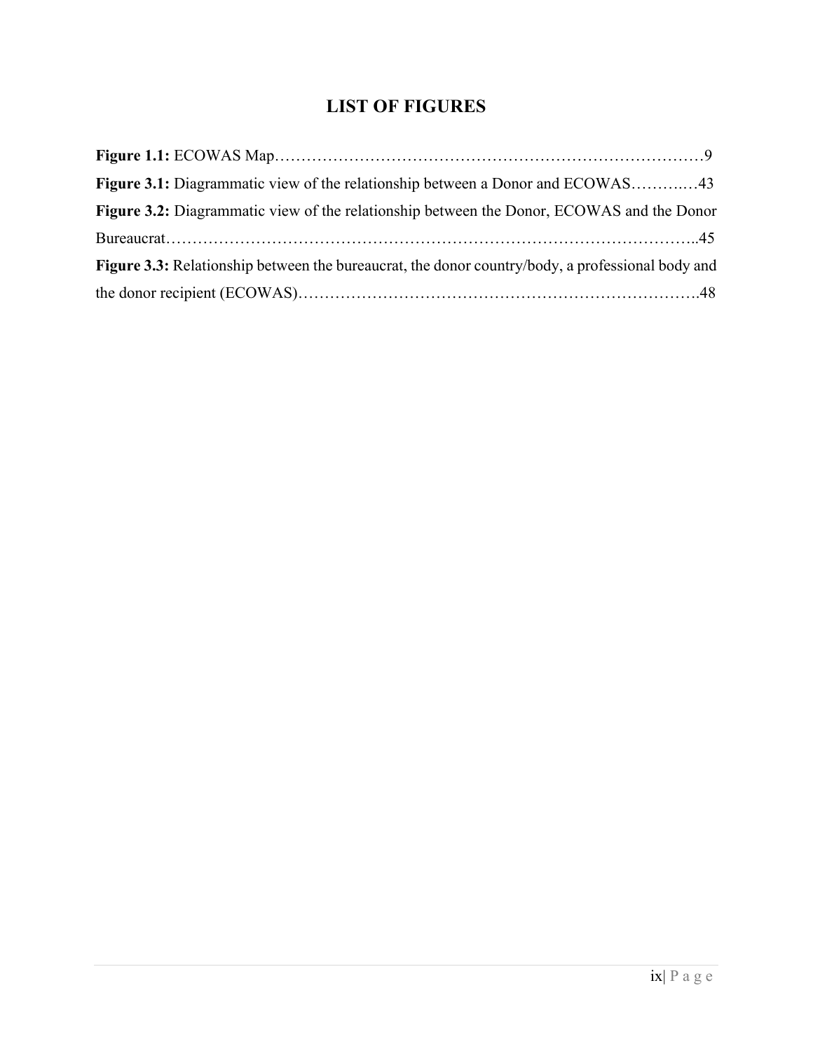# LIST OF FIGURES

**Figure 1.1:** ECOWAS Map…………………………………………………………………………9

**Figure 3.1:** Diagrammatic view of the relationship between a Donor and ECOWAS……….…43

**Figure 3.2:** Diagrammatic view of the relationship between the Donor, ECOWAS and the Donor Bureaucrat………………………………………………………………………………………..45

**Figure 3.3:** Relationship between the bureaucrat, the donor country/body, a professional body and the donor recipient (ECOWAS)……………………………………………………………….48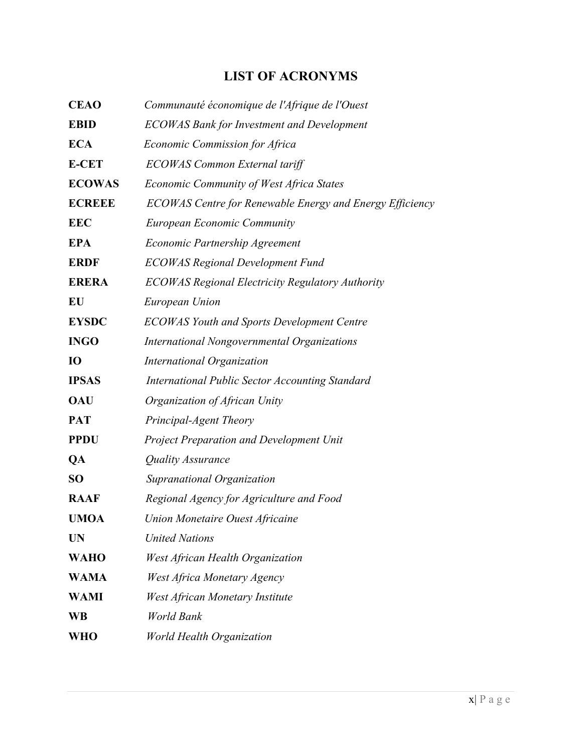# LIST OF ACRONYMS

| | |
|---|---|
| **CEAO** | *Communauté économique de l'Afrique de l'Ouest* |
| **EBID** | *ECOWAS Bank for Investment and Development* |
| **ECA** | *Economic Commission for Africa* |
| **E-CET** | *ECOWAS Common External tariff* |
| **ECOWAS** | *Economic Community of West Africa States* |
| **ECREEE** | *ECOWAS Centre for Renewable Energy and Energy Efficiency* |
| **EEC** | *European Economic Community* |
| **EPA** | *Economic Partnership Agreement* |
| **ERDF** | *ECOWAS Regional Development Fund* |
| **ERERA** | *ECOWAS Regional Electricity Regulatory Authority* |
| **EU** | *European Union* |
| **EYSDC** | *ECOWAS Youth and Sports Development Centre* |
| **INGO** | *International Nongovernmental Organizations* |
| **IO** | *International Organization* |
| **IPSAS** | *International Public Sector Accounting Standard* |
| **OAU** | *Organization of African Unity* |
| **PAT** | *Principal-Agent Theory* |
| **PPDU** | *Project Preparation and Development Unit* |
| **QA** | *Quality Assurance* |
| **SO** | *Supranational Organization* |
| **RAAF** | *Regional Agency for Agriculture and Food* |
| **UMOA** | *Union Monetaire Ouest Africaine* |
| **UN** | *United Nations* |
| **WAHO** | *West African Health Organization* |
| **WAMA** | *West Africa Monetary Agency* |
| **WAMI** | *West African Monetary Institute* |
| **WB** | *World Bank* |
| **WHO** | *World Health Organization* |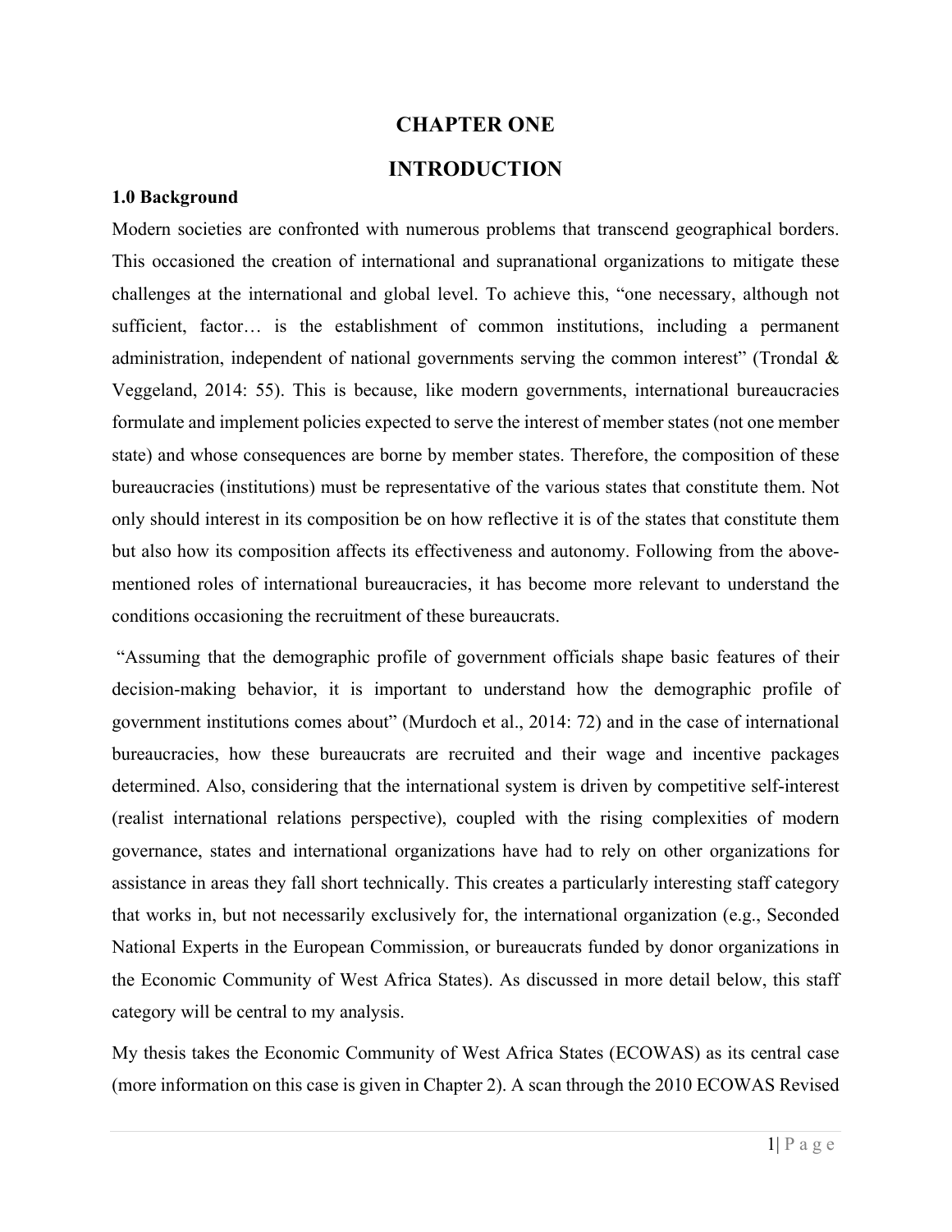# CHAPTER ONE

# INTRODUCTION

### 1.0 Background

Modern societies are confronted with numerous problems that transcend geographical borders. This occasioned the creation of international and supranational organizations to mitigate these challenges at the international and global level. To achieve this, "one necessary, although not sufficient, factor… is the establishment of common institutions, including a permanent administration, independent of national governments serving the common interest" (Trondal & Veggeland, 2014: 55). This is because, like modern governments, international bureaucracies formulate and implement policies expected to serve the interest of member states (not one member state) and whose consequences are borne by member states. Therefore, the composition of these bureaucracies (institutions) must be representative of the various states that constitute them. Not only should interest in its composition be on how reflective it is of the states that constitute them but also how its composition affects its effectiveness and autonomy. Following from the above-mentioned roles of international bureaucracies, it has become more relevant to understand the conditions occasioning the recruitment of these bureaucrats.

"Assuming that the demographic profile of government officials shape basic features of their decision-making behavior, it is important to understand how the demographic profile of government institutions comes about" (Murdoch et al., 2014: 72) and in the case of international bureaucracies, how these bureaucrats are recruited and their wage and incentive packages determined. Also, considering that the international system is driven by competitive self-interest (realist international relations perspective), coupled with the rising complexities of modern governance, states and international organizations have had to rely on other organizations for assistance in areas they fall short technically. This creates a particularly interesting staff category that works in, but not necessarily exclusively for, the international organization (e.g., Seconded National Experts in the European Commission, or bureaucrats funded by donor organizations in the Economic Community of West Africa States). As discussed in more detail below, this staff category will be central to my analysis.

My thesis takes the Economic Community of West Africa States (ECOWAS) as its central case (more information on this case is given in Chapter 2). A scan through the 2010 ECOWAS Revised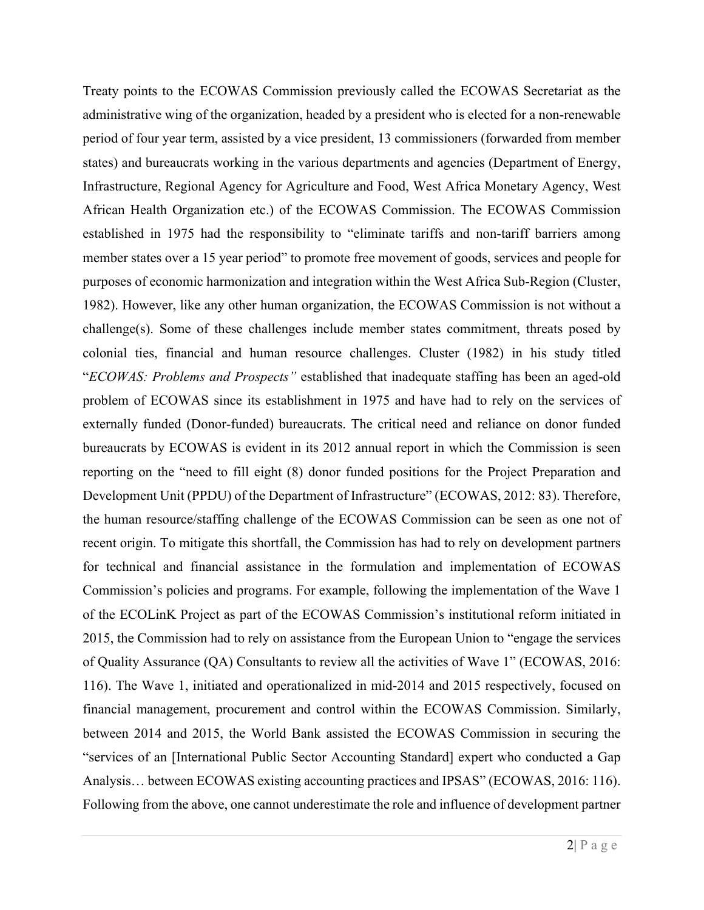Treaty points to the ECOWAS Commission previously called the ECOWAS Secretariat as the administrative wing of the organization, headed by a president who is elected for a non-renewable period of four year term, assisted by a vice president, 13 commissioners (forwarded from member states) and bureaucrats working in the various departments and agencies (Department of Energy, Infrastructure, Regional Agency for Agriculture and Food, West Africa Monetary Agency, West African Health Organization etc.) of the ECOWAS Commission. The ECOWAS Commission established in 1975 had the responsibility to "eliminate tariffs and non-tariff barriers among member states over a 15 year period" to promote free movement of goods, services and people for purposes of economic harmonization and integration within the West Africa Sub-Region (Cluster, 1982). However, like any other human organization, the ECOWAS Commission is not without a challenge(s). Some of these challenges include member states commitment, threats posed by colonial ties, financial and human resource challenges. Cluster (1982) in his study titled "*ECOWAS: Problems and Prospects"* established that inadequate staffing has been an aged-old problem of ECOWAS since its establishment in 1975 and have had to rely on the services of externally funded (Donor-funded) bureaucrats. The critical need and reliance on donor funded bureaucrats by ECOWAS is evident in its 2012 annual report in which the Commission is seen reporting on the "need to fill eight (8) donor funded positions for the Project Preparation and Development Unit (PPDU) of the Department of Infrastructure" (ECOWAS, 2012: 83). Therefore, the human resource/staffing challenge of the ECOWAS Commission can be seen as one not of recent origin. To mitigate this shortfall, the Commission has had to rely on development partners for technical and financial assistance in the formulation and implementation of ECOWAS Commission's policies and programs. For example, following the implementation of the Wave 1 of the ECOLinK Project as part of the ECOWAS Commission's institutional reform initiated in 2015, the Commission had to rely on assistance from the European Union to "engage the services of Quality Assurance (QA) Consultants to review all the activities of Wave 1" (ECOWAS, 2016: 116). The Wave 1, initiated and operationalized in mid-2014 and 2015 respectively, focused on financial management, procurement and control within the ECOWAS Commission. Similarly, between 2014 and 2015, the World Bank assisted the ECOWAS Commission in securing the "services of an [International Public Sector Accounting Standard] expert who conducted a Gap Analysis… between ECOWAS existing accounting practices and IPSAS" (ECOWAS, 2016: 116). Following from the above, one cannot underestimate the role and influence of development partner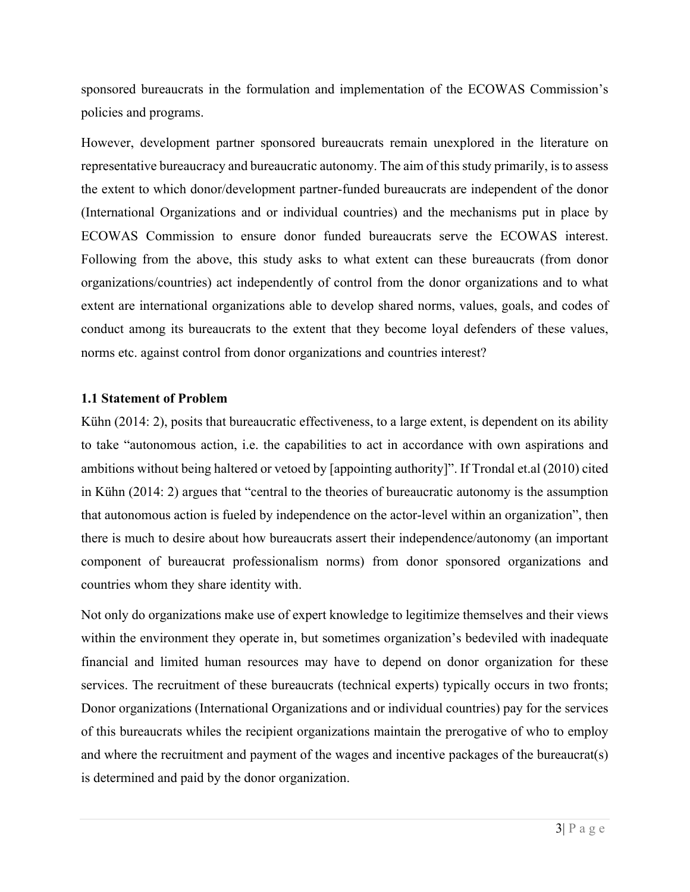sponsored bureaucrats in the formulation and implementation of the ECOWAS Commission's policies and programs.

However, development partner sponsored bureaucrats remain unexplored in the literature on representative bureaucracy and bureaucratic autonomy. The aim of this study primarily, is to assess the extent to which donor/development partner-funded bureaucrats are independent of the donor (International Organizations and or individual countries) and the mechanisms put in place by ECOWAS Commission to ensure donor funded bureaucrats serve the ECOWAS interest. Following from the above, this study asks to what extent can these bureaucrats (from donor organizations/countries) act independently of control from the donor organizations and to what extent are international organizations able to develop shared norms, values, goals, and codes of conduct among its bureaucrats to the extent that they become loyal defenders of these values, norms etc. against control from donor organizations and countries interest?

### 1.1 Statement of Problem

Kühn (2014: 2), posits that bureaucratic effectiveness, to a large extent, is dependent on its ability to take "autonomous action, i.e. the capabilities to act in accordance with own aspirations and ambitions without being haltered or vetoed by [appointing authority]". If Trondal et.al (2010) cited in Kühn (2014: 2) argues that "central to the theories of bureaucratic autonomy is the assumption that autonomous action is fueled by independence on the actor-level within an organization", then there is much to desire about how bureaucrats assert their independence/autonomy (an important component of bureaucrat professionalism norms) from donor sponsored organizations and countries whom they share identity with.

Not only do organizations make use of expert knowledge to legitimize themselves and their views within the environment they operate in, but sometimes organization's bedeviled with inadequate financial and limited human resources may have to depend on donor organization for these services. The recruitment of these bureaucrats (technical experts) typically occurs in two fronts; Donor organizations (International Organizations and or individual countries) pay for the services of this bureaucrats whiles the recipient organizations maintain the prerogative of who to employ and where the recruitment and payment of the wages and incentive packages of the bureaucrat(s) is determined and paid by the donor organization.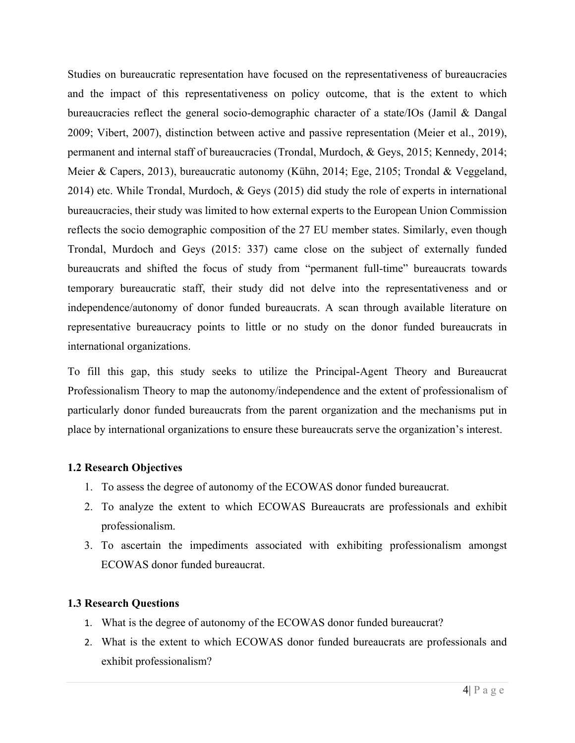Studies on bureaucratic representation have focused on the representativeness of bureaucracies and the impact of this representativeness on policy outcome, that is the extent to which bureaucracies reflect the general socio-demographic character of a state/IOs (Jamil & Dangal 2009; Vibert, 2007), distinction between active and passive representation (Meier et al., 2019), permanent and internal staff of bureaucracies (Trondal, Murdoch, & Geys, 2015; Kennedy, 2014; Meier & Capers, 2013), bureaucratic autonomy (Kühn, 2014; Ege, 2105; Trondal & Veggeland, 2014) etc. While Trondal, Murdoch, & Geys (2015) did study the role of experts in international bureaucracies, their study was limited to how external experts to the European Union Commission reflects the socio demographic composition of the 27 EU member states. Similarly, even though Trondal, Murdoch and Geys (2015: 337) came close on the subject of externally funded bureaucrats and shifted the focus of study from "permanent full-time" bureaucrats towards temporary bureaucratic staff, their study did not delve into the representativeness and or independence/autonomy of donor funded bureaucrats. A scan through available literature on representative bureaucracy points to little or no study on the donor funded bureaucrats in international organizations.

To fill this gap, this study seeks to utilize the Principal-Agent Theory and Bureaucrat Professionalism Theory to map the autonomy/independence and the extent of professionalism of particularly donor funded bureaucrats from the parent organization and the mechanisms put in place by international organizations to ensure these bureaucrats serve the organization's interest.

### 1.2 Research Objectives

1. To assess the degree of autonomy of the ECOWAS donor funded bureaucrat.
2. To analyze the extent to which ECOWAS Bureaucrats are professionals and exhibit professionalism.
3. To ascertain the impediments associated with exhibiting professionalism amongst ECOWAS donor funded bureaucrat.

### 1.3 Research Questions

1. What is the degree of autonomy of the ECOWAS donor funded bureaucrat?
2. What is the extent to which ECOWAS donor funded bureaucrats are professionals and exhibit professionalism?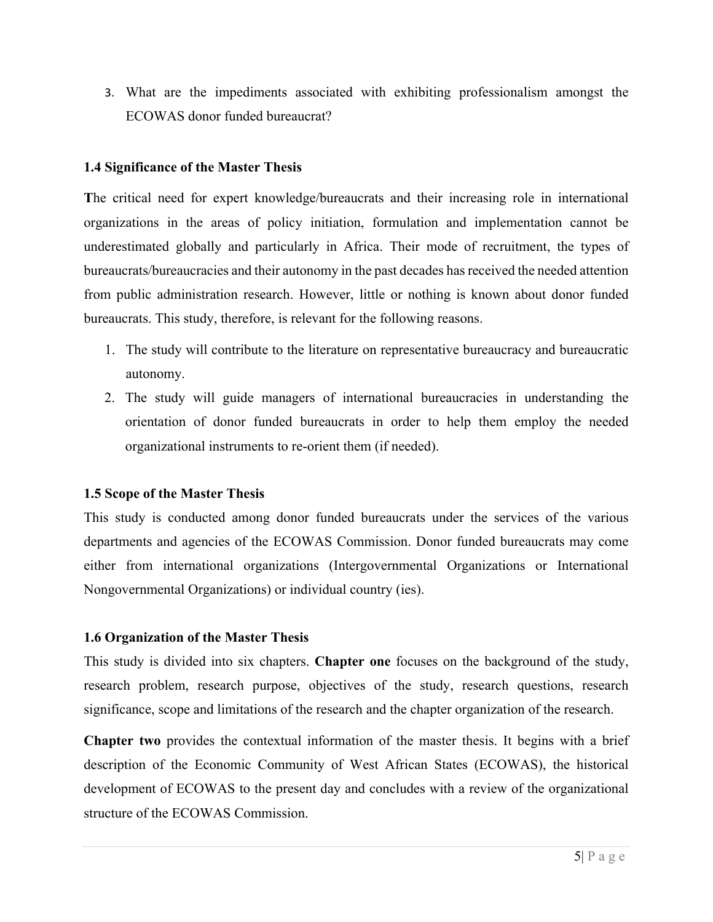3. What are the impediments associated with exhibiting professionalism amongst the ECOWAS donor funded bureaucrat?

### 1.4 Significance of the Master Thesis

**T**he critical need for expert knowledge/bureaucrats and their increasing role in international organizations in the areas of policy initiation, formulation and implementation cannot be underestimated globally and particularly in Africa. Their mode of recruitment, the types of bureaucrats/bureaucracies and their autonomy in the past decades has received the needed attention from public administration research. However, little or nothing is known about donor funded bureaucrats. This study, therefore, is relevant for the following reasons.

1. The study will contribute to the literature on representative bureaucracy and bureaucratic autonomy.
2. The study will guide managers of international bureaucracies in understanding the orientation of donor funded bureaucrats in order to help them employ the needed organizational instruments to re-orient them (if needed).

### 1.5 Scope of the Master Thesis

This study is conducted among donor funded bureaucrats under the services of the various departments and agencies of the ECOWAS Commission. Donor funded bureaucrats may come either from international organizations (Intergovernmental Organizations or International Nongovernmental Organizations) or individual country (ies).

### 1.6 Organization of the Master Thesis

This study is divided into six chapters. **Chapter one** focuses on the background of the study, research problem, research purpose, objectives of the study, research questions, research significance, scope and limitations of the research and the chapter organization of the research.

**Chapter two** provides the contextual information of the master thesis. It begins with a brief description of the Economic Community of West African States (ECOWAS), the historical development of ECOWAS to the present day and concludes with a review of the organizational structure of the ECOWAS Commission.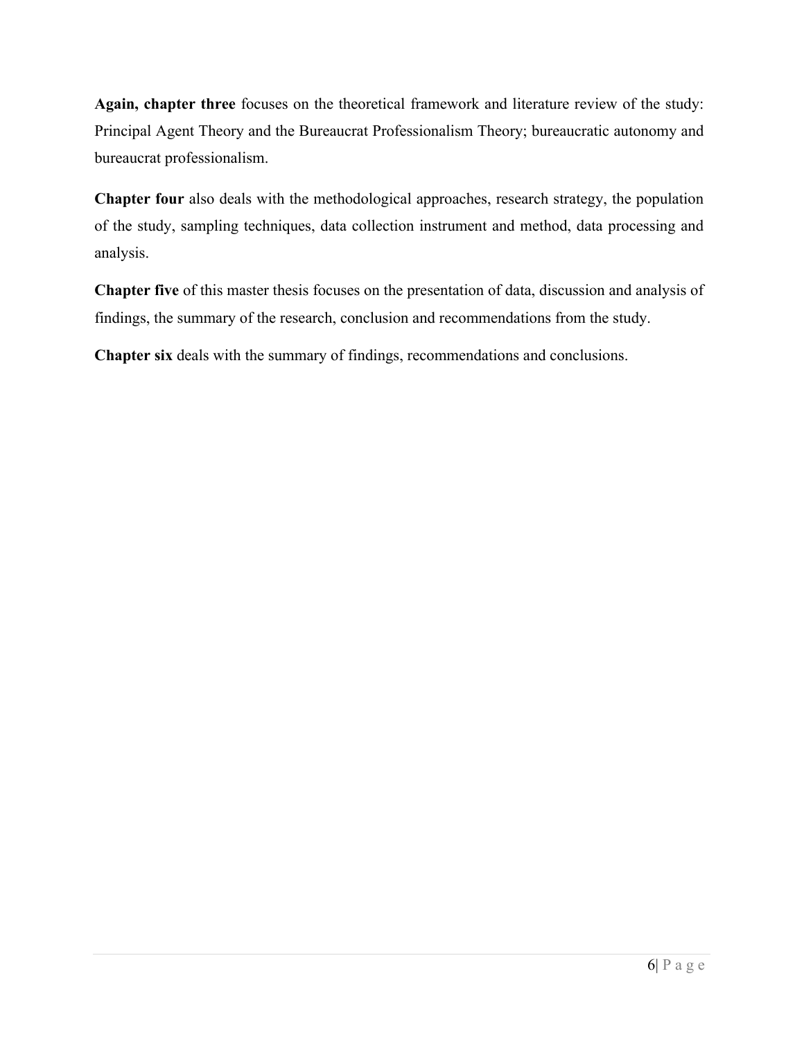**Again, chapter three** focuses on the theoretical framework and literature review of the study: Principal Agent Theory and the Bureaucrat Professionalism Theory; bureaucratic autonomy and bureaucrat professionalism.

**Chapter four** also deals with the methodological approaches, research strategy, the population of the study, sampling techniques, data collection instrument and method, data processing and analysis.

**Chapter five** of this master thesis focuses on the presentation of data, discussion and analysis of findings, the summary of the research, conclusion and recommendations from the study.

**Chapter six** deals with the summary of findings, recommendations and conclusions.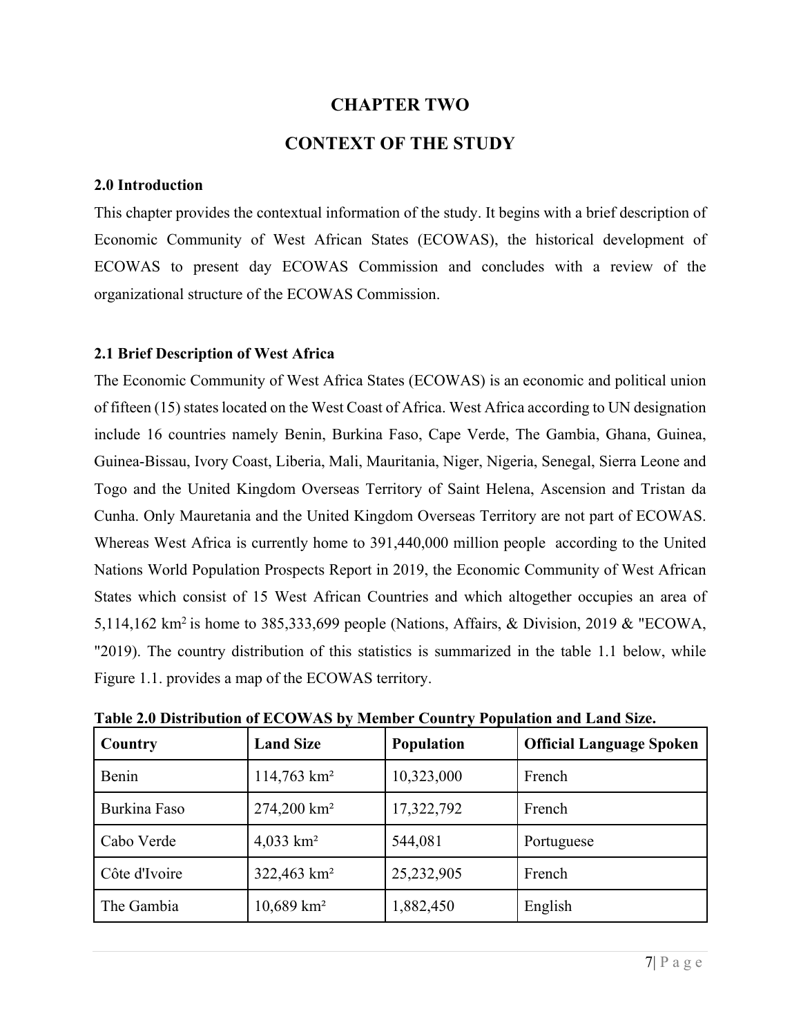# CHAPTER TWO

# CONTEXT OF THE STUDY

### 2.0 Introduction

This chapter provides the contextual information of the study. It begins with a brief description of Economic Community of West African States (ECOWAS), the historical development of ECOWAS to present day ECOWAS Commission and concludes with a review of the organizational structure of the ECOWAS Commission.

### 2.1 Brief Description of West Africa

The Economic Community of West Africa States (ECOWAS) is an economic and political union of fifteen (15) states located on the West Coast of Africa. West Africa according to UN designation include 16 countries namely Benin, Burkina Faso, Cape Verde, The Gambia, Ghana, Guinea, Guinea-Bissau, Ivory Coast, Liberia, Mali, Mauritania, Niger, Nigeria, Senegal, Sierra Leone and Togo and the United Kingdom Overseas Territory of Saint Helena, Ascension and Tristan da Cunha. Only Mauretania and the United Kingdom Overseas Territory are not part of ECOWAS. Whereas West Africa is currently home to 391,440,000 million people according to the United Nations World Population Prospects Report in 2019, the Economic Community of West African States which consist of 15 West African Countries and which altogether occupies an area of 5,114,162 km$^2$ is home to 385,333,699 people (Nations, Affairs, & Division, 2019 & "ECOWA, "2019). The country distribution of this statistics is summarized in the table 1.1 below, while Figure 1.1. provides a map of the ECOWAS territory.

**Table 2.0 Distribution of ECOWAS by Member Country Population and Land Size.**

| Country | Land Size | Population | Official Language Spoken |
|---|---|---|---|
| Benin | 114,763 km² | 10,323,000 | French |
| Burkina Faso | 274,200 km² | 17,322,792 | French |
| Cabo Verde | 4,033 km² | 544,081 | Portuguese |
| Côte d'Ivoire | 322,463 km² | 25,232,905 | French |
| The Gambia | 10,689 km² | 1,882,450 | English |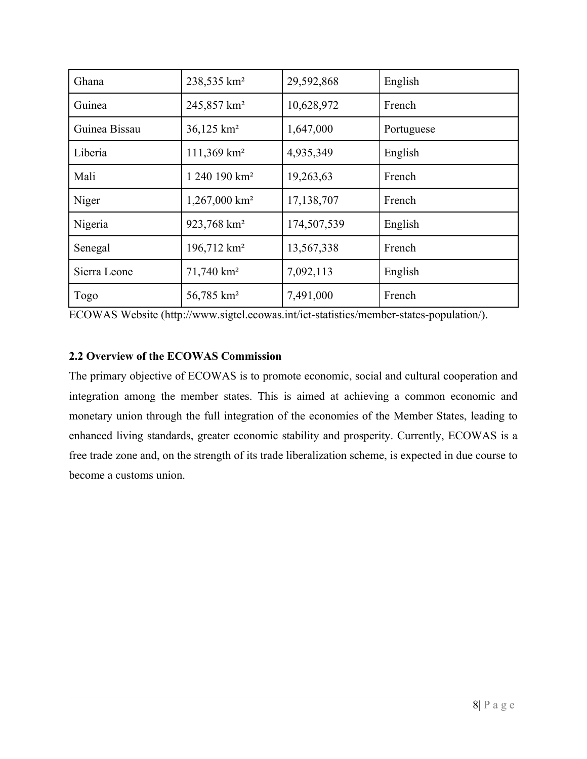| Ghana | 238,535 km² | 29,592,868 | English |
|---|---|---|---|
| Guinea | 245,857 km² | 10,628,972 | French |
| Guinea Bissau | 36,125 km² | 1,647,000 | Portuguese |
| Liberia | 111,369 km² | 4,935,349 | English |
| Mali | 1 240 190 km² | 19,263,63 | French |
| Niger | 1,267,000 km² | 17,138,707 | French |
| Nigeria | 923,768 km² | 174,507,539 | English |
| Senegal | 196,712 km² | 13,567,338 | French |
| Sierra Leone | 71,740 km² | 7,092,113 | English |
| Togo | 56,785 km² | 7,491,000 | French |

ECOWAS Website (http://www.sigtel.ecowas.int/ict-statistics/member-states-population/).

### 2.2 Overview of the ECOWAS Commission

The primary objective of ECOWAS is to promote economic, social and cultural cooperation and integration among the member states. This is aimed at achieving a common economic and monetary union through the full integration of the economies of the Member States, leading to enhanced living standards, greater economic stability and prosperity. Currently, ECOWAS is a free trade zone and, on the strength of its trade liberalization scheme, is expected in due course to become a customs union.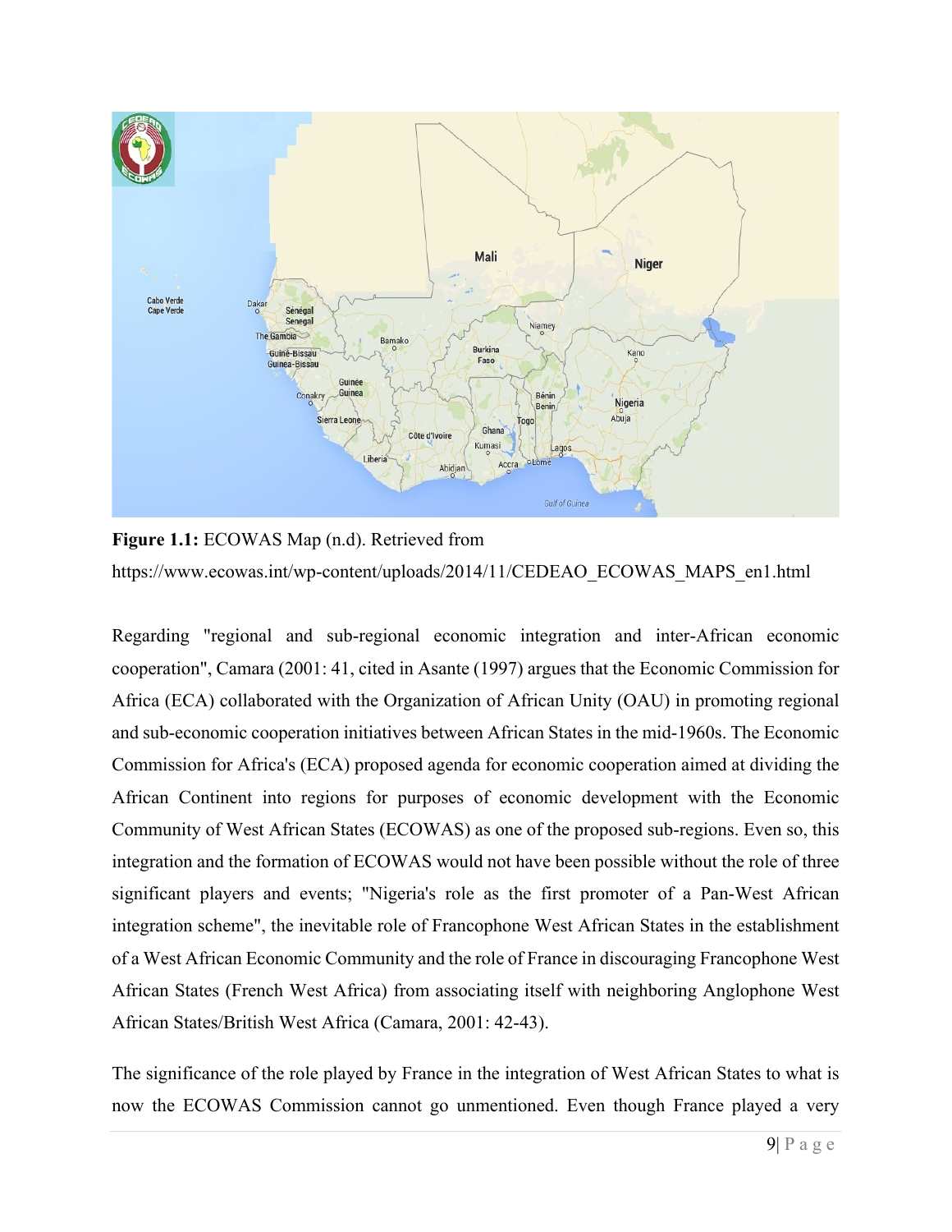**Figure 1.1:** ECOWAS Map (n.d). Retrieved from https://www.ecowas.int/wp-content/uploads/2014/11/CEDEAO_ECOWAS_MAPS_en1.html

Regarding "regional and sub-regional economic integration and inter-African economic cooperation", Camara (2001: 41, cited in Asante (1997) argues that the Economic Commission for Africa (ECA) collaborated with the Organization of African Unity (OAU) in promoting regional and sub-economic cooperation initiatives between African States in the mid-1960s. The Economic Commission for Africa's (ECA) proposed agenda for economic cooperation aimed at dividing the African Continent into regions for purposes of economic development with the Economic Community of West African States (ECOWAS) as one of the proposed sub-regions. Even so, this integration and the formation of ECOWAS would not have been possible without the role of three significant players and events; "Nigeria's role as the first promoter of a Pan-West African integration scheme", the inevitable role of Francophone West African States in the establishment of a West African Economic Community and the role of France in discouraging Francophone West African States (French West Africa) from associating itself with neighboring Anglophone West African States/British West Africa (Camara, 2001: 42-43).

The significance of the role played by France in the integration of West African States to what is now the ECOWAS Commission cannot go unmentioned. Even though France played a very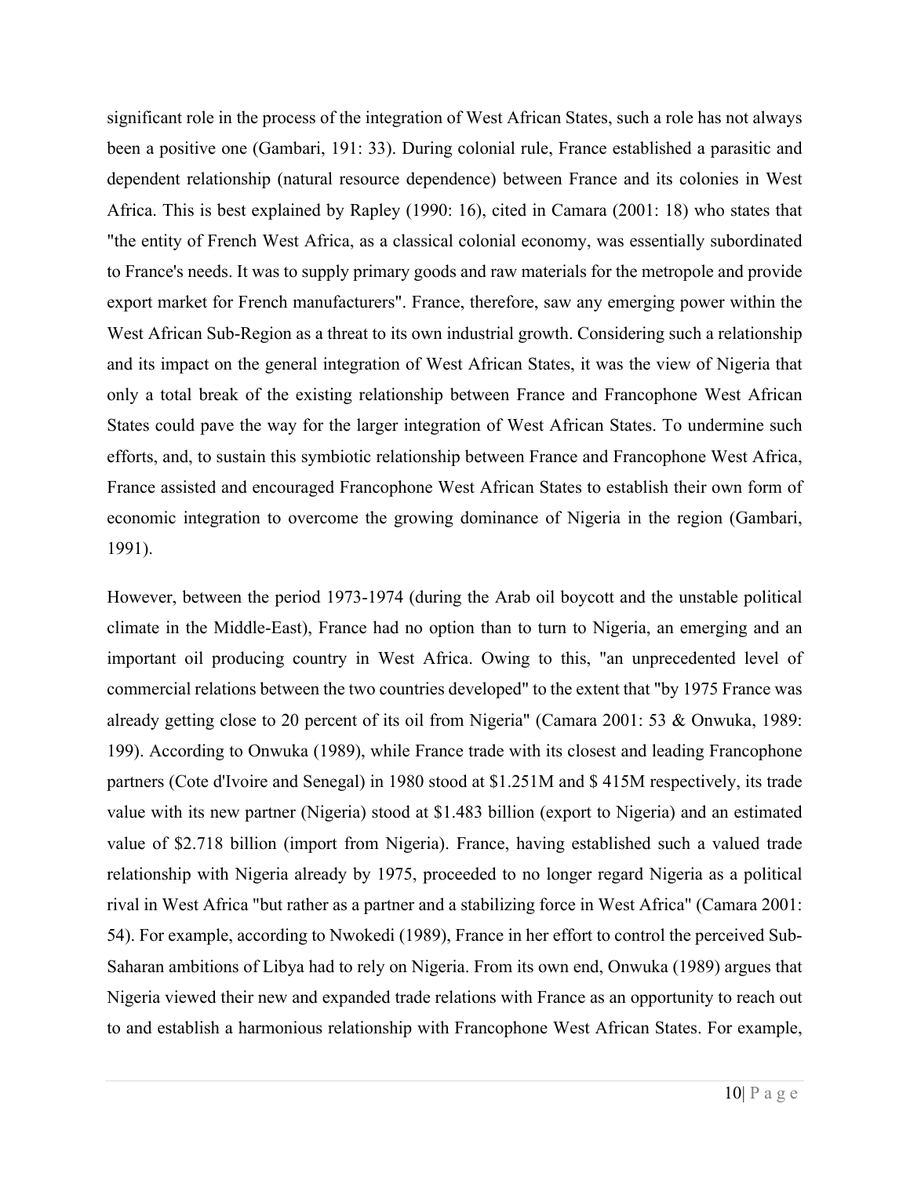significant role in the process of the integration of West African States, such a role has not always been a positive one (Gambari, 191: 33). During colonial rule, France established a parasitic and dependent relationship (natural resource dependence) between France and its colonies in West Africa. This is best explained by Rapley (1990: 16), cited in Camara (2001: 18) who states that "the entity of French West Africa, as a classical colonial economy, was essentially subordinated to France's needs. It was to supply primary goods and raw materials for the metropole and provide export market for French manufacturers". France, therefore, saw any emerging power within the West African Sub-Region as a threat to its own industrial growth. Considering such a relationship and its impact on the general integration of West African States, it was the view of Nigeria that only a total break of the existing relationship between France and Francophone West African States could pave the way for the larger integration of West African States. To undermine such efforts, and, to sustain this symbiotic relationship between France and Francophone West Africa, France assisted and encouraged Francophone West African States to establish their own form of economic integration to overcome the growing dominance of Nigeria in the region (Gambari, 1991).

However, between the period 1973-1974 (during the Arab oil boycott and the unstable political climate in the Middle-East), France had no option than to turn to Nigeria, an emerging and an important oil producing country in West Africa. Owing to this, "an unprecedented level of commercial relations between the two countries developed" to the extent that "by 1975 France was already getting close to 20 percent of its oil from Nigeria" (Camara 2001: 53 & Onwuka, 1989: 199). According to Onwuka (1989), while France trade with its closest and leading Francophone partners (Cote d'Ivoire and Senegal) in 1980 stood at $1.251M and $ 415M respectively, its trade value with its new partner (Nigeria) stood at $1.483 billion (export to Nigeria) and an estimated value of $2.718 billion (import from Nigeria). France, having established such a valued trade relationship with Nigeria already by 1975, proceeded to no longer regard Nigeria as a political rival in West Africa "but rather as a partner and a stabilizing force in West Africa" (Camara 2001: 54). For example, according to Nwokedi (1989), France in her effort to control the perceived Sub-Saharan ambitions of Libya had to rely on Nigeria. From its own end, Onwuka (1989) argues that Nigeria viewed their new and expanded trade relations with France as an opportunity to reach out to and establish a harmonious relationship with Francophone West African States. For example,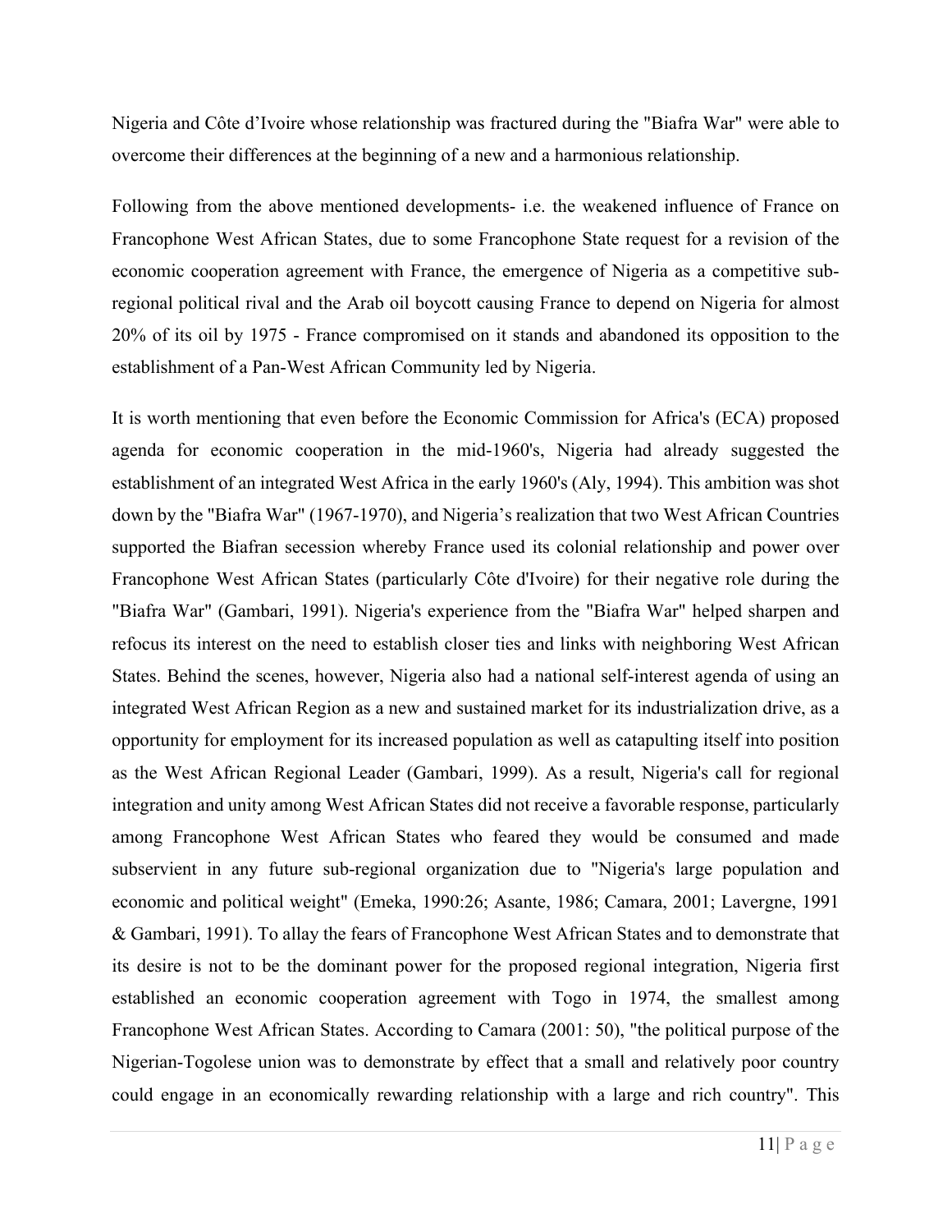Nigeria and Côte d'Ivoire whose relationship was fractured during the "Biafra War" were able to overcome their differences at the beginning of a new and a harmonious relationship.

Following from the above mentioned developments- i.e. the weakened influence of France on Francophone West African States, due to some Francophone State request for a revision of the economic cooperation agreement with France, the emergence of Nigeria as a competitive sub-regional political rival and the Arab oil boycott causing France to depend on Nigeria for almost 20% of its oil by 1975 - France compromised on it stands and abandoned its opposition to the establishment of a Pan-West African Community led by Nigeria.

It is worth mentioning that even before the Economic Commission for Africa's (ECA) proposed agenda for economic cooperation in the mid-1960's, Nigeria had already suggested the establishment of an integrated West Africa in the early 1960's (Aly, 1994). This ambition was shot down by the "Biafra War" (1967-1970), and Nigeria's realization that two West African Countries supported the Biafran secession whereby France used its colonial relationship and power over Francophone West African States (particularly Côte d'Ivoire) for their negative role during the "Biafra War" (Gambari, 1991). Nigeria's experience from the "Biafra War" helped sharpen and refocus its interest on the need to establish closer ties and links with neighboring West African States. Behind the scenes, however, Nigeria also had a national self-interest agenda of using an integrated West African Region as a new and sustained market for its industrialization drive, as a opportunity for employment for its increased population as well as catapulting itself into position as the West African Regional Leader (Gambari, 1999). As a result, Nigeria's call for regional integration and unity among West African States did not receive a favorable response, particularly among Francophone West African States who feared they would be consumed and made subservient in any future sub-regional organization due to "Nigeria's large population and economic and political weight" (Emeka, 1990:26; Asante, 1986; Camara, 2001; Lavergne, 1991 & Gambari, 1991). To allay the fears of Francophone West African States and to demonstrate that its desire is not to be the dominant power for the proposed regional integration, Nigeria first established an economic cooperation agreement with Togo in 1974, the smallest among Francophone West African States. According to Camara (2001: 50), "the political purpose of the Nigerian-Togolese union was to demonstrate by effect that a small and relatively poor country could engage in an economically rewarding relationship with a large and rich country". This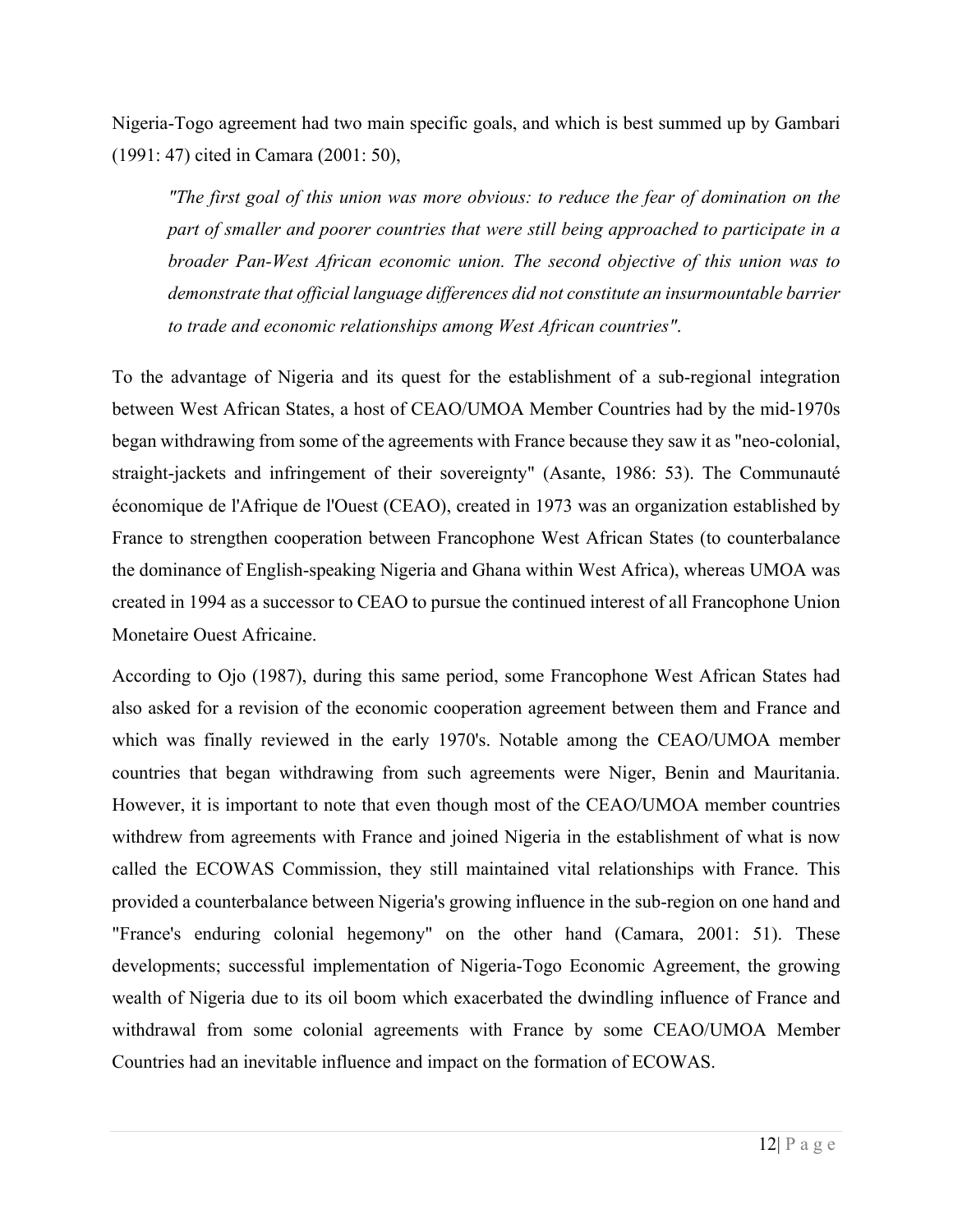Nigeria-Togo agreement had two main specific goals, and which is best summed up by Gambari (1991: 47) cited in Camara (2001: 50),

> *"The first goal of this union was more obvious: to reduce the fear of domination on the part of smaller and poorer countries that were still being approached to participate in a broader Pan-West African economic union. The second objective of this union was to demonstrate that official language differences did not constitute an insurmountable barrier to trade and economic relationships among West African countries".*

To the advantage of Nigeria and its quest for the establishment of a sub-regional integration between West African States, a host of CEAO/UMOA Member Countries had by the mid-1970s began withdrawing from some of the agreements with France because they saw it as "neo-colonial, straight-jackets and infringement of their sovereignty" (Asante, 1986: 53). The Communauté économique de l'Afrique de l'Ouest (CEAO), created in 1973 was an organization established by France to strengthen cooperation between Francophone West African States (to counterbalance the dominance of English-speaking Nigeria and Ghana within West Africa), whereas UMOA was created in 1994 as a successor to CEAO to pursue the continued interest of all Francophone Union Monetaire Ouest Africaine.

According to Ojo (1987), during this same period, some Francophone West African States had also asked for a revision of the economic cooperation agreement between them and France and which was finally reviewed in the early 1970's. Notable among the CEAO/UMOA member countries that began withdrawing from such agreements were Niger, Benin and Mauritania. However, it is important to note that even though most of the CEAO/UMOA member countries withdrew from agreements with France and joined Nigeria in the establishment of what is now called the ECOWAS Commission, they still maintained vital relationships with France. This provided a counterbalance between Nigeria's growing influence in the sub-region on one hand and "France's enduring colonial hegemony" on the other hand (Camara, 2001: 51). These developments; successful implementation of Nigeria-Togo Economic Agreement, the growing wealth of Nigeria due to its oil boom which exacerbated the dwindling influence of France and withdrawal from some colonial agreements with France by some CEAO/UMOA Member Countries had an inevitable influence and impact on the formation of ECOWAS.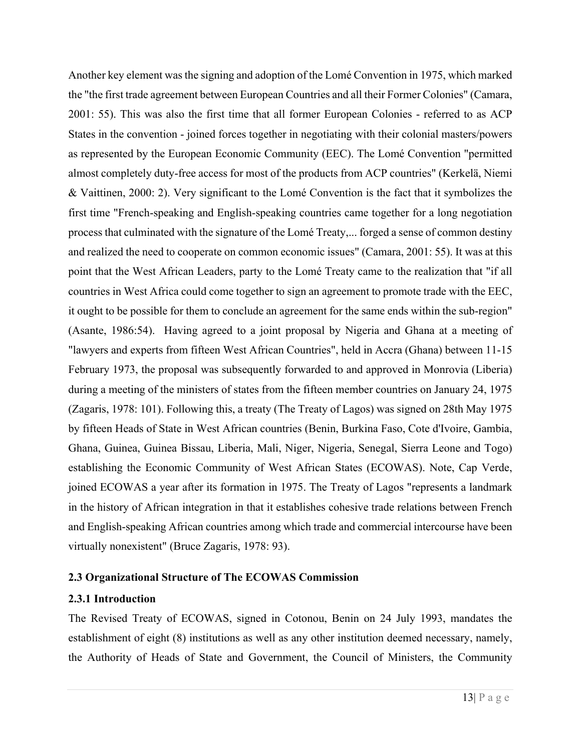Another key element was the signing and adoption of the Lomé Convention in 1975, which marked the "the first trade agreement between European Countries and all their Former Colonies" (Camara, 2001: 55). This was also the first time that all former European Colonies - referred to as ACP States in the convention - joined forces together in negotiating with their colonial masters/powers as represented by the European Economic Community (EEC). The Lomé Convention "permitted almost completely duty-free access for most of the products from ACP countries" (Kerkelä, Niemi & Vaittinen, 2000: 2). Very significant to the Lomé Convention is the fact that it symbolizes the first time "French-speaking and English-speaking countries came together for a long negotiation process that culminated with the signature of the Lomé Treaty,... forged a sense of common destiny and realized the need to cooperate on common economic issues" (Camara, 2001: 55). It was at this point that the West African Leaders, party to the Lomé Treaty came to the realization that "if all countries in West Africa could come together to sign an agreement to promote trade with the EEC, it ought to be possible for them to conclude an agreement for the same ends within the sub-region" (Asante, 1986:54). Having agreed to a joint proposal by Nigeria and Ghana at a meeting of "lawyers and experts from fifteen West African Countries", held in Accra (Ghana) between 11-15 February 1973, the proposal was subsequently forwarded to and approved in Monrovia (Liberia) during a meeting of the ministers of states from the fifteen member countries on January 24, 1975 (Zagaris, 1978: 101). Following this, a treaty (The Treaty of Lagos) was signed on 28th May 1975 by fifteen Heads of State in West African countries (Benin, Burkina Faso, Cote d'Ivoire, Gambia, Ghana, Guinea, Guinea Bissau, Liberia, Mali, Niger, Nigeria, Senegal, Sierra Leone and Togo) establishing the Economic Community of West African States (ECOWAS). Note, Cap Verde, joined ECOWAS a year after its formation in 1975. The Treaty of Lagos "represents a landmark in the history of African integration in that it establishes cohesive trade relations between French and English-speaking African countries among which trade and commercial intercourse have been virtually nonexistent" (Bruce Zagaris, 1978: 93).

### 2.3 Organizational Structure of The ECOWAS Commission

#### 2.3.1 Introduction

The Revised Treaty of ECOWAS, signed in Cotonou, Benin on 24 July 1993, mandates the establishment of eight (8) institutions as well as any other institution deemed necessary, namely, the Authority of Heads of State and Government, the Council of Ministers, the Community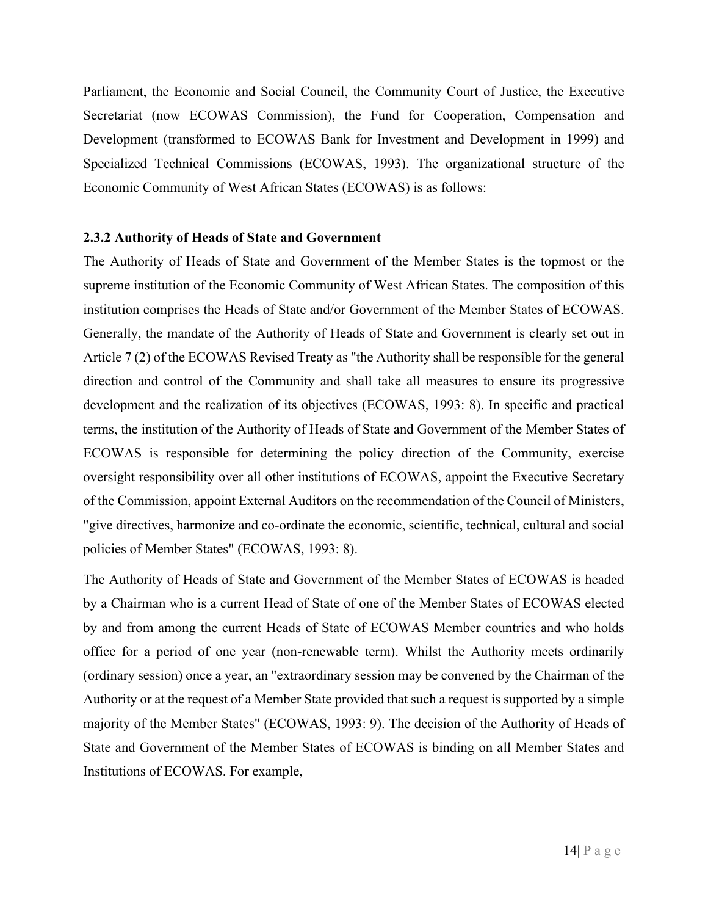Parliament, the Economic and Social Council, the Community Court of Justice, the Executive Secretariat (now ECOWAS Commission), the Fund for Cooperation, Compensation and Development (transformed to ECOWAS Bank for Investment and Development in 1999) and Specialized Technical Commissions (ECOWAS, 1993). The organizational structure of the Economic Community of West African States (ECOWAS) is as follows:

### 2.3.2 Authority of Heads of State and Government

The Authority of Heads of State and Government of the Member States is the topmost or the supreme institution of the Economic Community of West African States. The composition of this institution comprises the Heads of State and/or Government of the Member States of ECOWAS. Generally, the mandate of the Authority of Heads of State and Government is clearly set out in Article 7 (2) of the ECOWAS Revised Treaty as "the Authority shall be responsible for the general direction and control of the Community and shall take all measures to ensure its progressive development and the realization of its objectives (ECOWAS, 1993: 8). In specific and practical terms, the institution of the Authority of Heads of State and Government of the Member States of ECOWAS is responsible for determining the policy direction of the Community, exercise oversight responsibility over all other institutions of ECOWAS, appoint the Executive Secretary of the Commission, appoint External Auditors on the recommendation of the Council of Ministers, "give directives, harmonize and co-ordinate the economic, scientific, technical, cultural and social policies of Member States" (ECOWAS, 1993: 8).

The Authority of Heads of State and Government of the Member States of ECOWAS is headed by a Chairman who is a current Head of State of one of the Member States of ECOWAS elected by and from among the current Heads of State of ECOWAS Member countries and who holds office for a period of one year (non-renewable term). Whilst the Authority meets ordinarily (ordinary session) once a year, an "extraordinary session may be convened by the Chairman of the Authority or at the request of a Member State provided that such a request is supported by a simple majority of the Member States" (ECOWAS, 1993: 9). The decision of the Authority of Heads of State and Government of the Member States of ECOWAS is binding on all Member States and Institutions of ECOWAS. For example,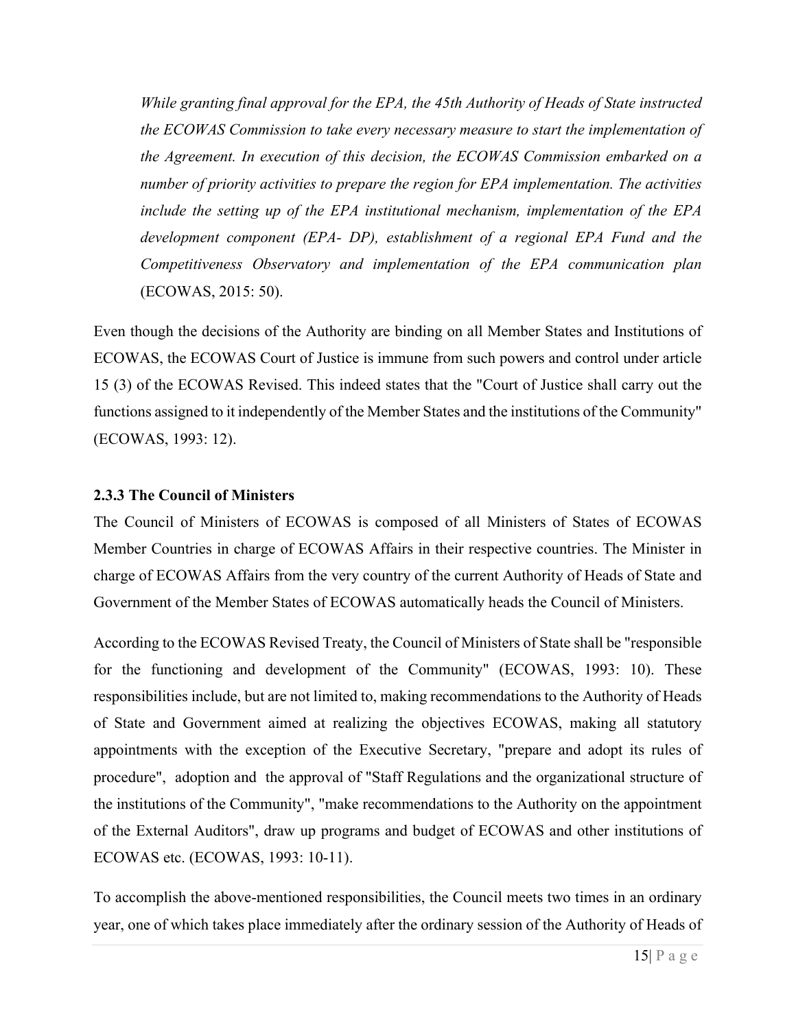*While granting final approval for the EPA, the 45th Authority of Heads of State instructed the ECOWAS Commission to take every necessary measure to start the implementation of the Agreement. In execution of this decision, the ECOWAS Commission embarked on a number of priority activities to prepare the region for EPA implementation. The activities include the setting up of the EPA institutional mechanism, implementation of the EPA development component (EPA- DP), establishment of a regional EPA Fund and the Competitiveness Observatory and implementation of the EPA communication plan* (ECOWAS, 2015: 50).

Even though the decisions of the Authority are binding on all Member States and Institutions of ECOWAS, the ECOWAS Court of Justice is immune from such powers and control under article 15 (3) of the ECOWAS Revised. This indeed states that the "Court of Justice shall carry out the functions assigned to it independently of the Member States and the institutions of the Community" (ECOWAS, 1993: 12).

### 2.3.3 The Council of Ministers

The Council of Ministers of ECOWAS is composed of all Ministers of States of ECOWAS Member Countries in charge of ECOWAS Affairs in their respective countries. The Minister in charge of ECOWAS Affairs from the very country of the current Authority of Heads of State and Government of the Member States of ECOWAS automatically heads the Council of Ministers.

According to the ECOWAS Revised Treaty, the Council of Ministers of State shall be "responsible for the functioning and development of the Community" (ECOWAS, 1993: 10). These responsibilities include, but are not limited to, making recommendations to the Authority of Heads of State and Government aimed at realizing the objectives ECOWAS, making all statutory appointments with the exception of the Executive Secretary, "prepare and adopt its rules of procedure", adoption and the approval of "Staff Regulations and the organizational structure of the institutions of the Community", "make recommendations to the Authority on the appointment of the External Auditors", draw up programs and budget of ECOWAS and other institutions of ECOWAS etc. (ECOWAS, 1993: 10-11).

To accomplish the above-mentioned responsibilities, the Council meets two times in an ordinary year, one of which takes place immediately after the ordinary session of the Authority of Heads of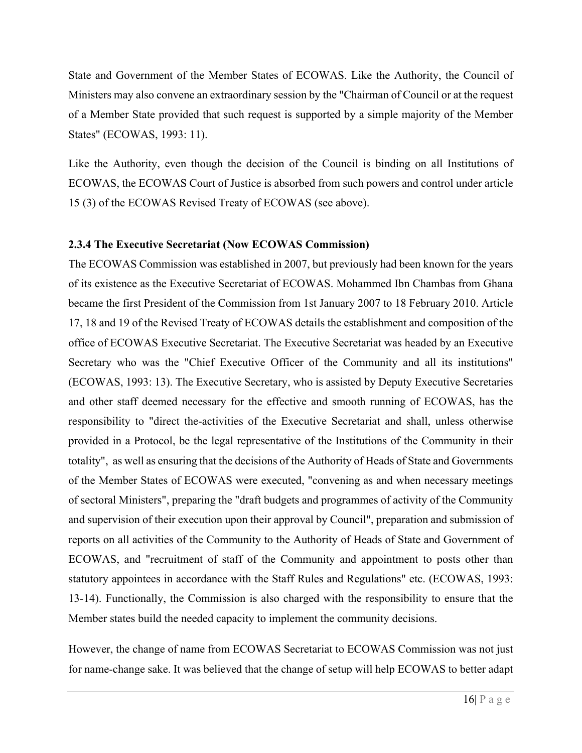State and Government of the Member States of ECOWAS. Like the Authority, the Council of Ministers may also convene an extraordinary session by the "Chairman of Council or at the request of a Member State provided that such request is supported by a simple majority of the Member States" (ECOWAS, 1993: 11).

Like the Authority, even though the decision of the Council is binding on all Institutions of ECOWAS, the ECOWAS Court of Justice is absorbed from such powers and control under article 15 (3) of the ECOWAS Revised Treaty of ECOWAS (see above).

### 2.3.4 The Executive Secretariat (Now ECOWAS Commission)

The ECOWAS Commission was established in 2007, but previously had been known for the years of its existence as the Executive Secretariat of ECOWAS. Mohammed Ibn Chambas from Ghana became the first President of the Commission from 1st January 2007 to 18 February 2010. Article 17, 18 and 19 of the Revised Treaty of ECOWAS details the establishment and composition of the office of ECOWAS Executive Secretariat. The Executive Secretariat was headed by an Executive Secretary who was the "Chief Executive Officer of the Community and all its institutions" (ECOWAS, 1993: 13). The Executive Secretary, who is assisted by Deputy Executive Secretaries and other staff deemed necessary for the effective and smooth running of ECOWAS, has the responsibility to "direct the-activities of the Executive Secretariat and shall, unless otherwise provided in a Protocol, be the legal representative of the Institutions of the Community in their totality", as well as ensuring that the decisions of the Authority of Heads of State and Governments of the Member States of ECOWAS were executed, "convening as and when necessary meetings of sectoral Ministers", preparing the "draft budgets and programmes of activity of the Community and supervision of their execution upon their approval by Council", preparation and submission of reports on all activities of the Community to the Authority of Heads of State and Government of ECOWAS, and "recruitment of staff of the Community and appointment to posts other than statutory appointees in accordance with the Staff Rules and Regulations" etc. (ECOWAS, 1993: 13-14). Functionally, the Commission is also charged with the responsibility to ensure that the Member states build the needed capacity to implement the community decisions.

However, the change of name from ECOWAS Secretariat to ECOWAS Commission was not just for name-change sake. It was believed that the change of setup will help ECOWAS to better adapt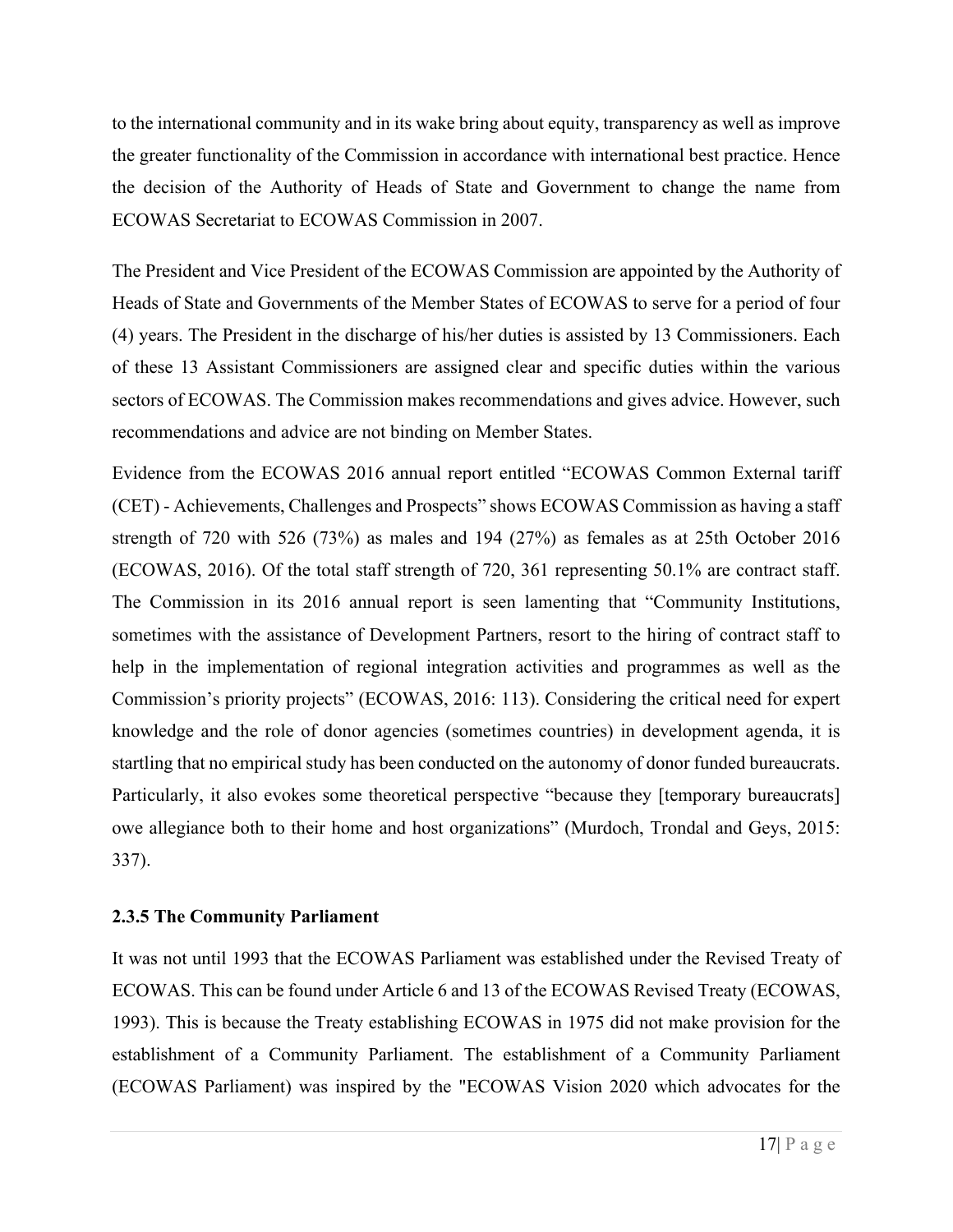to the international community and in its wake bring about equity, transparency as well as improve the greater functionality of the Commission in accordance with international best practice. Hence the decision of the Authority of Heads of State and Government to change the name from ECOWAS Secretariat to ECOWAS Commission in 2007.

The President and Vice President of the ECOWAS Commission are appointed by the Authority of Heads of State and Governments of the Member States of ECOWAS to serve for a period of four (4) years. The President in the discharge of his/her duties is assisted by 13 Commissioners. Each of these 13 Assistant Commissioners are assigned clear and specific duties within the various sectors of ECOWAS. The Commission makes recommendations and gives advice. However, such recommendations and advice are not binding on Member States.

Evidence from the ECOWAS 2016 annual report entitled "ECOWAS Common External tariff (CET) - Achievements, Challenges and Prospects" shows ECOWAS Commission as having a staff strength of 720 with 526 (73%) as males and 194 (27%) as females as at 25th October 2016 (ECOWAS, 2016). Of the total staff strength of 720, 361 representing 50.1% are contract staff. The Commission in its 2016 annual report is seen lamenting that "Community Institutions, sometimes with the assistance of Development Partners, resort to the hiring of contract staff to help in the implementation of regional integration activities and programmes as well as the Commission's priority projects" (ECOWAS, 2016: 113). Considering the critical need for expert knowledge and the role of donor agencies (sometimes countries) in development agenda, it is startling that no empirical study has been conducted on the autonomy of donor funded bureaucrats. Particularly, it also evokes some theoretical perspective "because they [temporary bureaucrats] owe allegiance both to their home and host organizations" (Murdoch, Trondal and Geys, 2015: 337).

#### 2.3.5 The Community Parliament

It was not until 1993 that the ECOWAS Parliament was established under the Revised Treaty of ECOWAS. This can be found under Article 6 and 13 of the ECOWAS Revised Treaty (ECOWAS, 1993). This is because the Treaty establishing ECOWAS in 1975 did not make provision for the establishment of a Community Parliament. The establishment of a Community Parliament (ECOWAS Parliament) was inspired by the "ECOWAS Vision 2020 which advocates for the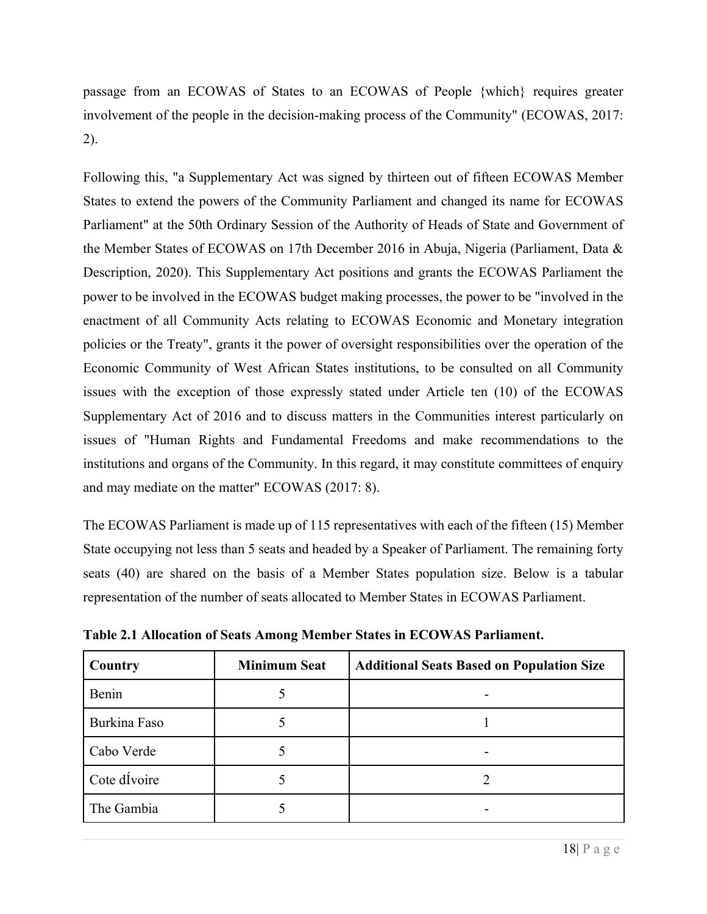passage from an ECOWAS of States to an ECOWAS of People {which} requires greater involvement of the people in the decision-making process of the Community" (ECOWAS, 2017: 2).

Following this, "a Supplementary Act was signed by thirteen out of fifteen ECOWAS Member States to extend the powers of the Community Parliament and changed its name for ECOWAS Parliament" at the 50th Ordinary Session of the Authority of Heads of State and Government of the Member States of ECOWAS on 17th December 2016 in Abuja, Nigeria (Parliament, Data & Description, 2020). This Supplementary Act positions and grants the ECOWAS Parliament the power to be involved in the ECOWAS budget making processes, the power to be "involved in the enactment of all Community Acts relating to ECOWAS Economic and Monetary integration policies or the Treaty", grants it the power of oversight responsibilities over the operation of the Economic Community of West African States institutions, to be consulted on all Community issues with the exception of those expressly stated under Article ten (10) of the ECOWAS Supplementary Act of 2016 and to discuss matters in the Communities interest particularly on issues of "Human Rights and Fundamental Freedoms and make recommendations to the institutions and organs of the Community. In this regard, it may constitute committees of enquiry and may mediate on the matter" ECOWAS (2017: 8).

The ECOWAS Parliament is made up of 115 representatives with each of the fifteen (15) Member State occupying not less than 5 seats and headed by a Speaker of Parliament. The remaining forty seats (40) are shared on the basis of a Member States population size. Below is a tabular representation of the number of seats allocated to Member States in ECOWAS Parliament.

**Table 2.1 Allocation of Seats Among Member States in ECOWAS Parliament.**

| Country | Minimum Seat | Additional Seats Based on Population Size |
|---|---|---|
| Benin | 5 | - |
| Burkina Faso | 5 | 1 |
| Cabo Verde | 5 | - |
| Cote dÍvoire | 5 | 2 |
| The Gambia | 5 | - |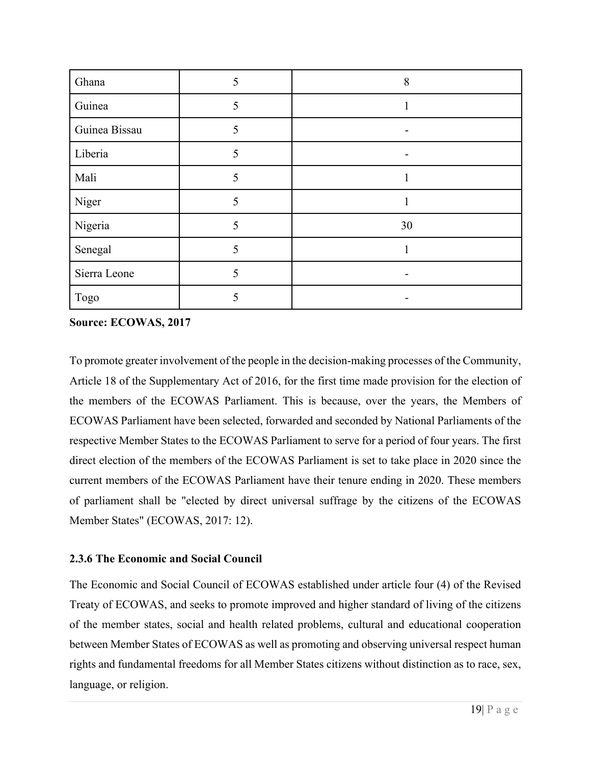| Ghana | 5 | 8 |
|---|---|---|
| Guinea | 5 | 1 |
| Guinea Bissau | 5 | - |
| Liberia | 5 | - |
| Mali | 5 | 1 |
| Niger | 5 | 1 |
| Nigeria | 5 | 30 |
| Senegal | 5 | 1 |
| Sierra Leone | 5 | - |
| Togo | 5 | - |

**Source: ECOWAS, 2017**

To promote greater involvement of the people in the decision-making processes of the Community, Article 18 of the Supplementary Act of 2016, for the first time made provision for the election of the members of the ECOWAS Parliament. This is because, over the years, the Members of ECOWAS Parliament have been selected, forwarded and seconded by National Parliaments of the respective Member States to the ECOWAS Parliament to serve for a period of four years. The first direct election of the members of the ECOWAS Parliament is set to take place in 2020 since the current members of the ECOWAS Parliament have their tenure ending in 2020. These members of parliament shall be "elected by direct universal suffrage by the citizens of the ECOWAS Member States" (ECOWAS, 2017: 12).

### 2.3.6 The Economic and Social Council

The Economic and Social Council of ECOWAS established under article four (4) of the Revised Treaty of ECOWAS, and seeks to promote improved and higher standard of living of the citizens of the member states, social and health related problems, cultural and educational cooperation between Member States of ECOWAS as well as promoting and observing universal respect human rights and fundamental freedoms for all Member States citizens without distinction as to race, sex, language, or religion.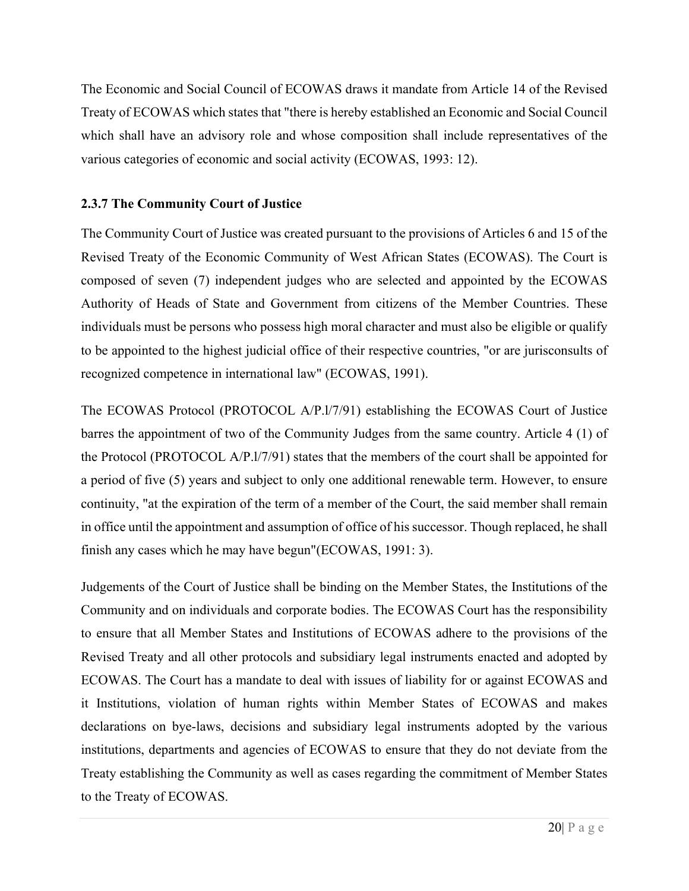The Economic and Social Council of ECOWAS draws it mandate from Article 14 of the Revised Treaty of ECOWAS which states that "there is hereby established an Economic and Social Council which shall have an advisory role and whose composition shall include representatives of the various categories of economic and social activity (ECOWAS, 1993: 12).

### 2.3.7 The Community Court of Justice

The Community Court of Justice was created pursuant to the provisions of Articles 6 and 15 of the Revised Treaty of the Economic Community of West African States (ECOWAS). The Court is composed of seven (7) independent judges who are selected and appointed by the ECOWAS Authority of Heads of State and Government from citizens of the Member Countries. These individuals must be persons who possess high moral character and must also be eligible or qualify to be appointed to the highest judicial office of their respective countries, "or are jurisconsults of recognized competence in international law" (ECOWAS, 1991).

The ECOWAS Protocol (PROTOCOL A/P.l/7/91) establishing the ECOWAS Court of Justice barres the appointment of two of the Community Judges from the same country. Article 4 (1) of the Protocol (PROTOCOL A/P.l/7/91) states that the members of the court shall be appointed for a period of five (5) years and subject to only one additional renewable term. However, to ensure continuity, "at the expiration of the term of a member of the Court, the said member shall remain in office until the appointment and assumption of office of his successor. Though replaced, he shall finish any cases which he may have begun"(ECOWAS, 1991: 3).

Judgements of the Court of Justice shall be binding on the Member States, the Institutions of the Community and on individuals and corporate bodies. The ECOWAS Court has the responsibility to ensure that all Member States and Institutions of ECOWAS adhere to the provisions of the Revised Treaty and all other protocols and subsidiary legal instruments enacted and adopted by ECOWAS. The Court has a mandate to deal with issues of liability for or against ECOWAS and it Institutions, violation of human rights within Member States of ECOWAS and makes declarations on bye-laws, decisions and subsidiary legal instruments adopted by the various institutions, departments and agencies of ECOWAS to ensure that they do not deviate from the Treaty establishing the Community as well as cases regarding the commitment of Member States to the Treaty of ECOWAS.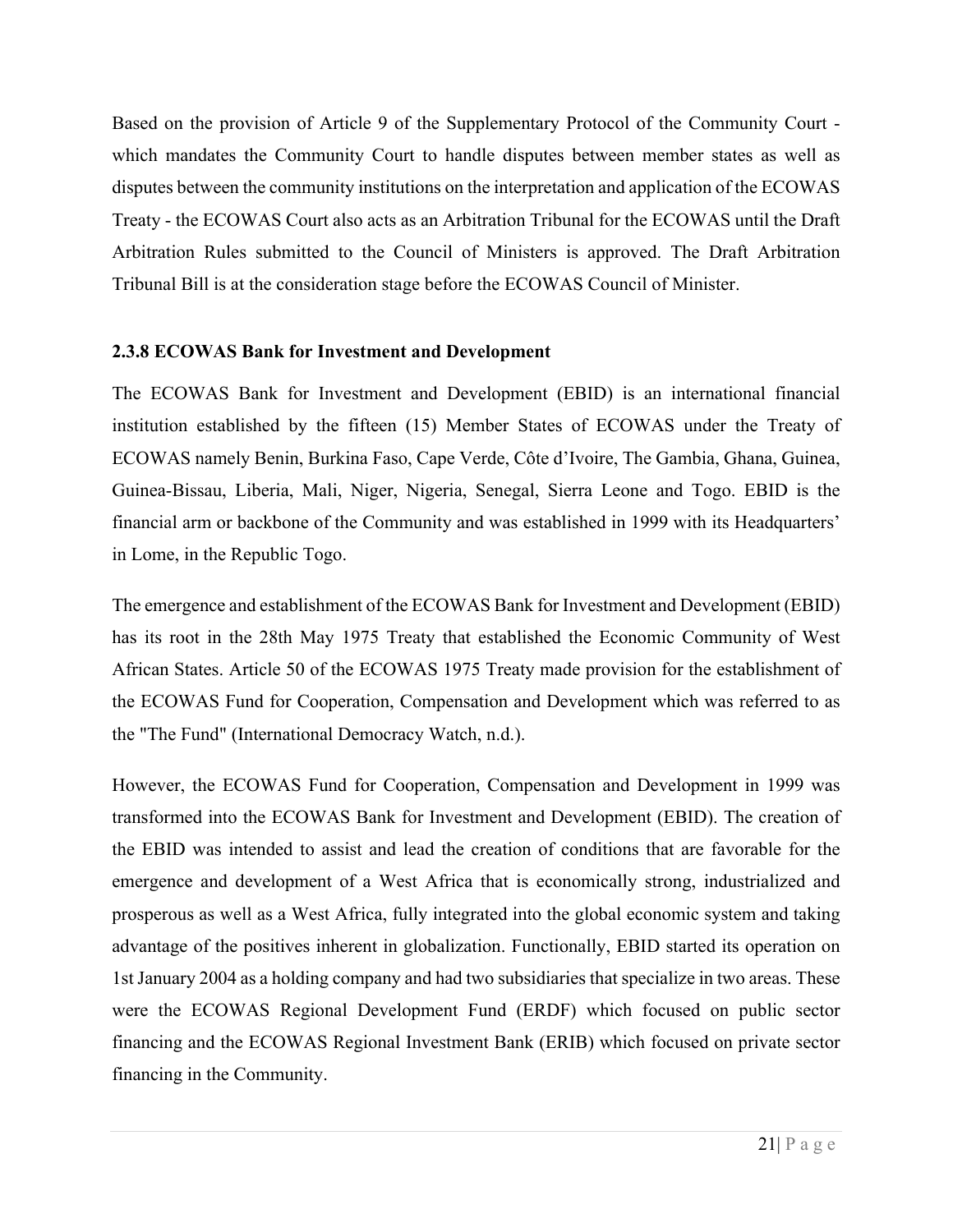Based on the provision of Article 9 of the Supplementary Protocol of the Community Court - which mandates the Community Court to handle disputes between member states as well as disputes between the community institutions on the interpretation and application of the ECOWAS Treaty - the ECOWAS Court also acts as an Arbitration Tribunal for the ECOWAS until the Draft Arbitration Rules submitted to the Council of Ministers is approved. The Draft Arbitration Tribunal Bill is at the consideration stage before the ECOWAS Council of Minister.

### 2.3.8 ECOWAS Bank for Investment and Development

The ECOWAS Bank for Investment and Development (EBID) is an international financial institution established by the fifteen (15) Member States of ECOWAS under the Treaty of ECOWAS namely Benin, Burkina Faso, Cape Verde, Côte d'Ivoire, The Gambia, Ghana, Guinea, Guinea-Bissau, Liberia, Mali, Niger, Nigeria, Senegal, Sierra Leone and Togo. EBID is the financial arm or backbone of the Community and was established in 1999 with its Headquarters' in Lome, in the Republic Togo.

The emergence and establishment of the ECOWAS Bank for Investment and Development (EBID) has its root in the 28th May 1975 Treaty that established the Economic Community of West African States. Article 50 of the ECOWAS 1975 Treaty made provision for the establishment of the ECOWAS Fund for Cooperation, Compensation and Development which was referred to as the "The Fund" (International Democracy Watch, n.d.).

However, the ECOWAS Fund for Cooperation, Compensation and Development in 1999 was transformed into the ECOWAS Bank for Investment and Development (EBID). The creation of the EBID was intended to assist and lead the creation of conditions that are favorable for the emergence and development of a West Africa that is economically strong, industrialized and prosperous as well as a West Africa, fully integrated into the global economic system and taking advantage of the positives inherent in globalization. Functionally, EBID started its operation on 1st January 2004 as a holding company and had two subsidiaries that specialize in two areas. These were the ECOWAS Regional Development Fund (ERDF) which focused on public sector financing and the ECOWAS Regional Investment Bank (ERIB) which focused on private sector financing in the Community.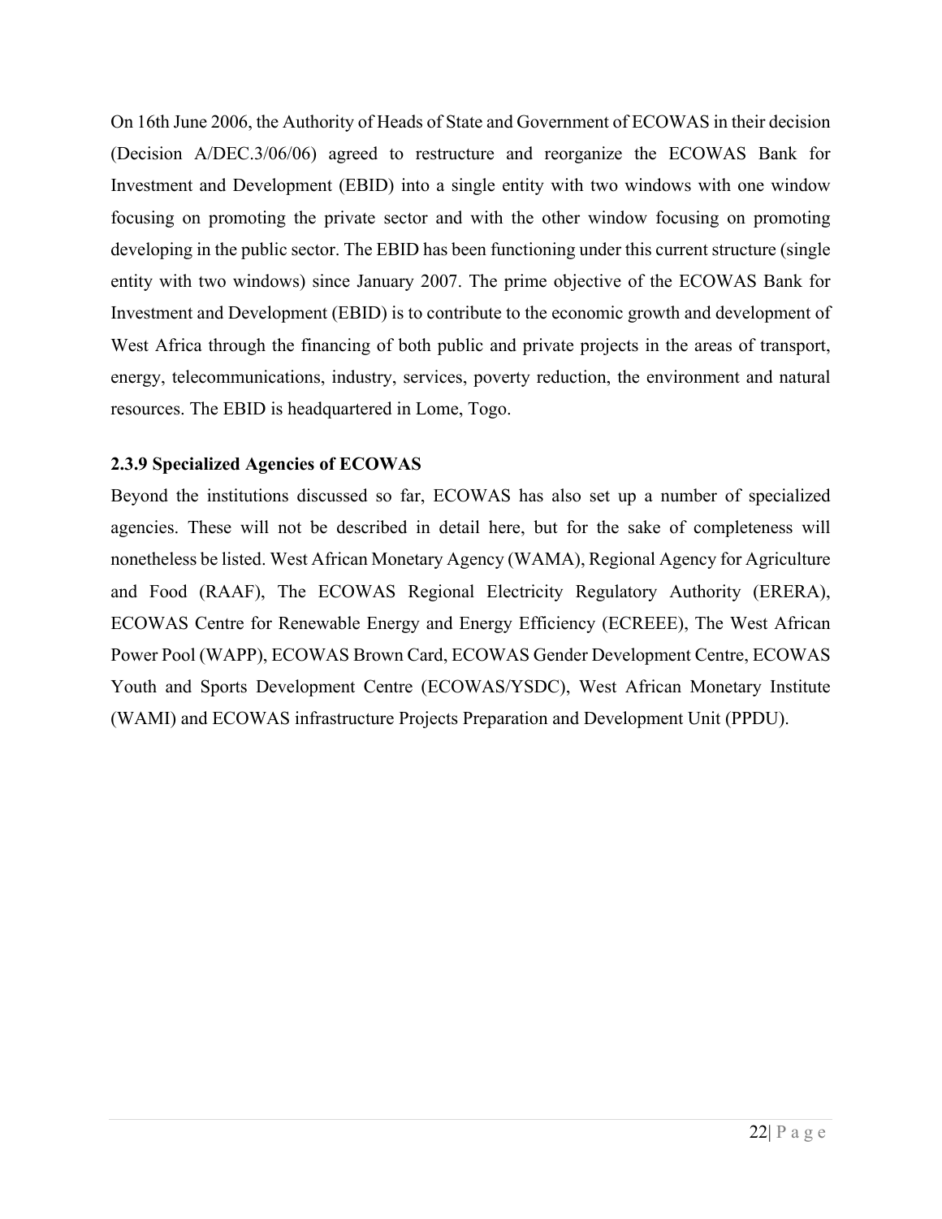On 16th June 2006, the Authority of Heads of State and Government of ECOWAS in their decision (Decision A/DEC.3/06/06) agreed to restructure and reorganize the ECOWAS Bank for Investment and Development (EBID) into a single entity with two windows with one window focusing on promoting the private sector and with the other window focusing on promoting developing in the public sector. The EBID has been functioning under this current structure (single entity with two windows) since January 2007. The prime objective of the ECOWAS Bank for Investment and Development (EBID) is to contribute to the economic growth and development of West Africa through the financing of both public and private projects in the areas of transport, energy, telecommunications, industry, services, poverty reduction, the environment and natural resources. The EBID is headquartered in Lome, Togo.

### 2.3.9 Specialized Agencies of ECOWAS

Beyond the institutions discussed so far, ECOWAS has also set up a number of specialized agencies. These will not be described in detail here, but for the sake of completeness will nonetheless be listed. West African Monetary Agency (WAMA), Regional Agency for Agriculture and Food (RAAF), The ECOWAS Regional Electricity Regulatory Authority (ERERA), ECOWAS Centre for Renewable Energy and Energy Efficiency (ECREEE), The West African Power Pool (WAPP), ECOWAS Brown Card, ECOWAS Gender Development Centre, ECOWAS Youth and Sports Development Centre (ECOWAS/YSDC), West African Monetary Institute (WAMI) and ECOWAS infrastructure Projects Preparation and Development Unit (PPDU).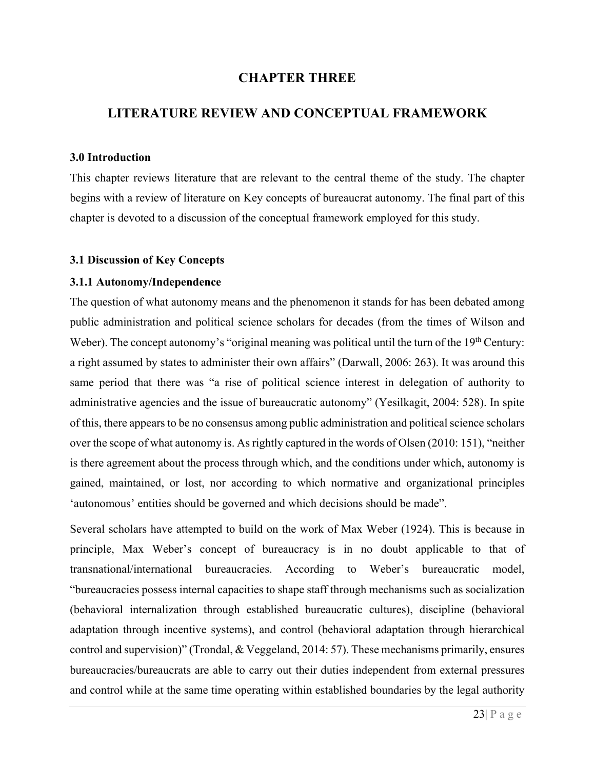# CHAPTER THREE

# LITERATURE REVIEW AND CONCEPTUAL FRAMEWORK

### 3.0 Introduction

This chapter reviews literature that are relevant to the central theme of the study. The chapter begins with a review of literature on Key concepts of bureaucrat autonomy. The final part of this chapter is devoted to a discussion of the conceptual framework employed for this study.

### 3.1 Discussion of Key Concepts

#### 3.1.1 Autonomy/Independence

The question of what autonomy means and the phenomenon it stands for has been debated among public administration and political science scholars for decades (from the times of Wilson and Weber). The concept autonomy's "original meaning was political until the turn of the 19th Century: a right assumed by states to administer their own affairs" (Darwall, 2006: 263). It was around this same period that there was "a rise of political science interest in delegation of authority to administrative agencies and the issue of bureaucratic autonomy" (Yesilkagit, 2004: 528). In spite of this, there appears to be no consensus among public administration and political science scholars over the scope of what autonomy is. As rightly captured in the words of Olsen (2010: 151), "neither is there agreement about the process through which, and the conditions under which, autonomy is gained, maintained, or lost, nor according to which normative and organizational principles 'autonomous' entities should be governed and which decisions should be made".

Several scholars have attempted to build on the work of Max Weber (1924). This is because in principle, Max Weber's concept of bureaucracy is in no doubt applicable to that of transnational/international bureaucracies. According to Weber's bureaucratic model, "bureaucracies possess internal capacities to shape staff through mechanisms such as socialization (behavioral internalization through established bureaucratic cultures), discipline (behavioral adaptation through incentive systems), and control (behavioral adaptation through hierarchical control and supervision)" (Trondal, & Veggeland, 2014: 57). These mechanisms primarily, ensures bureaucracies/bureaucrats are able to carry out their duties independent from external pressures and control while at the same time operating within established boundaries by the legal authority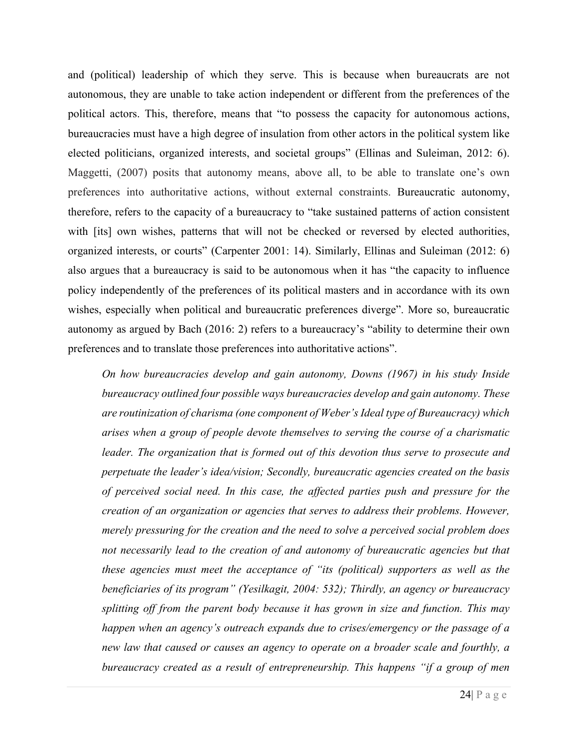and (political) leadership of which they serve. This is because when bureaucrats are not autonomous, they are unable to take action independent or different from the preferences of the political actors. This, therefore, means that "to possess the capacity for autonomous actions, bureaucracies must have a high degree of insulation from other actors in the political system like elected politicians, organized interests, and societal groups" (Ellinas and Suleiman, 2012: 6). Maggetti, (2007) posits that autonomy means, above all, to be able to translate one's own preferences into authoritative actions, without external constraints. Bureaucratic autonomy, therefore, refers to the capacity of a bureaucracy to "take sustained patterns of action consistent with [its] own wishes, patterns that will not be checked or reversed by elected authorities, organized interests, or courts" (Carpenter 2001: 14). Similarly, Ellinas and Suleiman (2012: 6) also argues that a bureaucracy is said to be autonomous when it has "the capacity to influence policy independently of the preferences of its political masters and in accordance with its own wishes, especially when political and bureaucratic preferences diverge". More so, bureaucratic autonomy as argued by Bach (2016: 2) refers to a bureaucracy's "ability to determine their own preferences and to translate those preferences into authoritative actions".

*On how bureaucracies develop and gain autonomy, Downs (1967) in his study Inside bureaucracy outlined four possible ways bureaucracies develop and gain autonomy. These are routinization of charisma (one component of Weber's Ideal type of Bureaucracy) which arises when a group of people devote themselves to serving the course of a charismatic leader. The organization that is formed out of this devotion thus serve to prosecute and perpetuate the leader's idea/vision; Secondly, bureaucratic agencies created on the basis of perceived social need. In this case, the affected parties push and pressure for the creation of an organization or agencies that serves to address their problems. However, merely pressuring for the creation and the need to solve a perceived social problem does not necessarily lead to the creation of and autonomy of bureaucratic agencies but that these agencies must meet the acceptance of "its (political) supporters as well as the beneficiaries of its program" (Yesilkagit, 2004: 532); Thirdly, an agency or bureaucracy splitting off from the parent body because it has grown in size and function. This may happen when an agency's outreach expands due to crises/emergency or the passage of a new law that caused or causes an agency to operate on a broader scale and fourthly, a bureaucracy created as a result of entrepreneurship. This happens "if a group of men*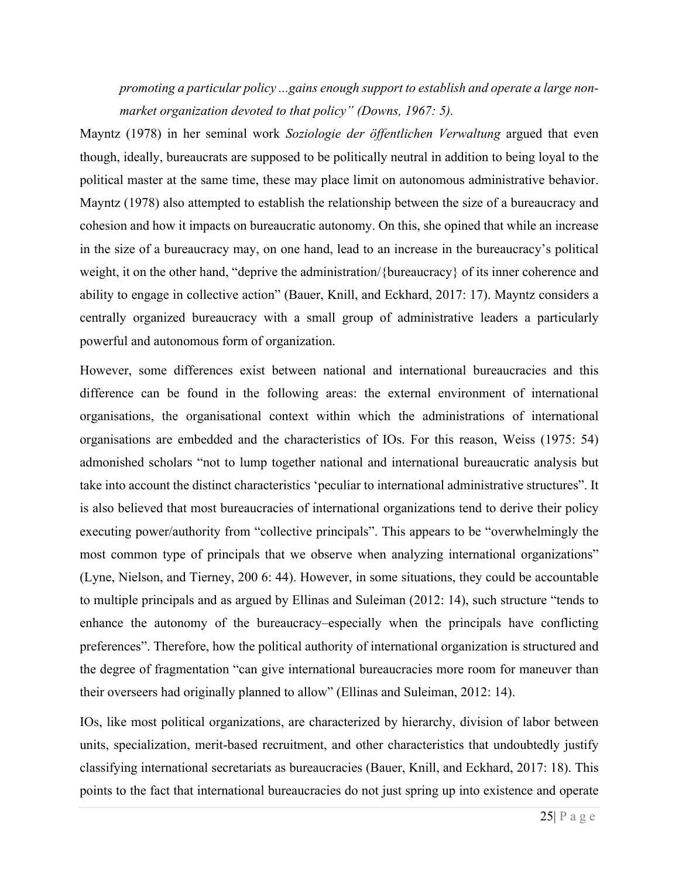*promoting a particular policy ...gains enough support to establish and operate a large non-market organization devoted to that policy" (Downs, 1967: 5).*

Mayntz (1978) in her seminal work *Soziologie der öffentlichen Verwaltung* argued that even though, ideally, bureaucrats are supposed to be politically neutral in addition to being loyal to the political master at the same time, these may place limit on autonomous administrative behavior. Mayntz (1978) also attempted to establish the relationship between the size of a bureaucracy and cohesion and how it impacts on bureaucratic autonomy. On this, she opined that while an increase in the size of a bureaucracy may, on one hand, lead to an increase in the bureaucracy's political weight, it on the other hand, "deprive the administration/{bureaucracy} of its inner coherence and ability to engage in collective action" (Bauer, Knill, and Eckhard, 2017: 17). Mayntz considers a centrally organized bureaucracy with a small group of administrative leaders a particularly powerful and autonomous form of organization.

However, some differences exist between national and international bureaucracies and this difference can be found in the following areas: the external environment of international organisations, the organisational context within which the administrations of international organisations are embedded and the characteristics of IOs. For this reason, Weiss (1975: 54) admonished scholars "not to lump together national and international bureaucratic analysis but take into account the distinct characteristics 'peculiar to international administrative structures". It is also believed that most bureaucracies of international organizations tend to derive their policy executing power/authority from "collective principals". This appears to be "overwhelmingly the most common type of principals that we observe when analyzing international organizations" (Lyne, Nielson, and Tierney, 200 6: 44). However, in some situations, they could be accountable to multiple principals and as argued by Ellinas and Suleiman (2012: 14), such structure "tends to enhance the autonomy of the bureaucracy–especially when the principals have conflicting preferences". Therefore, how the political authority of international organization is structured and the degree of fragmentation "can give international bureaucracies more room for maneuver than their overseers had originally planned to allow" (Ellinas and Suleiman, 2012: 14).

IOs, like most political organizations, are characterized by hierarchy, division of labor between units, specialization, merit-based recruitment, and other characteristics that undoubtedly justify classifying international secretariats as bureaucracies (Bauer, Knill, and Eckhard, 2017: 18). This points to the fact that international bureaucracies do not just spring up into existence and operate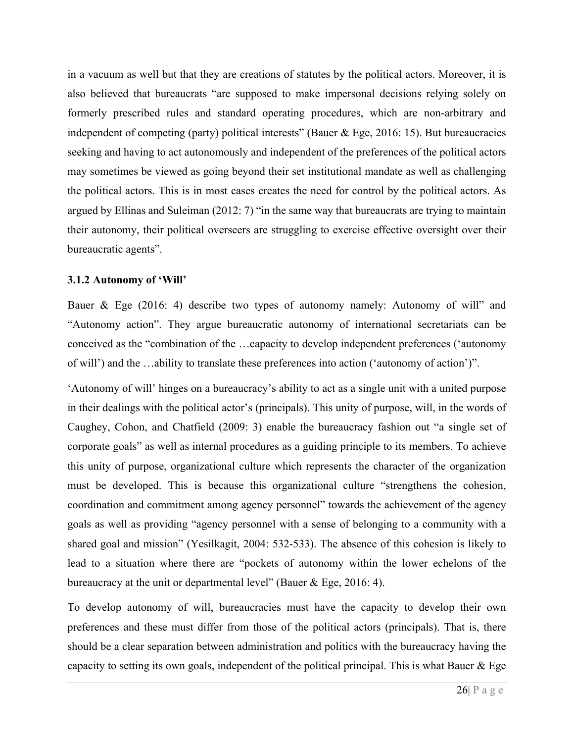in a vacuum as well but that they are creations of statutes by the political actors. Moreover, it is also believed that bureaucrats "are supposed to make impersonal decisions relying solely on formerly prescribed rules and standard operating procedures, which are non-arbitrary and independent of competing (party) political interests" (Bauer & Ege, 2016: 15). But bureaucracies seeking and having to act autonomously and independent of the preferences of the political actors may sometimes be viewed as going beyond their set institutional mandate as well as challenging the political actors. This is in most cases creates the need for control by the political actors. As argued by Ellinas and Suleiman (2012: 7) "in the same way that bureaucrats are trying to maintain their autonomy, their political overseers are struggling to exercise effective oversight over their bureaucratic agents".

### 3.1.2 Autonomy of 'Will'

Bauer & Ege (2016: 4) describe two types of autonomy namely: Autonomy of will" and "Autonomy action". They argue bureaucratic autonomy of international secretariats can be conceived as the "combination of the …capacity to develop independent preferences ('autonomy of will') and the …ability to translate these preferences into action ('autonomy of action')".

'Autonomy of will' hinges on a bureaucracy's ability to act as a single unit with a united purpose in their dealings with the political actor's (principals). This unity of purpose, will, in the words of Caughey, Cohon, and Chatfield (2009: 3) enable the bureaucracy fashion out "a single set of corporate goals" as well as internal procedures as a guiding principle to its members. To achieve this unity of purpose, organizational culture which represents the character of the organization must be developed. This is because this organizational culture "strengthens the cohesion, coordination and commitment among agency personnel" towards the achievement of the agency goals as well as providing "agency personnel with a sense of belonging to a community with a shared goal and mission" (Yesilkagit, 2004: 532-533). The absence of this cohesion is likely to lead to a situation where there are "pockets of autonomy within the lower echelons of the bureaucracy at the unit or departmental level" (Bauer & Ege, 2016: 4).

To develop autonomy of will, bureaucracies must have the capacity to develop their own preferences and these must differ from those of the political actors (principals). That is, there should be a clear separation between administration and politics with the bureaucracy having the capacity to setting its own goals, independent of the political principal. This is what Bauer & Ege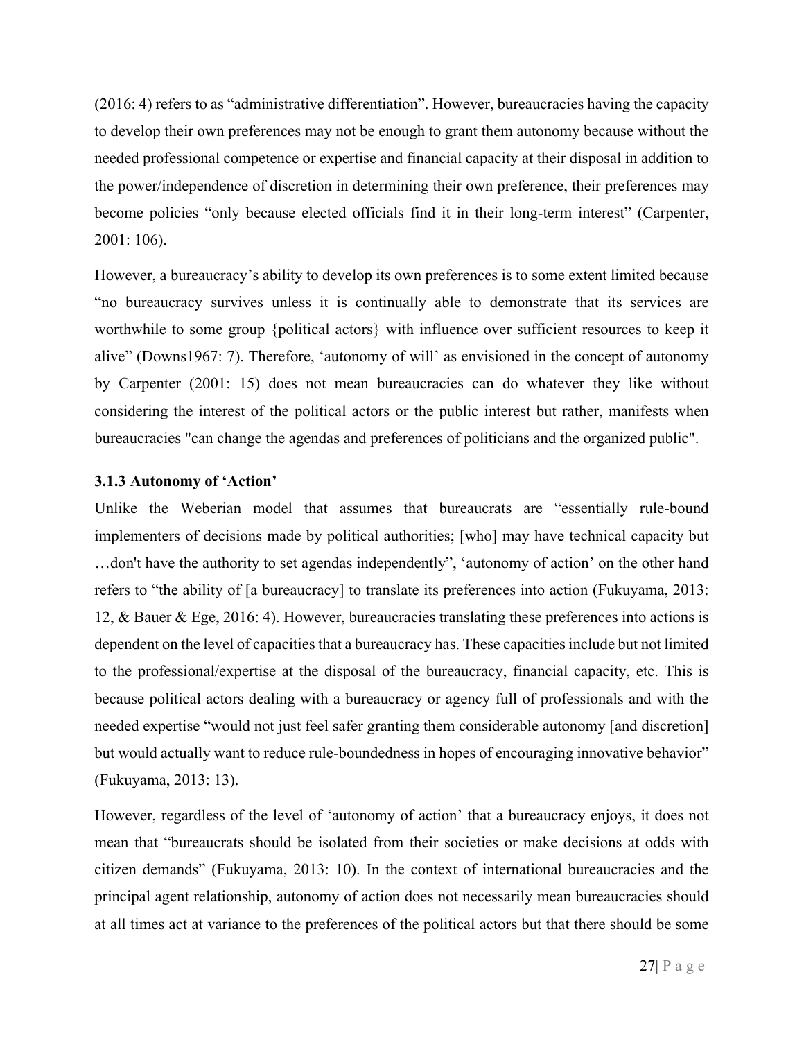(2016: 4) refers to as “administrative differentiation”. However, bureaucracies having the capacity to develop their own preferences may not be enough to grant them autonomy because without the needed professional competence or expertise and financial capacity at their disposal in addition to the power/independence of discretion in determining their own preference, their preferences may become policies “only because elected officials find it in their long-term interest” (Carpenter, 2001: 106).

However, a bureaucracy’s ability to develop its own preferences is to some extent limited because “no bureaucracy survives unless it is continually able to demonstrate that its services are worthwhile to some group {political actors} with influence over sufficient resources to keep it alive” (Downs1967: 7). Therefore, ‘autonomy of will’ as envisioned in the concept of autonomy by Carpenter (2001: 15) does not mean bureaucracies can do whatever they like without considering the interest of the political actors or the public interest but rather, manifests when bureaucracies "can change the agendas and preferences of politicians and the organized public".

### 3.1.3 Autonomy of ‘Action’

Unlike the Weberian model that assumes that bureaucrats are “essentially rule-bound implementers of decisions made by political authorities; [who] may have technical capacity but …don't have the authority to set agendas independently”, ‘autonomy of action’ on the other hand refers to “the ability of [a bureaucracy] to translate its preferences into action (Fukuyama, 2013: 12, & Bauer & Ege, 2016: 4). However, bureaucracies translating these preferences into actions is dependent on the level of capacities that a bureaucracy has. These capacities include but not limited to the professional/expertise at the disposal of the bureaucracy, financial capacity, etc. This is because political actors dealing with a bureaucracy or agency full of professionals and with the needed expertise “would not just feel safer granting them considerable autonomy [and discretion] but would actually want to reduce rule-boundedness in hopes of encouraging innovative behavior” (Fukuyama, 2013: 13).

However, regardless of the level of ‘autonomy of action’ that a bureaucracy enjoys, it does not mean that “bureaucrats should be isolated from their societies or make decisions at odds with citizen demands” (Fukuyama, 2013: 10). In the context of international bureaucracies and the principal agent relationship, autonomy of action does not necessarily mean bureaucracies should at all times act at variance to the preferences of the political actors but that there should be some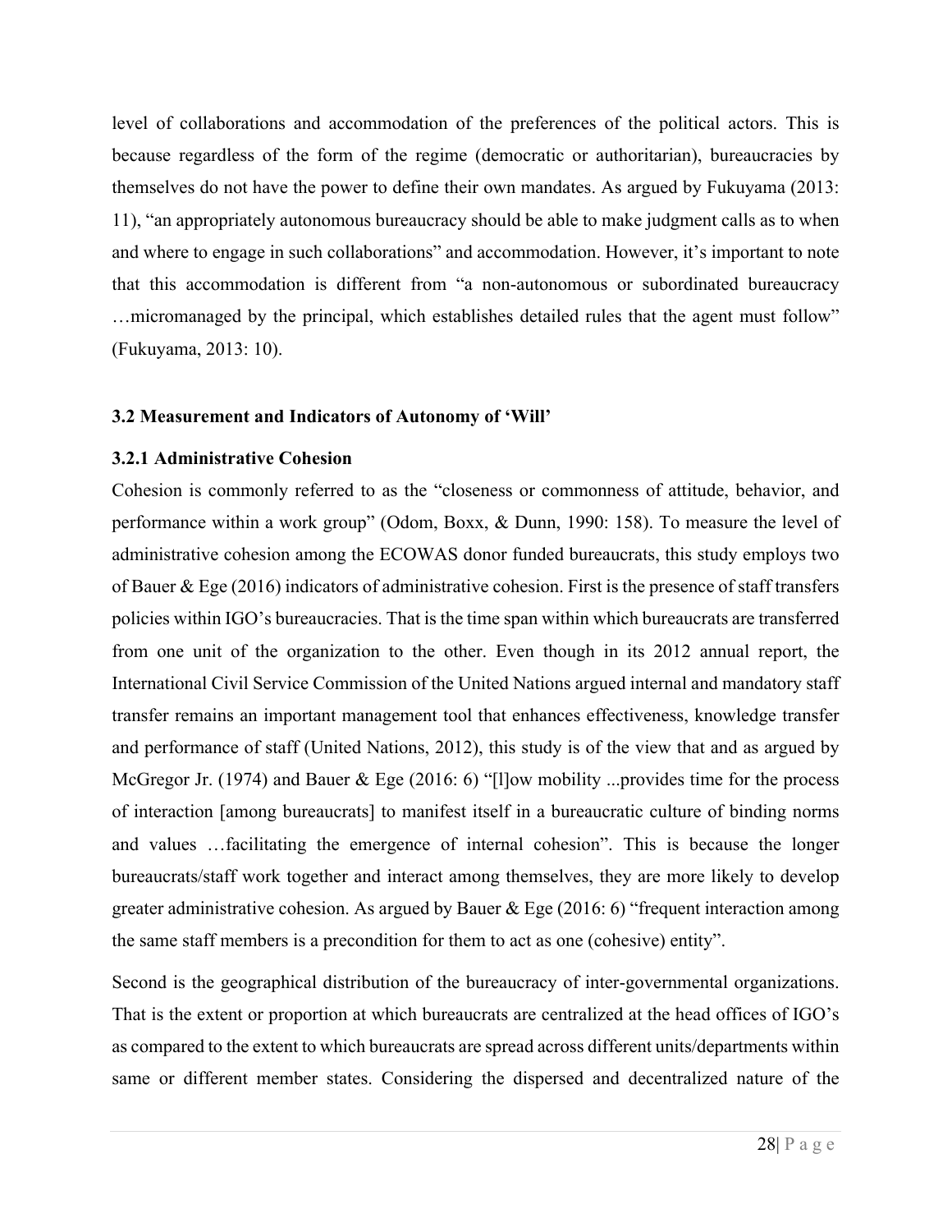level of collaborations and accommodation of the preferences of the political actors. This is because regardless of the form of the regime (democratic or authoritarian), bureaucracies by themselves do not have the power to define their own mandates. As argued by Fukuyama (2013: 11), "an appropriately autonomous bureaucracy should be able to make judgment calls as to when and where to engage in such collaborations" and accommodation. However, it's important to note that this accommodation is different from "a non-autonomous or subordinated bureaucracy …micromanaged by the principal, which establishes detailed rules that the agent must follow" (Fukuyama, 2013: 10).

### 3.2 Measurement and Indicators of Autonomy of 'Will'

#### 3.2.1 Administrative Cohesion

Cohesion is commonly referred to as the "closeness or commonness of attitude, behavior, and performance within a work group" (Odom, Boxx, & Dunn, 1990: 158). To measure the level of administrative cohesion among the ECOWAS donor funded bureaucrats, this study employs two of Bauer & Ege (2016) indicators of administrative cohesion. First is the presence of staff transfers policies within IGO's bureaucracies. That is the time span within which bureaucrats are transferred from one unit of the organization to the other. Even though in its 2012 annual report, the International Civil Service Commission of the United Nations argued internal and mandatory staff transfer remains an important management tool that enhances effectiveness, knowledge transfer and performance of staff (United Nations, 2012), this study is of the view that and as argued by McGregor Jr. (1974) and Bauer & Ege (2016: 6) "[l]ow mobility ...provides time for the process of interaction [among bureaucrats] to manifest itself in a bureaucratic culture of binding norms and values …facilitating the emergence of internal cohesion". This is because the longer bureaucrats/staff work together and interact among themselves, they are more likely to develop greater administrative cohesion. As argued by Bauer & Ege (2016: 6) "frequent interaction among the same staff members is a precondition for them to act as one (cohesive) entity".

Second is the geographical distribution of the bureaucracy of inter-governmental organizations. That is the extent or proportion at which bureaucrats are centralized at the head offices of IGO's as compared to the extent to which bureaucrats are spread across different units/departments within same or different member states. Considering the dispersed and decentralized nature of the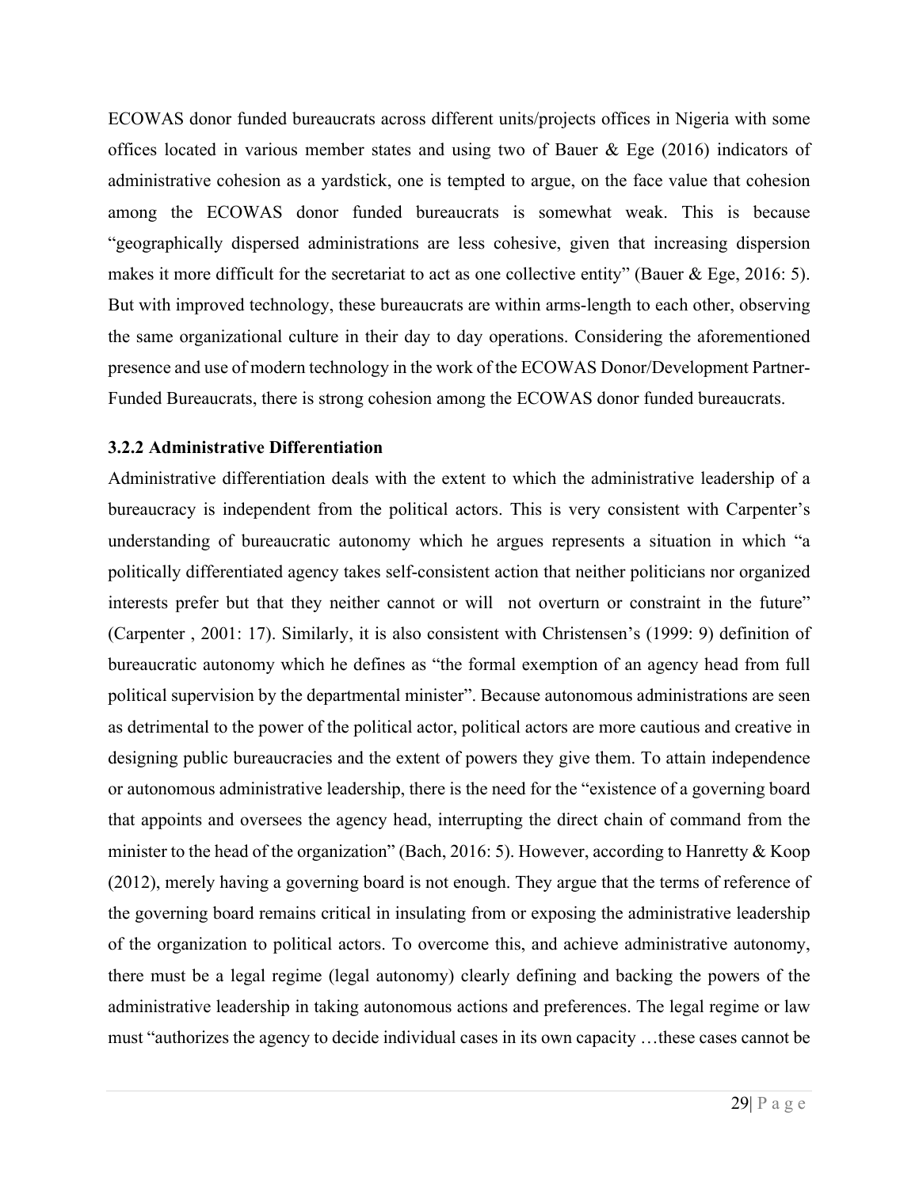ECOWAS donor funded bureaucrats across different units/projects offices in Nigeria with some offices located in various member states and using two of Bauer & Ege (2016) indicators of administrative cohesion as a yardstick, one is tempted to argue, on the face value that cohesion among the ECOWAS donor funded bureaucrats is somewhat weak. This is because "geographically dispersed administrations are less cohesive, given that increasing dispersion makes it more difficult for the secretariat to act as one collective entity" (Bauer & Ege, 2016: 5). But with improved technology, these bureaucrats are within arms-length to each other, observing the same organizational culture in their day to day operations. Considering the aforementioned presence and use of modern technology in the work of the ECOWAS Donor/Development Partner-Funded Bureaucrats, there is strong cohesion among the ECOWAS donor funded bureaucrats.

### 3.2.2 Administrative Differentiation

Administrative differentiation deals with the extent to which the administrative leadership of a bureaucracy is independent from the political actors. This is very consistent with Carpenter's understanding of bureaucratic autonomy which he argues represents a situation in which "a politically differentiated agency takes self-consistent action that neither politicians nor organized interests prefer but that they neither cannot or will not overturn or constraint in the future" (Carpenter , 2001: 17). Similarly, it is also consistent with Christensen's (1999: 9) definition of bureaucratic autonomy which he defines as "the formal exemption of an agency head from full political supervision by the departmental minister". Because autonomous administrations are seen as detrimental to the power of the political actor, political actors are more cautious and creative in designing public bureaucracies and the extent of powers they give them. To attain independence or autonomous administrative leadership, there is the need for the "existence of a governing board that appoints and oversees the agency head, interrupting the direct chain of command from the minister to the head of the organization" (Bach, 2016: 5). However, according to Hanretty & Koop (2012), merely having a governing board is not enough. They argue that the terms of reference of the governing board remains critical in insulating from or exposing the administrative leadership of the organization to political actors. To overcome this, and achieve administrative autonomy, there must be a legal regime (legal autonomy) clearly defining and backing the powers of the administrative leadership in taking autonomous actions and preferences. The legal regime or law must "authorizes the agency to decide individual cases in its own capacity …these cases cannot be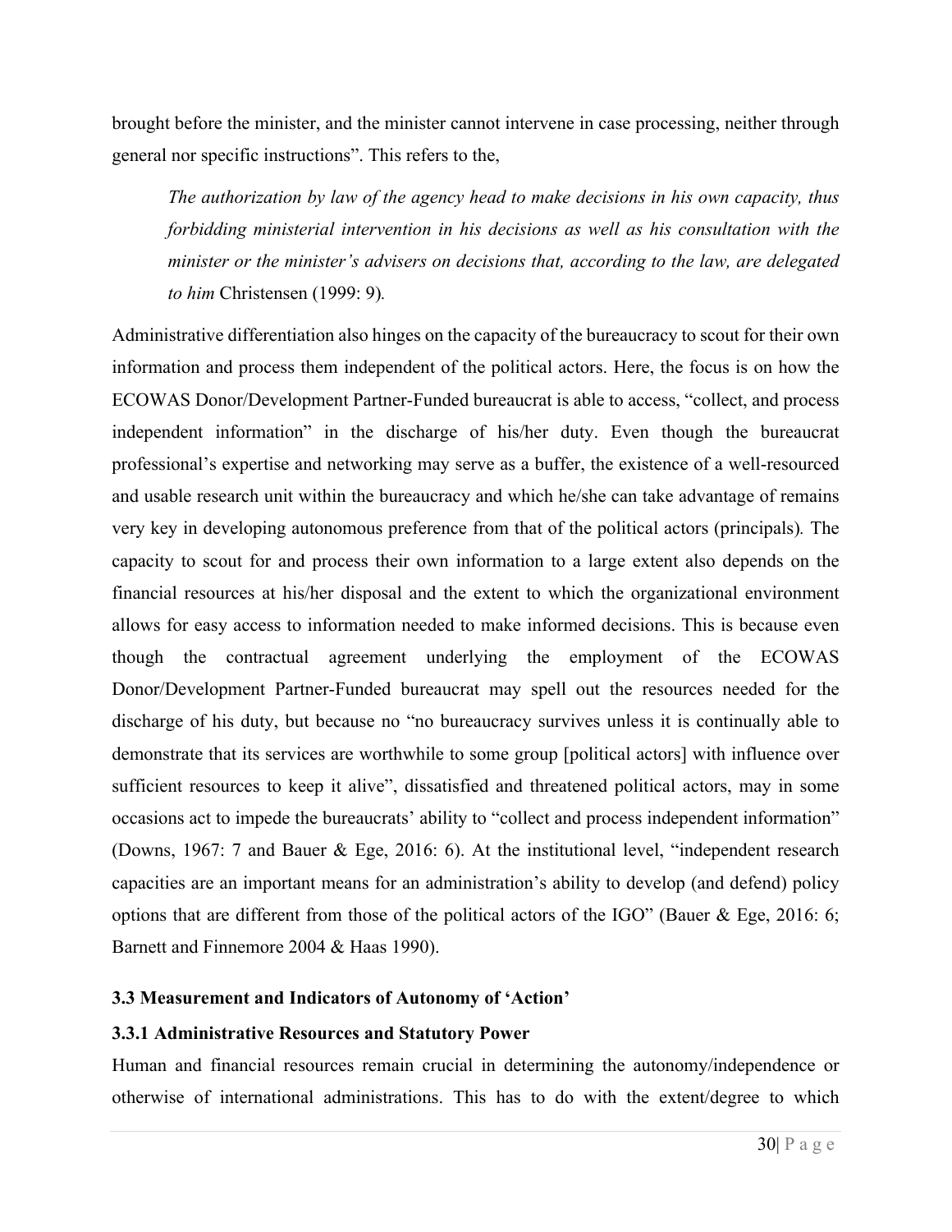brought before the minister, and the minister cannot intervene in case processing, neither through general nor specific instructions". This refers to the,

> *The authorization by law of the agency head to make decisions in his own capacity, thus forbidding ministerial intervention in his decisions as well as his consultation with the minister or the minister's advisers on decisions that, according to the law, are delegated to him* Christensen (1999: 9)*.*

Administrative differentiation also hinges on the capacity of the bureaucracy to scout for their own information and process them independent of the political actors. Here, the focus is on how the ECOWAS Donor/Development Partner-Funded bureaucrat is able to access, "collect, and process independent information" in the discharge of his/her duty. Even though the bureaucrat professional's expertise and networking may serve as a buffer, the existence of a well-resourced and usable research unit within the bureaucracy and which he/she can take advantage of remains very key in developing autonomous preference from that of the political actors (principals)*.* The capacity to scout for and process their own information to a large extent also depends on the financial resources at his/her disposal and the extent to which the organizational environment allows for easy access to information needed to make informed decisions. This is because even though the contractual agreement underlying the employment of the ECOWAS Donor/Development Partner-Funded bureaucrat may spell out the resources needed for the discharge of his duty, but because no "no bureaucracy survives unless it is continually able to demonstrate that its services are worthwhile to some group [political actors] with influence over sufficient resources to keep it alive", dissatisfied and threatened political actors, may in some occasions act to impede the bureaucrats' ability to "collect and process independent information" (Downs, 1967: 7 and Bauer & Ege, 2016: 6). At the institutional level, "independent research capacities are an important means for an administration's ability to develop (and defend) policy options that are different from those of the political actors of the IGO" (Bauer & Ege, 2016: 6; Barnett and Finnemore 2004 & Haas 1990).

### 3.3 Measurement and Indicators of Autonomy of 'Action'

#### 3.3.1 Administrative Resources and Statutory Power

Human and financial resources remain crucial in determining the autonomy/independence or otherwise of international administrations. This has to do with the extent/degree to which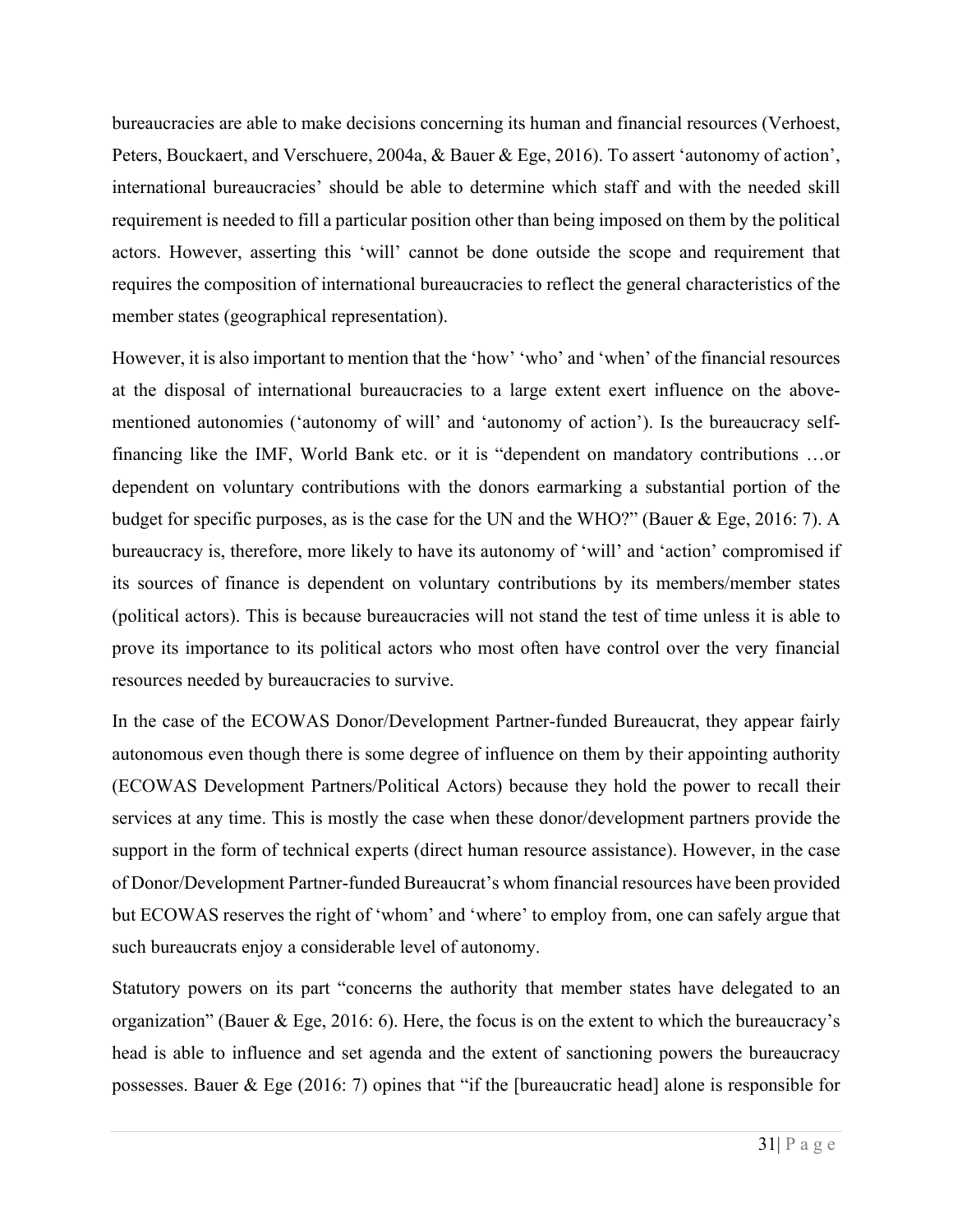bureaucracies are able to make decisions concerning its human and financial resources (Verhoest, Peters, Bouckaert, and Verschuere, 2004a, & Bauer & Ege, 2016). To assert 'autonomy of action', international bureaucracies' should be able to determine which staff and with the needed skill requirement is needed to fill a particular position other than being imposed on them by the political actors. However, asserting this 'will' cannot be done outside the scope and requirement that requires the composition of international bureaucracies to reflect the general characteristics of the member states (geographical representation).

However, it is also important to mention that the 'how' 'who' and 'when' of the financial resources at the disposal of international bureaucracies to a large extent exert influence on the above-mentioned autonomies ('autonomy of will' and 'autonomy of action'). Is the bureaucracy self-financing like the IMF, World Bank etc. or it is "dependent on mandatory contributions …or dependent on voluntary contributions with the donors earmarking a substantial portion of the budget for specific purposes, as is the case for the UN and the WHO?" (Bauer & Ege, 2016: 7). A bureaucracy is, therefore, more likely to have its autonomy of 'will' and 'action' compromised if its sources of finance is dependent on voluntary contributions by its members/member states (political actors). This is because bureaucracies will not stand the test of time unless it is able to prove its importance to its political actors who most often have control over the very financial resources needed by bureaucracies to survive.

In the case of the ECOWAS Donor/Development Partner-funded Bureaucrat, they appear fairly autonomous even though there is some degree of influence on them by their appointing authority (ECOWAS Development Partners/Political Actors) because they hold the power to recall their services at any time. This is mostly the case when these donor/development partners provide the support in the form of technical experts (direct human resource assistance). However, in the case of Donor/Development Partner-funded Bureaucrat's whom financial resources have been provided but ECOWAS reserves the right of 'whom' and 'where' to employ from, one can safely argue that such bureaucrats enjoy a considerable level of autonomy.

Statutory powers on its part "concerns the authority that member states have delegated to an organization" (Bauer & Ege, 2016: 6). Here, the focus is on the extent to which the bureaucracy's head is able to influence and set agenda and the extent of sanctioning powers the bureaucracy possesses. Bauer & Ege (2016: 7) opines that "if the [bureaucratic head] alone is responsible for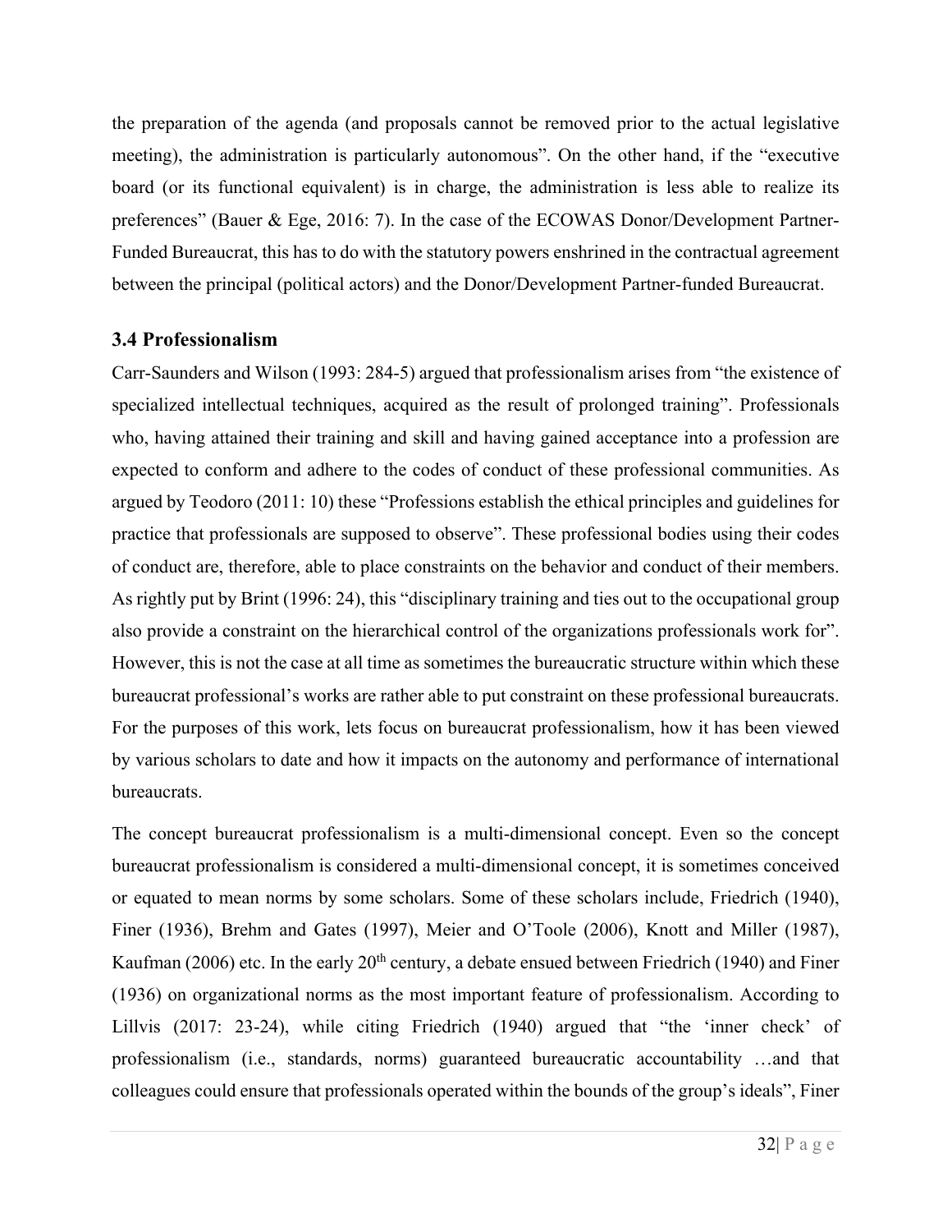the preparation of the agenda (and proposals cannot be removed prior to the actual legislative meeting), the administration is particularly autonomous". On the other hand, if the "executive board (or its functional equivalent) is in charge, the administration is less able to realize its preferences" (Bauer & Ege, 2016: 7). In the case of the ECOWAS Donor/Development Partner-Funded Bureaucrat, this has to do with the statutory powers enshrined in the contractual agreement between the principal (political actors) and the Donor/Development Partner-funded Bureaucrat.

### 3.4 Professionalism

Carr-Saunders and Wilson (1993: 284-5) argued that professionalism arises from "the existence of specialized intellectual techniques, acquired as the result of prolonged training". Professionals who, having attained their training and skill and having gained acceptance into a profession are expected to conform and adhere to the codes of conduct of these professional communities. As argued by Teodoro (2011: 10) these "Professions establish the ethical principles and guidelines for practice that professionals are supposed to observe". These professional bodies using their codes of conduct are, therefore, able to place constraints on the behavior and conduct of their members. As rightly put by Brint (1996: 24), this "disciplinary training and ties out to the occupational group also provide a constraint on the hierarchical control of the organizations professionals work for". However, this is not the case at all time as sometimes the bureaucratic structure within which these bureaucrat professional's works are rather able to put constraint on these professional bureaucrats. For the purposes of this work, lets focus on bureaucrat professionalism, how it has been viewed by various scholars to date and how it impacts on the autonomy and performance of international bureaucrats.

The concept bureaucrat professionalism is a multi-dimensional concept. Even so the concept bureaucrat professionalism is considered a multi-dimensional concept, it is sometimes conceived or equated to mean norms by some scholars. Some of these scholars include, Friedrich (1940), Finer (1936), Brehm and Gates (1997), Meier and O'Toole (2006), Knott and Miller (1987), Kaufman (2006) etc. In the early 20th century, a debate ensued between Friedrich (1940) and Finer (1936) on organizational norms as the most important feature of professionalism. According to Lillvis (2017: 23-24), while citing Friedrich (1940) argued that "the 'inner check' of professionalism (i.e., standards, norms) guaranteed bureaucratic accountability …and that colleagues could ensure that professionals operated within the bounds of the group's ideals", Finer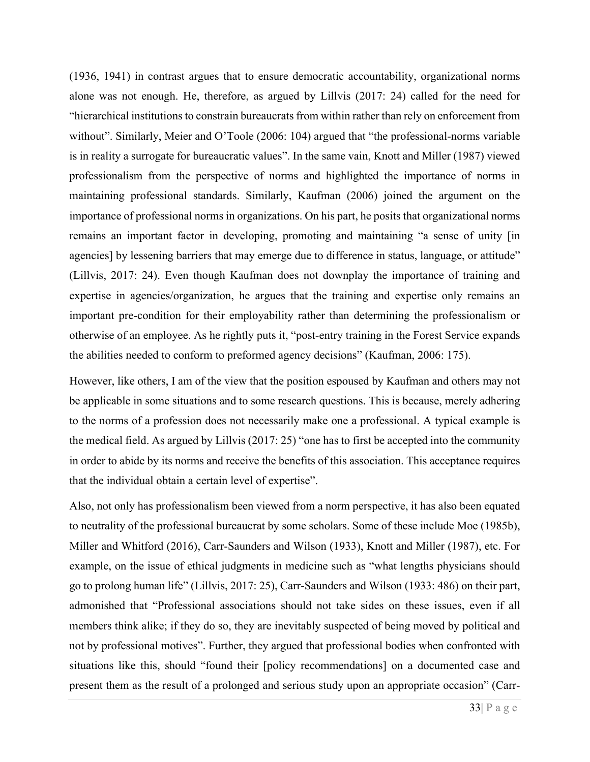(1936, 1941) in contrast argues that to ensure democratic accountability, organizational norms alone was not enough. He, therefore, as argued by Lillvis (2017: 24) called for the need for "hierarchical institutions to constrain bureaucrats from within rather than rely on enforcement from without". Similarly, Meier and O'Toole (2006: 104) argued that "the professional-norms variable is in reality a surrogate for bureaucratic values". In the same vain, Knott and Miller (1987) viewed professionalism from the perspective of norms and highlighted the importance of norms in maintaining professional standards. Similarly, Kaufman (2006) joined the argument on the importance of professional norms in organizations. On his part, he posits that organizational norms remains an important factor in developing, promoting and maintaining "a sense of unity [in agencies] by lessening barriers that may emerge due to difference in status, language, or attitude" (Lillvis, 2017: 24). Even though Kaufman does not downplay the importance of training and expertise in agencies/organization, he argues that the training and expertise only remains an important pre-condition for their employability rather than determining the professionalism or otherwise of an employee. As he rightly puts it, "post-entry training in the Forest Service expands the abilities needed to conform to preformed agency decisions" (Kaufman, 2006: 175).

However, like others, I am of the view that the position espoused by Kaufman and others may not be applicable in some situations and to some research questions. This is because, merely adhering to the norms of a profession does not necessarily make one a professional. A typical example is the medical field. As argued by Lillvis (2017: 25) "one has to first be accepted into the community in order to abide by its norms and receive the benefits of this association. This acceptance requires that the individual obtain a certain level of expertise".

Also, not only has professionalism been viewed from a norm perspective, it has also been equated to neutrality of the professional bureaucrat by some scholars. Some of these include Moe (1985b), Miller and Whitford (2016), Carr-Saunders and Wilson (1933), Knott and Miller (1987), etc. For example, on the issue of ethical judgments in medicine such as "what lengths physicians should go to prolong human life" (Lillvis, 2017: 25), Carr-Saunders and Wilson (1933: 486) on their part, admonished that "Professional associations should not take sides on these issues, even if all members think alike; if they do so, they are inevitably suspected of being moved by political and not by professional motives". Further, they argued that professional bodies when confronted with situations like this, should "found their [policy recommendations] on a documented case and present them as the result of a prolonged and serious study upon an appropriate occasion" (Carr-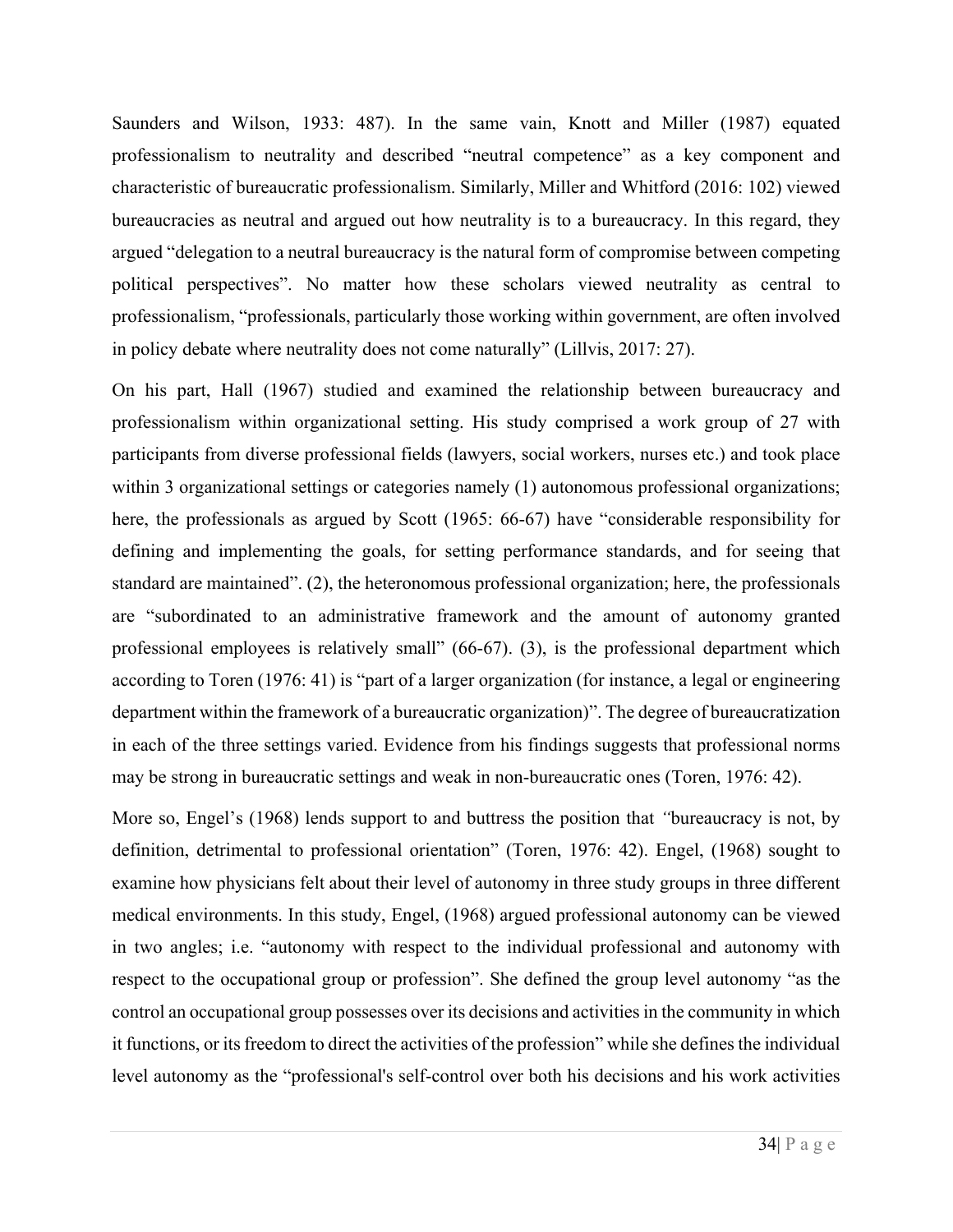Saunders and Wilson, 1933: 487). In the same vain, Knott and Miller (1987) equated professionalism to neutrality and described "neutral competence" as a key component and characteristic of bureaucratic professionalism. Similarly, Miller and Whitford (2016: 102) viewed bureaucracies as neutral and argued out how neutrality is to a bureaucracy. In this regard, they argued "delegation to a neutral bureaucracy is the natural form of compromise between competing political perspectives". No matter how these scholars viewed neutrality as central to professionalism, "professionals, particularly those working within government, are often involved in policy debate where neutrality does not come naturally" (Lillvis, 2017: 27).

On his part, Hall (1967) studied and examined the relationship between bureaucracy and professionalism within organizational setting. His study comprised a work group of 27 with participants from diverse professional fields (lawyers, social workers, nurses etc.) and took place within 3 organizational settings or categories namely (1) autonomous professional organizations; here, the professionals as argued by Scott (1965: 66-67) have "considerable responsibility for defining and implementing the goals, for setting performance standards, and for seeing that standard are maintained". (2), the heteronomous professional organization; here, the professionals are "subordinated to an administrative framework and the amount of autonomy granted professional employees is relatively small" (66-67). (3), is the professional department which according to Toren (1976: 41) is "part of a larger organization (for instance, a legal or engineering department within the framework of a bureaucratic organization)". The degree of bureaucratization in each of the three settings varied. Evidence from his findings suggests that professional norms may be strong in bureaucratic settings and weak in non-bureaucratic ones (Toren, 1976: 42).

More so, Engel's (1968) lends support to and buttress the position that *"*bureaucracy is not, by definition, detrimental to professional orientation" (Toren, 1976: 42). Engel, (1968) sought to examine how physicians felt about their level of autonomy in three study groups in three different medical environments. In this study, Engel, (1968) argued professional autonomy can be viewed in two angles; i.e. "autonomy with respect to the individual professional and autonomy with respect to the occupational group or profession". She defined the group level autonomy "as the control an occupational group possesses over its decisions and activities in the community in which it functions, or its freedom to direct the activities of the profession" while she defines the individual level autonomy as the "professional's self-control over both his decisions and his work activities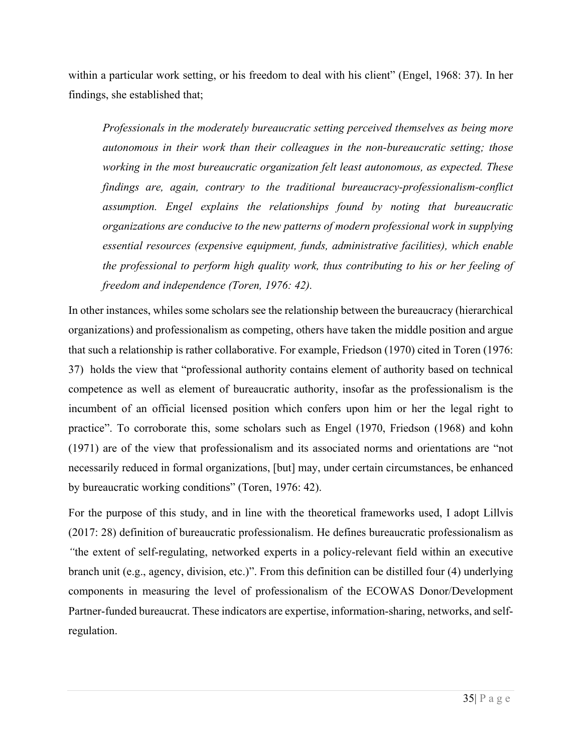within a particular work setting, or his freedom to deal with his client" (Engel, 1968: 37). In her findings, she established that;

> *Professionals in the moderately bureaucratic setting perceived themselves as being more autonomous in their work than their colleagues in the non-bureaucratic setting; those working in the most bureaucratic organization felt least autonomous, as expected. These findings are, again, contrary to the traditional bureaucracy-professionalism-conflict assumption. Engel explains the relationships found by noting that bureaucratic organizations are conducive to the new patterns of modern professional work in supplying essential resources (expensive equipment, funds, administrative facilities), which enable the professional to perform high quality work, thus contributing to his or her feeling of freedom and independence (Toren, 1976: 42).*

In other instances, whiles some scholars see the relationship between the bureaucracy (hierarchical organizations) and professionalism as competing, others have taken the middle position and argue that such a relationship is rather collaborative. For example, Friedson (1970) cited in Toren (1976: 37) holds the view that "professional authority contains element of authority based on technical competence as well as element of bureaucratic authority, insofar as the professionalism is the incumbent of an official licensed position which confers upon him or her the legal right to practice". To corroborate this, some scholars such as Engel (1970, Friedson (1968) and kohn (1971) are of the view that professionalism and its associated norms and orientations are "not necessarily reduced in formal organizations, [but] may, under certain circumstances, be enhanced by bureaucratic working conditions" (Toren, 1976: 42).

For the purpose of this study, and in line with the theoretical frameworks used, I adopt Lillvis (2017: 28) definition of bureaucratic professionalism. He defines bureaucratic professionalism as *"*the extent of self-regulating, networked experts in a policy-relevant field within an executive branch unit (e.g., agency, division, etc.)". From this definition can be distilled four (4) underlying components in measuring the level of professionalism of the ECOWAS Donor/Development Partner-funded bureaucrat. These indicators are expertise, information-sharing, networks, and self-regulation.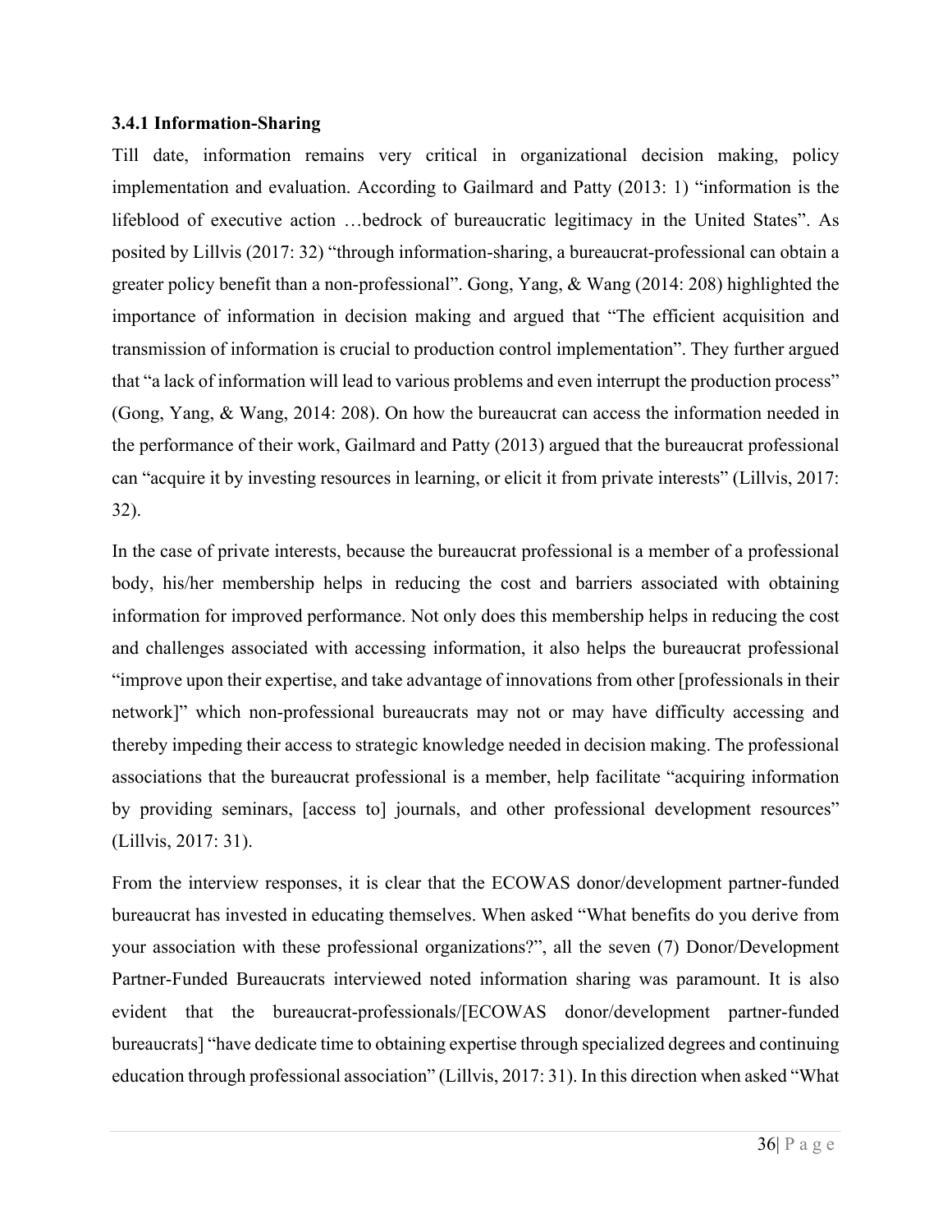### 3.4.1 Information-Sharing

Till date, information remains very critical in organizational decision making, policy implementation and evaluation. According to Gailmard and Patty (2013: 1) "information is the lifeblood of executive action …bedrock of bureaucratic legitimacy in the United States". As posited by Lillvis (2017: 32) "through information-sharing, a bureaucrat-professional can obtain a greater policy benefit than a non-professional". Gong, Yang, & Wang (2014: 208) highlighted the importance of information in decision making and argued that "The efficient acquisition and transmission of information is crucial to production control implementation". They further argued that "a lack of information will lead to various problems and even interrupt the production process" (Gong, Yang, & Wang, 2014: 208). On how the bureaucrat can access the information needed in the performance of their work, Gailmard and Patty (2013) argued that the bureaucrat professional can "acquire it by investing resources in learning, or elicit it from private interests" (Lillvis, 2017: 32).

In the case of private interests, because the bureaucrat professional is a member of a professional body, his/her membership helps in reducing the cost and barriers associated with obtaining information for improved performance. Not only does this membership helps in reducing the cost and challenges associated with accessing information, it also helps the bureaucrat professional "improve upon their expertise, and take advantage of innovations from other [professionals in their network]" which non-professional bureaucrats may not or may have difficulty accessing and thereby impeding their access to strategic knowledge needed in decision making. The professional associations that the bureaucrat professional is a member, help facilitate "acquiring information by providing seminars, [access to] journals, and other professional development resources" (Lillvis, 2017: 31).

From the interview responses, it is clear that the ECOWAS donor/development partner-funded bureaucrat has invested in educating themselves. When asked "What benefits do you derive from your association with these professional organizations?", all the seven (7) Donor/Development Partner-Funded Bureaucrats interviewed noted information sharing was paramount. It is also evident that the bureaucrat-professionals/[ECOWAS donor/development partner-funded bureaucrats] "have dedicate time to obtaining expertise through specialized degrees and continuing education through professional association" (Lillvis, 2017: 31). In this direction when asked "What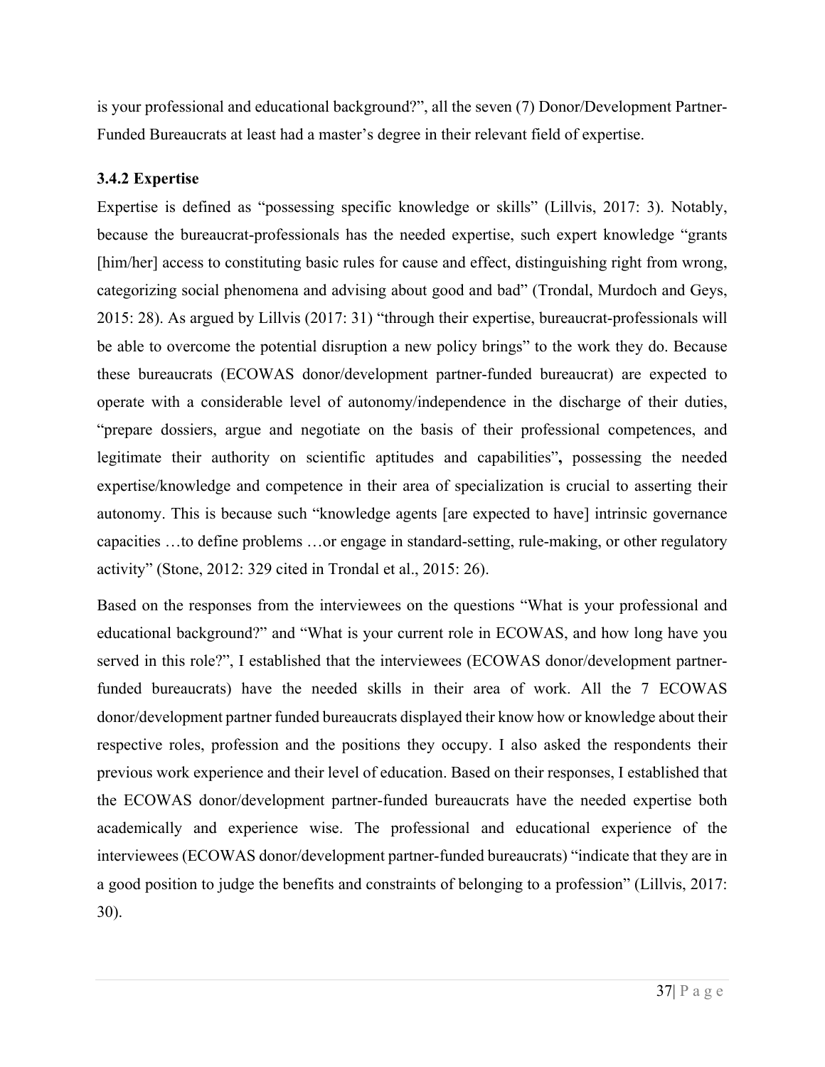is your professional and educational background?", all the seven (7) Donor/Development Partner-Funded Bureaucrats at least had a master's degree in their relevant field of expertise.

### 3.4.2 Expertise

Expertise is defined as "possessing specific knowledge or skills" (Lillvis, 2017: 3). Notably, because the bureaucrat-professionals has the needed expertise, such expert knowledge "grants [him/her] access to constituting basic rules for cause and effect, distinguishing right from wrong, categorizing social phenomena and advising about good and bad" (Trondal, Murdoch and Geys, 2015: 28). As argued by Lillvis (2017: 31) "through their expertise, bureaucrat-professionals will be able to overcome the potential disruption a new policy brings" to the work they do. Because these bureaucrats (ECOWAS donor/development partner-funded bureaucrat) are expected to operate with a considerable level of autonomy/independence in the discharge of their duties, "prepare dossiers, argue and negotiate on the basis of their professional competences, and legitimate their authority on scientific aptitudes and capabilities"**,** possessing the needed expertise/knowledge and competence in their area of specialization is crucial to asserting their autonomy. This is because such "knowledge agents [are expected to have] intrinsic governance capacities …to define problems …or engage in standard-setting, rule-making, or other regulatory activity" (Stone, 2012: 329 cited in Trondal et al., 2015: 26).

Based on the responses from the interviewees on the questions "What is your professional and educational background?" and "What is your current role in ECOWAS, and how long have you served in this role?", I established that the interviewees (ECOWAS donor/development partner-funded bureaucrats) have the needed skills in their area of work. All the 7 ECOWAS donor/development partner funded bureaucrats displayed their know how or knowledge about their respective roles, profession and the positions they occupy. I also asked the respondents their previous work experience and their level of education. Based on their responses, I established that the ECOWAS donor/development partner-funded bureaucrats have the needed expertise both academically and experience wise. The professional and educational experience of the interviewees (ECOWAS donor/development partner-funded bureaucrats) "indicate that they are in a good position to judge the benefits and constraints of belonging to a profession" (Lillvis, 2017: 30).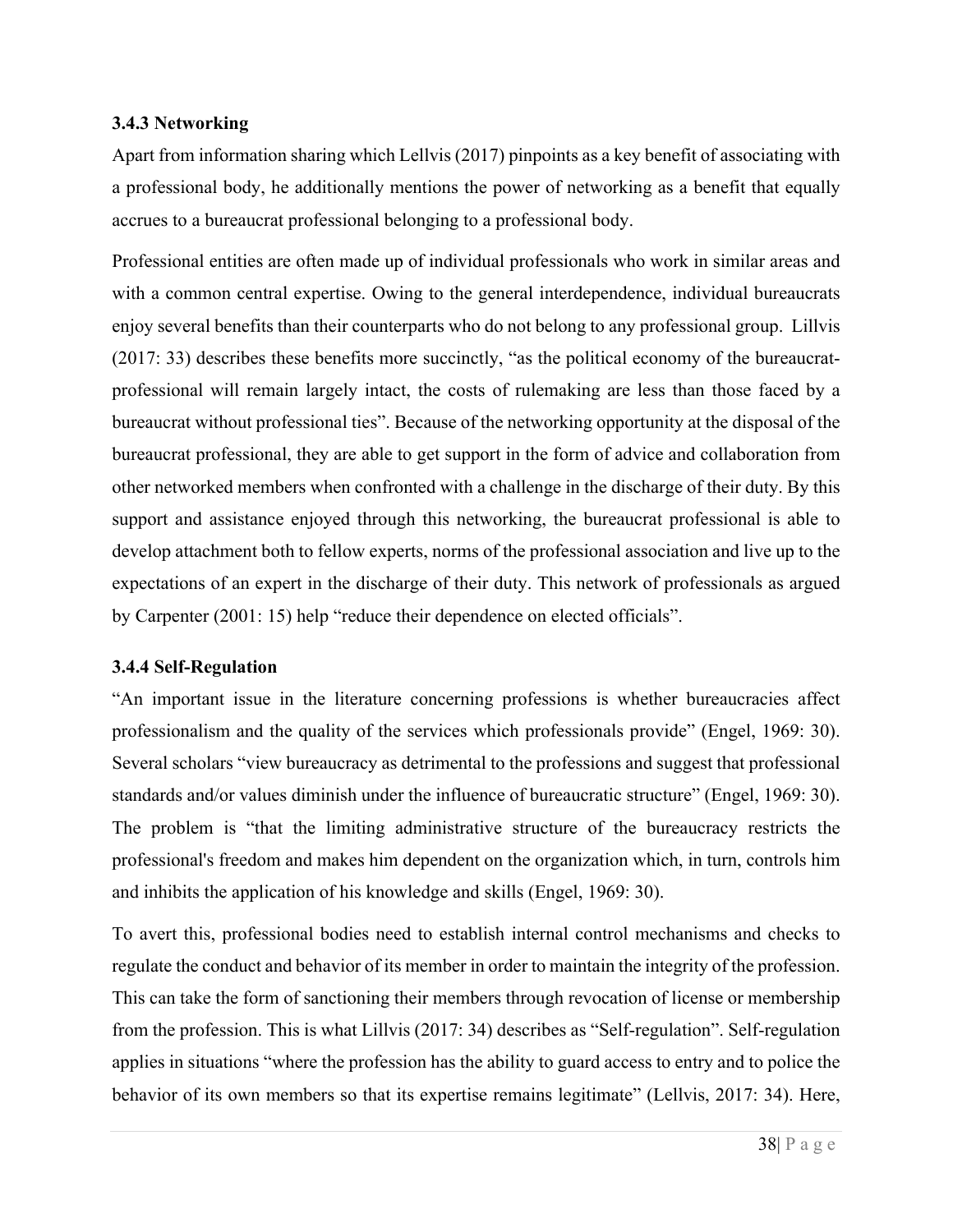### 3.4.3 Networking

Apart from information sharing which Lellvis (2017) pinpoints as a key benefit of associating with a professional body, he additionally mentions the power of networking as a benefit that equally accrues to a bureaucrat professional belonging to a professional body.

Professional entities are often made up of individual professionals who work in similar areas and with a common central expertise. Owing to the general interdependence, individual bureaucrats enjoy several benefits than their counterparts who do not belong to any professional group. Lillvis (2017: 33) describes these benefits more succinctly, "as the political economy of the bureaucrat-professional will remain largely intact, the costs of rulemaking are less than those faced by a bureaucrat without professional ties". Because of the networking opportunity at the disposal of the bureaucrat professional, they are able to get support in the form of advice and collaboration from other networked members when confronted with a challenge in the discharge of their duty. By this support and assistance enjoyed through this networking, the bureaucrat professional is able to develop attachment both to fellow experts, norms of the professional association and live up to the expectations of an expert in the discharge of their duty. This network of professionals as argued by Carpenter (2001: 15) help "reduce their dependence on elected officials".

### 3.4.4 Self-Regulation

"An important issue in the literature concerning professions is whether bureaucracies affect professionalism and the quality of the services which professionals provide" (Engel, 1969: 30). Several scholars "view bureaucracy as detrimental to the professions and suggest that professional standards and/or values diminish under the influence of bureaucratic structure" (Engel, 1969: 30). The problem is "that the limiting administrative structure of the bureaucracy restricts the professional's freedom and makes him dependent on the organization which, in turn, controls him and inhibits the application of his knowledge and skills (Engel, 1969: 30).

To avert this, professional bodies need to establish internal control mechanisms and checks to regulate the conduct and behavior of its member in order to maintain the integrity of the profession. This can take the form of sanctioning their members through revocation of license or membership from the profession. This is what Lillvis (2017: 34) describes as "Self-regulation". Self-regulation applies in situations "where the profession has the ability to guard access to entry and to police the behavior of its own members so that its expertise remains legitimate" (Lellvis, 2017: 34). Here,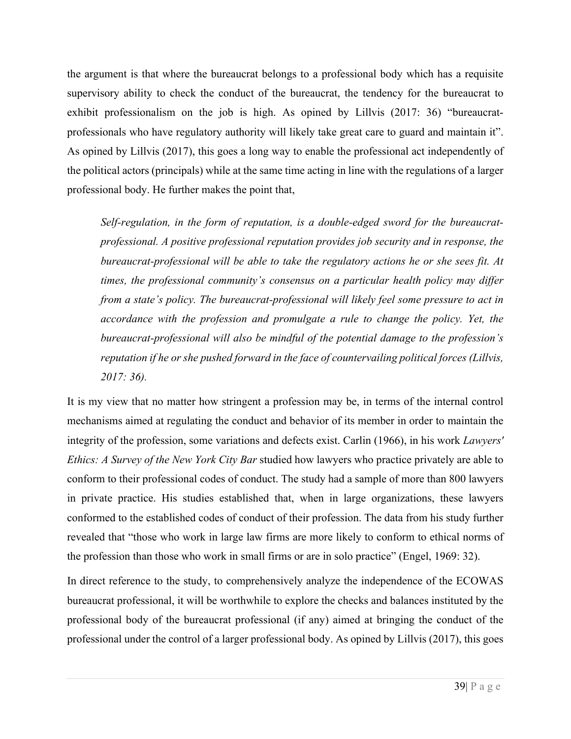the argument is that where the bureaucrat belongs to a professional body which has a requisite supervisory ability to check the conduct of the bureaucrat, the tendency for the bureaucrat to exhibit professionalism on the job is high. As opined by Lillvis (2017: 36) "bureaucrat-professionals who have regulatory authority will likely take great care to guard and maintain it". As opined by Lillvis (2017), this goes a long way to enable the professional act independently of the political actors (principals) while at the same time acting in line with the regulations of a larger professional body. He further makes the point that,

> *Self-regulation, in the form of reputation, is a double-edged sword for the bureaucrat-professional. A positive professional reputation provides job security and in response, the bureaucrat-professional will be able to take the regulatory actions he or she sees fit. At times, the professional community's consensus on a particular health policy may differ from a state's policy. The bureaucrat-professional will likely feel some pressure to act in accordance with the profession and promulgate a rule to change the policy. Yet, the bureaucrat-professional will also be mindful of the potential damage to the profession's reputation if he or she pushed forward in the face of countervailing political forces (Lillvis, 2017: 36).*

It is my view that no matter how stringent a profession may be, in terms of the internal control mechanisms aimed at regulating the conduct and behavior of its member in order to maintain the integrity of the profession, some variations and defects exist. Carlin (1966), in his work *Lawyers' Ethics: A Survey of the New York City Bar* studied how lawyers who practice privately are able to conform to their professional codes of conduct. The study had a sample of more than 800 lawyers in private practice. His studies established that, when in large organizations, these lawyers conformed to the established codes of conduct of their profession. The data from his study further revealed that "those who work in large law firms are more likely to conform to ethical norms of the profession than those who work in small firms or are in solo practice" (Engel, 1969: 32).

In direct reference to the study, to comprehensively analyze the independence of the ECOWAS bureaucrat professional, it will be worthwhile to explore the checks and balances instituted by the professional body of the bureaucrat professional (if any) aimed at bringing the conduct of the professional under the control of a larger professional body. As opined by Lillvis (2017), this goes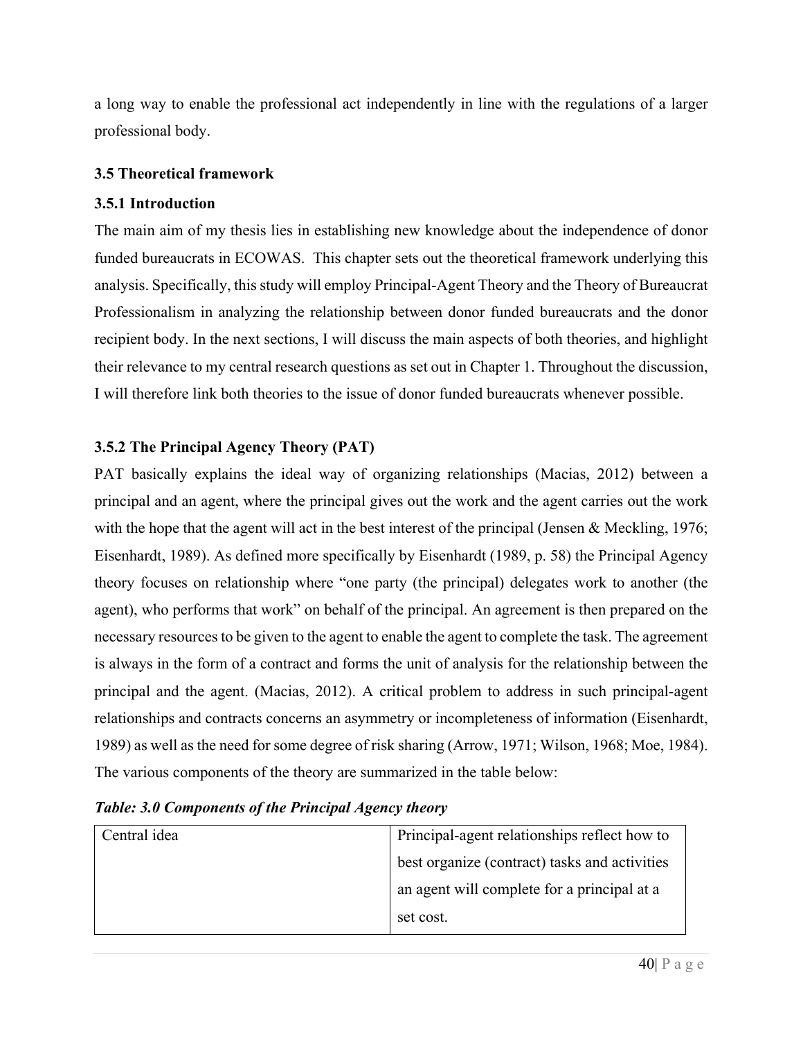a long way to enable the professional act independently in line with the regulations of a larger professional body.

### 3.5 Theoretical framework

### 3.5.1 Introduction

The main aim of my thesis lies in establishing new knowledge about the independence of donor funded bureaucrats in ECOWAS. This chapter sets out the theoretical framework underlying this analysis. Specifically, this study will employ Principal-Agent Theory and the Theory of Bureaucrat Professionalism in analyzing the relationship between donor funded bureaucrats and the donor recipient body. In the next sections, I will discuss the main aspects of both theories, and highlight their relevance to my central research questions as set out in Chapter 1. Throughout the discussion, I will therefore link both theories to the issue of donor funded bureaucrats whenever possible.

### 3.5.2 The Principal Agency Theory (PAT)

PAT basically explains the ideal way of organizing relationships (Macias, 2012) between a principal and an agent, where the principal gives out the work and the agent carries out the work with the hope that the agent will act in the best interest of the principal (Jensen & Meckling, 1976; Eisenhardt, 1989). As defined more specifically by Eisenhardt (1989, p. 58) the Principal Agency theory focuses on relationship where "one party (the principal) delegates work to another (the agent), who performs that work" on behalf of the principal. An agreement is then prepared on the necessary resources to be given to the agent to enable the agent to complete the task. The agreement is always in the form of a contract and forms the unit of analysis for the relationship between the principal and the agent. (Macias, 2012). A critical problem to address in such principal-agent relationships and contracts concerns an asymmetry or incompleteness of information (Eisenhardt, 1989) as well as the need for some degree of risk sharing (Arrow, 1971; Wilson, 1968; Moe, 1984). The various components of the theory are summarized in the table below:

***Table: 3.0 Components of the Principal Agency theory***

| Central idea | Principal-agent relationships reflect how to best organize (contract) tasks and activities an agent will complete for a principal at a set cost. |
|---|---|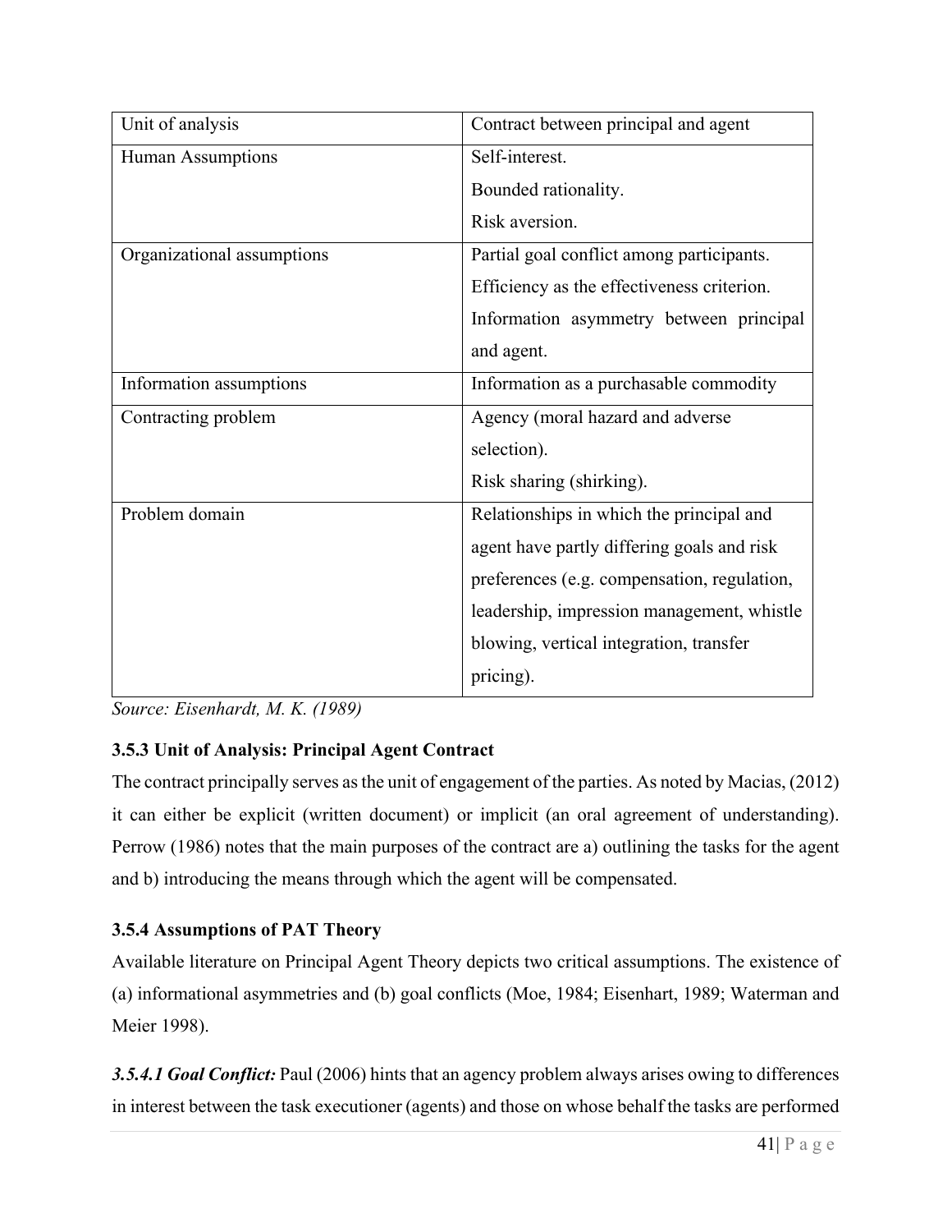| Unit of analysis | Contract between principal and agent |
|---|---|
| Human Assumptions | Self-interest.<br>Bounded rationality.<br>Risk aversion. |
| Organizational assumptions | Partial goal conflict among participants.<br>Efficiency as the effectiveness criterion.<br>Information asymmetry between principal and agent. |
| Information assumptions | Information as a purchasable commodity |
| Contracting problem | Agency (moral hazard and adverse selection).<br>Risk sharing (shirking). |
| Problem domain | Relationships in which the principal and agent have partly differing goals and risk preferences (e.g. compensation, regulation, leadership, impression management, whistle blowing, vertical integration, transfer pricing). |

*Source: Eisenhardt, M. K. (1989)*

### 3.5.3 Unit of Analysis: Principal Agent Contract

The contract principally serves as the unit of engagement of the parties. As noted by Macias, (2012) it can either be explicit (written document) or implicit (an oral agreement of understanding). Perrow (1986) notes that the main purposes of the contract are a) outlining the tasks for the agent and b) introducing the means through which the agent will be compensated.

### 3.5.4 Assumptions of PAT Theory

Available literature on Principal Agent Theory depicts two critical assumptions. The existence of (a) informational asymmetries and (b) goal conflicts (Moe, 1984; Eisenhart, 1989; Waterman and Meier 1998).

***3.5.4.1 Goal Conflict:*** Paul (2006) hints that an agency problem always arises owing to differences in interest between the task executioner (agents) and those on whose behalf the tasks are performed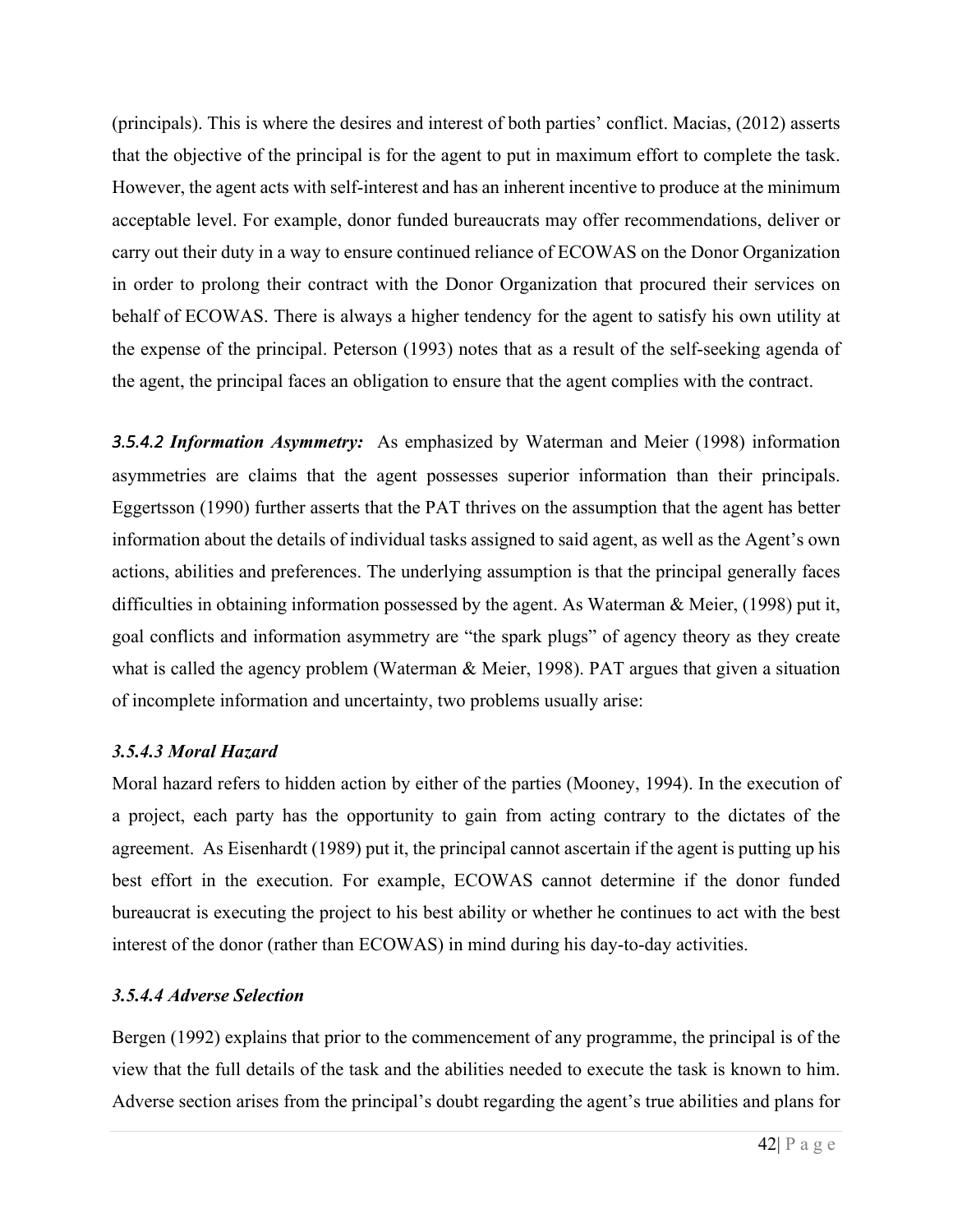(principals). This is where the desires and interest of both parties' conflict. Macias, (2012) asserts that the objective of the principal is for the agent to put in maximum effort to complete the task. However, the agent acts with self-interest and has an inherent incentive to produce at the minimum acceptable level. For example, donor funded bureaucrats may offer recommendations, deliver or carry out their duty in a way to ensure continued reliance of ECOWAS on the Donor Organization in order to prolong their contract with the Donor Organization that procured their services on behalf of ECOWAS. There is always a higher tendency for the agent to satisfy his own utility at the expense of the principal. Peterson (1993) notes that as a result of the self-seeking agenda of the agent, the principal faces an obligation to ensure that the agent complies with the contract.

***3.5.4.2 Information Asymmetry:*** As emphasized by Waterman and Meier (1998) information asymmetries are claims that the agent possesses superior information than their principals. Eggertsson (1990) further asserts that the PAT thrives on the assumption that the agent has better information about the details of individual tasks assigned to said agent, as well as the Agent's own actions, abilities and preferences. The underlying assumption is that the principal generally faces difficulties in obtaining information possessed by the agent. As Waterman & Meier, (1998) put it, goal conflicts and information asymmetry are "the spark plugs" of agency theory as they create what is called the agency problem (Waterman & Meier, 1998). PAT argues that given a situation of incomplete information and uncertainty, two problems usually arise:

#### *3.5.4.3 Moral Hazard*

Moral hazard refers to hidden action by either of the parties (Mooney, 1994). In the execution of a project, each party has the opportunity to gain from acting contrary to the dictates of the agreement. As Eisenhardt (1989) put it, the principal cannot ascertain if the agent is putting up his best effort in the execution. For example, ECOWAS cannot determine if the donor funded bureaucrat is executing the project to his best ability or whether he continues to act with the best interest of the donor (rather than ECOWAS) in mind during his day-to-day activities.

#### *3.5.4.4 Adverse Selection*

Bergen (1992) explains that prior to the commencement of any programme, the principal is of the view that the full details of the task and the abilities needed to execute the task is known to him. Adverse section arises from the principal's doubt regarding the agent's true abilities and plans for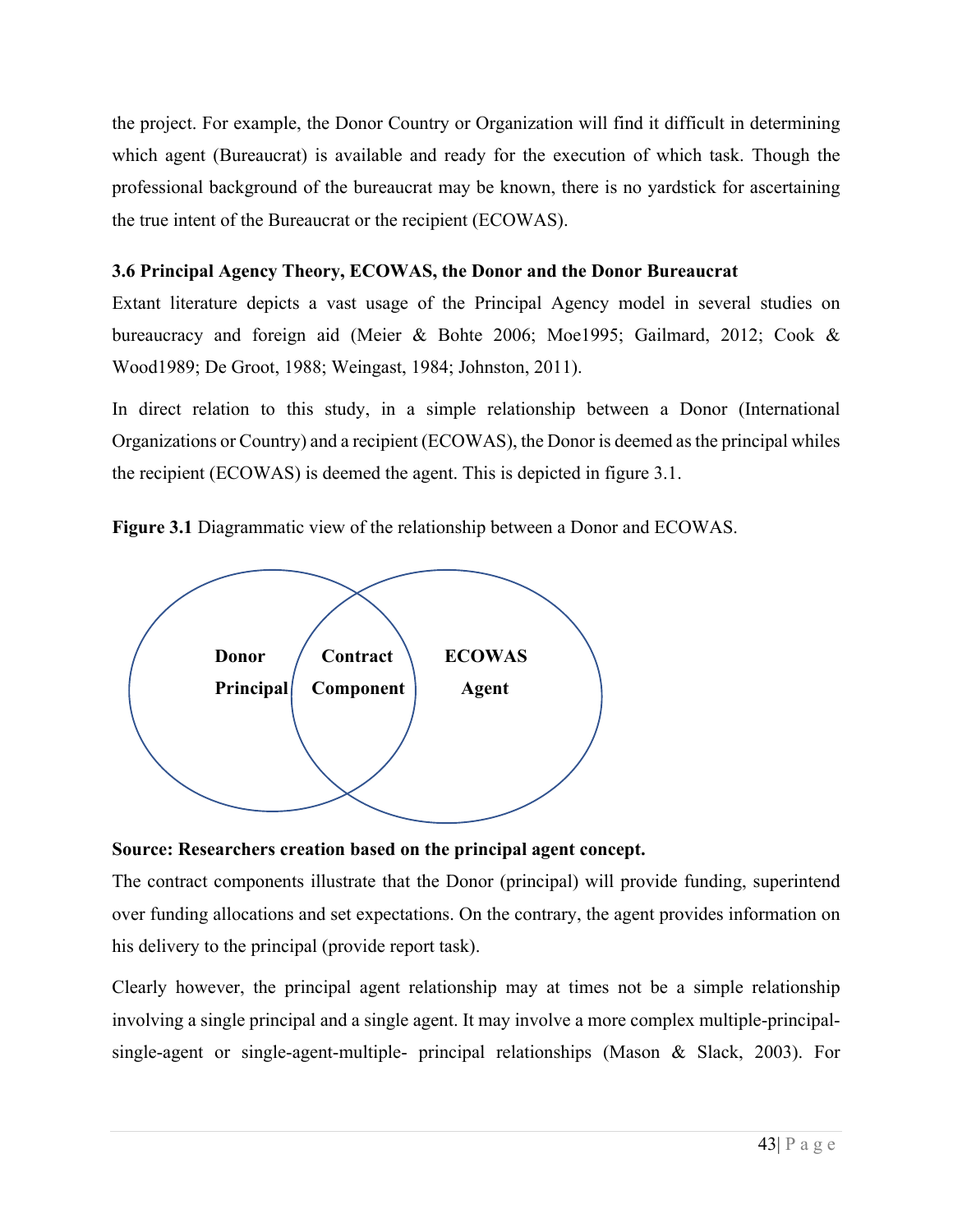the project. For example, the Donor Country or Organization will find it difficult in determining which agent (Bureaucrat) is available and ready for the execution of which task. Though the professional background of the bureaucrat may be known, there is no yardstick for ascertaining the true intent of the Bureaucrat or the recipient (ECOWAS).

### 3.6 Principal Agency Theory, ECOWAS, the Donor and the Donor Bureaucrat

Extant literature depicts a vast usage of the Principal Agency model in several studies on bureaucracy and foreign aid (Meier & Bohte 2006; Moe1995; Gailmard, 2012; Cook & Wood1989; De Groot, 1988; Weingast, 1984; Johnston, 2011).

In direct relation to this study, in a simple relationship between a Donor (International Organizations or Country) and a recipient (ECOWAS), the Donor is deemed as the principal whiles the recipient (ECOWAS) is deemed the agent. This is depicted in figure 3.1.

**Figure 3.1** Diagrammatic view of the relationship between a Donor and ECOWAS.

**Donor Principal** | **Contract Component** | **ECOWAS Agent**

**Source: Researchers creation based on the principal agent concept.**

The contract components illustrate that the Donor (principal) will provide funding, superintend over funding allocations and set expectations. On the contrary, the agent provides information on his delivery to the principal (provide report task).

Clearly however, the principal agent relationship may at times not be a simple relationship involving a single principal and a single agent. It may involve a more complex multiple-principal-single-agent or single-agent-multiple- principal relationships (Mason & Slack, 2003). For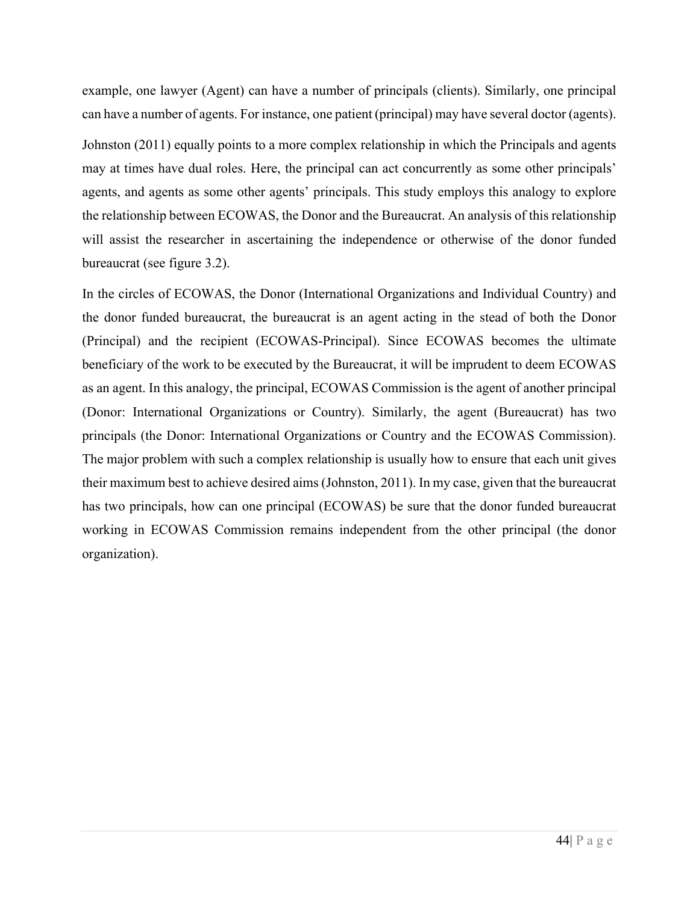example, one lawyer (Agent) can have a number of principals (clients). Similarly, one principal can have a number of agents. For instance, one patient (principal) may have several doctor (agents).

Johnston (2011) equally points to a more complex relationship in which the Principals and agents may at times have dual roles. Here, the principal can act concurrently as some other principals' agents, and agents as some other agents' principals. This study employs this analogy to explore the relationship between ECOWAS, the Donor and the Bureaucrat. An analysis of this relationship will assist the researcher in ascertaining the independence or otherwise of the donor funded bureaucrat (see figure 3.2).

In the circles of ECOWAS, the Donor (International Organizations and Individual Country) and the donor funded bureaucrat, the bureaucrat is an agent acting in the stead of both the Donor (Principal) and the recipient (ECOWAS-Principal). Since ECOWAS becomes the ultimate beneficiary of the work to be executed by the Bureaucrat, it will be imprudent to deem ECOWAS as an agent. In this analogy, the principal, ECOWAS Commission is the agent of another principal (Donor: International Organizations or Country). Similarly, the agent (Bureaucrat) has two principals (the Donor: International Organizations or Country and the ECOWAS Commission). The major problem with such a complex relationship is usually how to ensure that each unit gives their maximum best to achieve desired aims (Johnston, 2011). In my case, given that the bureaucrat has two principals, how can one principal (ECOWAS) be sure that the donor funded bureaucrat working in ECOWAS Commission remains independent from the other principal (the donor organization).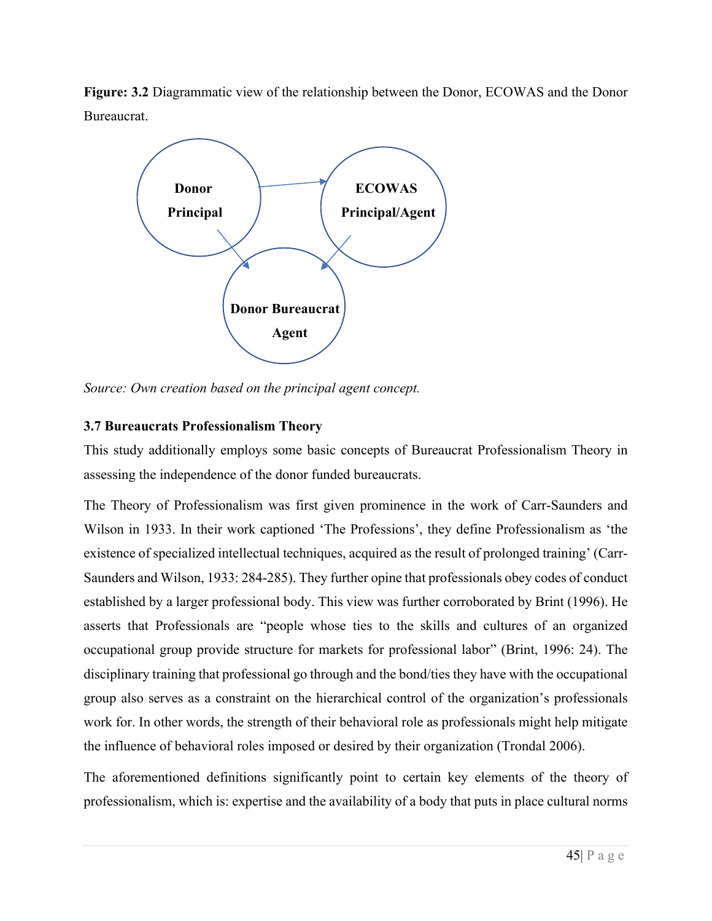**Figure: 3.2** Diagrammatic view of the relationship between the Donor, ECOWAS and the Donor Bureaucrat.

**Donor Principal**

**ECOWAS Principal/Agent**

**Donor Bureaucrat Agent**

*Source: Own creation based on the principal agent concept.*

### 3.7 Bureaucrats Professionalism Theory

This study additionally employs some basic concepts of Bureaucrat Professionalism Theory in assessing the independence of the donor funded bureaucrats.

The Theory of Professionalism was first given prominence in the work of Carr-Saunders and Wilson in 1933. In their work captioned 'The Professions', they define Professionalism as 'the existence of specialized intellectual techniques, acquired as the result of prolonged training' (Carr-Saunders and Wilson, 1933: 284-285). They further opine that professionals obey codes of conduct established by a larger professional body. This view was further corroborated by Brint (1996). He asserts that Professionals are "people whose ties to the skills and cultures of an organized occupational group provide structure for markets for professional labor" (Brint, 1996: 24). The disciplinary training that professional go through and the bond/ties they have with the occupational group also serves as a constraint on the hierarchical control of the organization's professionals work for. In other words, the strength of their behavioral role as professionals might help mitigate the influence of behavioral roles imposed or desired by their organization (Trondal 2006).

The aforementioned definitions significantly point to certain key elements of the theory of professionalism, which is: expertise and the availability of a body that puts in place cultural norms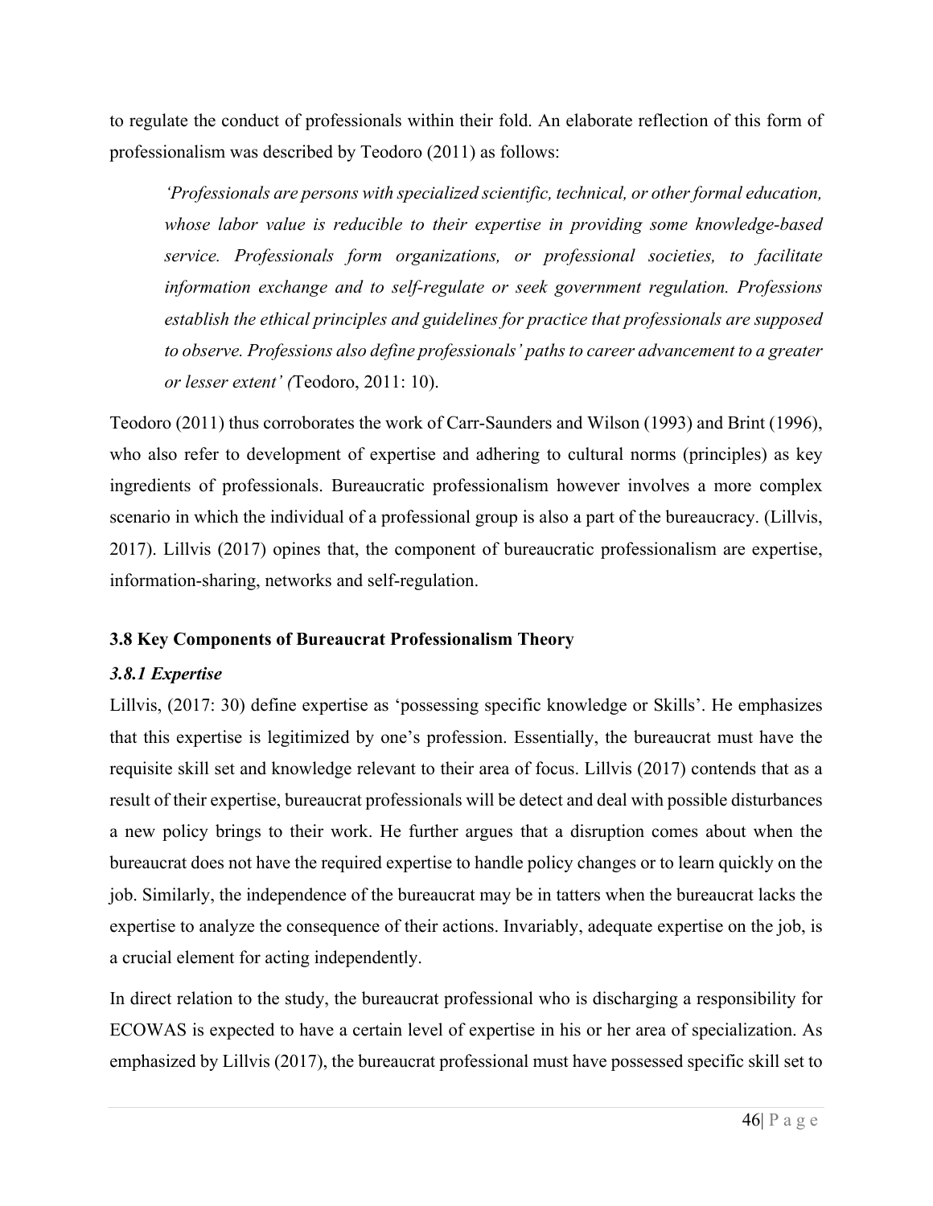to regulate the conduct of professionals within their fold. An elaborate reflection of this form of professionalism was described by Teodoro (2011) as follows:

> *'Professionals are persons with specialized scientific, technical, or other formal education, whose labor value is reducible to their expertise in providing some knowledge-based service. Professionals form organizations, or professional societies, to facilitate information exchange and to self-regulate or seek government regulation. Professions establish the ethical principles and guidelines for practice that professionals are supposed to observe. Professions also define professionals' paths to career advancement to a greater or lesser extent' (*Teodoro, 2011: 10).

Teodoro (2011) thus corroborates the work of Carr-Saunders and Wilson (1993) and Brint (1996), who also refer to development of expertise and adhering to cultural norms (principles) as key ingredients of professionals. Bureaucratic professionalism however involves a more complex scenario in which the individual of a professional group is also a part of the bureaucracy. (Lillvis, 2017). Lillvis (2017) opines that, the component of bureaucratic professionalism are expertise, information-sharing, networks and self-regulation.

### 3.8 Key Components of Bureaucrat Professionalism Theory

#### *3.8.1 Expertise*

Lillvis, (2017: 30) define expertise as 'possessing specific knowledge or Skills'. He emphasizes that this expertise is legitimized by one's profession. Essentially, the bureaucrat must have the requisite skill set and knowledge relevant to their area of focus. Lillvis (2017) contends that as a result of their expertise, bureaucrat professionals will be detect and deal with possible disturbances a new policy brings to their work. He further argues that a disruption comes about when the bureaucrat does not have the required expertise to handle policy changes or to learn quickly on the job. Similarly, the independence of the bureaucrat may be in tatters when the bureaucrat lacks the expertise to analyze the consequence of their actions. Invariably, adequate expertise on the job, is a crucial element for acting independently.

In direct relation to the study, the bureaucrat professional who is discharging a responsibility for ECOWAS is expected to have a certain level of expertise in his or her area of specialization. As emphasized by Lillvis (2017), the bureaucrat professional must have possessed specific skill set to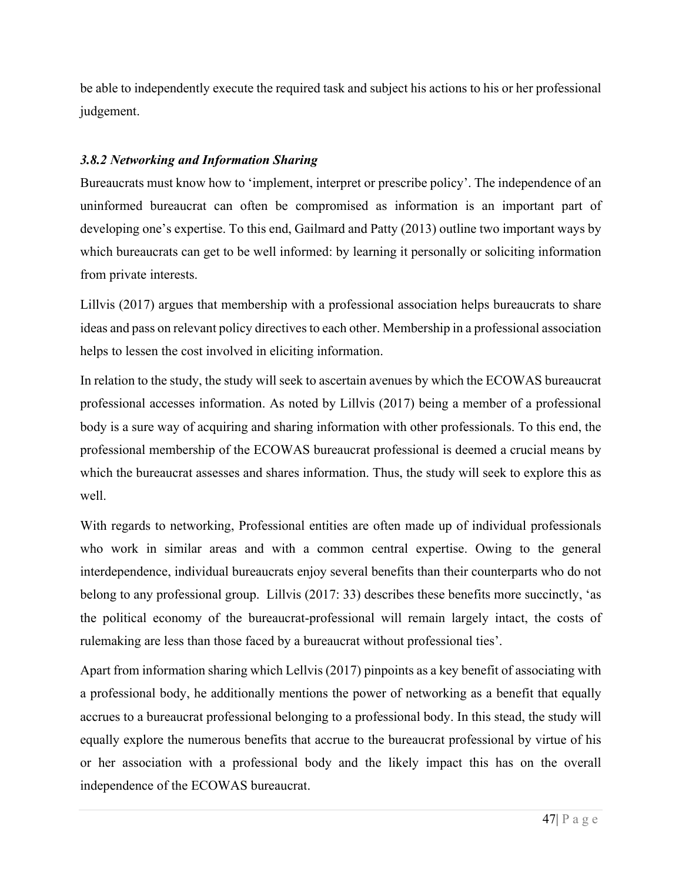be able to independently execute the required task and subject his actions to his or her professional judgement.

### *3.8.2 Networking and Information Sharing*

Bureaucrats must know how to 'implement, interpret or prescribe policy'. The independence of an uninformed bureaucrat can often be compromised as information is an important part of developing one's expertise. To this end, Gailmard and Patty (2013) outline two important ways by which bureaucrats can get to be well informed: by learning it personally or soliciting information from private interests.

Lillvis (2017) argues that membership with a professional association helps bureaucrats to share ideas and pass on relevant policy directives to each other. Membership in a professional association helps to lessen the cost involved in eliciting information.

In relation to the study, the study will seek to ascertain avenues by which the ECOWAS bureaucrat professional accesses information. As noted by Lillvis (2017) being a member of a professional body is a sure way of acquiring and sharing information with other professionals. To this end, the professional membership of the ECOWAS bureaucrat professional is deemed a crucial means by which the bureaucrat assesses and shares information. Thus, the study will seek to explore this as well.

With regards to networking, Professional entities are often made up of individual professionals who work in similar areas and with a common central expertise. Owing to the general interdependence, individual bureaucrats enjoy several benefits than their counterparts who do not belong to any professional group. Lillvis (2017: 33) describes these benefits more succinctly, 'as the political economy of the bureaucrat-professional will remain largely intact, the costs of rulemaking are less than those faced by a bureaucrat without professional ties'.

Apart from information sharing which Lellvis (2017) pinpoints as a key benefit of associating with a professional body, he additionally mentions the power of networking as a benefit that equally accrues to a bureaucrat professional belonging to a professional body. In this stead, the study will equally explore the numerous benefits that accrue to the bureaucrat professional by virtue of his or her association with a professional body and the likely impact this has on the overall independence of the ECOWAS bureaucrat.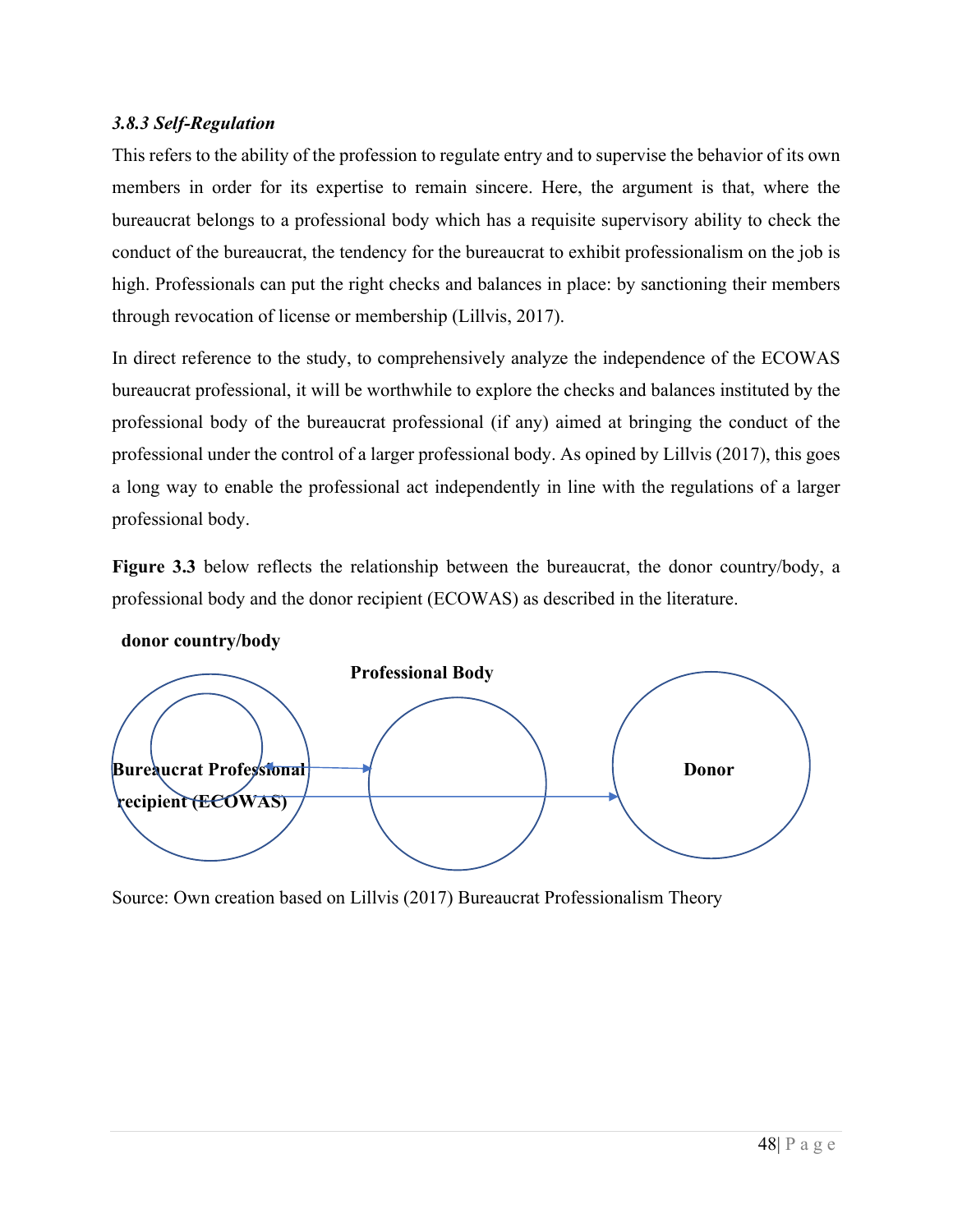### *3.8.3 Self-Regulation*

This refers to the ability of the profession to regulate entry and to supervise the behavior of its own members in order for its expertise to remain sincere. Here, the argument is that, where the bureaucrat belongs to a professional body which has a requisite supervisory ability to check the conduct of the bureaucrat, the tendency for the bureaucrat to exhibit professionalism on the job is high. Professionals can put the right checks and balances in place: by sanctioning their members through revocation of license or membership (Lillvis, 2017).

In direct reference to the study, to comprehensively analyze the independence of the ECOWAS bureaucrat professional, it will be worthwhile to explore the checks and balances instituted by the professional body of the bureaucrat professional (if any) aimed at bringing the conduct of the professional under the control of a larger professional body. As opined by Lillvis (2017), this goes a long way to enable the professional act independently in line with the regulations of a larger professional body.

**Figure 3.3** below reflects the relationship between the bureaucrat, the donor country/body, a professional body and the donor recipient (ECOWAS) as described in the literature.

**donor country/body**

**Professional Body**

**Bureaucrat Professional**

**recipient (ECOWAS)**

**Donor**

Source: Own creation based on Lillvis (2017) Bureaucrat Professionalism Theory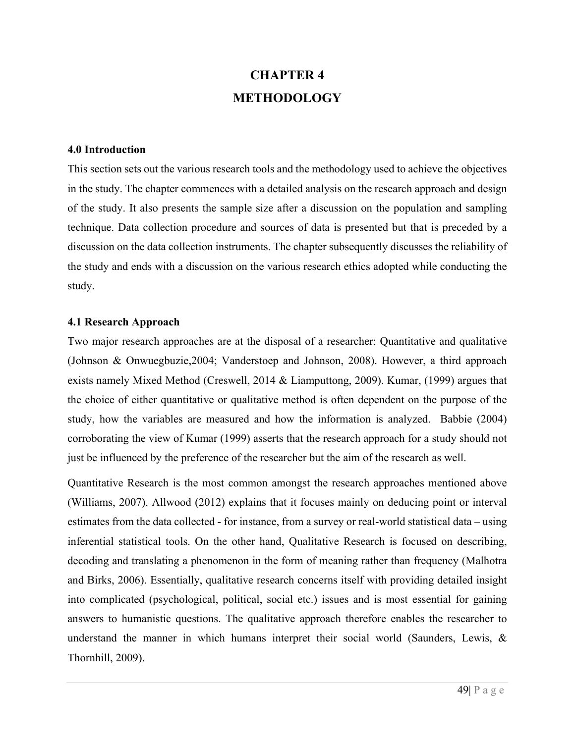# CHAPTER 4
# METHODOLOGY

### 4.0 Introduction

This section sets out the various research tools and the methodology used to achieve the objectives in the study. The chapter commences with a detailed analysis on the research approach and design of the study. It also presents the sample size after a discussion on the population and sampling technique. Data collection procedure and sources of data is presented but that is preceded by a discussion on the data collection instruments. The chapter subsequently discusses the reliability of the study and ends with a discussion on the various research ethics adopted while conducting the study.

### 4.1 Research Approach

Two major research approaches are at the disposal of a researcher: Quantitative and qualitative (Johnson & Onwuegbuzie,2004; Vanderstoep and Johnson, 2008). However, a third approach exists namely Mixed Method (Creswell, 2014 & Liamputtong, 2009). Kumar, (1999) argues that the choice of either quantitative or qualitative method is often dependent on the purpose of the study, how the variables are measured and how the information is analyzed. Babbie (2004) corroborating the view of Kumar (1999) asserts that the research approach for a study should not just be influenced by the preference of the researcher but the aim of the research as well.

Quantitative Research is the most common amongst the research approaches mentioned above (Williams, 2007). Allwood (2012) explains that it focuses mainly on deducing point or interval estimates from the data collected - for instance, from a survey or real-world statistical data – using inferential statistical tools. On the other hand, Qualitative Research is focused on describing, decoding and translating a phenomenon in the form of meaning rather than frequency (Malhotra and Birks, 2006). Essentially, qualitative research concerns itself with providing detailed insight into complicated (psychological, political, social etc.) issues and is most essential for gaining answers to humanistic questions. The qualitative approach therefore enables the researcher to understand the manner in which humans interpret their social world (Saunders, Lewis, & Thornhill, 2009).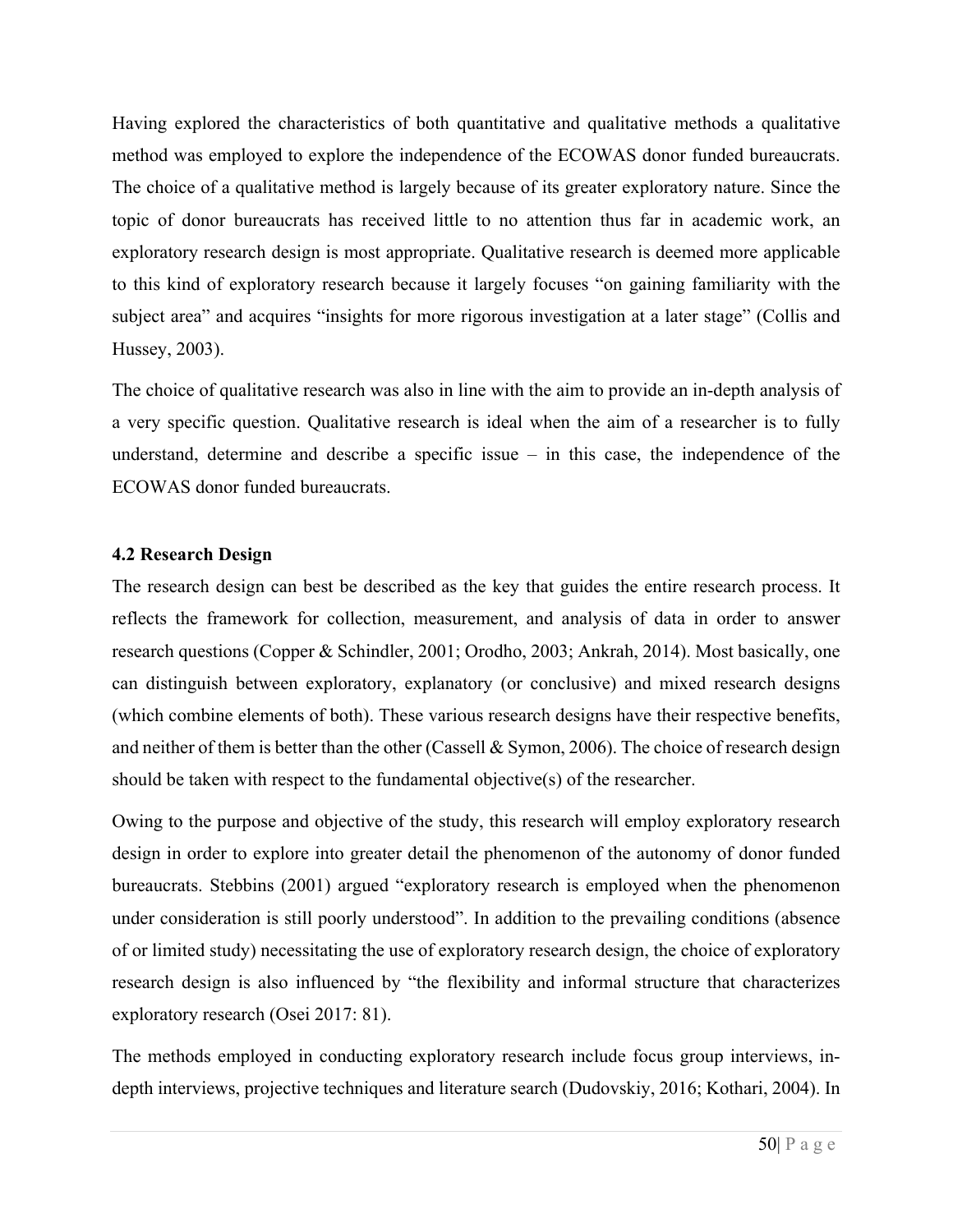Having explored the characteristics of both quantitative and qualitative methods a qualitative method was employed to explore the independence of the ECOWAS donor funded bureaucrats. The choice of a qualitative method is largely because of its greater exploratory nature. Since the topic of donor bureaucrats has received little to no attention thus far in academic work, an exploratory research design is most appropriate. Qualitative research is deemed more applicable to this kind of exploratory research because it largely focuses "on gaining familiarity with the subject area" and acquires "insights for more rigorous investigation at a later stage" (Collis and Hussey, 2003).

The choice of qualitative research was also in line with the aim to provide an in-depth analysis of a very specific question. Qualitative research is ideal when the aim of a researcher is to fully understand, determine and describe a specific issue – in this case, the independence of the ECOWAS donor funded bureaucrats.

## 4.2 Research Design

The research design can best be described as the key that guides the entire research process. It reflects the framework for collection, measurement, and analysis of data in order to answer research questions (Copper & Schindler, 2001; Orodho, 2003; Ankrah, 2014). Most basically, one can distinguish between exploratory, explanatory (or conclusive) and mixed research designs (which combine elements of both). These various research designs have their respective benefits, and neither of them is better than the other (Cassell & Symon, 2006). The choice of research design should be taken with respect to the fundamental objective(s) of the researcher.

Owing to the purpose and objective of the study, this research will employ exploratory research design in order to explore into greater detail the phenomenon of the autonomy of donor funded bureaucrats. Stebbins (2001) argued "exploratory research is employed when the phenomenon under consideration is still poorly understood". In addition to the prevailing conditions (absence of or limited study) necessitating the use of exploratory research design, the choice of exploratory research design is also influenced by "the flexibility and informal structure that characterizes exploratory research (Osei 2017: 81).

The methods employed in conducting exploratory research include focus group interviews, in-depth interviews, projective techniques and literature search (Dudovskiy, 2016; Kothari, 2004). In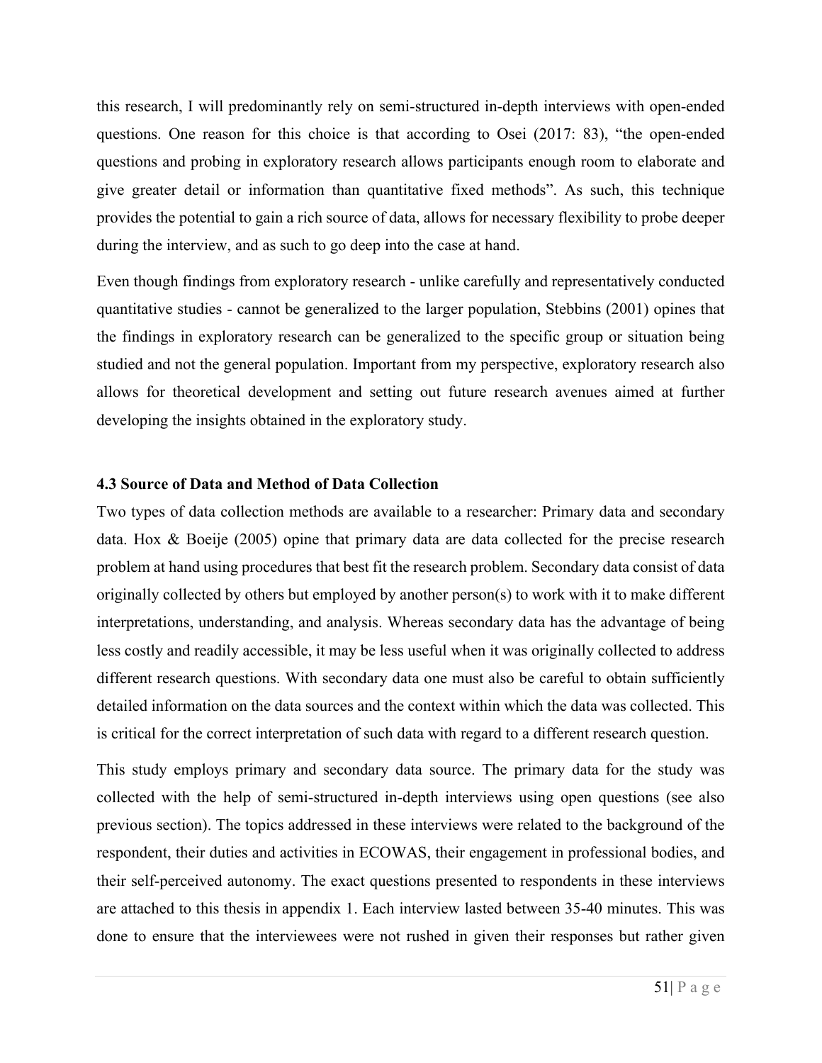this research, I will predominantly rely on semi-structured in-depth interviews with open-ended questions. One reason for this choice is that according to Osei (2017: 83), "the open-ended questions and probing in exploratory research allows participants enough room to elaborate and give greater detail or information than quantitative fixed methods". As such, this technique provides the potential to gain a rich source of data, allows for necessary flexibility to probe deeper during the interview, and as such to go deep into the case at hand.

Even though findings from exploratory research - unlike carefully and representatively conducted quantitative studies - cannot be generalized to the larger population, Stebbins (2001) opines that the findings in exploratory research can be generalized to the specific group or situation being studied and not the general population. Important from my perspective, exploratory research also allows for theoretical development and setting out future research avenues aimed at further developing the insights obtained in the exploratory study.

### 4.3 Source of Data and Method of Data Collection

Two types of data collection methods are available to a researcher: Primary data and secondary data. Hox & Boeije (2005) opine that primary data are data collected for the precise research problem at hand using procedures that best fit the research problem. Secondary data consist of data originally collected by others but employed by another person(s) to work with it to make different interpretations, understanding, and analysis. Whereas secondary data has the advantage of being less costly and readily accessible, it may be less useful when it was originally collected to address different research questions. With secondary data one must also be careful to obtain sufficiently detailed information on the data sources and the context within which the data was collected. This is critical for the correct interpretation of such data with regard to a different research question.

This study employs primary and secondary data source. The primary data for the study was collected with the help of semi-structured in-depth interviews using open questions (see also previous section). The topics addressed in these interviews were related to the background of the respondent, their duties and activities in ECOWAS, their engagement in professional bodies, and their self-perceived autonomy. The exact questions presented to respondents in these interviews are attached to this thesis in appendix 1. Each interview lasted between 35-40 minutes. This was done to ensure that the interviewees were not rushed in given their responses but rather given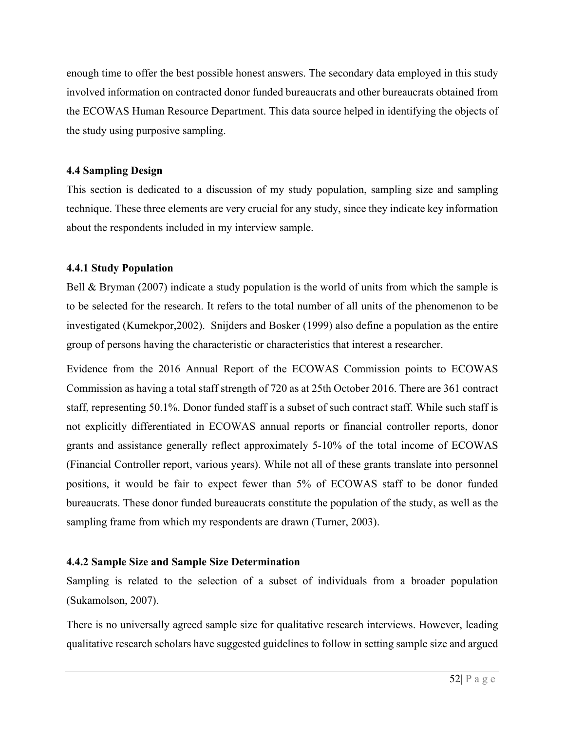enough time to offer the best possible honest answers. The secondary data employed in this study involved information on contracted donor funded bureaucrats and other bureaucrats obtained from the ECOWAS Human Resource Department. This data source helped in identifying the objects of the study using purposive sampling.

### 4.4 Sampling Design

This section is dedicated to a discussion of my study population, sampling size and sampling technique. These three elements are very crucial for any study, since they indicate key information about the respondents included in my interview sample.

#### 4.4.1 Study Population

Bell & Bryman (2007) indicate a study population is the world of units from which the sample is to be selected for the research. It refers to the total number of all units of the phenomenon to be investigated (Kumekpor,2002). Snijders and Bosker (1999) also define a population as the entire group of persons having the characteristic or characteristics that interest a researcher.

Evidence from the 2016 Annual Report of the ECOWAS Commission points to ECOWAS Commission as having a total staff strength of 720 as at 25th October 2016. There are 361 contract staff, representing 50.1%. Donor funded staff is a subset of such contract staff. While such staff is not explicitly differentiated in ECOWAS annual reports or financial controller reports, donor grants and assistance generally reflect approximately 5-10% of the total income of ECOWAS (Financial Controller report, various years). While not all of these grants translate into personnel positions, it would be fair to expect fewer than 5% of ECOWAS staff to be donor funded bureaucrats. These donor funded bureaucrats constitute the population of the study, as well as the sampling frame from which my respondents are drawn (Turner, 2003).

#### 4.4.2 Sample Size and Sample Size Determination

Sampling is related to the selection of a subset of individuals from a broader population (Sukamolson, 2007).

There is no universally agreed sample size for qualitative research interviews. However, leading qualitative research scholars have suggested guidelines to follow in setting sample size and argued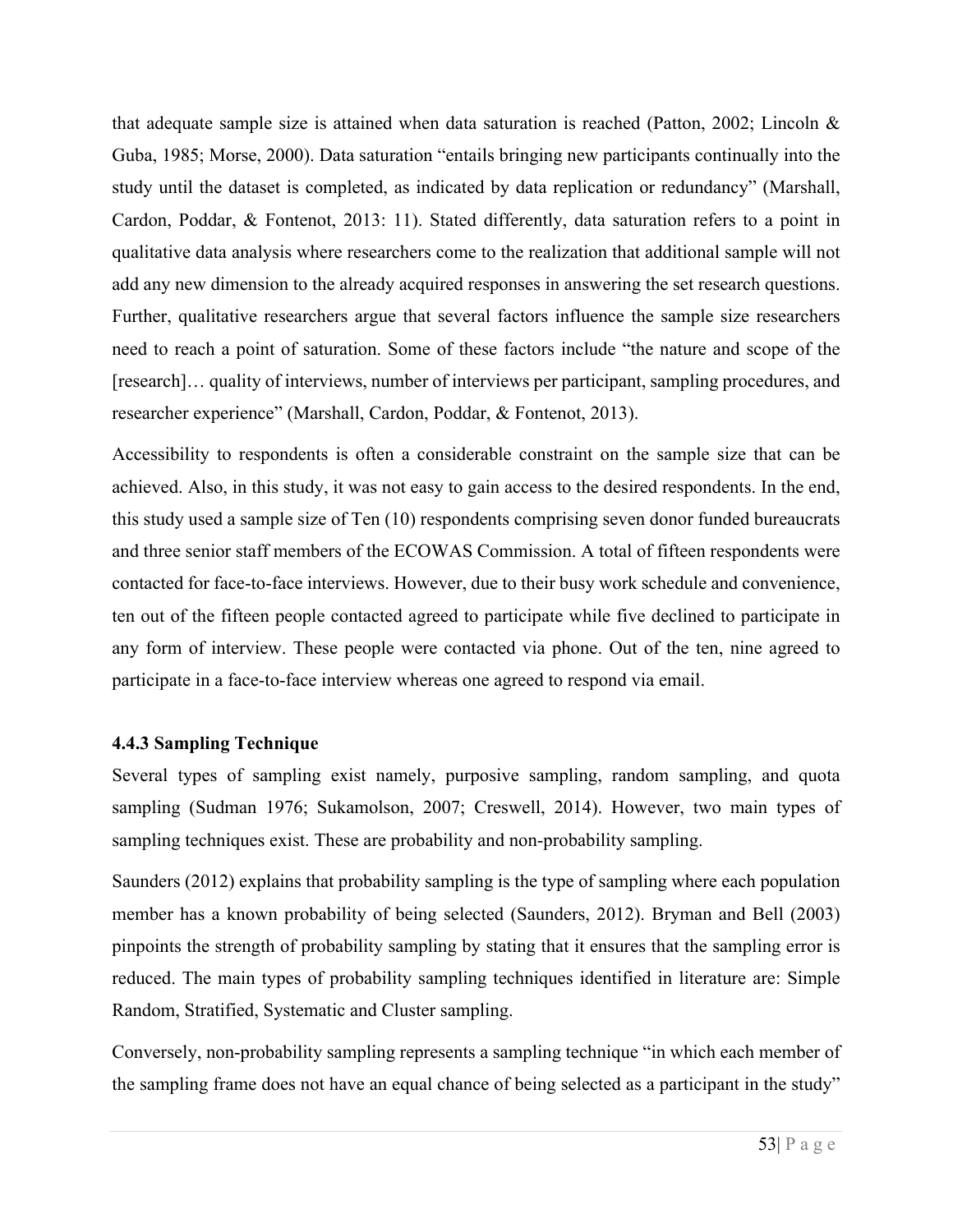that adequate sample size is attained when data saturation is reached (Patton, 2002; Lincoln & Guba, 1985; Morse, 2000). Data saturation "entails bringing new participants continually into the study until the dataset is completed, as indicated by data replication or redundancy" (Marshall, Cardon, Poddar, & Fontenot, 2013: 11). Stated differently, data saturation refers to a point in qualitative data analysis where researchers come to the realization that additional sample will not add any new dimension to the already acquired responses in answering the set research questions. Further, qualitative researchers argue that several factors influence the sample size researchers need to reach a point of saturation. Some of these factors include "the nature and scope of the [research]… quality of interviews, number of interviews per participant, sampling procedures, and researcher experience" (Marshall, Cardon, Poddar, & Fontenot, 2013).

Accessibility to respondents is often a considerable constraint on the sample size that can be achieved. Also, in this study, it was not easy to gain access to the desired respondents. In the end, this study used a sample size of Ten (10) respondents comprising seven donor funded bureaucrats and three senior staff members of the ECOWAS Commission. A total of fifteen respondents were contacted for face-to-face interviews. However, due to their busy work schedule and convenience, ten out of the fifteen people contacted agreed to participate while five declined to participate in any form of interview. These people were contacted via phone. Out of the ten, nine agreed to participate in a face-to-face interview whereas one agreed to respond via email.

### 4.4.3 Sampling Technique

Several types of sampling exist namely, purposive sampling, random sampling, and quota sampling (Sudman 1976; Sukamolson, 2007; Creswell, 2014). However, two main types of sampling techniques exist. These are probability and non-probability sampling.

Saunders (2012) explains that probability sampling is the type of sampling where each population member has a known probability of being selected (Saunders, 2012). Bryman and Bell (2003) pinpoints the strength of probability sampling by stating that it ensures that the sampling error is reduced. The main types of probability sampling techniques identified in literature are: Simple Random, Stratified, Systematic and Cluster sampling.

Conversely, non-probability sampling represents a sampling technique "in which each member of the sampling frame does not have an equal chance of being selected as a participant in the study"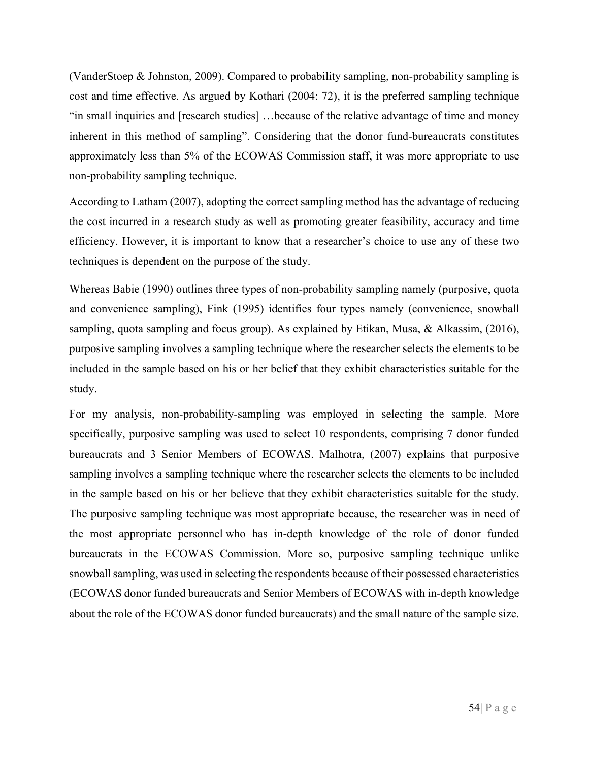(VanderStoep & Johnston, 2009). Compared to probability sampling, non-probability sampling is cost and time effective. As argued by Kothari (2004: 72), it is the preferred sampling technique "in small inquiries and [research studies] …because of the relative advantage of time and money inherent in this method of sampling". Considering that the donor fund-bureaucrats constitutes approximately less than 5% of the ECOWAS Commission staff, it was more appropriate to use non-probability sampling technique.

According to Latham (2007), adopting the correct sampling method has the advantage of reducing the cost incurred in a research study as well as promoting greater feasibility, accuracy and time efficiency. However, it is important to know that a researcher's choice to use any of these two techniques is dependent on the purpose of the study.

Whereas Babie (1990) outlines three types of non-probability sampling namely (purposive, quota and convenience sampling), Fink (1995) identifies four types namely (convenience, snowball sampling, quota sampling and focus group). As explained by Etikan, Musa, & Alkassim, (2016), purposive sampling involves a sampling technique where the researcher selects the elements to be included in the sample based on his or her belief that they exhibit characteristics suitable for the study.

For my analysis, non-probability-sampling was employed in selecting the sample. More specifically, purposive sampling was used to select 10 respondents, comprising 7 donor funded bureaucrats and 3 Senior Members of ECOWAS. Malhotra, (2007) explains that purposive sampling involves a sampling technique where the researcher selects the elements to be included in the sample based on his or her believe that they exhibit characteristics suitable for the study. The purposive sampling technique was most appropriate because, the researcher was in need of the most appropriate personnel who has in-depth knowledge of the role of donor funded bureaucrats in the ECOWAS Commission. More so, purposive sampling technique unlike snowball sampling, was used in selecting the respondents because of their possessed characteristics (ECOWAS donor funded bureaucrats and Senior Members of ECOWAS with in-depth knowledge about the role of the ECOWAS donor funded bureaucrats) and the small nature of the sample size.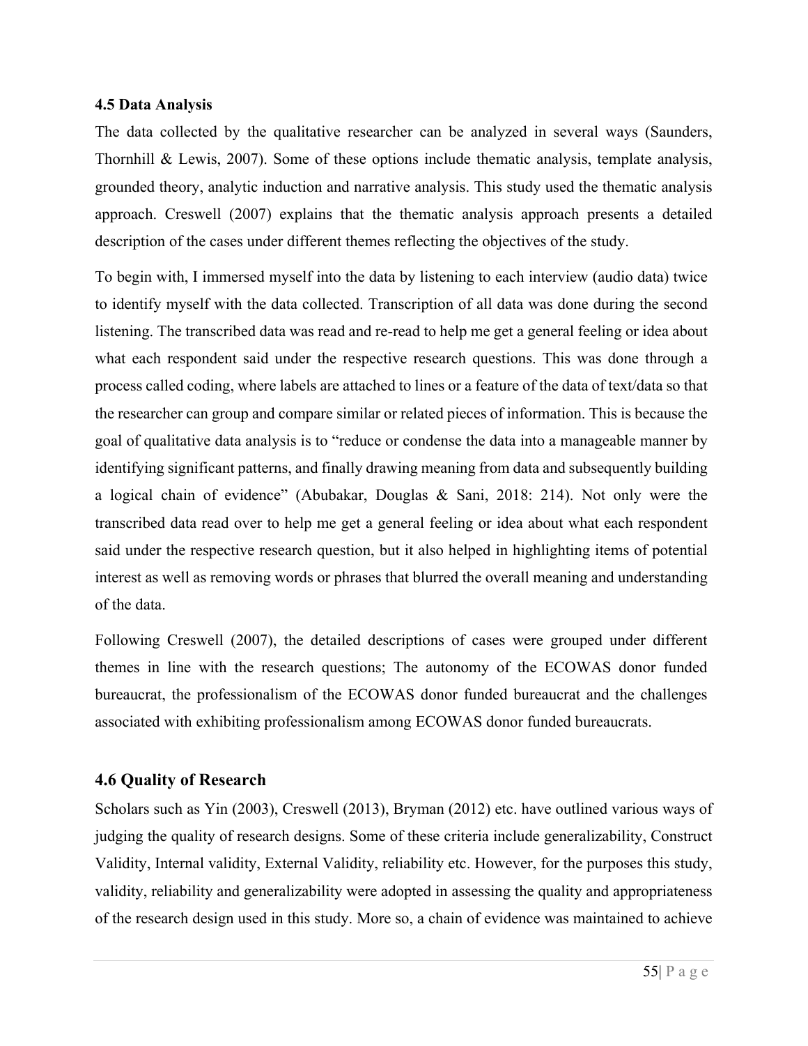### 4.5 Data Analysis

The data collected by the qualitative researcher can be analyzed in several ways (Saunders, Thornhill & Lewis, 2007). Some of these options include thematic analysis, template analysis, grounded theory, analytic induction and narrative analysis. This study used the thematic analysis approach. Creswell (2007) explains that the thematic analysis approach presents a detailed description of the cases under different themes reflecting the objectives of the study.

To begin with, I immersed myself into the data by listening to each interview (audio data) twice to identify myself with the data collected. Transcription of all data was done during the second listening. The transcribed data was read and re-read to help me get a general feeling or idea about what each respondent said under the respective research questions. This was done through a process called coding, where labels are attached to lines or a feature of the data of text/data so that the researcher can group and compare similar or related pieces of information. This is because the goal of qualitative data analysis is to "reduce or condense the data into a manageable manner by identifying significant patterns, and finally drawing meaning from data and subsequently building a logical chain of evidence" (Abubakar, Douglas & Sani, 2018: 214). Not only were the transcribed data read over to help me get a general feeling or idea about what each respondent said under the respective research question, but it also helped in highlighting items of potential interest as well as removing words or phrases that blurred the overall meaning and understanding of the data.

Following Creswell (2007), the detailed descriptions of cases were grouped under different themes in line with the research questions; The autonomy of the ECOWAS donor funded bureaucrat, the professionalism of the ECOWAS donor funded bureaucrat and the challenges associated with exhibiting professionalism among ECOWAS donor funded bureaucrats.

## 4.6 Quality of Research

Scholars such as Yin (2003), Creswell (2013), Bryman (2012) etc. have outlined various ways of judging the quality of research designs. Some of these criteria include generalizability, Construct Validity, Internal validity, External Validity, reliability etc. However, for the purposes this study, validity, reliability and generalizability were adopted in assessing the quality and appropriateness of the research design used in this study. More so, a chain of evidence was maintained to achieve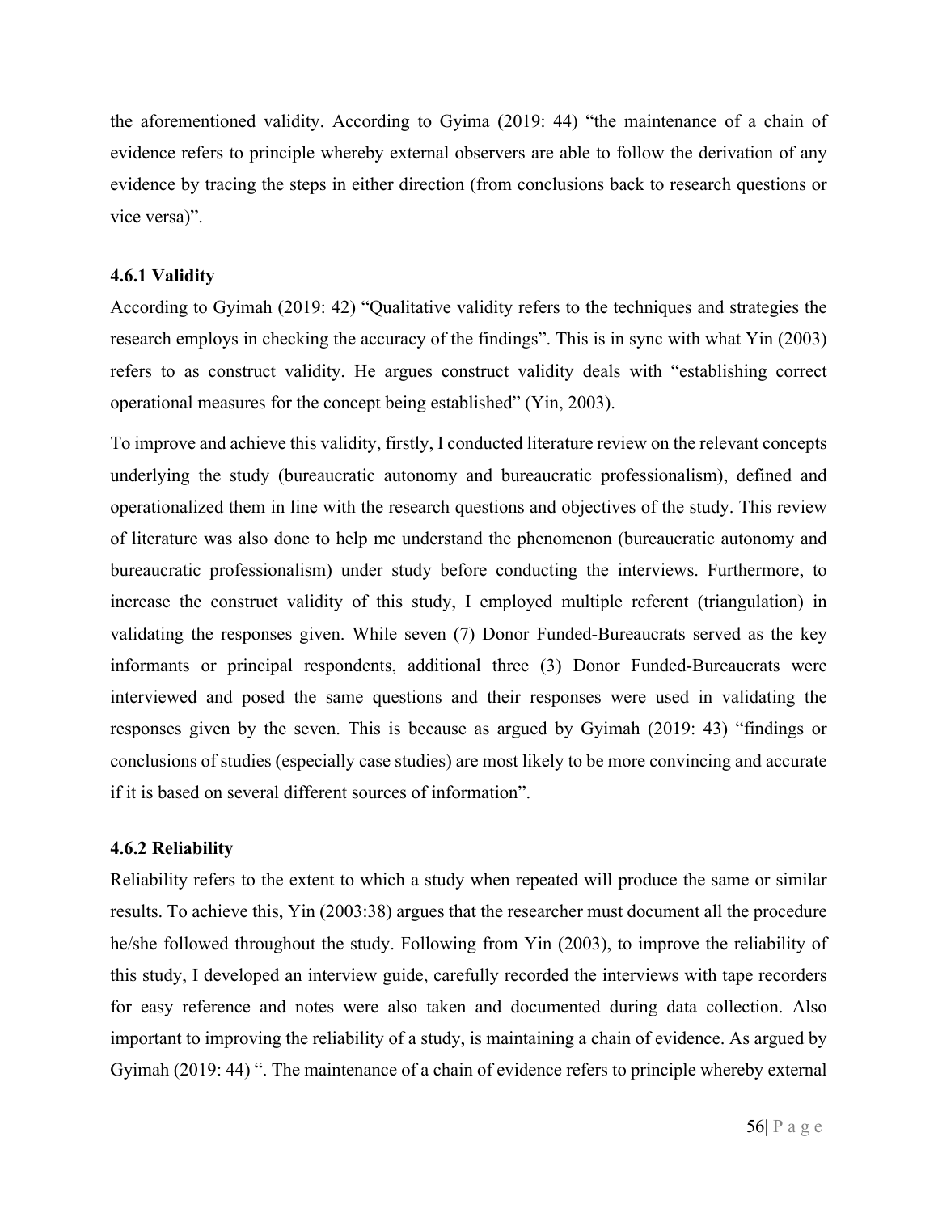the aforementioned validity. According to Gyima (2019: 44) "the maintenance of a chain of evidence refers to principle whereby external observers are able to follow the derivation of any evidence by tracing the steps in either direction (from conclusions back to research questions or vice versa)".

### 4.6.1 Validity

According to Gyimah (2019: 42) "Qualitative validity refers to the techniques and strategies the research employs in checking the accuracy of the findings". This is in sync with what Yin (2003) refers to as construct validity. He argues construct validity deals with "establishing correct operational measures for the concept being established" (Yin, 2003).

To improve and achieve this validity, firstly, I conducted literature review on the relevant concepts underlying the study (bureaucratic autonomy and bureaucratic professionalism), defined and operationalized them in line with the research questions and objectives of the study. This review of literature was also done to help me understand the phenomenon (bureaucratic autonomy and bureaucratic professionalism) under study before conducting the interviews. Furthermore, to increase the construct validity of this study, I employed multiple referent (triangulation) in validating the responses given. While seven (7) Donor Funded-Bureaucrats served as the key informants or principal respondents, additional three (3) Donor Funded-Bureaucrats were interviewed and posed the same questions and their responses were used in validating the responses given by the seven. This is because as argued by Gyimah (2019: 43) "findings or conclusions of studies (especially case studies) are most likely to be more convincing and accurate if it is based on several different sources of information".

### 4.6.2 Reliability

Reliability refers to the extent to which a study when repeated will produce the same or similar results. To achieve this, Yin (2003:38) argues that the researcher must document all the procedure he/she followed throughout the study. Following from Yin (2003), to improve the reliability of this study, I developed an interview guide, carefully recorded the interviews with tape recorders for easy reference and notes were also taken and documented during data collection. Also important to improving the reliability of a study, is maintaining a chain of evidence. As argued by Gyimah (2019: 44) ". The maintenance of a chain of evidence refers to principle whereby external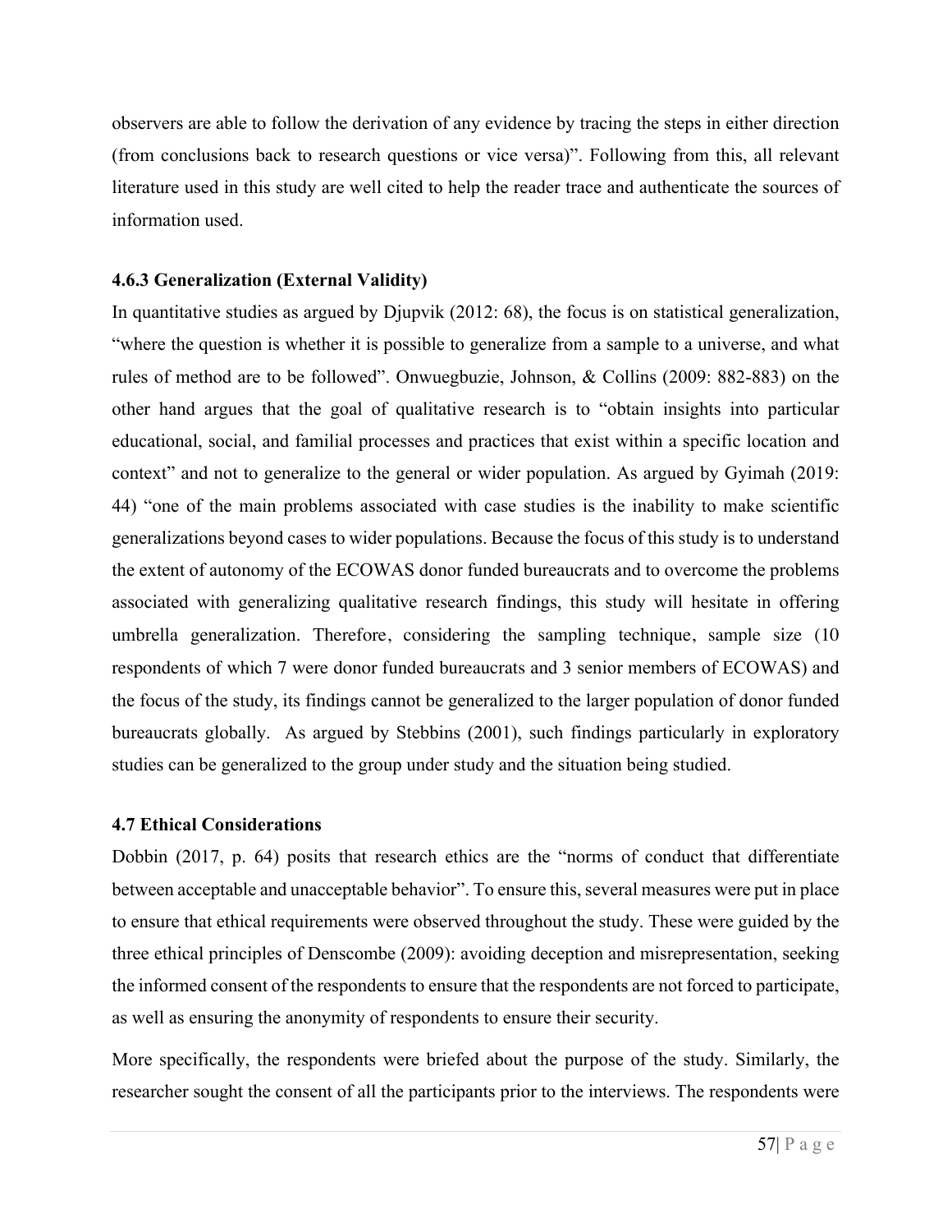observers are able to follow the derivation of any evidence by tracing the steps in either direction (from conclusions back to research questions or vice versa)". Following from this, all relevant literature used in this study are well cited to help the reader trace and authenticate the sources of information used.

### 4.6.3 Generalization (External Validity)

In quantitative studies as argued by Djupvik (2012: 68), the focus is on statistical generalization, "where the question is whether it is possible to generalize from a sample to a universe, and what rules of method are to be followed". Onwuegbuzie, Johnson, & Collins (2009: 882-883) on the other hand argues that the goal of qualitative research is to "obtain insights into particular educational, social, and familial processes and practices that exist within a specific location and context" and not to generalize to the general or wider population. As argued by Gyimah (2019: 44) "one of the main problems associated with case studies is the inability to make scientific generalizations beyond cases to wider populations. Because the focus of this study is to understand the extent of autonomy of the ECOWAS donor funded bureaucrats and to overcome the problems associated with generalizing qualitative research findings, this study will hesitate in offering umbrella generalization. Therefore, considering the sampling technique, sample size (10 respondents of which 7 were donor funded bureaucrats and 3 senior members of ECOWAS) and the focus of the study, its findings cannot be generalized to the larger population of donor funded bureaucrats globally. As argued by Stebbins (2001), such findings particularly in exploratory studies can be generalized to the group under study and the situation being studied.

## 4.7 Ethical Considerations

Dobbin (2017, p. 64) posits that research ethics are the "norms of conduct that differentiate between acceptable and unacceptable behavior". To ensure this, several measures were put in place to ensure that ethical requirements were observed throughout the study. These were guided by the three ethical principles of Denscombe (2009): avoiding deception and misrepresentation, seeking the informed consent of the respondents to ensure that the respondents are not forced to participate, as well as ensuring the anonymity of respondents to ensure their security.

More specifically, the respondents were briefed about the purpose of the study. Similarly, the researcher sought the consent of all the participants prior to the interviews. The respondents were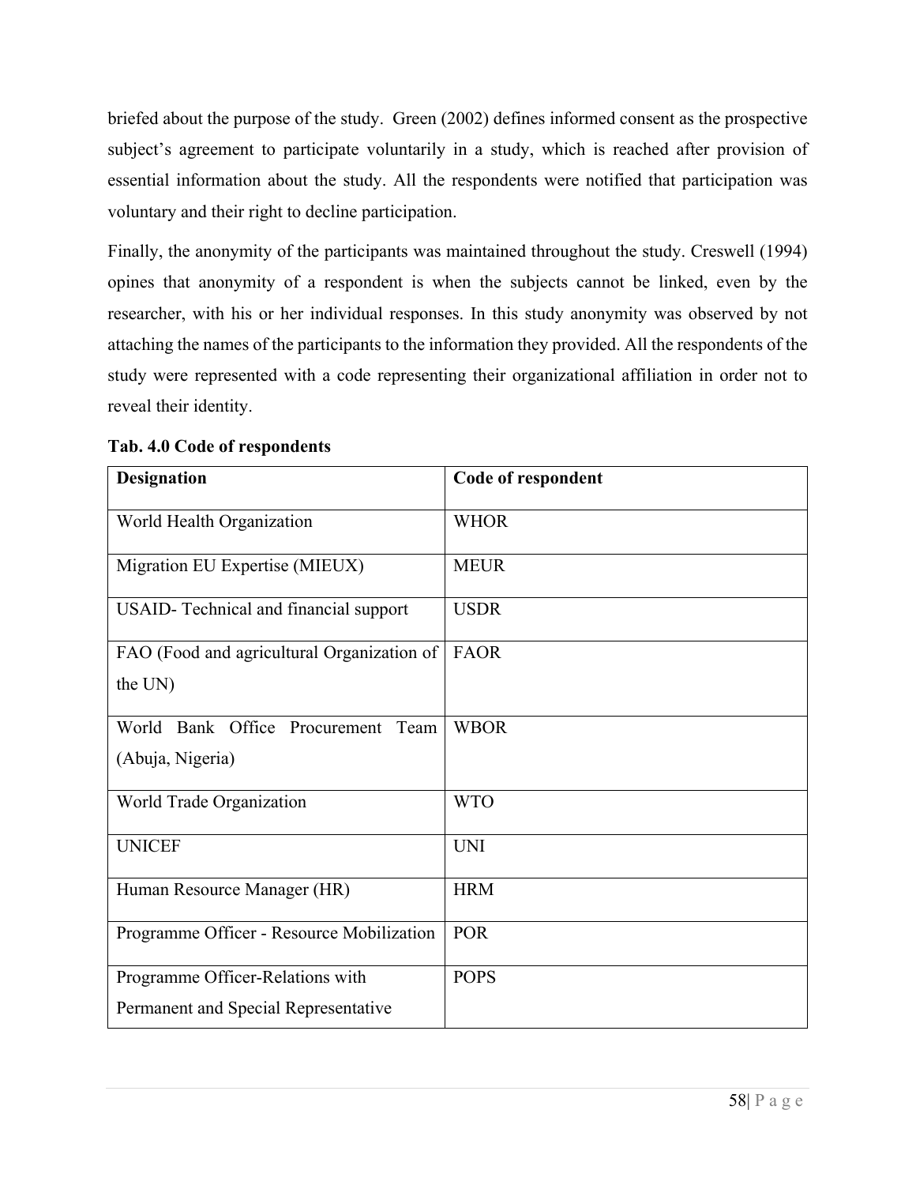briefed about the purpose of the study. Green (2002) defines informed consent as the prospective subject's agreement to participate voluntarily in a study, which is reached after provision of essential information about the study. All the respondents were notified that participation was voluntary and their right to decline participation.

Finally, the anonymity of the participants was maintained throughout the study. Creswell (1994) opines that anonymity of a respondent is when the subjects cannot be linked, even by the researcher, with his or her individual responses. In this study anonymity was observed by not attaching the names of the participants to the information they provided. All the respondents of the study were represented with a code representing their organizational affiliation in order not to reveal their identity.

**Tab. 4.0 Code of respondents**

| **Designation** | **Code of respondent** |
|---|---|
| World Health Organization | WHOR |
| Migration EU Expertise (MIEUX) | MEUR |
| USAID- Technical and financial support | USDR |
| FAO (Food and agricultural Organization of the UN) | FAOR |
| World Bank Office Procurement Team (Abuja, Nigeria) | WBOR |
| World Trade Organization | WTO |
| UNICEF | UNI |
| Human Resource Manager (HR) | HRM |
| Programme Officer - Resource Mobilization | POR |
| Programme Officer-Relations with Permanent and Special Representative | POPS |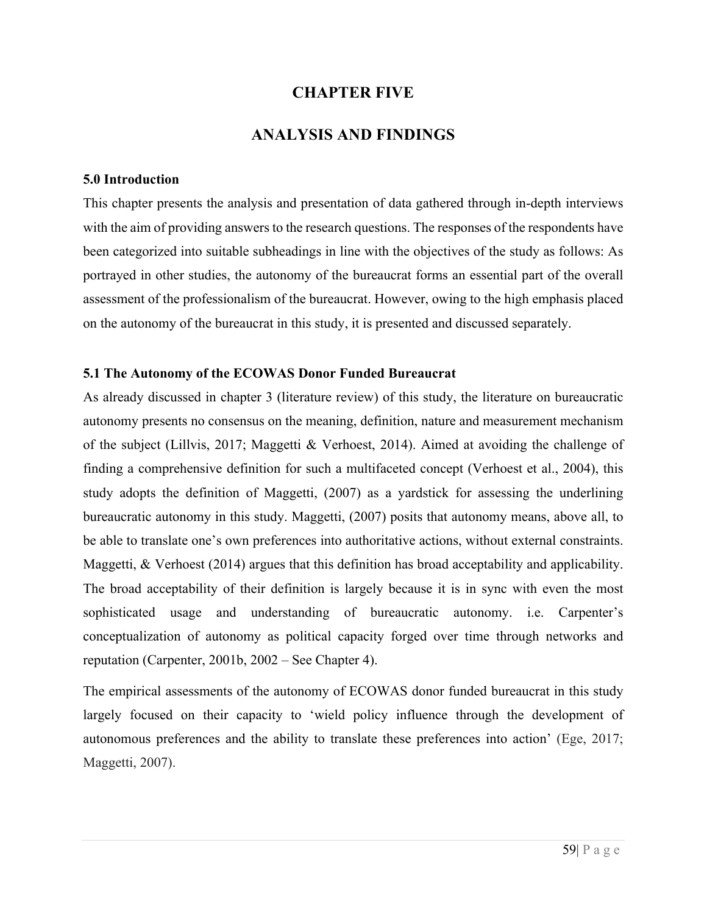# CHAPTER FIVE

# ANALYSIS AND FINDINGS

### 5.0 Introduction

This chapter presents the analysis and presentation of data gathered through in-depth interviews with the aim of providing answers to the research questions. The responses of the respondents have been categorized into suitable subheadings in line with the objectives of the study as follows: As portrayed in other studies, the autonomy of the bureaucrat forms an essential part of the overall assessment of the professionalism of the bureaucrat. However, owing to the high emphasis placed on the autonomy of the bureaucrat in this study, it is presented and discussed separately.

### 5.1 The Autonomy of the ECOWAS Donor Funded Bureaucrat

As already discussed in chapter 3 (literature review) of this study, the literature on bureaucratic autonomy presents no consensus on the meaning, definition, nature and measurement mechanism of the subject (Lillvis, 2017; Maggetti & Verhoest, 2014). Aimed at avoiding the challenge of finding a comprehensive definition for such a multifaceted concept (Verhoest et al., 2004), this study adopts the definition of Maggetti, (2007) as a yardstick for assessing the underlining bureaucratic autonomy in this study. Maggetti, (2007) posits that autonomy means, above all, to be able to translate one's own preferences into authoritative actions, without external constraints. Maggetti, & Verhoest (2014) argues that this definition has broad acceptability and applicability. The broad acceptability of their definition is largely because it is in sync with even the most sophisticated usage and understanding of bureaucratic autonomy. i.e. Carpenter's conceptualization of autonomy as political capacity forged over time through networks and reputation (Carpenter, 2001b, 2002 – See Chapter 4).

The empirical assessments of the autonomy of ECOWAS donor funded bureaucrat in this study largely focused on their capacity to 'wield policy influence through the development of autonomous preferences and the ability to translate these preferences into action' (Ege, 2017; Maggetti, 2007).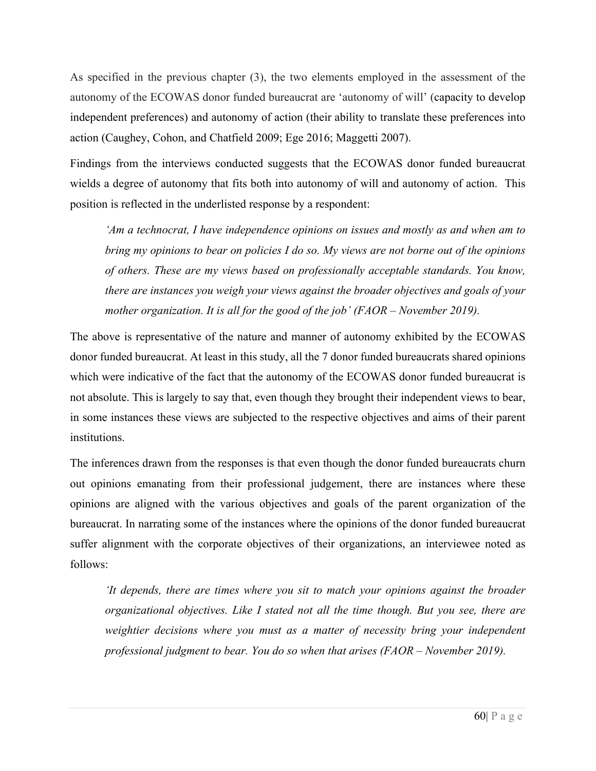As specified in the previous chapter (3), the two elements employed in the assessment of the autonomy of the ECOWAS donor funded bureaucrat are 'autonomy of will' (capacity to develop independent preferences) and autonomy of action (their ability to translate these preferences into action (Caughey, Cohon, and Chatfield 2009; Ege 2016; Maggetti 2007).

Findings from the interviews conducted suggests that the ECOWAS donor funded bureaucrat wields a degree of autonomy that fits both into autonomy of will and autonomy of action. This position is reflected in the underlisted response by a respondent:

> *'Am a technocrat, I have independence opinions on issues and mostly as and when am to bring my opinions to bear on policies I do so. My views are not borne out of the opinions of others. These are my views based on professionally acceptable standards. You know, there are instances you weigh your views against the broader objectives and goals of your mother organization. It is all for the good of the job' (FAOR – November 2019).*

The above is representative of the nature and manner of autonomy exhibited by the ECOWAS donor funded bureaucrat. At least in this study, all the 7 donor funded bureaucrats shared opinions which were indicative of the fact that the autonomy of the ECOWAS donor funded bureaucrat is not absolute. This is largely to say that, even though they brought their independent views to bear, in some instances these views are subjected to the respective objectives and aims of their parent institutions.

The inferences drawn from the responses is that even though the donor funded bureaucrats churn out opinions emanating from their professional judgement, there are instances where these opinions are aligned with the various objectives and goals of the parent organization of the bureaucrat. In narrating some of the instances where the opinions of the donor funded bureaucrat suffer alignment with the corporate objectives of their organizations, an interviewee noted as follows:

> *'It depends, there are times where you sit to match your opinions against the broader organizational objectives. Like I stated not all the time though. But you see, there are weightier decisions where you must as a matter of necessity bring your independent professional judgment to bear. You do so when that arises (FAOR – November 2019).*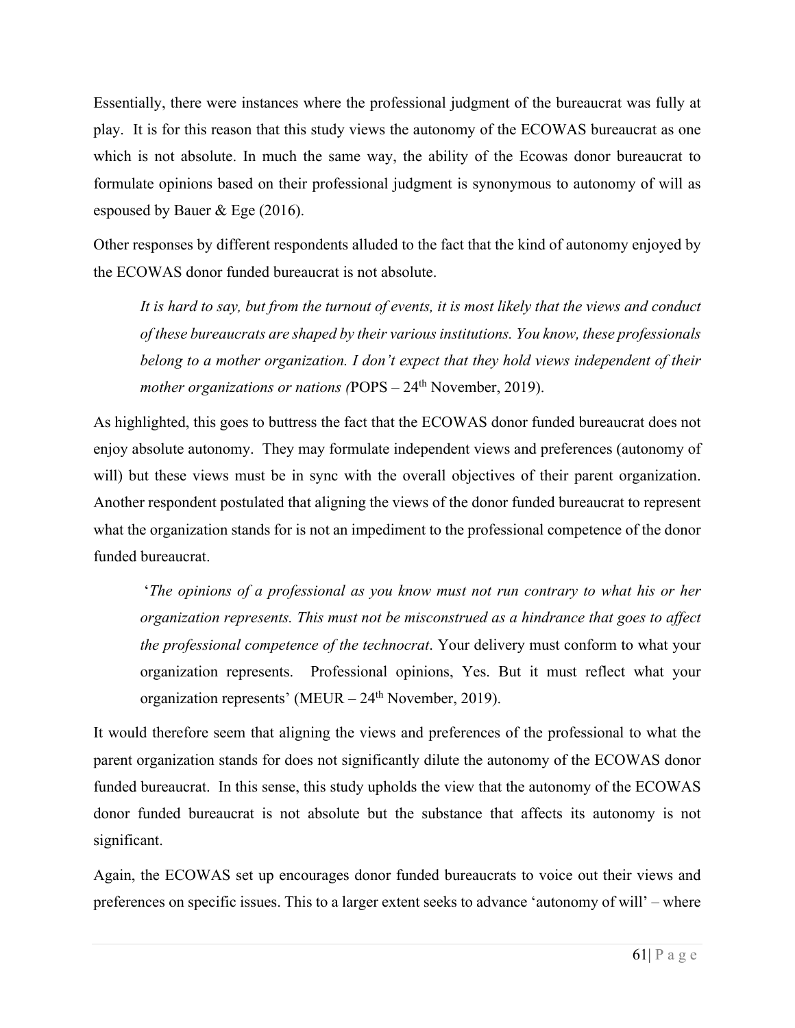Essentially, there were instances where the professional judgment of the bureaucrat was fully at play. It is for this reason that this study views the autonomy of the ECOWAS bureaucrat as one which is not absolute. In much the same way, the ability of the Ecowas donor bureaucrat to formulate opinions based on their professional judgment is synonymous to autonomy of will as espoused by Bauer & Ege (2016).

Other responses by different respondents alluded to the fact that the kind of autonomy enjoyed by the ECOWAS donor funded bureaucrat is not absolute.

> *It is hard to say, but from the turnout of events, it is most likely that the views and conduct of these bureaucrats are shaped by their various institutions. You know, these professionals belong to a mother organization. I don't expect that they hold views independent of their mother organizations or nations (*POPS – 24th November, 2019).

As highlighted, this goes to buttress the fact that the ECOWAS donor funded bureaucrat does not enjoy absolute autonomy. They may formulate independent views and preferences (autonomy of will) but these views must be in sync with the overall objectives of their parent organization. Another respondent postulated that aligning the views of the donor funded bureaucrat to represent what the organization stands for is not an impediment to the professional competence of the donor funded bureaucrat.

> '*The opinions of a professional as you know must not run contrary to what his or her organization represents. This must not be misconstrued as a hindrance that goes to affect the professional competence of the technocrat*. Your delivery must conform to what your organization represents. Professional opinions, Yes. But it must reflect what your organization represents' (MEUR – 24th November, 2019).

It would therefore seem that aligning the views and preferences of the professional to what the parent organization stands for does not significantly dilute the autonomy of the ECOWAS donor funded bureaucrat. In this sense, this study upholds the view that the autonomy of the ECOWAS donor funded bureaucrat is not absolute but the substance that affects its autonomy is not significant.

Again, the ECOWAS set up encourages donor funded bureaucrats to voice out their views and preferences on specific issues. This to a larger extent seeks to advance 'autonomy of will' – where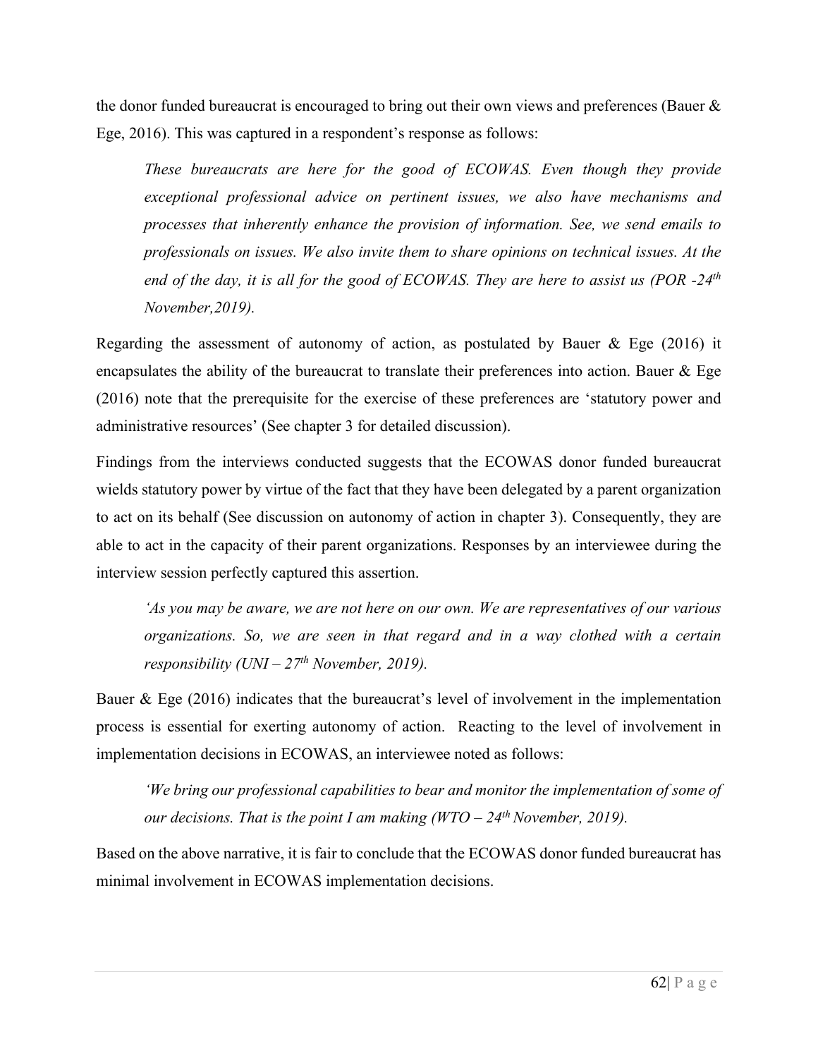the donor funded bureaucrat is encouraged to bring out their own views and preferences (Bauer & Ege, 2016). This was captured in a respondent's response as follows:

> *These bureaucrats are here for the good of ECOWAS. Even though they provide exceptional professional advice on pertinent issues, we also have mechanisms and processes that inherently enhance the provision of information. See, we send emails to professionals on issues. We also invite them to share opinions on technical issues. At the end of the day, it is all for the good of ECOWAS. They are here to assist us (POR -24th November,2019).*

Regarding the assessment of autonomy of action, as postulated by Bauer & Ege (2016) it encapsulates the ability of the bureaucrat to translate their preferences into action. Bauer & Ege (2016) note that the prerequisite for the exercise of these preferences are 'statutory power and administrative resources' (See chapter 3 for detailed discussion).

Findings from the interviews conducted suggests that the ECOWAS donor funded bureaucrat wields statutory power by virtue of the fact that they have been delegated by a parent organization to act on its behalf (See discussion on autonomy of action in chapter 3). Consequently, they are able to act in the capacity of their parent organizations. Responses by an interviewee during the interview session perfectly captured this assertion.

> *'As you may be aware, we are not here on our own. We are representatives of our various organizations. So, we are seen in that regard and in a way clothed with a certain responsibility (UNI – 27th November, 2019).*

Bauer & Ege (2016) indicates that the bureaucrat's level of involvement in the implementation process is essential for exerting autonomy of action. Reacting to the level of involvement in implementation decisions in ECOWAS, an interviewee noted as follows:

> *'We bring our professional capabilities to bear and monitor the implementation of some of our decisions. That is the point I am making (WTO – 24th November, 2019).*

Based on the above narrative, it is fair to conclude that the ECOWAS donor funded bureaucrat has minimal involvement in ECOWAS implementation decisions.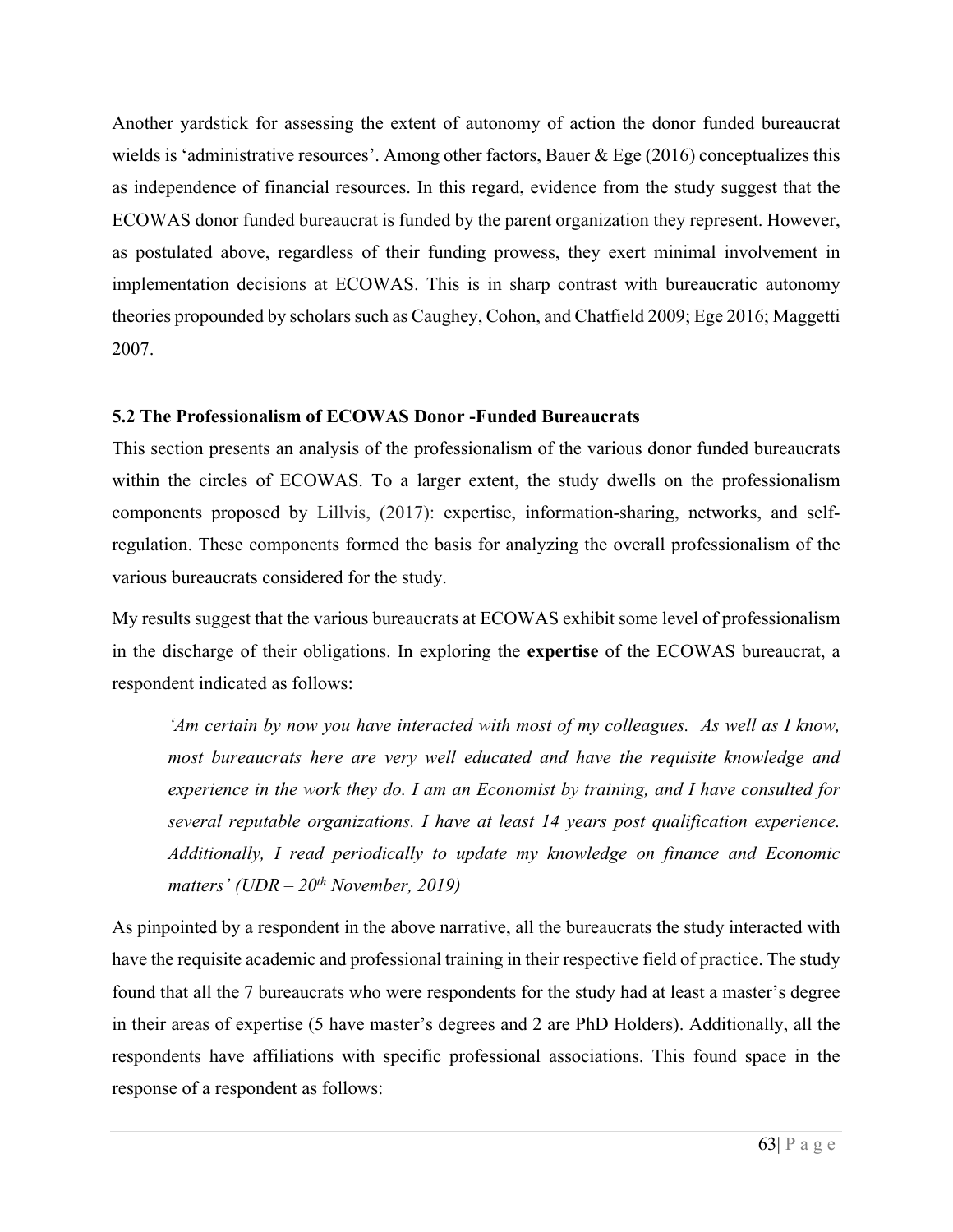Another yardstick for assessing the extent of autonomy of action the donor funded bureaucrat wields is 'administrative resources'. Among other factors, Bauer & Ege (2016) conceptualizes this as independence of financial resources. In this regard, evidence from the study suggest that the ECOWAS donor funded bureaucrat is funded by the parent organization they represent. However, as postulated above, regardless of their funding prowess, they exert minimal involvement in implementation decisions at ECOWAS. This is in sharp contrast with bureaucratic autonomy theories propounded by scholars such as Caughey, Cohon, and Chatfield 2009; Ege 2016; Maggetti 2007.

### 5.2 The Professionalism of ECOWAS Donor -Funded Bureaucrats

This section presents an analysis of the professionalism of the various donor funded bureaucrats within the circles of ECOWAS. To a larger extent, the study dwells on the professionalism components proposed by Lillvis, (2017): expertise, information-sharing, networks, and self-regulation. These components formed the basis for analyzing the overall professionalism of the various bureaucrats considered for the study.

My results suggest that the various bureaucrats at ECOWAS exhibit some level of professionalism in the discharge of their obligations. In exploring the **expertise** of the ECOWAS bureaucrat, a respondent indicated as follows:

> *'Am certain by now you have interacted with most of my colleagues. As well as I know, most bureaucrats here are very well educated and have the requisite knowledge and experience in the work they do. I am an Economist by training, and I have consulted for several reputable organizations. I have at least 14 years post qualification experience. Additionally, I read periodically to update my knowledge on finance and Economic matters' (UDR – 20th November, 2019)*

As pinpointed by a respondent in the above narrative, all the bureaucrats the study interacted with have the requisite academic and professional training in their respective field of practice. The study found that all the 7 bureaucrats who were respondents for the study had at least a master's degree in their areas of expertise (5 have master's degrees and 2 are PhD Holders). Additionally, all the respondents have affiliations with specific professional associations. This found space in the response of a respondent as follows: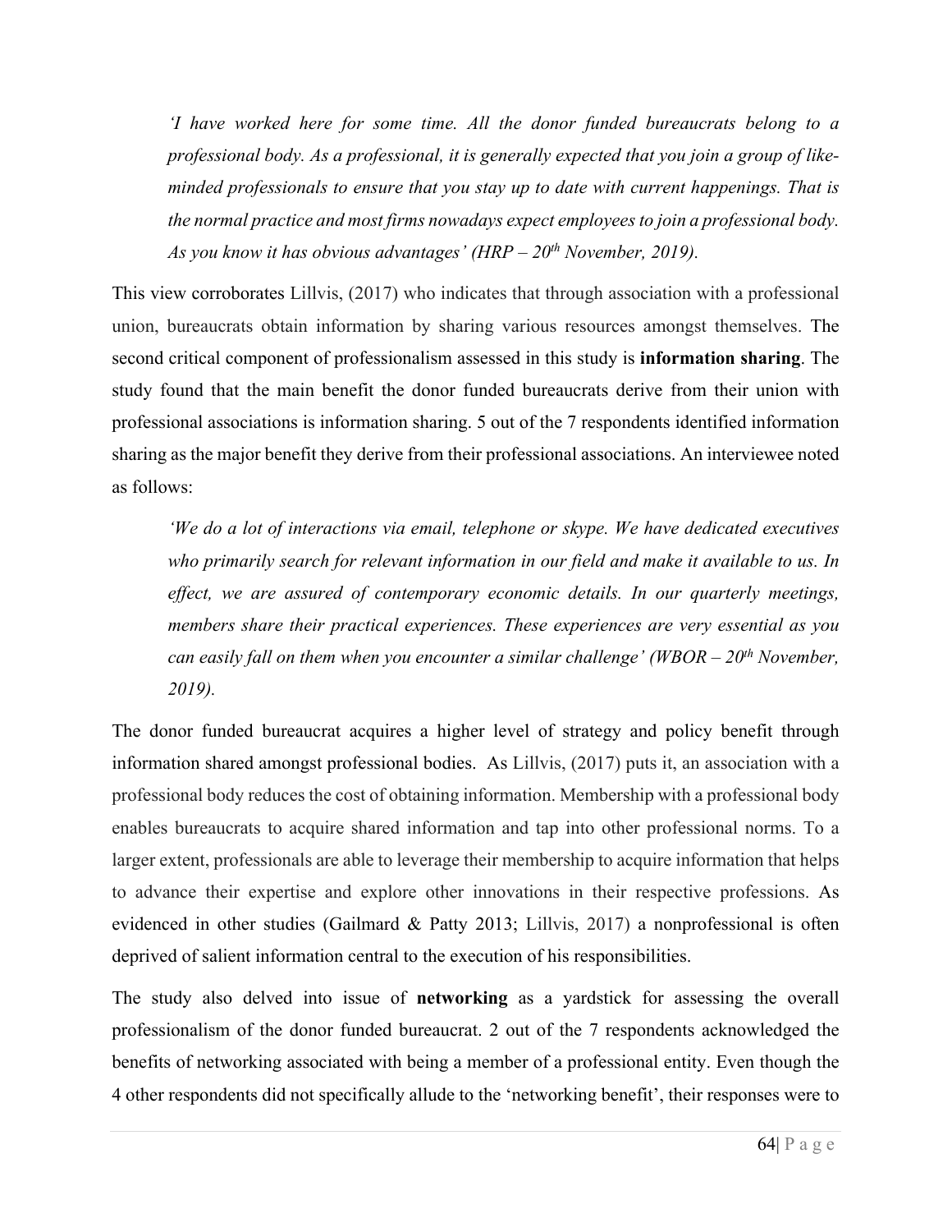*'I have worked here for some time. All the donor funded bureaucrats belong to a professional body. As a professional, it is generally expected that you join a group of like-minded professionals to ensure that you stay up to date with current happenings. That is the normal practice and most firms nowadays expect employees to join a professional body. As you know it has obvious advantages' (HRP – 20th November, 2019).*

This view corroborates Lillvis, (2017) who indicates that through association with a professional union, bureaucrats obtain information by sharing various resources amongst themselves. The second critical component of professionalism assessed in this study is **information sharing**. The study found that the main benefit the donor funded bureaucrats derive from their union with professional associations is information sharing. 5 out of the 7 respondents identified information sharing as the major benefit they derive from their professional associations. An interviewee noted as follows:

*'We do a lot of interactions via email, telephone or skype. We have dedicated executives who primarily search for relevant information in our field and make it available to us. In effect, we are assured of contemporary economic details. In our quarterly meetings, members share their practical experiences. These experiences are very essential as you can easily fall on them when you encounter a similar challenge' (WBOR – 20th November, 2019).*

The donor funded bureaucrat acquires a higher level of strategy and policy benefit through information shared amongst professional bodies. As Lillvis, (2017) puts it, an association with a professional body reduces the cost of obtaining information. Membership with a professional body enables bureaucrats to acquire shared information and tap into other professional norms. To a larger extent, professionals are able to leverage their membership to acquire information that helps to advance their expertise and explore other innovations in their respective professions. As evidenced in other studies (Gailmard & Patty 2013; Lillvis, 2017) a nonprofessional is often deprived of salient information central to the execution of his responsibilities.

The study also delved into issue of **networking** as a yardstick for assessing the overall professionalism of the donor funded bureaucrat. 2 out of the 7 respondents acknowledged the benefits of networking associated with being a member of a professional entity. Even though the 4 other respondents did not specifically allude to the 'networking benefit', their responses were to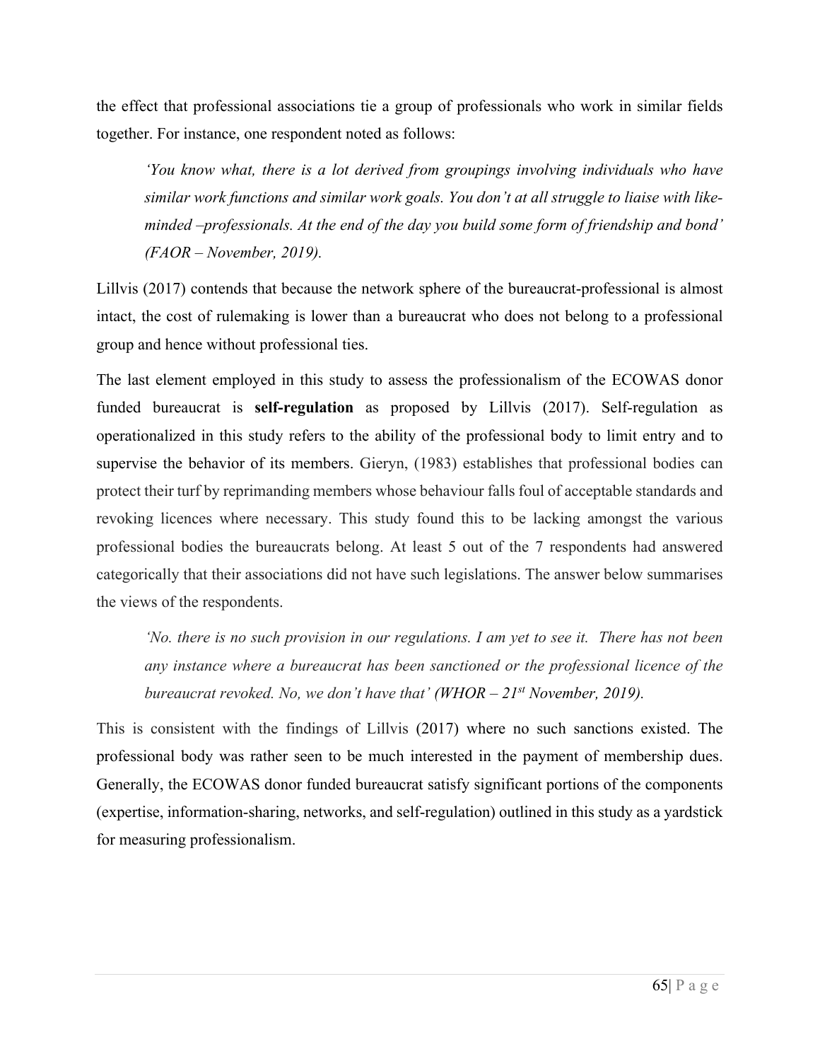the effect that professional associations tie a group of professionals who work in similar fields together. For instance, one respondent noted as follows:

> *'You know what, there is a lot derived from groupings involving individuals who have similar work functions and similar work goals. You don't at all struggle to liaise with like-minded –professionals. At the end of the day you build some form of friendship and bond' (FAOR – November, 2019).*

Lillvis (2017) contends that because the network sphere of the bureaucrat-professional is almost intact, the cost of rulemaking is lower than a bureaucrat who does not belong to a professional group and hence without professional ties.

The last element employed in this study to assess the professionalism of the ECOWAS donor funded bureaucrat is **self-regulation** as proposed by Lillvis (2017). Self-regulation as operationalized in this study refers to the ability of the professional body to limit entry and to supervise the behavior of its members. Gieryn, (1983) establishes that professional bodies can protect their turf by reprimanding members whose behaviour falls foul of acceptable standards and revoking licences where necessary. This study found this to be lacking amongst the various professional bodies the bureaucrats belong. At least 5 out of the 7 respondents had answered categorically that their associations did not have such legislations. The answer below summarises the views of the respondents.

> *'No. there is no such provision in our regulations. I am yet to see it. There has not been any instance where a bureaucrat has been sanctioned or the professional licence of the bureaucrat revoked. No, we don't have that' (WHOR – 21st November, 2019).*

This is consistent with the findings of Lillvis (2017) where no such sanctions existed. The professional body was rather seen to be much interested in the payment of membership dues. Generally, the ECOWAS donor funded bureaucrat satisfy significant portions of the components (expertise, information-sharing, networks, and self-regulation) outlined in this study as a yardstick for measuring professionalism.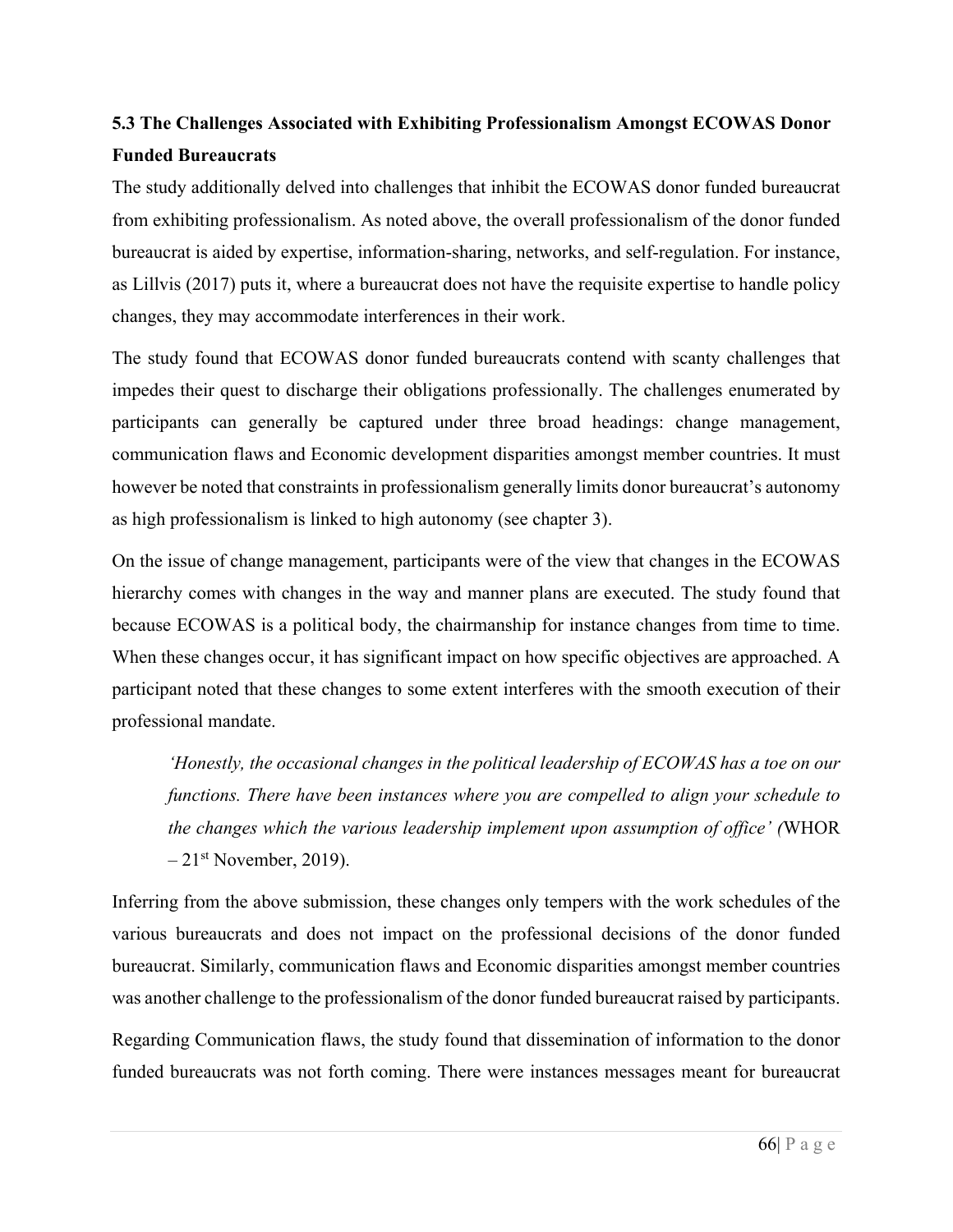### 5.3 The Challenges Associated with Exhibiting Professionalism Amongst ECOWAS Donor Funded Bureaucrats

The study additionally delved into challenges that inhibit the ECOWAS donor funded bureaucrat from exhibiting professionalism. As noted above, the overall professionalism of the donor funded bureaucrat is aided by expertise, information-sharing, networks, and self-regulation. For instance, as Lillvis (2017) puts it, where a bureaucrat does not have the requisite expertise to handle policy changes, they may accommodate interferences in their work.

The study found that ECOWAS donor funded bureaucrats contend with scanty challenges that impedes their quest to discharge their obligations professionally. The challenges enumerated by participants can generally be captured under three broad headings: change management, communication flaws and Economic development disparities amongst member countries. It must however be noted that constraints in professionalism generally limits donor bureaucrat's autonomy as high professionalism is linked to high autonomy (see chapter 3).

On the issue of change management, participants were of the view that changes in the ECOWAS hierarchy comes with changes in the way and manner plans are executed. The study found that because ECOWAS is a political body, the chairmanship for instance changes from time to time. When these changes occur, it has significant impact on how specific objectives are approached. A participant noted that these changes to some extent interferes with the smooth execution of their professional mandate.

> *'Honestly, the occasional changes in the political leadership of ECOWAS has a toe on our functions. There have been instances where you are compelled to align your schedule to the changes which the various leadership implement upon assumption of office' (*WHOR – 21st November, 2019).

Inferring from the above submission, these changes only tempers with the work schedules of the various bureaucrats and does not impact on the professional decisions of the donor funded bureaucrat. Similarly, communication flaws and Economic disparities amongst member countries was another challenge to the professionalism of the donor funded bureaucrat raised by participants.

Regarding Communication flaws, the study found that dissemination of information to the donor funded bureaucrats was not forth coming. There were instances messages meant for bureaucrat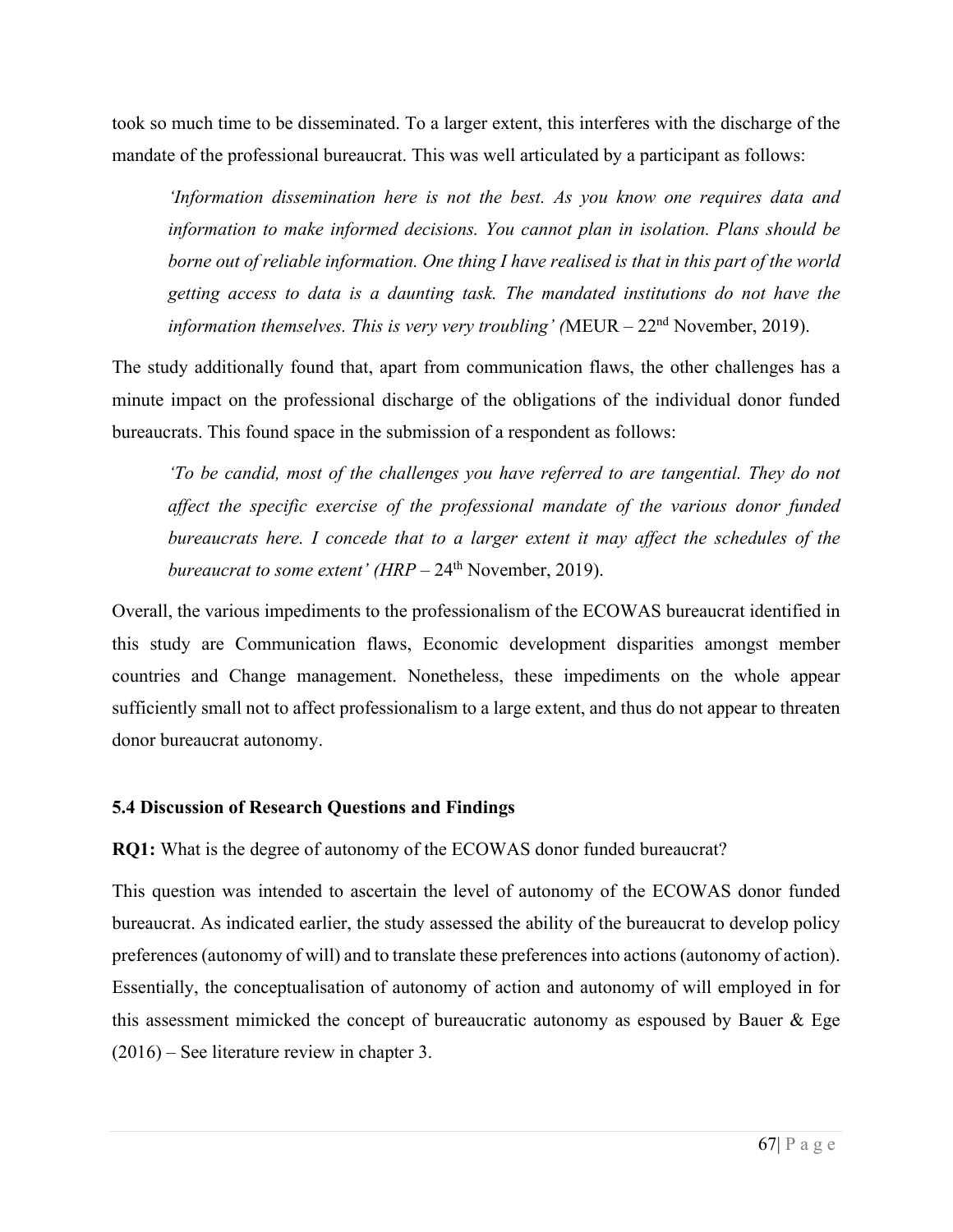took so much time to be disseminated. To a larger extent, this interferes with the discharge of the mandate of the professional bureaucrat. This was well articulated by a participant as follows:

> *'Information dissemination here is not the best. As you know one requires data and information to make informed decisions. You cannot plan in isolation. Plans should be borne out of reliable information. One thing I have realised is that in this part of the world getting access to data is a daunting task. The mandated institutions do not have the information themselves. This is very very troubling' (*MEUR – 22nd November, 2019).

The study additionally found that, apart from communication flaws, the other challenges has a minute impact on the professional discharge of the obligations of the individual donor funded bureaucrats. This found space in the submission of a respondent as follows:

> *'To be candid, most of the challenges you have referred to are tangential. They do not affect the specific exercise of the professional mandate of the various donor funded bureaucrats here. I concede that to a larger extent it may affect the schedules of the bureaucrat to some extent' (HRP* – 24th November, 2019).

Overall, the various impediments to the professionalism of the ECOWAS bureaucrat identified in this study are Communication flaws, Economic development disparities amongst member countries and Change management. Nonetheless, these impediments on the whole appear sufficiently small not to affect professionalism to a large extent, and thus do not appear to threaten donor bureaucrat autonomy.

### 5.4 Discussion of Research Questions and Findings

**RQ1:** What is the degree of autonomy of the ECOWAS donor funded bureaucrat?

This question was intended to ascertain the level of autonomy of the ECOWAS donor funded bureaucrat. As indicated earlier, the study assessed the ability of the bureaucrat to develop policy preferences (autonomy of will) and to translate these preferences into actions (autonomy of action). Essentially, the conceptualisation of autonomy of action and autonomy of will employed in for this assessment mimicked the concept of bureaucratic autonomy as espoused by Bauer & Ege (2016) – See literature review in chapter 3.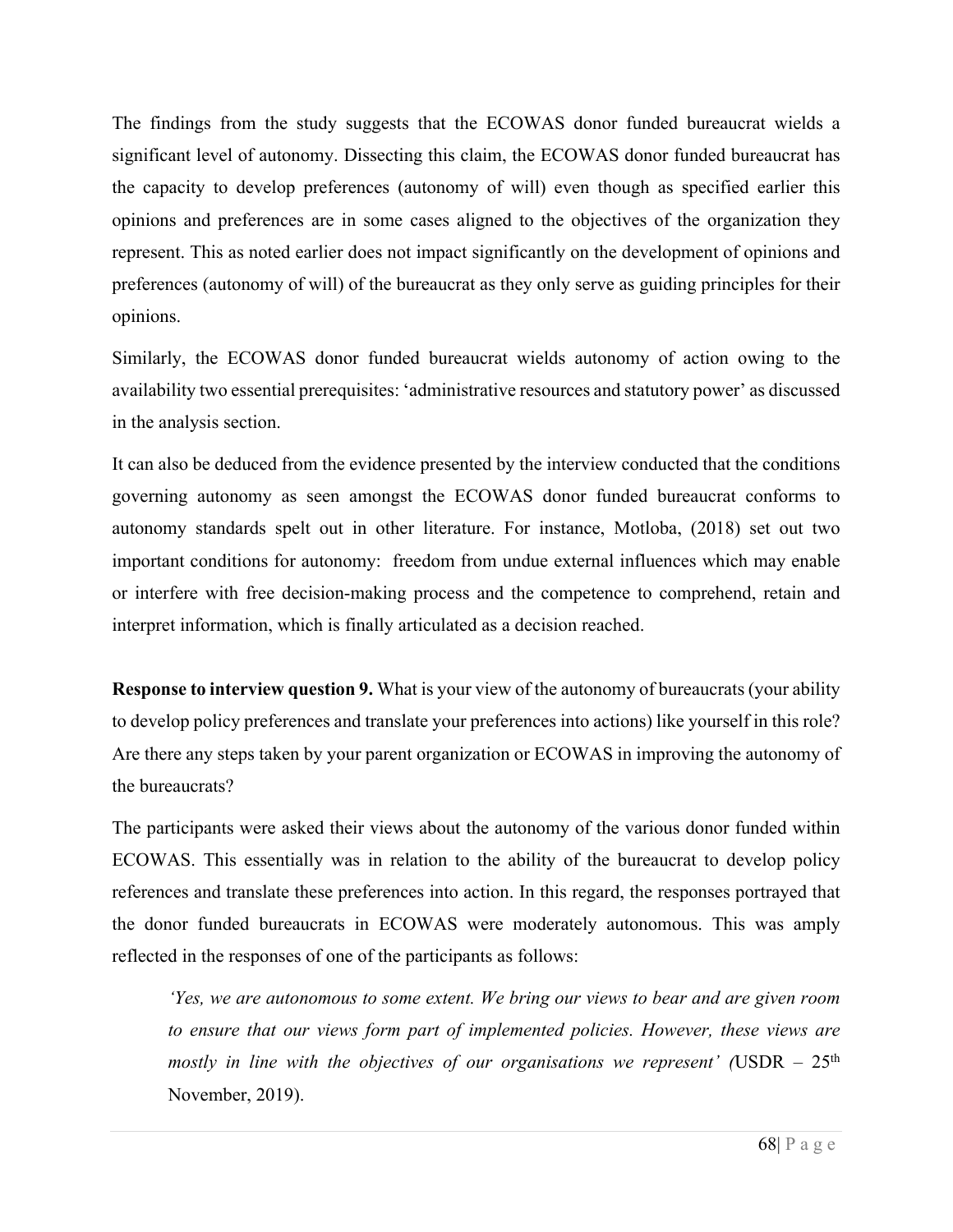The findings from the study suggests that the ECOWAS donor funded bureaucrat wields a significant level of autonomy. Dissecting this claim, the ECOWAS donor funded bureaucrat has the capacity to develop preferences (autonomy of will) even though as specified earlier this opinions and preferences are in some cases aligned to the objectives of the organization they represent. This as noted earlier does not impact significantly on the development of opinions and preferences (autonomy of will) of the bureaucrat as they only serve as guiding principles for their opinions.

Similarly, the ECOWAS donor funded bureaucrat wields autonomy of action owing to the availability two essential prerequisites: 'administrative resources and statutory power' as discussed in the analysis section.

It can also be deduced from the evidence presented by the interview conducted that the conditions governing autonomy as seen amongst the ECOWAS donor funded bureaucrat conforms to autonomy standards spelt out in other literature. For instance, Motloba, (2018) set out two important conditions for autonomy: freedom from undue external influences which may enable or interfere with free decision-making process and the competence to comprehend, retain and interpret information, which is finally articulated as a decision reached.

**Response to interview question 9.** What is your view of the autonomy of bureaucrats (your ability to develop policy preferences and translate your preferences into actions) like yourself in this role? Are there any steps taken by your parent organization or ECOWAS in improving the autonomy of the bureaucrats?

The participants were asked their views about the autonomy of the various donor funded within ECOWAS. This essentially was in relation to the ability of the bureaucrat to develop policy references and translate these preferences into action. In this regard, the responses portrayed that the donor funded bureaucrats in ECOWAS were moderately autonomous. This was amply reflected in the responses of one of the participants as follows:

> *'Yes, we are autonomous to some extent. We bring our views to bear and are given room to ensure that our views form part of implemented policies. However, these views are mostly in line with the objectives of our organisations we represent' (*USDR – 25th November, 2019).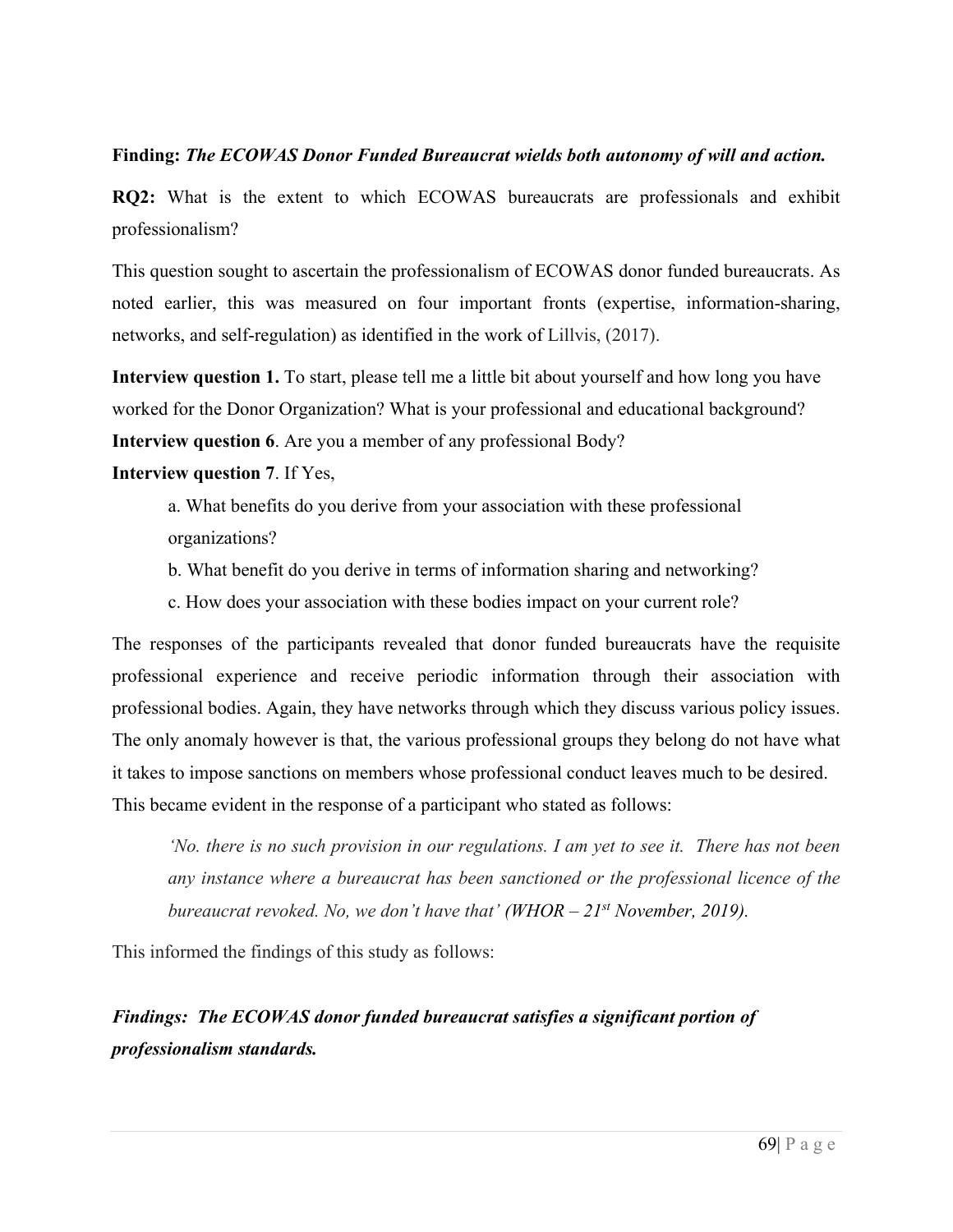**Finding:** ***The ECOWAS Donor Funded Bureaucrat wields both autonomy of will and action.***

**RQ2:** What is the extent to which ECOWAS bureaucrats are professionals and exhibit professionalism?

This question sought to ascertain the professionalism of ECOWAS donor funded bureaucrats. As noted earlier, this was measured on four important fronts (expertise, information-sharing, networks, and self-regulation) as identified in the work of Lillvis, (2017).

**Interview question 1.** To start, please tell me a little bit about yourself and how long you have worked for the Donor Organization? What is your professional and educational background?
**Interview question 6**. Are you a member of any professional Body?
**Interview question 7**. If Yes,

a. What benefits do you derive from your association with these professional organizations?

b. What benefit do you derive in terms of information sharing and networking?

c. How does your association with these bodies impact on your current role?

The responses of the participants revealed that donor funded bureaucrats have the requisite professional experience and receive periodic information through their association with professional bodies. Again, they have networks through which they discuss various policy issues. The only anomaly however is that, the various professional groups they belong do not have what it takes to impose sanctions on members whose professional conduct leaves much to be desired. This became evident in the response of a participant who stated as follows:

> *'No. there is no such provision in our regulations. I am yet to see it. There has not been any instance where a bureaucrat has been sanctioned or the professional licence of the bureaucrat revoked. No, we don't have that' (WHOR – 21st November, 2019).*

This informed the findings of this study as follows:

***Findings: The ECOWAS donor funded bureaucrat satisfies a significant portion of professionalism standards.***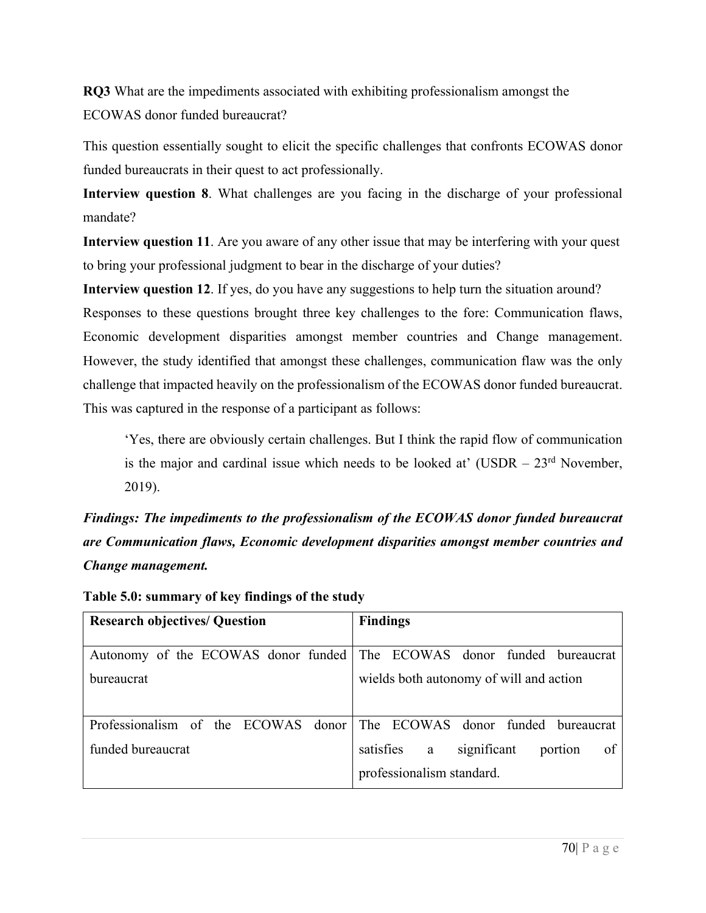**RQ3** What are the impediments associated with exhibiting professionalism amongst the ECOWAS donor funded bureaucrat?

This question essentially sought to elicit the specific challenges that confronts ECOWAS donor funded bureaucrats in their quest to act professionally.

**Interview question 8**. What challenges are you facing in the discharge of your professional mandate?

**Interview question 11**. Are you aware of any other issue that may be interfering with your quest to bring your professional judgment to bear in the discharge of your duties?

**Interview question 12**. If yes, do you have any suggestions to help turn the situation around?

Responses to these questions brought three key challenges to the fore: Communication flaws, Economic development disparities amongst member countries and Change management. However, the study identified that amongst these challenges, communication flaw was the only challenge that impacted heavily on the professionalism of the ECOWAS donor funded bureaucrat. This was captured in the response of a participant as follows:

> 'Yes, there are obviously certain challenges. But I think the rapid flow of communication is the major and cardinal issue which needs to be looked at' (USDR – 23rd November, 2019).

***Findings: The impediments to the professionalism of the ECOWAS donor funded bureaucrat are Communication flaws, Economic development disparities amongst member countries and Change management.***

**Table 5.0: summary of key findings of the study**

| Research objectives/ Question | Findings |
| --- | --- |
| Autonomy of the ECOWAS donor funded bureaucrat | The ECOWAS donor funded bureaucrat wields both autonomy of will and action |
| Professionalism of the ECOWAS donor funded bureaucrat | The ECOWAS donor funded bureaucrat satisfies a significant portion of professionalism standard. |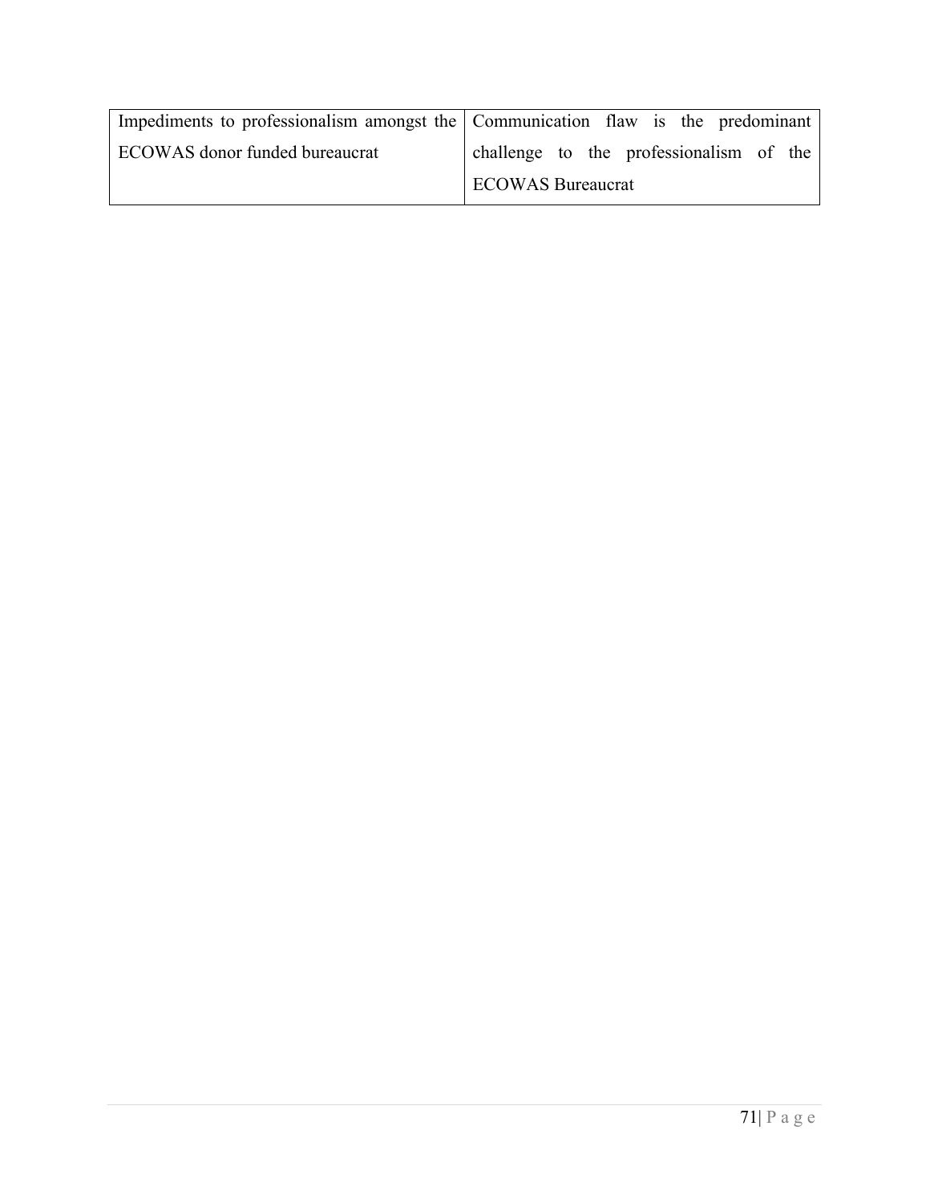| Impediments to professionalism amongst the ECOWAS donor funded bureaucrat | Communication flaw is the predominant challenge to the professionalism of the ECOWAS Bureaucrat |
|---|---|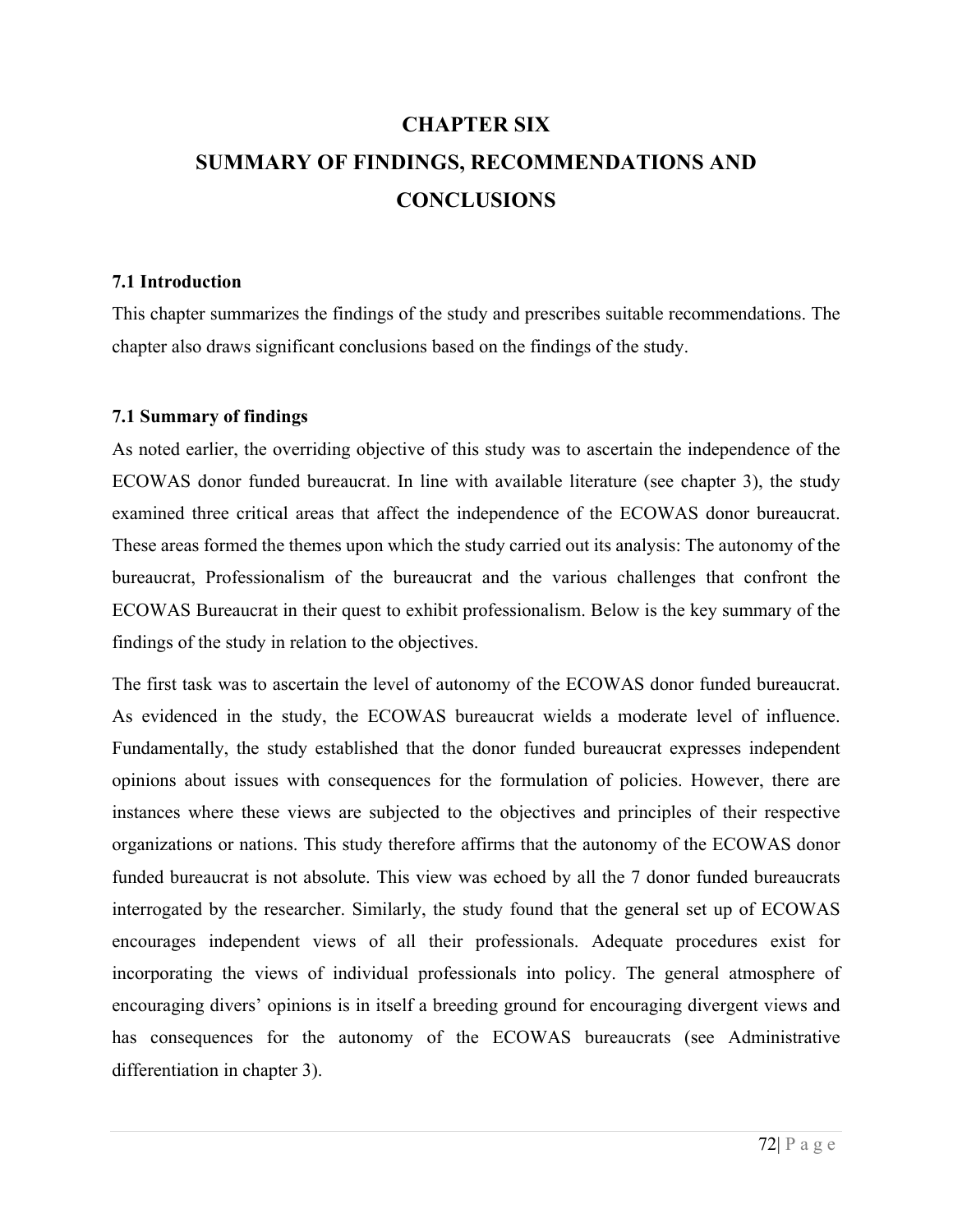# CHAPTER SIX
# SUMMARY OF FINDINGS, RECOMMENDATIONS AND CONCLUSIONS

## 7.1 Introduction

This chapter summarizes the findings of the study and prescribes suitable recommendations. The chapter also draws significant conclusions based on the findings of the study.

## 7.1 Summary of findings

As noted earlier, the overriding objective of this study was to ascertain the independence of the ECOWAS donor funded bureaucrat. In line with available literature (see chapter 3), the study examined three critical areas that affect the independence of the ECOWAS donor bureaucrat. These areas formed the themes upon which the study carried out its analysis: The autonomy of the bureaucrat, Professionalism of the bureaucrat and the various challenges that confront the ECOWAS Bureaucrat in their quest to exhibit professionalism. Below is the key summary of the findings of the study in relation to the objectives.

The first task was to ascertain the level of autonomy of the ECOWAS donor funded bureaucrat. As evidenced in the study, the ECOWAS bureaucrat wields a moderate level of influence. Fundamentally, the study established that the donor funded bureaucrat expresses independent opinions about issues with consequences for the formulation of policies. However, there are instances where these views are subjected to the objectives and principles of their respective organizations or nations. This study therefore affirms that the autonomy of the ECOWAS donor funded bureaucrat is not absolute. This view was echoed by all the 7 donor funded bureaucrats interrogated by the researcher. Similarly, the study found that the general set up of ECOWAS encourages independent views of all their professionals. Adequate procedures exist for incorporating the views of individual professionals into policy. The general atmosphere of encouraging divers' opinions is in itself a breeding ground for encouraging divergent views and has consequences for the autonomy of the ECOWAS bureaucrats (see Administrative differentiation in chapter 3).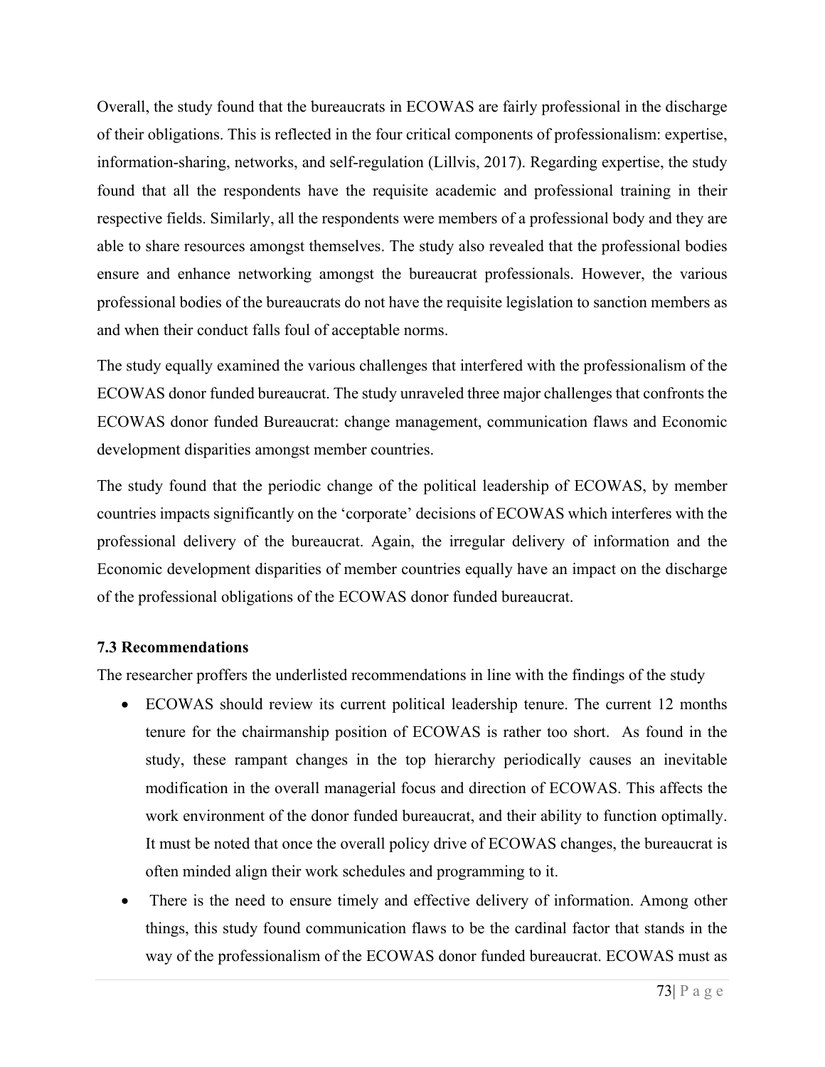Overall, the study found that the bureaucrats in ECOWAS are fairly professional in the discharge of their obligations. This is reflected in the four critical components of professionalism: expertise, information-sharing, networks, and self-regulation (Lillvis, 2017). Regarding expertise, the study found that all the respondents have the requisite academic and professional training in their respective fields. Similarly, all the respondents were members of a professional body and they are able to share resources amongst themselves. The study also revealed that the professional bodies ensure and enhance networking amongst the bureaucrat professionals. However, the various professional bodies of the bureaucrats do not have the requisite legislation to sanction members as and when their conduct falls foul of acceptable norms.

The study equally examined the various challenges that interfered with the professionalism of the ECOWAS donor funded bureaucrat. The study unraveled three major challenges that confronts the ECOWAS donor funded Bureaucrat: change management, communication flaws and Economic development disparities amongst member countries.

The study found that the periodic change of the political leadership of ECOWAS, by member countries impacts significantly on the 'corporate' decisions of ECOWAS which interferes with the professional delivery of the bureaucrat. Again, the irregular delivery of information and the Economic development disparities of member countries equally have an impact on the discharge of the professional obligations of the ECOWAS donor funded bureaucrat.

### 7.3 Recommendations

The researcher proffers the underlisted recommendations in line with the findings of the study

- ECOWAS should review its current political leadership tenure. The current 12 months tenure for the chairmanship position of ECOWAS is rather too short. As found in the study, these rampant changes in the top hierarchy periodically causes an inevitable modification in the overall managerial focus and direction of ECOWAS. This affects the work environment of the donor funded bureaucrat, and their ability to function optimally. It must be noted that once the overall policy drive of ECOWAS changes, the bureaucrat is often minded align their work schedules and programming to it.
- There is the need to ensure timely and effective delivery of information. Among other things, this study found communication flaws to be the cardinal factor that stands in the way of the professionalism of the ECOWAS donor funded bureaucrat. ECOWAS must as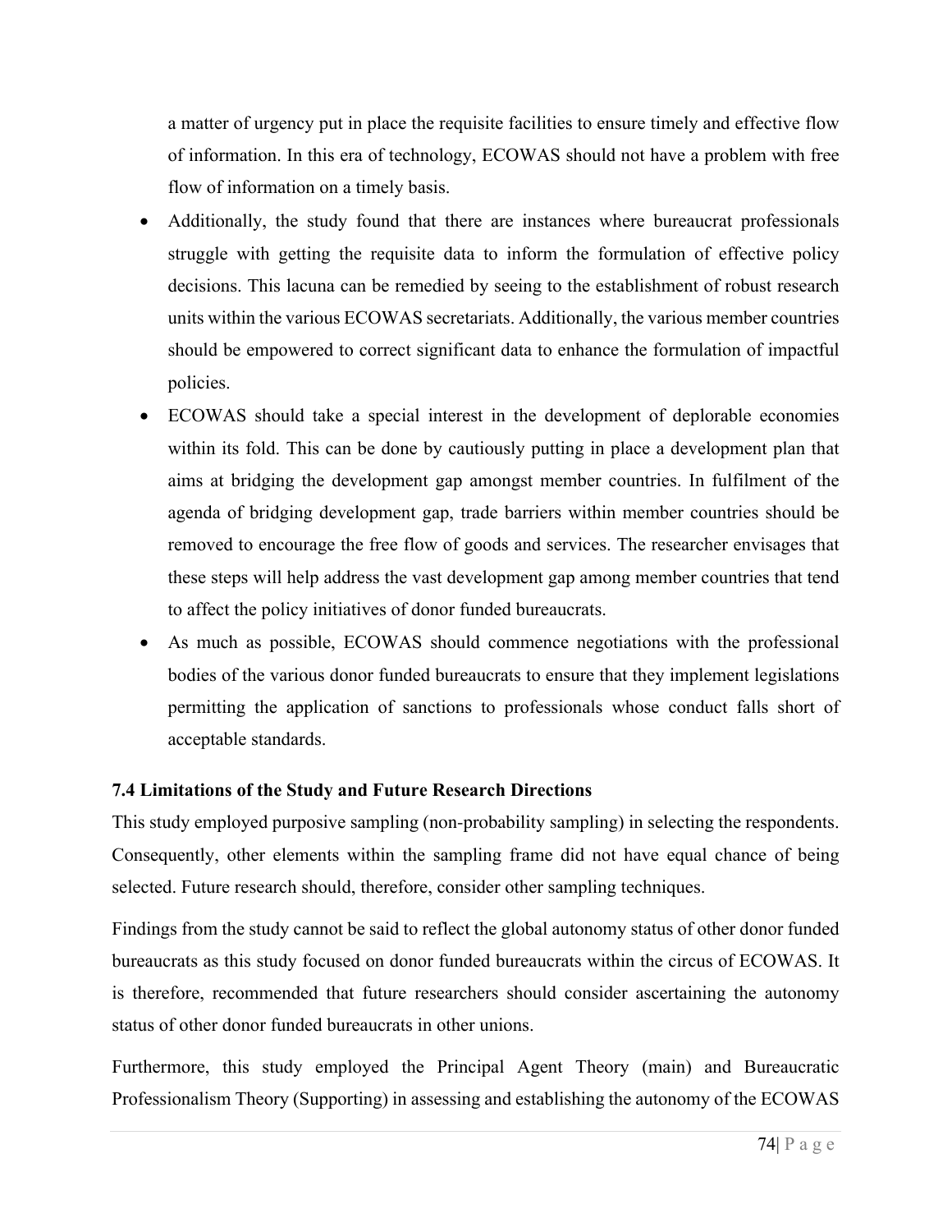a matter of urgency put in place the requisite facilities to ensure timely and effective flow of information. In this era of technology, ECOWAS should not have a problem with free flow of information on a timely basis.

- Additionally, the study found that there are instances where bureaucrat professionals struggle with getting the requisite data to inform the formulation of effective policy decisions. This lacuna can be remedied by seeing to the establishment of robust research units within the various ECOWAS secretariats. Additionally, the various member countries should be empowered to correct significant data to enhance the formulation of impactful policies.
- ECOWAS should take a special interest in the development of deplorable economies within its fold. This can be done by cautiously putting in place a development plan that aims at bridging the development gap amongst member countries. In fulfilment of the agenda of bridging development gap, trade barriers within member countries should be removed to encourage the free flow of goods and services. The researcher envisages that these steps will help address the vast development gap among member countries that tend to affect the policy initiatives of donor funded bureaucrats.
- As much as possible, ECOWAS should commence negotiations with the professional bodies of the various donor funded bureaucrats to ensure that they implement legislations permitting the application of sanctions to professionals whose conduct falls short of acceptable standards.

### 7.4 Limitations of the Study and Future Research Directions

This study employed purposive sampling (non-probability sampling) in selecting the respondents. Consequently, other elements within the sampling frame did not have equal chance of being selected. Future research should, therefore, consider other sampling techniques.

Findings from the study cannot be said to reflect the global autonomy status of other donor funded bureaucrats as this study focused on donor funded bureaucrats within the circus of ECOWAS. It is therefore, recommended that future researchers should consider ascertaining the autonomy status of other donor funded bureaucrats in other unions.

Furthermore, this study employed the Principal Agent Theory (main) and Bureaucratic Professionalism Theory (Supporting) in assessing and establishing the autonomy of the ECOWAS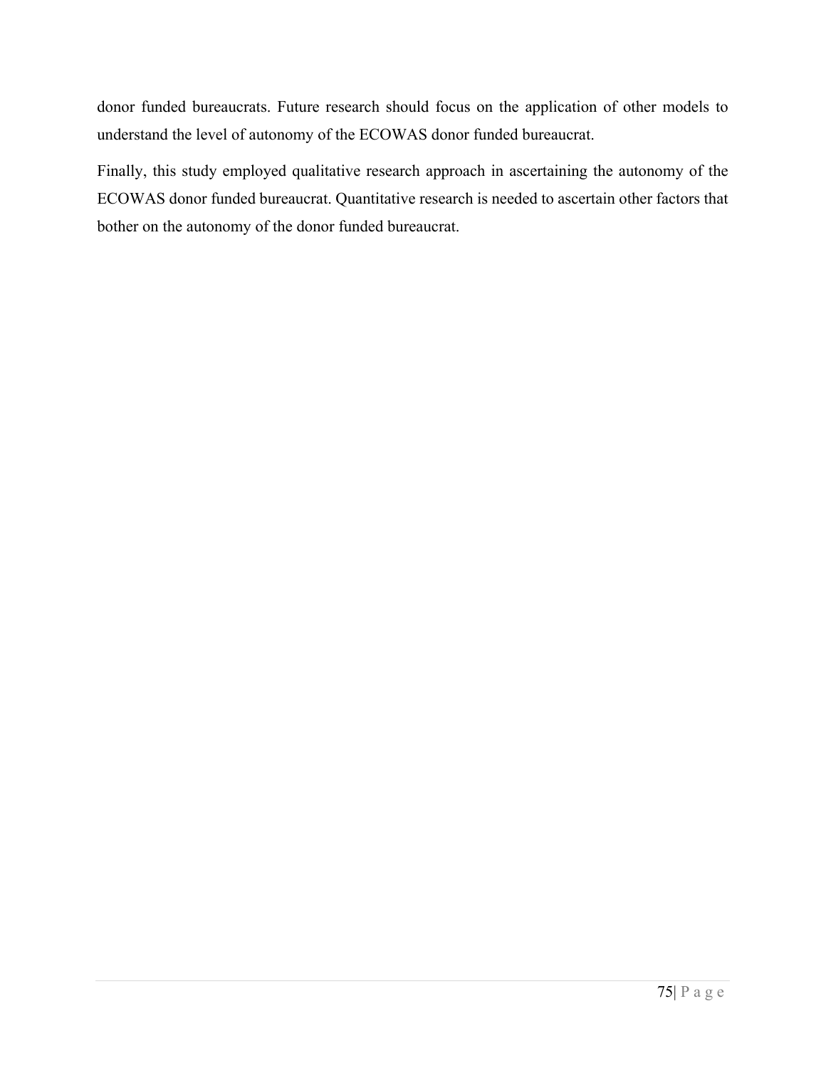donor funded bureaucrats. Future research should focus on the application of other models to understand the level of autonomy of the ECOWAS donor funded bureaucrat.

Finally, this study employed qualitative research approach in ascertaining the autonomy of the ECOWAS donor funded bureaucrat. Quantitative research is needed to ascertain other factors that bother on the autonomy of the donor funded bureaucrat.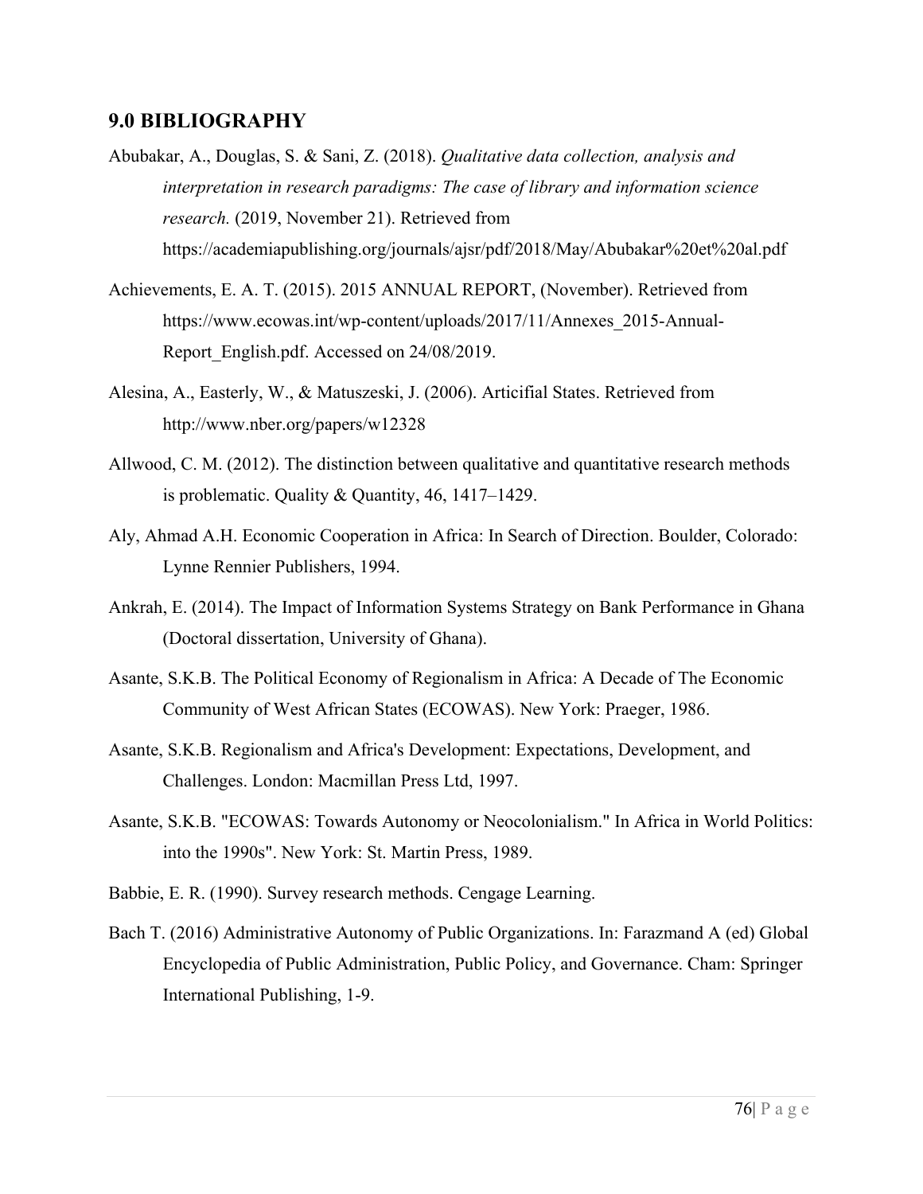## 9.0 BIBLIOGRAPHY

Abubakar, A., Douglas, S. & Sani, Z. (2018). *Qualitative data collection, analysis and interpretation in research paradigms: The case of library and information science research.* (2019, November 21). Retrieved from https://academiapublishing.org/journals/ajsr/pdf/2018/May/Abubakar%20et%20al.pdf

Achievements, E. A. T. (2015). 2015 ANNUAL REPORT, (November). Retrieved from https://www.ecowas.int/wp-content/uploads/2017/11/Annexes_2015-Annual-Report_English.pdf. Accessed on 24/08/2019.

Alesina, A., Easterly, W., & Matuszeski, J. (2006). Articifial States. Retrieved from http://www.nber.org/papers/w12328

Allwood, C. M. (2012). The distinction between qualitative and quantitative research methods is problematic. Quality & Quantity, 46, 1417–1429.

Aly, Ahmad A.H. Economic Cooperation in Africa: In Search of Direction. Boulder, Colorado: Lynne Rennier Publishers, 1994.

Ankrah, E. (2014). The Impact of Information Systems Strategy on Bank Performance in Ghana (Doctoral dissertation, University of Ghana).

Asante, S.K.B. The Political Economy of Regionalism in Africa: A Decade of The Economic Community of West African States (ECOWAS). New York: Praeger, 1986.

Asante, S.K.B. Regionalism and Africa's Development: Expectations, Development, and Challenges. London: Macmillan Press Ltd, 1997.

Asante, S.K.B. "ECOWAS: Towards Autonomy or Neocolonialism." In Africa in World Politics: into the 1990s". New York: St. Martin Press, 1989.

Babbie, E. R. (1990). Survey research methods. Cengage Learning.

Bach T. (2016) Administrative Autonomy of Public Organizations. In: Farazmand A (ed) Global Encyclopedia of Public Administration, Public Policy, and Governance. Cham: Springer International Publishing, 1-9.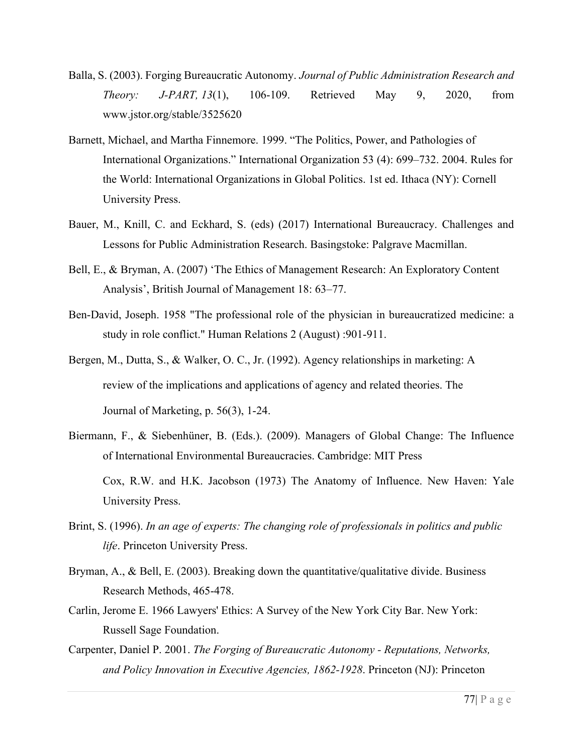Balla, S. (2003). Forging Bureaucratic Autonomy. *Journal of Public Administration Research and Theory: J-PART, 13*(1), 106-109. Retrieved May 9, 2020, from www.jstor.org/stable/3525620

Barnett, Michael, and Martha Finnemore. 1999. "The Politics, Power, and Pathologies of International Organizations." International Organization 53 (4): 699–732. 2004. Rules for the World: International Organizations in Global Politics. 1st ed. Ithaca (NY): Cornell University Press.

Bauer, M., Knill, C. and Eckhard, S. (eds) (2017) International Bureaucracy. Challenges and Lessons for Public Administration Research. Basingstoke: Palgrave Macmillan.

Bell, E., & Bryman, A. (2007) 'The Ethics of Management Research: An Exploratory Content Analysis', British Journal of Management 18: 63–77.

Ben-David, Joseph. 1958 "The professional role of the physician in bureaucratized medicine: a study in role conflict." Human Relations 2 (August) :901-911.

Bergen, M., Dutta, S., & Walker, O. C., Jr. (1992). Agency relationships in marketing: A review of the implications and applications of agency and related theories. The Journal of Marketing, p. 56(3), 1-24.

Biermann, F., & Siebenhüner, B. (Eds.). (2009). Managers of Global Change: The Influence of International Environmental Bureaucracies. Cambridge: MIT Press

Cox, R.W. and H.K. Jacobson (1973) The Anatomy of Influence. New Haven: Yale University Press.

Brint, S. (1996). *In an age of experts: The changing role of professionals in politics and public life*. Princeton University Press.

Bryman, A., & Bell, E. (2003). Breaking down the quantitative/qualitative divide. Business Research Methods, 465-478.

Carlin, Jerome E. 1966 Lawyers' Ethics: A Survey of the New York City Bar. New York: Russell Sage Foundation.

Carpenter, Daniel P. 2001. *The Forging of Bureaucratic Autonomy - Reputations, Networks, and Policy Innovation in Executive Agencies, 1862-1928*. Princeton (NJ): Princeton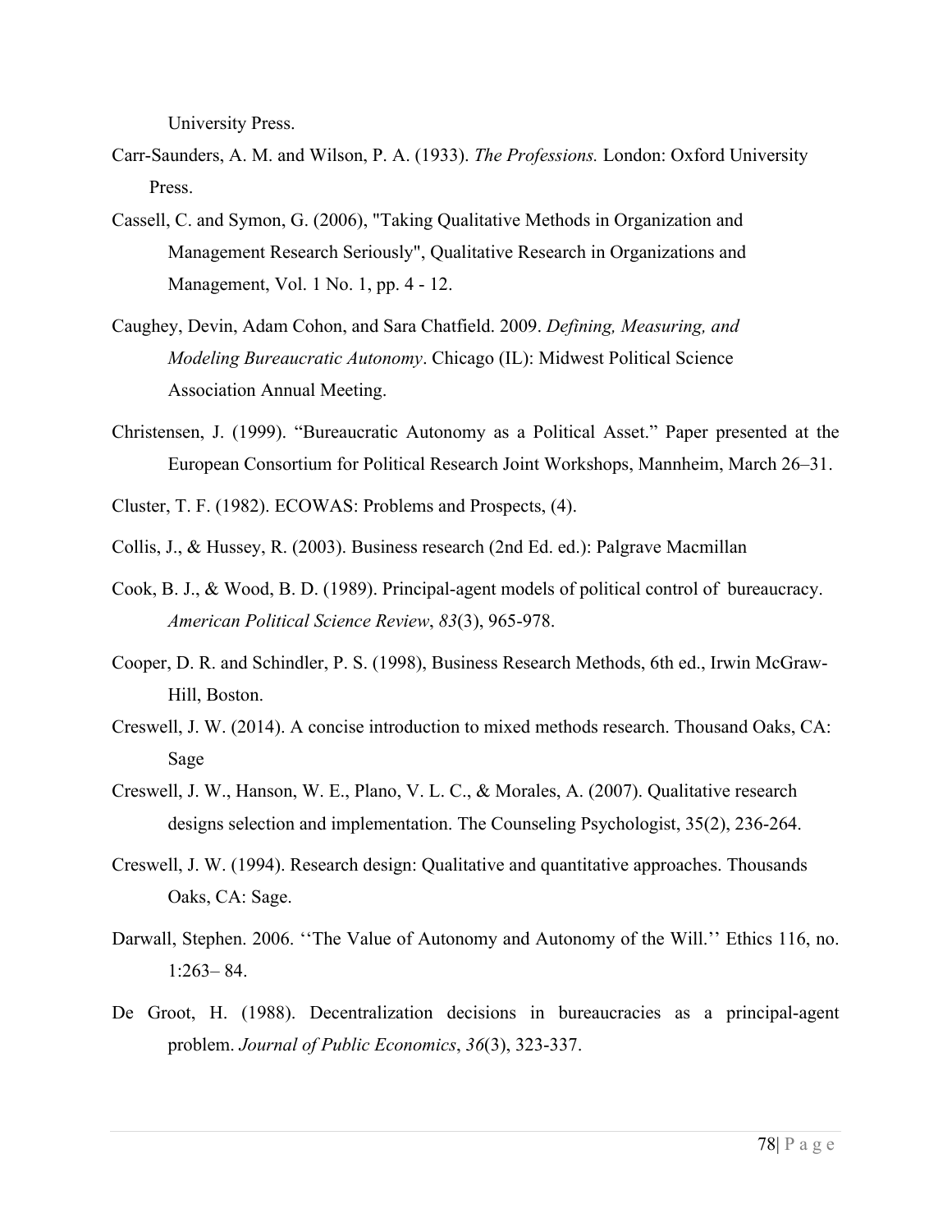University Press.

Carr-Saunders, A. M. and Wilson, P. A. (1933). *The Professions.* London: Oxford University Press.

Cassell, C. and Symon, G. (2006), "Taking Qualitative Methods in Organization and Management Research Seriously", Qualitative Research in Organizations and Management, Vol. 1 No. 1, pp. 4 - 12.

Caughey, Devin, Adam Cohon, and Sara Chatfield. 2009. *Defining, Measuring, and Modeling Bureaucratic Autonomy*. Chicago (IL): Midwest Political Science Association Annual Meeting.

Christensen, J. (1999). "Bureaucratic Autonomy as a Political Asset." Paper presented at the European Consortium for Political Research Joint Workshops, Mannheim, March 26–31.

Cluster, T. F. (1982). ECOWAS: Problems and Prospects, (4).

Collis, J., & Hussey, R. (2003). Business research (2nd Ed. ed.): Palgrave Macmillan

Cook, B. J., & Wood, B. D. (1989). Principal-agent models of political control of bureaucracy. *American Political Science Review*, *83*(3), 965-978.

Cooper, D. R. and Schindler, P. S. (1998), Business Research Methods, 6th ed., Irwin McGraw-Hill, Boston.

Creswell, J. W. (2014). A concise introduction to mixed methods research. Thousand Oaks, CA: Sage

Creswell, J. W., Hanson, W. E., Plano, V. L. C., & Morales, A. (2007). Qualitative research designs selection and implementation. The Counseling Psychologist, 35(2), 236-264.

Creswell, J. W. (1994). Research design: Qualitative and quantitative approaches. Thousands Oaks, CA: Sage.

Darwall, Stephen. 2006. ''The Value of Autonomy and Autonomy of the Will.'' Ethics 116, no. 1:263– 84.

De Groot, H. (1988). Decentralization decisions in bureaucracies as a principal-agent problem. *Journal of Public Economics*, *36*(3), 323-337.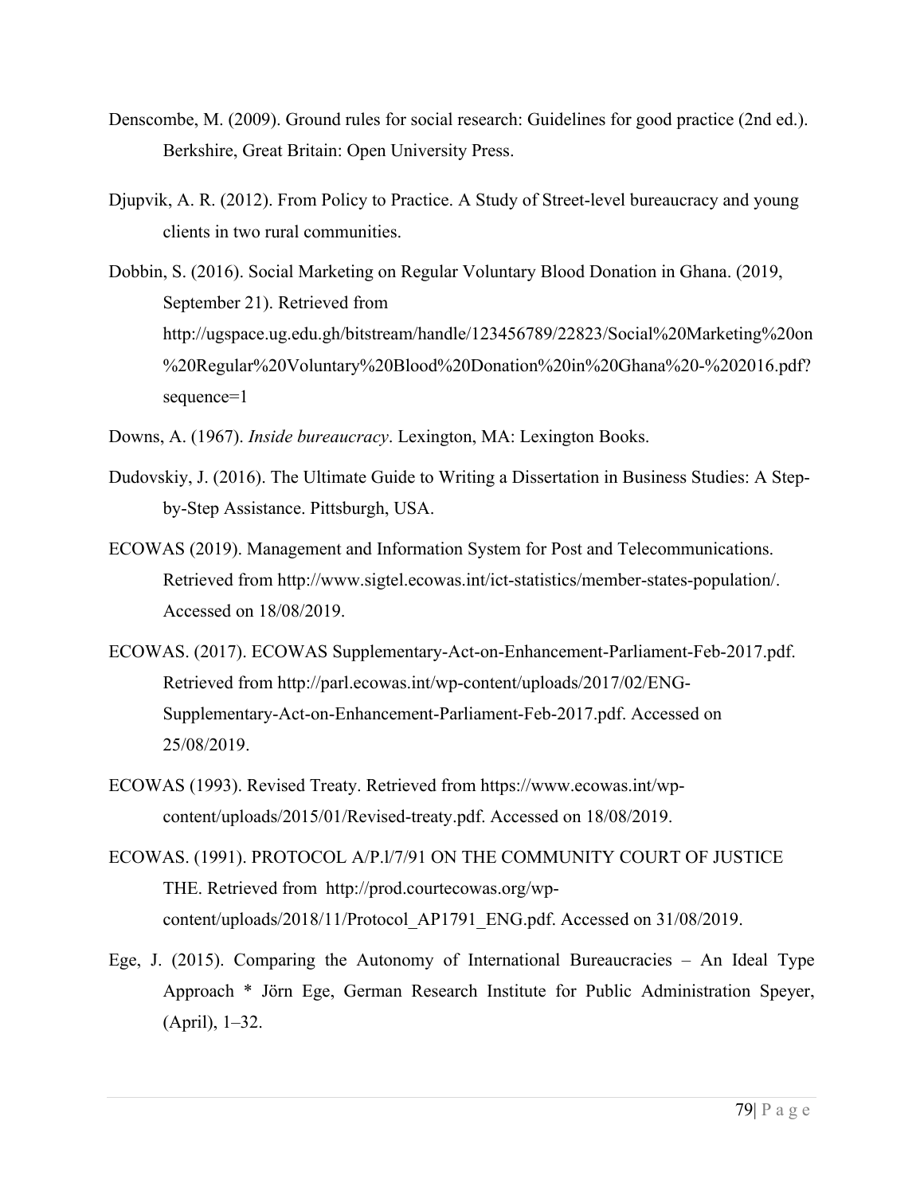Denscombe, M. (2009). Ground rules for social research: Guidelines for good practice (2nd ed.). Berkshire, Great Britain: Open University Press.

Djupvik, A. R. (2012). From Policy to Practice. A Study of Street-level bureaucracy and young clients in two rural communities.

Dobbin, S. (2016). Social Marketing on Regular Voluntary Blood Donation in Ghana. (2019, September 21). Retrieved from http://ugspace.ug.edu.gh/bitstream/handle/123456789/22823/Social%20Marketing%20on%20Regular%20Voluntary%20Blood%20Donation%20in%20Ghana%20-%202016.pdf?sequence=1

Downs, A. (1967). *Inside bureaucracy*. Lexington, MA: Lexington Books.

Dudovskiy, J. (2016). The Ultimate Guide to Writing a Dissertation in Business Studies: A Step-by-Step Assistance. Pittsburgh, USA.

ECOWAS (2019). Management and Information System for Post and Telecommunications. Retrieved from http://www.sigtel.ecowas.int/ict-statistics/member-states-population/. Accessed on 18/08/2019.

ECOWAS. (2017). ECOWAS Supplementary-Act-on-Enhancement-Parliament-Feb-2017.pdf. Retrieved from http://parl.ecowas.int/wp-content/uploads/2017/02/ENG-Supplementary-Act-on-Enhancement-Parliament-Feb-2017.pdf. Accessed on 25/08/2019.

ECOWAS (1993). Revised Treaty. Retrieved from https://www.ecowas.int/wp-content/uploads/2015/01/Revised-treaty.pdf. Accessed on 18/08/2019.

ECOWAS. (1991). PROTOCOL A/P.l/7/91 ON THE COMMUNITY COURT OF JUSTICE THE. Retrieved from http://prod.courtecowas.org/wp-content/uploads/2018/11/Protocol_AP1791_ENG.pdf. Accessed on 31/08/2019.

Ege, J. (2015). Comparing the Autonomy of International Bureaucracies – An Ideal Type Approach * Jörn Ege, German Research Institute for Public Administration Speyer, (April), 1–32.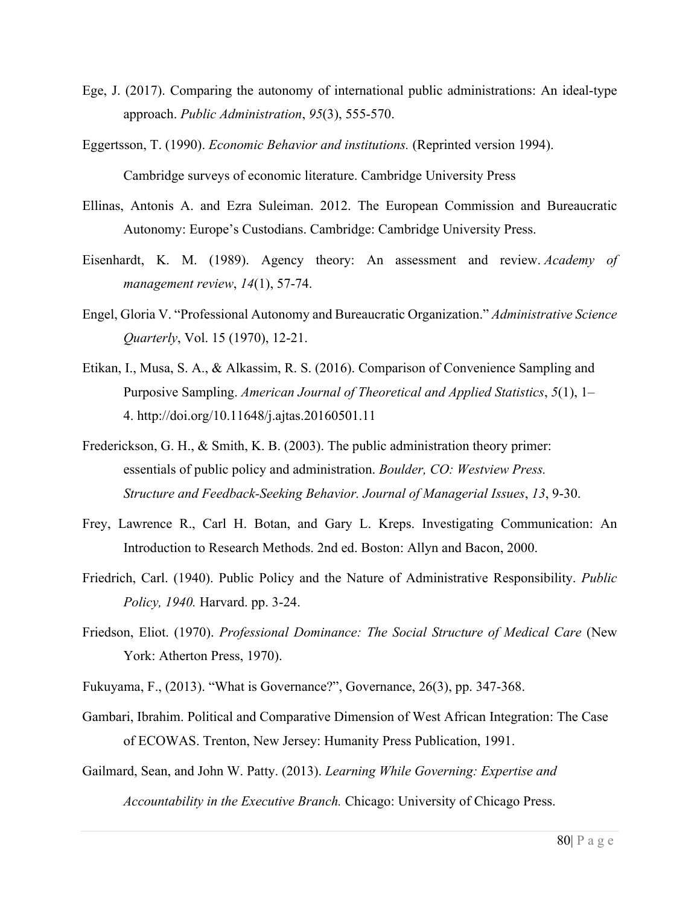Ege, J. (2017). Comparing the autonomy of international public administrations: An ideal-type approach. *Public Administration*, *95*(3), 555-570.

Eggertsson, T. (1990). *Economic Behavior and institutions.* (Reprinted version 1994). Cambridge surveys of economic literature. Cambridge University Press

Ellinas, Antonis A. and Ezra Suleiman. 2012. The European Commission and Bureaucratic Autonomy: Europe's Custodians. Cambridge: Cambridge University Press.

Eisenhardt, K. M. (1989). Agency theory: An assessment and review. *Academy of management review*, *14*(1), 57-74.

Engel, Gloria V. "Professional Autonomy and Bureaucratic Organization." *Administrative Science Quarterly*, Vol. 15 (1970), 12-21.

Etikan, I., Musa, S. A., & Alkassim, R. S. (2016). Comparison of Convenience Sampling and Purposive Sampling. *American Journal of Theoretical and Applied Statistics*, *5*(1), 1–4. http://doi.org/10.11648/j.ajtas.20160501.11

Frederickson, G. H., & Smith, K. B. (2003). The public administration theory primer: essentials of public policy and administration. *Boulder, CO: Westview Press. Structure and Feedback-Seeking Behavior. Journal of Managerial Issues*, *13*, 9-30.

Frey, Lawrence R., Carl H. Botan, and Gary L. Kreps. Investigating Communication: An Introduction to Research Methods. 2nd ed. Boston: Allyn and Bacon, 2000.

Friedrich, Carl. (1940). Public Policy and the Nature of Administrative Responsibility. *Public Policy, 1940.* Harvard. pp. 3-24.

Friedson, Eliot. (1970). *Professional Dominance: The Social Structure of Medical Care* (New York: Atherton Press, 1970).

Fukuyama, F., (2013). "What is Governance?", Governance, 26(3), pp. 347-368.

Gambari, Ibrahim. Political and Comparative Dimension of West African Integration: The Case of ECOWAS. Trenton, New Jersey: Humanity Press Publication, 1991.

Gailmard, Sean, and John W. Patty. (2013). *Learning While Governing: Expertise and Accountability in the Executive Branch.* Chicago: University of Chicago Press.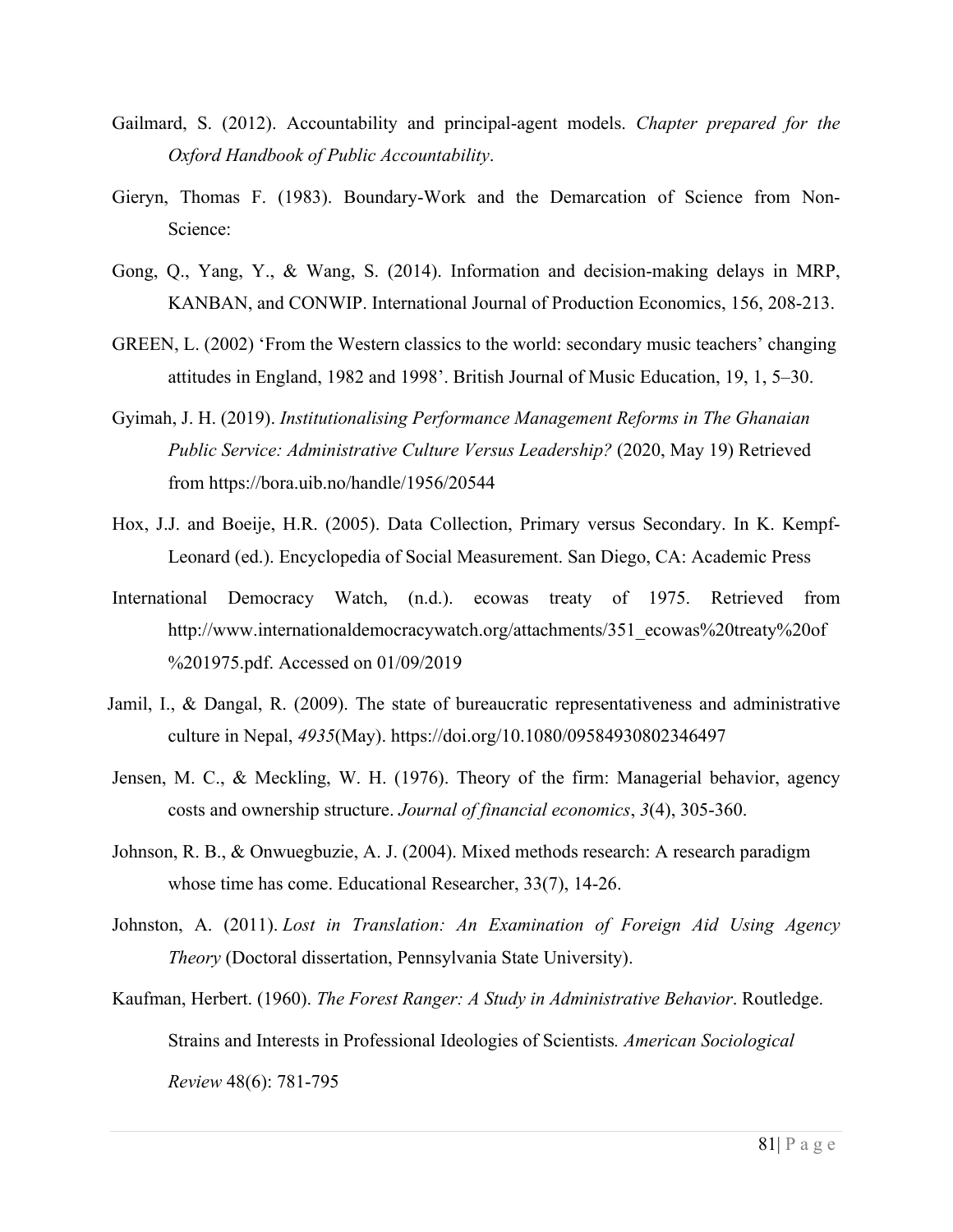Gailmard, S. (2012). Accountability and principal-agent models. *Chapter prepared for the Oxford Handbook of Public Accountability*.

Gieryn, Thomas F. (1983). Boundary-Work and the Demarcation of Science from Non-Science:

Gong, Q., Yang, Y., & Wang, S. (2014). Information and decision-making delays in MRP, KANBAN, and CONWIP. International Journal of Production Economics, 156, 208-213.

GREEN, L. (2002) 'From the Western classics to the world: secondary music teachers' changing attitudes in England, 1982 and 1998'. British Journal of Music Education, 19, 1, 5–30.

Gyimah, J. H. (2019). *Institutionalising Performance Management Reforms in The Ghanaian Public Service: Administrative Culture Versus Leadership?* (2020, May 19) Retrieved from https://bora.uib.no/handle/1956/20544

Hox, J.J. and Boeije, H.R. (2005). Data Collection, Primary versus Secondary. In K. Kempf-Leonard (ed.). Encyclopedia of Social Measurement. San Diego, CA: Academic Press

International Democracy Watch, (n.d.). ecowas treaty of 1975. Retrieved from http://www.internationaldemocracywatch.org/attachments/351_ecowas%20treaty%20of%201975.pdf. Accessed on 01/09/2019

Jamil, I., & Dangal, R. (2009). The state of bureaucratic representativeness and administrative culture in Nepal, *4935*(May). https://doi.org/10.1080/09584930802346497

Jensen, M. C., & Meckling, W. H. (1976). Theory of the firm: Managerial behavior, agency costs and ownership structure. *Journal of financial economics*, *3*(4), 305-360.

Johnson, R. B., & Onwuegbuzie, A. J. (2004). Mixed methods research: A research paradigm whose time has come. Educational Researcher, 33(7), 14-26.

Johnston, A. (2011). *Lost in Translation: An Examination of Foreign Aid Using Agency Theory* (Doctoral dissertation, Pennsylvania State University).

Kaufman, Herbert. (1960). *The Forest Ranger: A Study in Administrative Behavior*. Routledge.

Strains and Interests in Professional Ideologies of Scientists*. American Sociological Review* 48(6): 781-795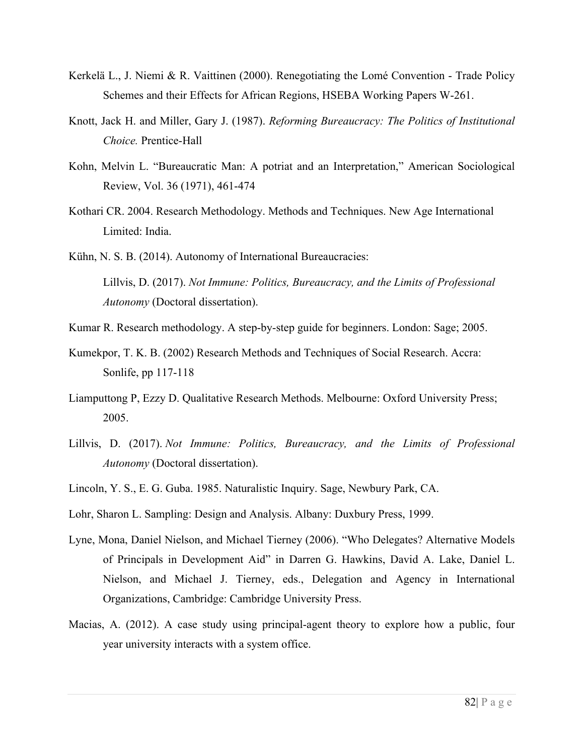Kerkelä L., J. Niemi & R. Vaittinen (2000). Renegotiating the Lomé Convention - Trade Policy Schemes and their Effects for African Regions, HSEBA Working Papers W-261.

Knott, Jack H. and Miller, Gary J. (1987). *Reforming Bureaucracy: The Politics of Institutional Choice.* Prentice-Hall

Kohn, Melvin L. "Bureaucratic Man: A potriat and an Interpretation," American Sociological Review, Vol. 36 (1971), 461-474

Kothari CR. 2004. Research Methodology. Methods and Techniques. New Age International Limited: India.

Kühn, N. S. B. (2014). Autonomy of International Bureaucracies:

Lillvis, D. (2017). *Not Immune: Politics, Bureaucracy, and the Limits of Professional Autonomy* (Doctoral dissertation).

Kumar R. Research methodology. A step-by-step guide for beginners. London: Sage; 2005.

Kumekpor, T. K. B. (2002) Research Methods and Techniques of Social Research. Accra: Sonlife, pp 117-118

Liamputtong P, Ezzy D. Qualitative Research Methods. Melbourne: Oxford University Press; 2005.

Lillvis, D. (2017). *Not Immune: Politics, Bureaucracy, and the Limits of Professional Autonomy* (Doctoral dissertation).

Lincoln, Y. S., E. G. Guba. 1985. Naturalistic Inquiry. Sage, Newbury Park, CA.

Lohr, Sharon L. Sampling: Design and Analysis. Albany: Duxbury Press, 1999.

Lyne, Mona, Daniel Nielson, and Michael Tierney (2006). "Who Delegates? Alternative Models of Principals in Development Aid" in Darren G. Hawkins, David A. Lake, Daniel L. Nielson, and Michael J. Tierney, eds., Delegation and Agency in International Organizations, Cambridge: Cambridge University Press.

Macias, A. (2012). A case study using principal-agent theory to explore how a public, four year university interacts with a system office.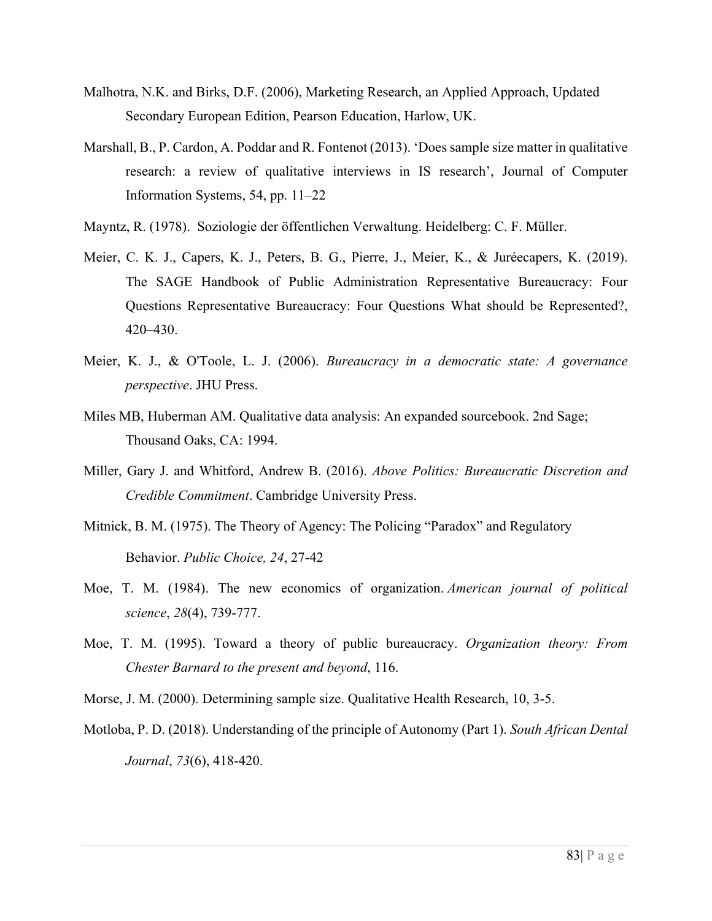Malhotra, N.K. and Birks, D.F. (2006), Marketing Research, an Applied Approach, Updated Secondary European Edition, Pearson Education, Harlow, UK.

Marshall, B., P. Cardon, A. Poddar and R. Fontenot (2013). 'Does sample size matter in qualitative research: a review of qualitative interviews in IS research', Journal of Computer Information Systems, 54, pp. 11–22

Mayntz, R. (1978). Soziologie der öffentlichen Verwaltung. Heidelberg: C. F. Müller.

Meier, C. K. J., Capers, K. J., Peters, B. G., Pierre, J., Meier, K., & Juréecapers, K. (2019). The SAGE Handbook of Public Administration Representative Bureaucracy: Four Questions Representative Bureaucracy: Four Questions What should be Represented?, 420–430.

Meier, K. J., & O'Toole, L. J. (2006). *Bureaucracy in a democratic state: A governance perspective*. JHU Press.

Miles MB, Huberman AM. Qualitative data analysis: An expanded sourcebook. 2nd Sage; Thousand Oaks, CA: 1994.

Miller, Gary J. and Whitford, Andrew B. (2016). *Above Politics: Bureaucratic Discretion and Credible Commitment*. Cambridge University Press.

Mitnick, B. M. (1975). The Theory of Agency: The Policing "Paradox" and Regulatory Behavior. *Public Choice, 24*, 27-42

Moe, T. M. (1984). The new economics of organization. *American journal of political science*, *28*(4), 739-777.

Moe, T. M. (1995). Toward a theory of public bureaucracy. *Organization theory: From Chester Barnard to the present and beyond*, 116.

Morse, J. M. (2000). Determining sample size. Qualitative Health Research, 10, 3-5.

Motloba, P. D. (2018). Understanding of the principle of Autonomy (Part 1). *South African Dental Journal*, *73*(6), 418-420.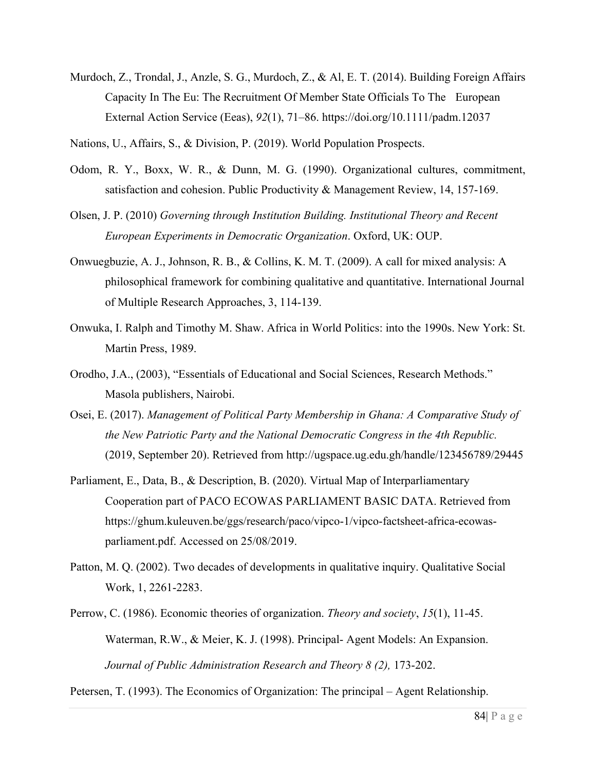Murdoch, Z., Trondal, J., Anzle, S. G., Murdoch, Z., & Al, E. T. (2014). Building Foreign Affairs Capacity In The Eu: The Recruitment Of Member State Officials To The European External Action Service (Eeas), *92*(1), 71–86. https://doi.org/10.1111/padm.12037

Nations, U., Affairs, S., & Division, P. (2019). World Population Prospects.

Odom, R. Y., Boxx, W. R., & Dunn, M. G. (1990). Organizational cultures, commitment, satisfaction and cohesion. Public Productivity & Management Review, 14, 157-169.

Olsen, J. P. (2010) *Governing through Institution Building. Institutional Theory and Recent European Experiments in Democratic Organization*. Oxford, UK: OUP.

Onwuegbuzie, A. J., Johnson, R. B., & Collins, K. M. T. (2009). A call for mixed analysis: A philosophical framework for combining qualitative and quantitative. International Journal of Multiple Research Approaches, 3, 114-139.

Onwuka, I. Ralph and Timothy M. Shaw. Africa in World Politics: into the 1990s. New York: St. Martin Press, 1989.

Orodho, J.A., (2003), "Essentials of Educational and Social Sciences, Research Methods." Masola publishers, Nairobi.

Osei, E. (2017). *Management of Political Party Membership in Ghana: A Comparative Study of the New Patriotic Party and the National Democratic Congress in the 4th Republic.* (2019, September 20). Retrieved from http://ugspace.ug.edu.gh/handle/123456789/29445

Parliament, E., Data, B., & Description, B. (2020). Virtual Map of Interparliamentary Cooperation part of PACO ECOWAS PARLIAMENT BASIC DATA. Retrieved from https://ghum.kuleuven.be/ggs/research/paco/vipco-1/vipco-factsheet-africa-ecowas-parliament.pdf. Accessed on 25/08/2019.

Patton, M. Q. (2002). Two decades of developments in qualitative inquiry. Qualitative Social Work, 1, 2261-2283.

Perrow, C. (1986). Economic theories of organization. *Theory and society*, *15*(1), 11-45.

Waterman, R.W., & Meier, K. J. (1998). Principal- Agent Models: An Expansion. *Journal of Public Administration Research and Theory 8 (2),* 173-202.

Petersen, T. (1993). The Economics of Organization: The principal – Agent Relationship.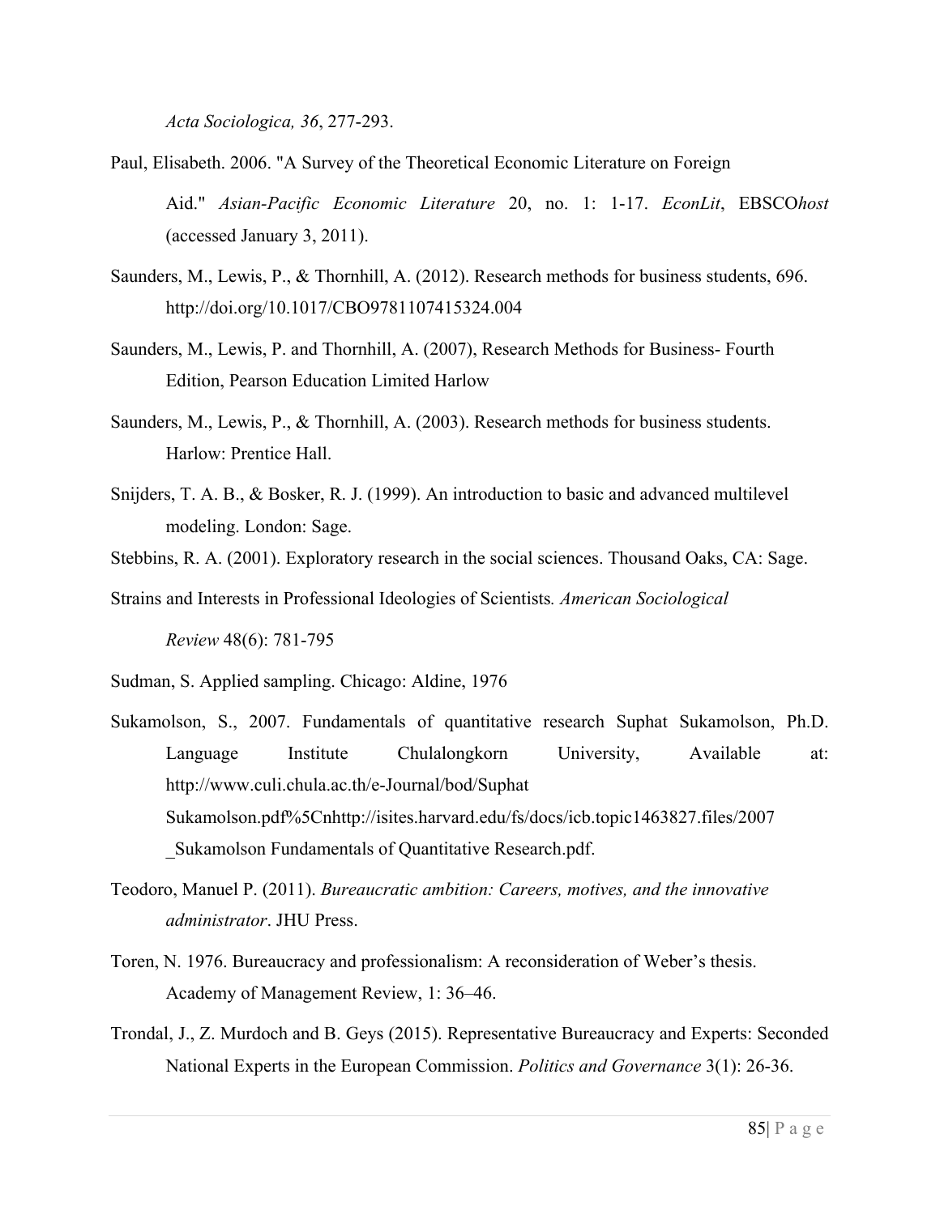*Acta Sociologica, 36*, 277-293.

Paul, Elisabeth. 2006. "A Survey of the Theoretical Economic Literature on Foreign Aid." *Asian-Pacific Economic Literature* 20, no. 1: 1-17. *EconLit*, EBSCO*host* (accessed January 3, 2011).

Saunders, M., Lewis, P., & Thornhill, A. (2012). Research methods for business students, 696. http://doi.org/10.1017/CBO9781107415324.004

Saunders, M., Lewis, P. and Thornhill, A. (2007), Research Methods for Business- Fourth Edition, Pearson Education Limited Harlow

Saunders, M., Lewis, P., & Thornhill, A. (2003). Research methods for business students. Harlow: Prentice Hall.

Snijders, T. A. B., & Bosker, R. J. (1999). An introduction to basic and advanced multilevel modeling. London: Sage.

Stebbins, R. A. (2001). Exploratory research in the social sciences. Thousand Oaks, CA: Sage.

Strains and Interests in Professional Ideologies of Scientists*. American Sociological Review* 48(6): 781-795

Sudman, S. Applied sampling. Chicago: Aldine, 1976

Sukamolson, S., 2007. Fundamentals of quantitative research Suphat Sukamolson, Ph.D. Language Institute Chulalongkorn University, Available at: http://www.culi.chula.ac.th/e-Journal/bod/Suphat Sukamolson.pdf%5Cnhttp://isites.harvard.edu/fs/docs/icb.topic1463827.files/2007_Sukamolson Fundamentals of Quantitative Research.pdf.

Teodoro, Manuel P. (2011). *Bureaucratic ambition: Careers, motives, and the innovative administrator*. JHU Press.

Toren, N. 1976. Bureaucracy and professionalism: A reconsideration of Weber's thesis. Academy of Management Review, 1: 36–46.

Trondal, J., Z. Murdoch and B. Geys (2015). Representative Bureaucracy and Experts: Seconded National Experts in the European Commission. *Politics and Governance* 3(1): 26-36.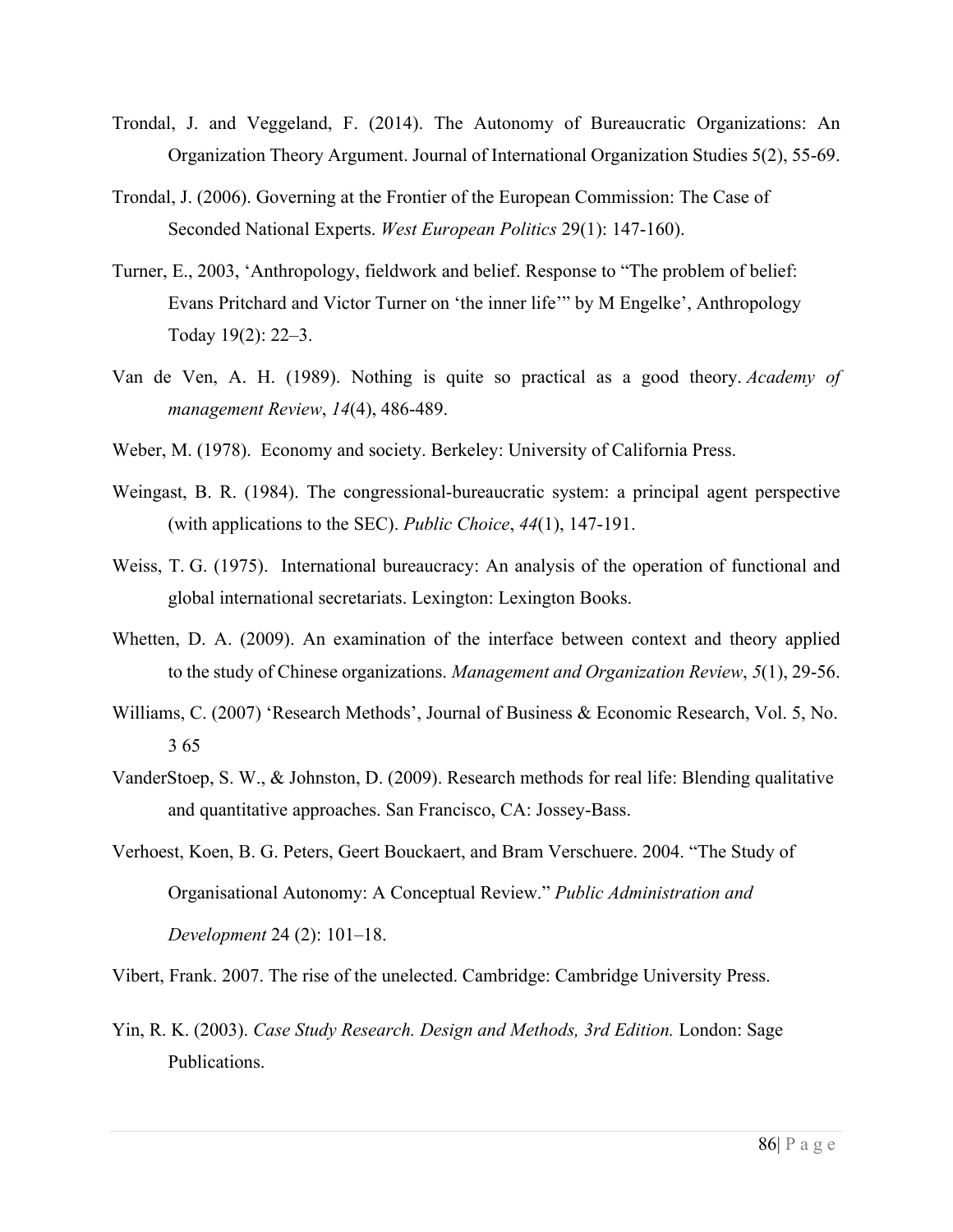Trondal, J. and Veggeland, F. (2014). The Autonomy of Bureaucratic Organizations: An Organization Theory Argument. Journal of International Organization Studies 5(2), 55-69.

Trondal, J. (2006). Governing at the Frontier of the European Commission: The Case of Seconded National Experts. *West European Politics* 29(1): 147-160).

Turner, E., 2003, 'Anthropology, fieldwork and belief. Response to "The problem of belief: Evans Pritchard and Victor Turner on 'the inner life'" by M Engelke', Anthropology Today 19(2): 22–3.

Van de Ven, A. H. (1989). Nothing is quite so practical as a good theory. *Academy of management Review*, *14*(4), 486-489.

Weber, M. (1978). Economy and society. Berkeley: University of California Press.

Weingast, B. R. (1984). The congressional-bureaucratic system: a principal agent perspective (with applications to the SEC). *Public Choice*, *44*(1), 147-191.

Weiss, T. G. (1975). International bureaucracy: An analysis of the operation of functional and global international secretariats. Lexington: Lexington Books.

Whetten, D. A. (2009). An examination of the interface between context and theory applied to the study of Chinese organizations. *Management and Organization Review*, *5*(1), 29-56.

Williams, C. (2007) 'Research Methods', Journal of Business & Economic Research, Vol. 5, No. 3 65

VanderStoep, S. W., & Johnston, D. (2009). Research methods for real life: Blending qualitative and quantitative approaches. San Francisco, CA: Jossey-Bass.

Verhoest, Koen, B. G. Peters, Geert Bouckaert, and Bram Verschuere. 2004. "The Study of Organisational Autonomy: A Conceptual Review." *Public Administration and Development* 24 (2): 101–18.

Vibert, Frank. 2007. The rise of the unelected. Cambridge: Cambridge University Press.

Yin, R. K. (2003). *Case Study Research. Design and Methods, 3rd Edition.* London: Sage Publications.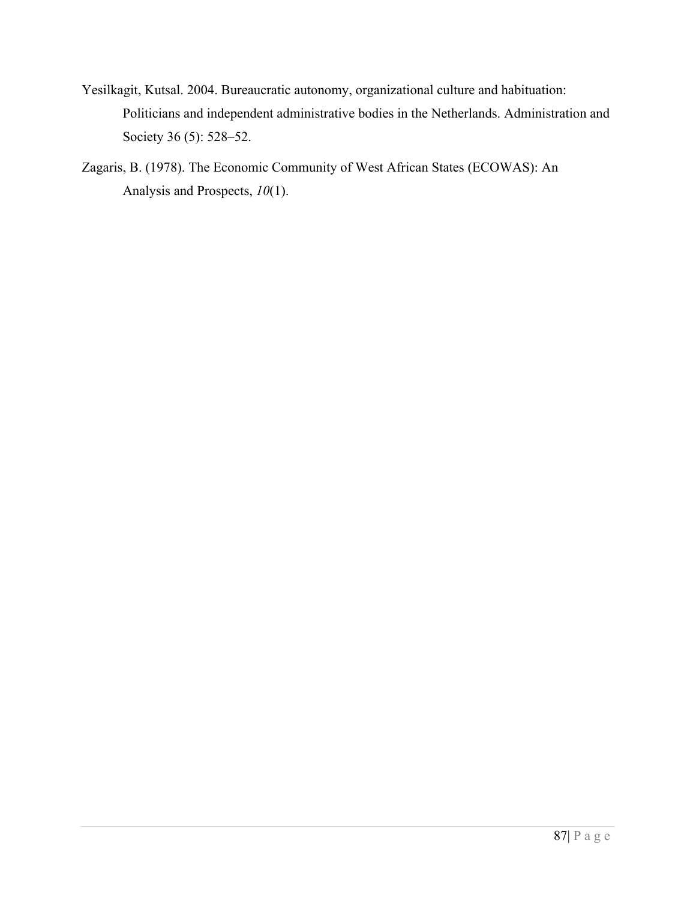Yesilkagit, Kutsal. 2004. Bureaucratic autonomy, organizational culture and habituation: Politicians and independent administrative bodies in the Netherlands. Administration and Society 36 (5): 528–52.

Zagaris, B. (1978). The Economic Community of West African States (ECOWAS): An Analysis and Prospects, *10*(1).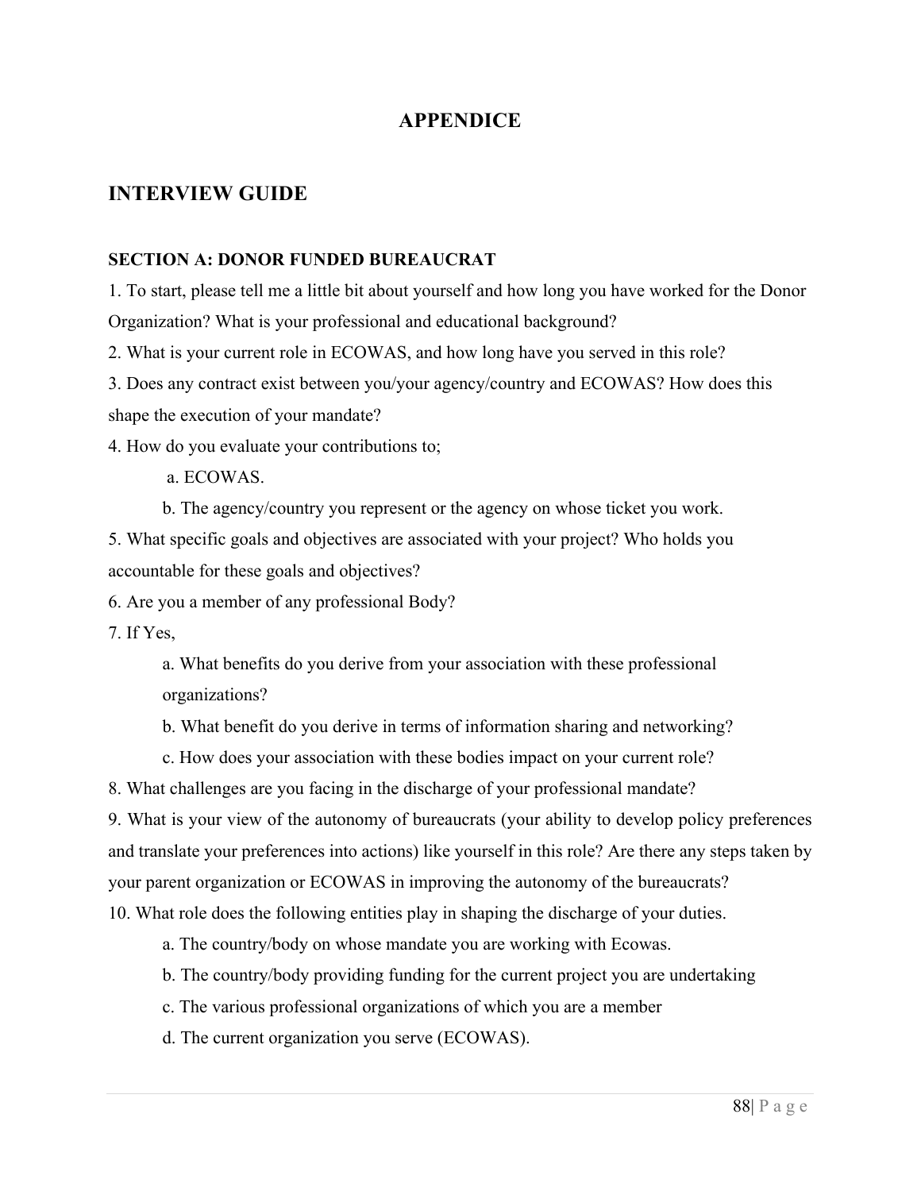# APPENDICE

## INTERVIEW GUIDE

### SECTION A: DONOR FUNDED BUREAUCRAT

1. To start, please tell me a little bit about yourself and how long you have worked for the Donor Organization? What is your professional and educational background?
2. What is your current role in ECOWAS, and how long have you served in this role?
3. Does any contract exist between you/your agency/country and ECOWAS? How does this shape the execution of your mandate?
4. How do you evaluate your contributions to;
   - a. ECOWAS.
   - b. The agency/country you represent or the agency on whose ticket you work.
5. What specific goals and objectives are associated with your project? Who holds you accountable for these goals and objectives?
6. Are you a member of any professional Body?
7. If Yes,
   - a. What benefits do you derive from your association with these professional organizations?
   - b. What benefit do you derive in terms of information sharing and networking?
   - c. How does your association with these bodies impact on your current role?
8. What challenges are you facing in the discharge of your professional mandate?
9. What is your view of the autonomy of bureaucrats (your ability to develop policy preferences and translate your preferences into actions) like yourself in this role? Are there any steps taken by your parent organization or ECOWAS in improving the autonomy of the bureaucrats?
10. What role does the following entities play in shaping the discharge of your duties.
    - a. The country/body on whose mandate you are working with Ecowas.
    - b. The country/body providing funding for the current project you are undertaking
    - c. The various professional organizations of which you are a member
    - d. The current organization you serve (ECOWAS).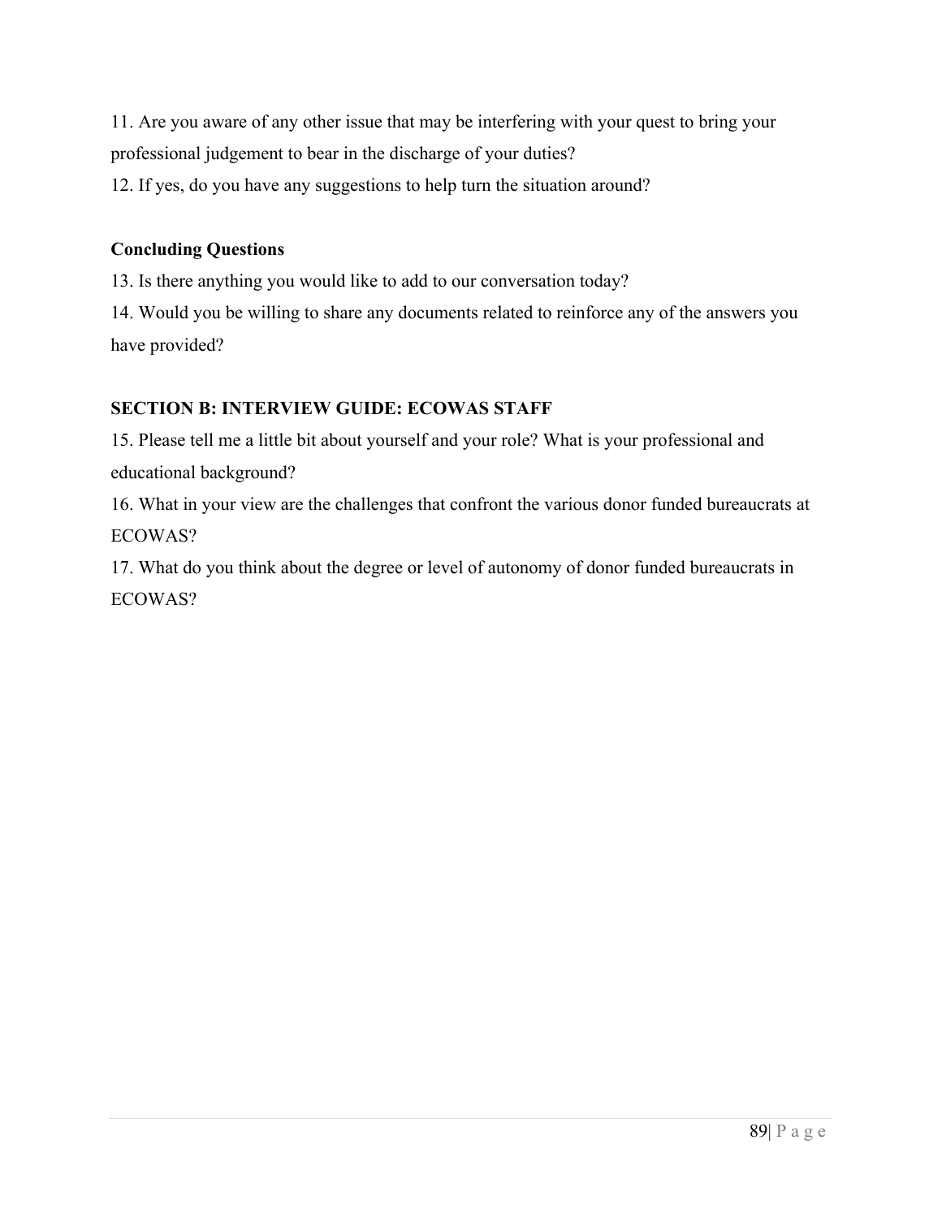11. Are you aware of any other issue that may be interfering with your quest to bring your professional judgement to bear in the discharge of your duties?
12. If yes, do you have any suggestions to help turn the situation around?

**Concluding Questions**

13. Is there anything you would like to add to our conversation today?
14. Would you be willing to share any documents related to reinforce any of the answers you have provided?

**SECTION B: INTERVIEW GUIDE: ECOWAS STAFF**

15. Please tell me a little bit about yourself and your role? What is your professional and educational background?
16. What in your view are the challenges that confront the various donor funded bureaucrats at ECOWAS?
17. What do you think about the degree or level of autonomy of donor funded bureaucrats in ECOWAS?